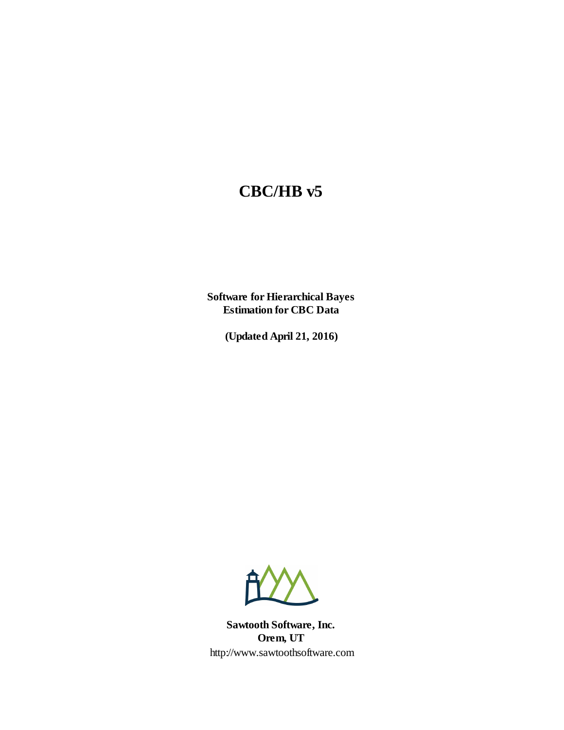# CBC/HB v5

**Software for Hierarchical Bayes Estimation for CBC Data**

**(Updated April 21, 2016)**

**Sawtooth Software, Inc.**
**Orem, UT**
http://www.sawtoothsoftware.com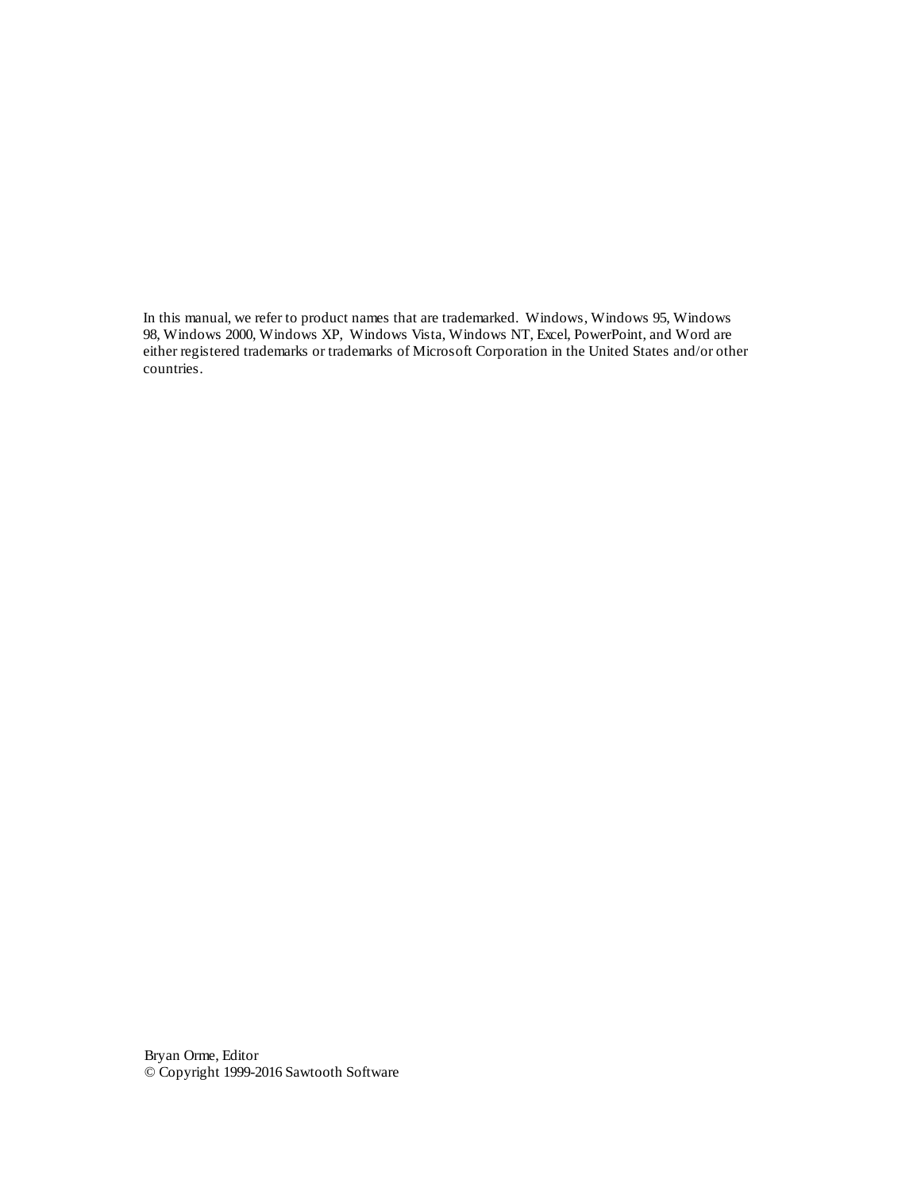In this manual, we refer to product names that are trademarked. Windows, Windows 95, Windows 98, Windows 2000, Windows XP, Windows Vista, Windows NT, Excel, PowerPoint, and Word are either registered trademarks or trademarks of Microsoft Corporation in the United States and/or other countries.

Bryan Orme, Editor
© Copyright 1999-2016 Sawtooth Software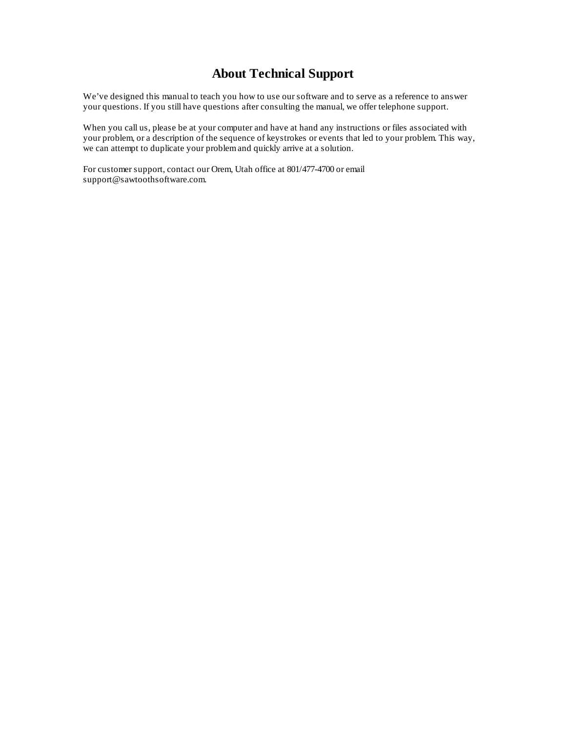# About Technical Support

We've designed this manual to teach you how to use our software and to serve as a reference to answer your questions. If you still have questions after consulting the manual, we offer telephone support.

When you call us, please be at your computer and have at hand any instructions or files associated with your problem, or a description of the sequence of keystrokes or events that led to your problem. This way, we can attempt to duplicate your problem and quickly arrive at a solution.

For customer support, contact our Orem, Utah office at 801/477-4700 or email support@sawtoothsoftware.com.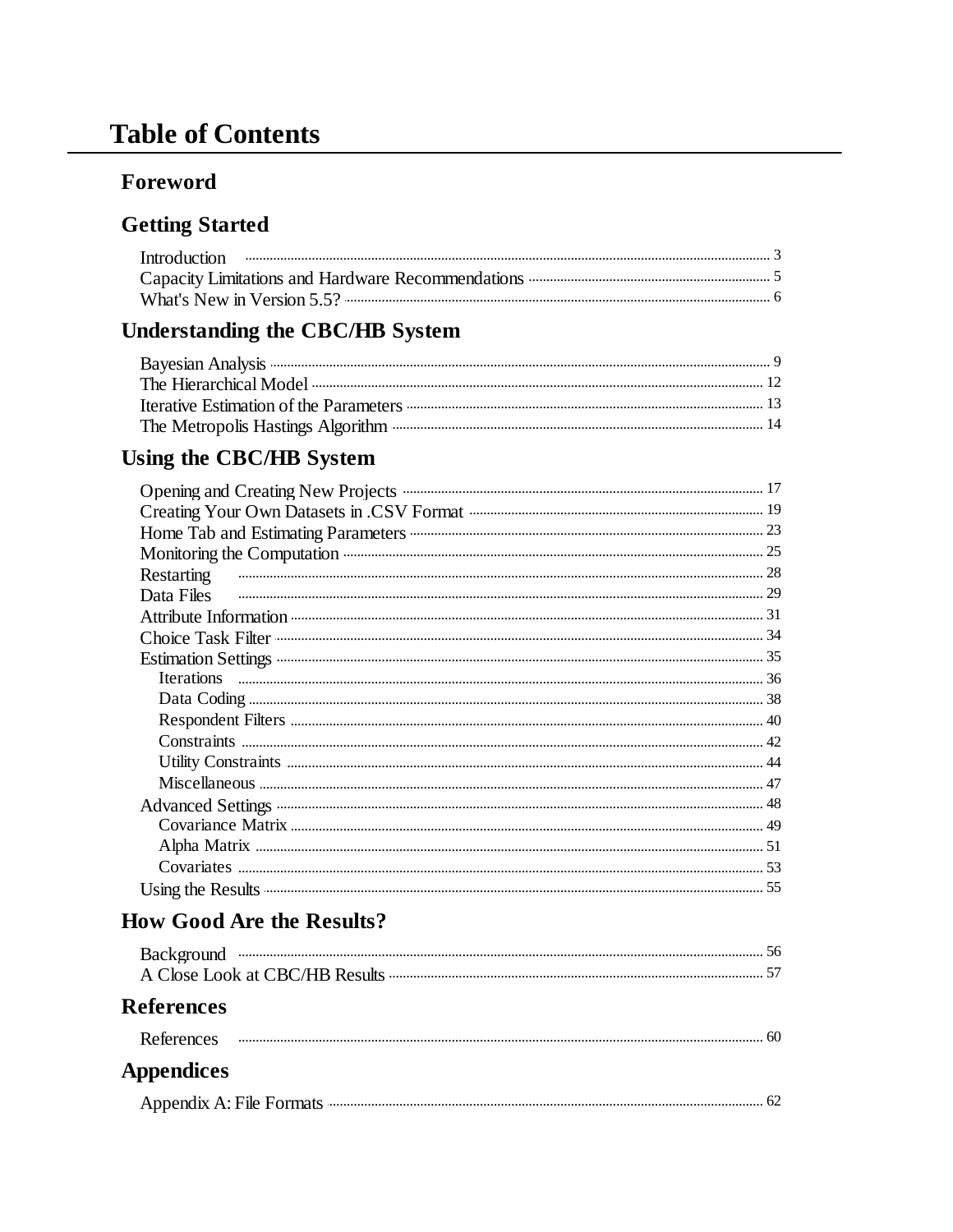# Table of Contents

## Foreword

## Getting Started

Introduction ........ 3
Capacity Limitations and Hardware Recommendations ........ 5
What's New in Version 5.5? ........ 6

## Understanding the CBC/HB System

Bayesian Analysis ........ 9
The Hierarchical Model ........ 12
Iterative Estimation of the Parameters ........ 13
The Metropolis Hastings Algorithm ........ 14

## Using the CBC/HB System

Opening and Creating New Projects ........ 17
Creating Your Own Datasets in .CSV Format ........ 19
Home Tab and Estimating Parameters ........ 23
Monitoring the Computation ........ 25
Restarting ........ 28
Data Files ........ 29
Attribute Information ........ 31
Choice Task Filter ........ 34
Estimation Settings ........ 35
- Iterations ........ 36
- Data Coding ........ 38
- Respondent Filters ........ 40
- Constraints ........ 42
- Utility Constraints ........ 44
- Miscellaneous ........ 47

Advanced Settings ........ 48
- Covariance Matrix ........ 49
- Alpha Matrix ........ 51
- Covariates ........ 53

Using the Results ........ 55

## How Good Are the Results?

Background ........ 56
A Close Look at CBC/HB Results ........ 57

## References

References ........ 60

## Appendices

Appendix A: File Formats ........ 62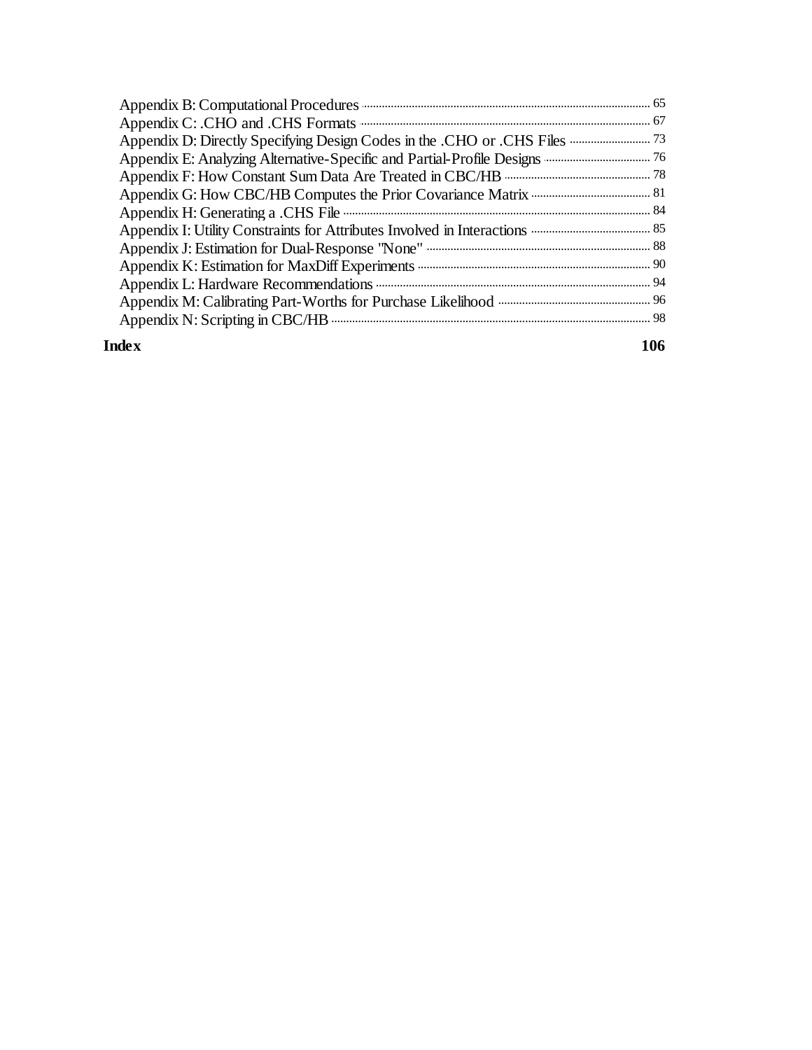Appendix B: Computational Procedures ........ 65
Appendix C: .CHO and .CHS Formats ........ 67
Appendix D: Directly Specifying Design Codes in the .CHO or .CHS Files ........ 73
Appendix E: Analyzing Alternative-Specific and Partial-Profile Designs ........ 76
Appendix F: How Constant Sum Data Are Treated in CBC/HB ........ 78
Appendix G: How CBC/HB Computes the Prior Covariance Matrix ........ 81
Appendix H: Generating a .CHS File ........ 84
Appendix I: Utility Constraints for Attributes Involved in Interactions ........ 85
Appendix J: Estimation for Dual-Response "None" ........ 88
Appendix K: Estimation for MaxDiff Experiments ........ 90
Appendix L: Hardware Recommendations ........ 94
Appendix M: Calibrating Part-Worths for Purchase Likelihood ........ 96
Appendix N: Scripting in CBC/HB ........ 98

**Index** **106**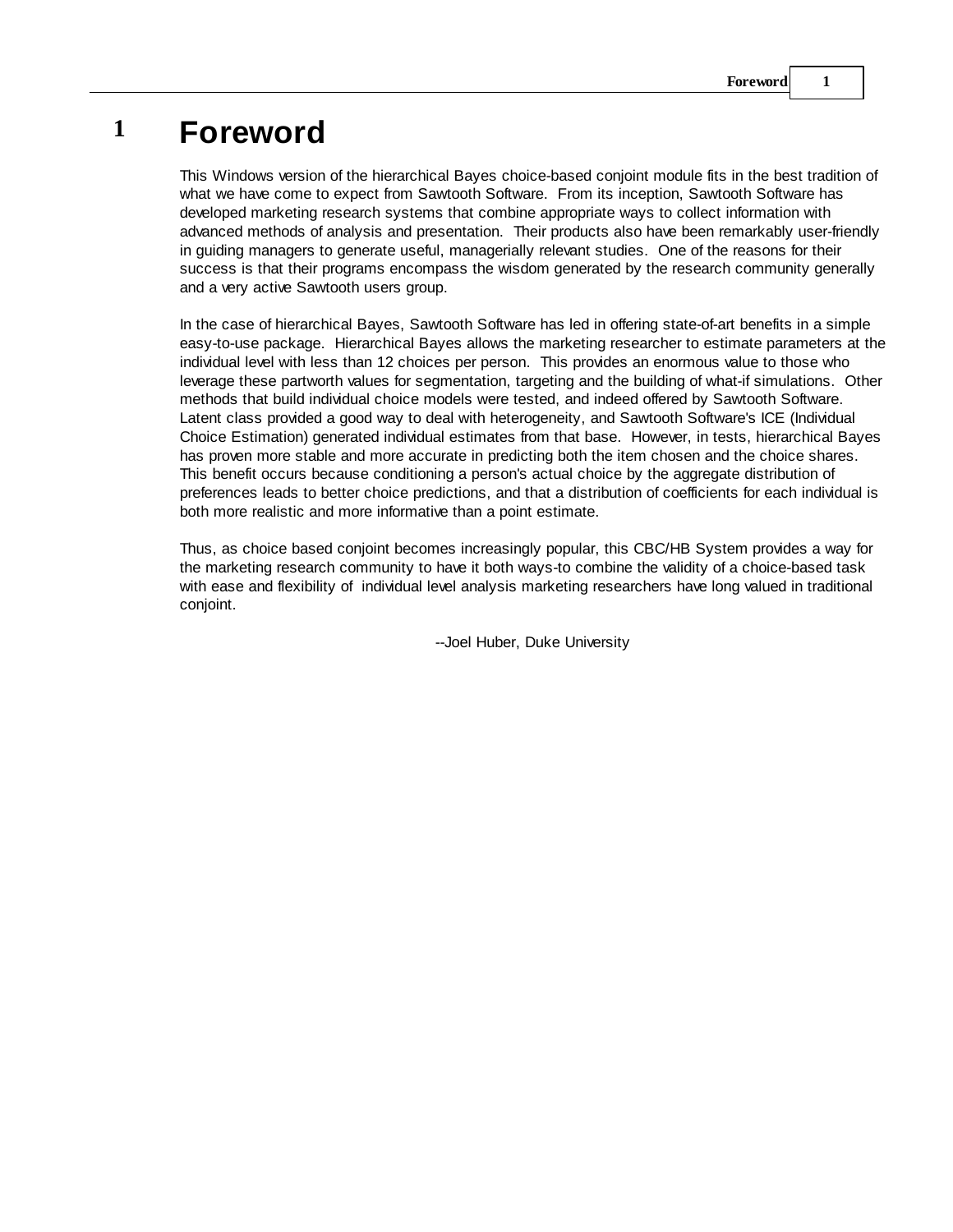# 1 Foreword

This Windows version of the hierarchical Bayes choice-based conjoint module fits in the best tradition of what we have come to expect from Sawtooth Software. From its inception, Sawtooth Software has developed marketing research systems that combine appropriate ways to collect information with advanced methods of analysis and presentation. Their products also have been remarkably user-friendly in guiding managers to generate useful, managerially relevant studies. One of the reasons for their success is that their programs encompass the wisdom generated by the research community generally and a very active Sawtooth users group.

In the case of hierarchical Bayes, Sawtooth Software has led in offering state-of-art benefits in a simple easy-to-use package. Hierarchical Bayes allows the marketing researcher to estimate parameters at the individual level with less than 12 choices per person. This provides an enormous value to those who leverage these partworth values for segmentation, targeting and the building of what-if simulations. Other methods that build individual choice models were tested, and indeed offered by Sawtooth Software. Latent class provided a good way to deal with heterogeneity, and Sawtooth Software's ICE (Individual Choice Estimation) generated individual estimates from that base. However, in tests, hierarchical Bayes has proven more stable and more accurate in predicting both the item chosen and the choice shares. This benefit occurs because conditioning a person's actual choice by the aggregate distribution of preferences leads to better choice predictions, and that a distribution of coefficients for each individual is both more realistic and more informative than a point estimate.

Thus, as choice based conjoint becomes increasingly popular, this CBC/HB System provides a way for the marketing research community to have it both ways-to combine the validity of a choice-based task with ease and flexibility of individual level analysis marketing researchers have long valued in traditional conjoint.

--Joel Huber, Duke University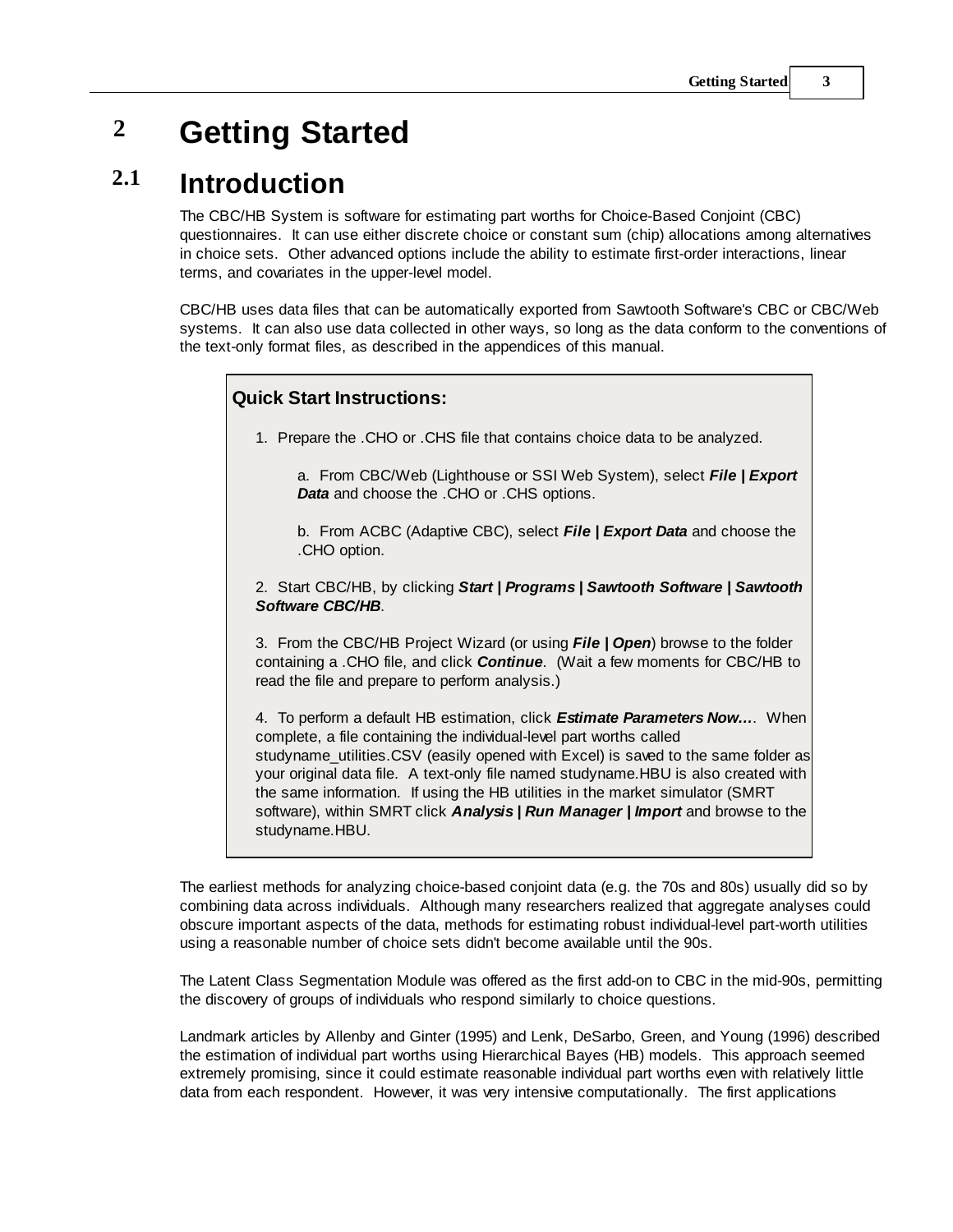# 2 Getting Started

## 2.1 Introduction

The CBC/HB System is software for estimating part worths for Choice-Based Conjoint (CBC) questionnaires. It can use either discrete choice or constant sum (chip) allocations among alternatives in choice sets. Other advanced options include the ability to estimate first-order interactions, linear terms, and covariates in the upper-level model.

CBC/HB uses data files that can be automatically exported from Sawtooth Software's CBC or CBC/Web systems. It can also use data collected in other ways, so long as the data conform to the conventions of the text-only format files, as described in the appendices of this manual.

> **Quick Start Instructions:**
>
> 1. Prepare the .CHO or .CHS file that contains choice data to be analyzed.
>
>    a. From CBC/Web (Lighthouse or SSI Web System), select ***File | Export Data*** and choose the .CHO or .CHS options.
>
>    b. From ACBC (Adaptive CBC), select ***File | Export Data*** and choose the .CHO option.
>
> 2. Start CBC/HB, by clicking ***Start | Programs | Sawtooth Software | Sawtooth Software CBC/HB***.
>
> 3. From the CBC/HB Project Wizard (or using ***File | Open***) browse to the folder containing a .CHO file, and click ***Continue***. (Wait a few moments for CBC/HB to read the file and prepare to perform analysis.)
>
> 4. To perform a default HB estimation, click ***Estimate Parameters Now…***. When complete, a file containing the individual-level part worths called studyname_utilities.CSV (easily opened with Excel) is saved to the same folder as your original data file. A text-only file named studyname.HBU is also created with the same information. If using the HB utilities in the market simulator (SMRT software), within SMRT click ***Analysis | Run Manager | Import*** and browse to the studyname.HBU.

The earliest methods for analyzing choice-based conjoint data (e.g. the 70s and 80s) usually did so by combining data across individuals. Although many researchers realized that aggregate analyses could obscure important aspects of the data, methods for estimating robust individual-level part-worth utilities using a reasonable number of choice sets didn't become available until the 90s.

The Latent Class Segmentation Module was offered as the first add-on to CBC in the mid-90s, permitting the discovery of groups of individuals who respond similarly to choice questions.

Landmark articles by Allenby and Ginter (1995) and Lenk, DeSarbo, Green, and Young (1996) described the estimation of individual part worths using Hierarchical Bayes (HB) models. This approach seemed extremely promising, since it could estimate reasonable individual part worths even with relatively little data from each respondent. However, it was very intensive computationally. The first applications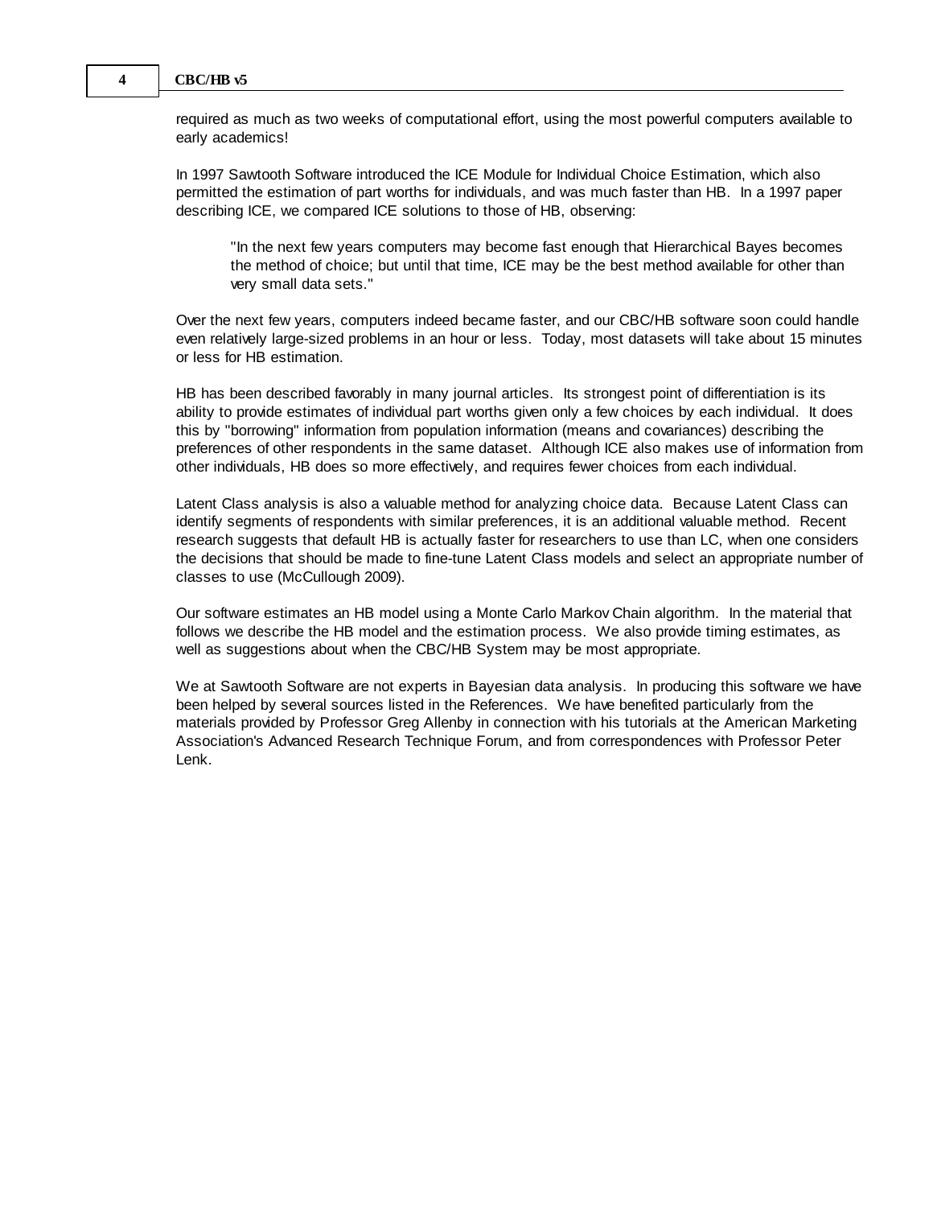required as much as two weeks of computational effort, using the most powerful computers available to early academics!

In 1997 Sawtooth Software introduced the ICE Module for Individual Choice Estimation, which also permitted the estimation of part worths for individuals, and was much faster than HB. In a 1997 paper describing ICE, we compared ICE solutions to those of HB, observing:

> "In the next few years computers may become fast enough that Hierarchical Bayes becomes the method of choice; but until that time, ICE may be the best method available for other than very small data sets."

Over the next few years, computers indeed became faster, and our CBC/HB software soon could handle even relatively large-sized problems in an hour or less. Today, most datasets will take about 15 minutes or less for HB estimation.

HB has been described favorably in many journal articles. Its strongest point of differentiation is its ability to provide estimates of individual part worths given only a few choices by each individual. It does this by "borrowing" information from population information (means and covariances) describing the preferences of other respondents in the same dataset. Although ICE also makes use of information from other individuals, HB does so more effectively, and requires fewer choices from each individual.

Latent Class analysis is also a valuable method for analyzing choice data. Because Latent Class can identify segments of respondents with similar preferences, it is an additional valuable method. Recent research suggests that default HB is actually faster for researchers to use than LC, when one considers the decisions that should be made to fine-tune Latent Class models and select an appropriate number of classes to use (McCullough 2009).

Our software estimates an HB model using a Monte Carlo Markov Chain algorithm. In the material that follows we describe the HB model and the estimation process. We also provide timing estimates, as well as suggestions about when the CBC/HB System may be most appropriate.

We at Sawtooth Software are not experts in Bayesian data analysis. In producing this software we have been helped by several sources listed in the References. We have benefited particularly from the materials provided by Professor Greg Allenby in connection with his tutorials at the American Marketing Association's Advanced Research Technique Forum, and from correspondences with Professor Peter Lenk.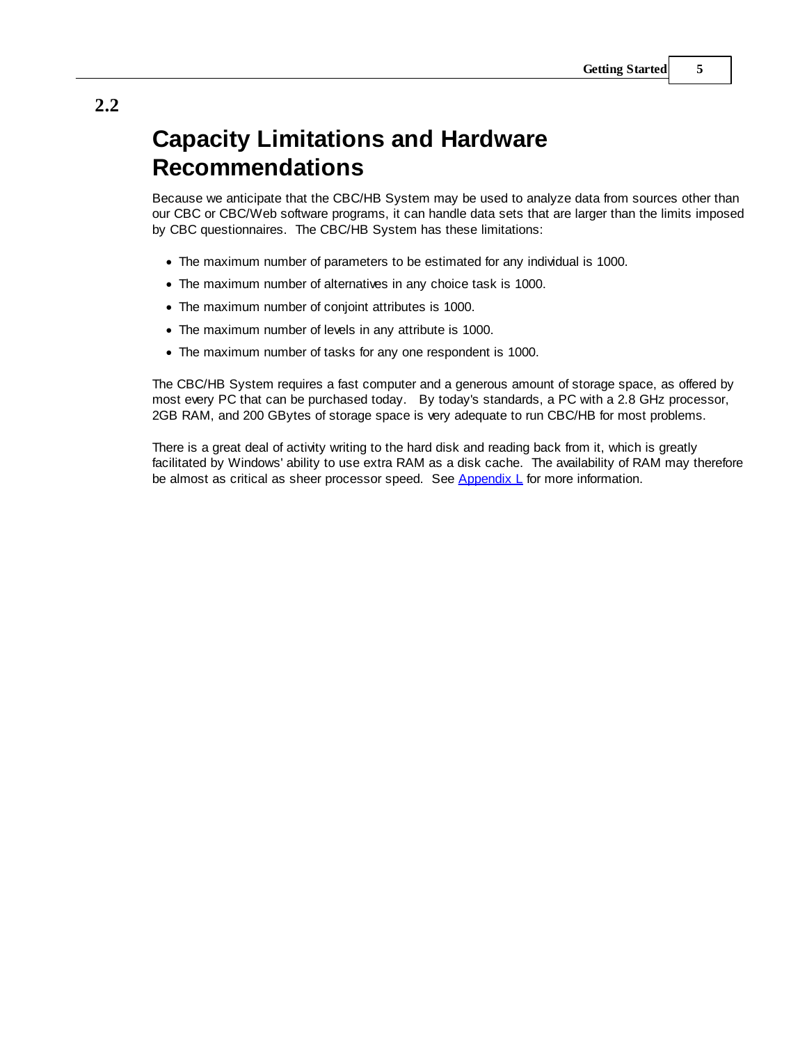## 2.2 Capacity Limitations and Hardware Recommendations

Because we anticipate that the CBC/HB System may be used to analyze data from sources other than our CBC or CBC/Web software programs, it can handle data sets that are larger than the limits imposed by CBC questionnaires. The CBC/HB System has these limitations:

- The maximum number of parameters to be estimated for any individual is 1000.
- The maximum number of alternatives in any choice task is 1000.
- The maximum number of conjoint attributes is 1000.
- The maximum number of levels in any attribute is 1000.
- The maximum number of tasks for any one respondent is 1000.

The CBC/HB System requires a fast computer and a generous amount of storage space, as offered by most every PC that can be purchased today. By today's standards, a PC with a 2.8 GHz processor, 2GB RAM, and 200 GBytes of storage space is very adequate to run CBC/HB for most problems.

There is a great deal of activity writing to the hard disk and reading back from it, which is greatly facilitated by Windows' ability to use extra RAM as a disk cache. The availability of RAM may therefore be almost as critical as sheer processor speed. See Appendix L for more information.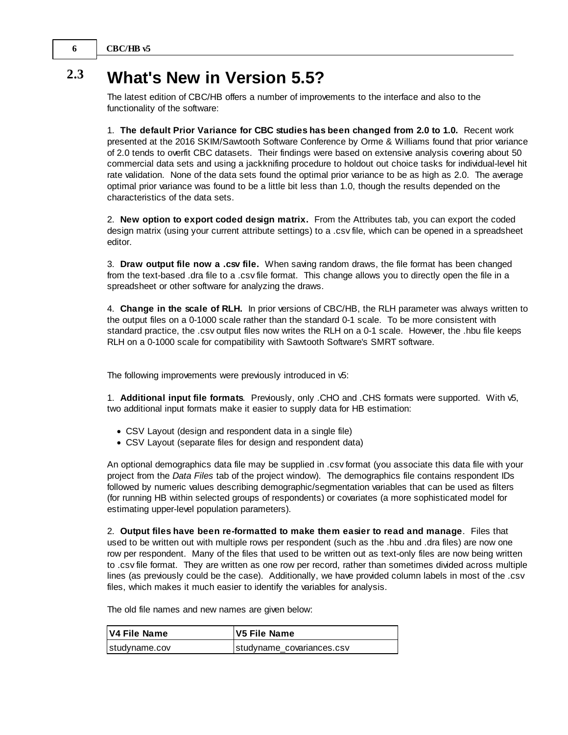## 2.3 What's New in Version 5.5?

The latest edition of CBC/HB offers a number of improvements to the interface and also to the functionality of the software:

1. **The default Prior Variance for CBC studies has been changed from 2.0 to 1.0.** Recent work presented at the 2016 SKIM/Sawtooth Software Conference by Orme & Williams found that prior variance of 2.0 tends to overfit CBC datasets. Their findings were based on extensive analysis covering about 50 commercial data sets and using a jackknifing procedure to holdout out choice tasks for individual-level hit rate validation. None of the data sets found the optimal prior variance to be as high as 2.0. The average optimal prior variance was found to be a little bit less than 1.0, though the results depended on the characteristics of the data sets.

2. **New option to export coded design matrix.** From the Attributes tab, you can export the coded design matrix (using your current attribute settings) to a .csv file, which can be opened in a spreadsheet editor.

3. **Draw output file now a .csv file.** When saving random draws, the file format has been changed from the text-based .dra file to a .csv file format. This change allows you to directly open the file in a spreadsheet or other software for analyzing the draws.

4. **Change in the scale of RLH.** In prior versions of CBC/HB, the RLH parameter was always written to the output files on a 0-1000 scale rather than the standard 0-1 scale. To be more consistent with standard practice, the .csv output files now writes the RLH on a 0-1 scale. However, the .hbu file keeps RLH on a 0-1000 scale for compatibility with Sawtooth Software's SMRT software.

The following improvements were previously introduced in v5:

1. **Additional input file formats**. Previously, only .CHO and .CHS formats were supported. With v5, two additional input formats make it easier to supply data for HB estimation:

- CSV Layout (design and respondent data in a single file)
- CSV Layout (separate files for design and respondent data)

An optional demographics data file may be supplied in .csv format (you associate this data file with your project from the *Data Files* tab of the project window). The demographics file contains respondent IDs followed by numeric values describing demographic/segmentation variables that can be used as filters (for running HB within selected groups of respondents) or covariates (a more sophisticated model for estimating upper-level population parameters).

2. **Output files have been re-formatted to make them easier to read and manage**. Files that used to be written out with multiple rows per respondent (such as the .hbu and .dra files) are now one row per respondent. Many of the files that used to be written out as text-only files are now being written to .csv file format. They are written as one row per record, rather than sometimes divided across multiple lines (as previously could be the case). Additionally, we have provided column labels in most of the .csv files, which makes it much easier to identify the variables for analysis.

The old file names and new names are given below:

| V4 File Name | V5 File Name |
|---|---|
| studyname.cov | studyname_covariances.csv |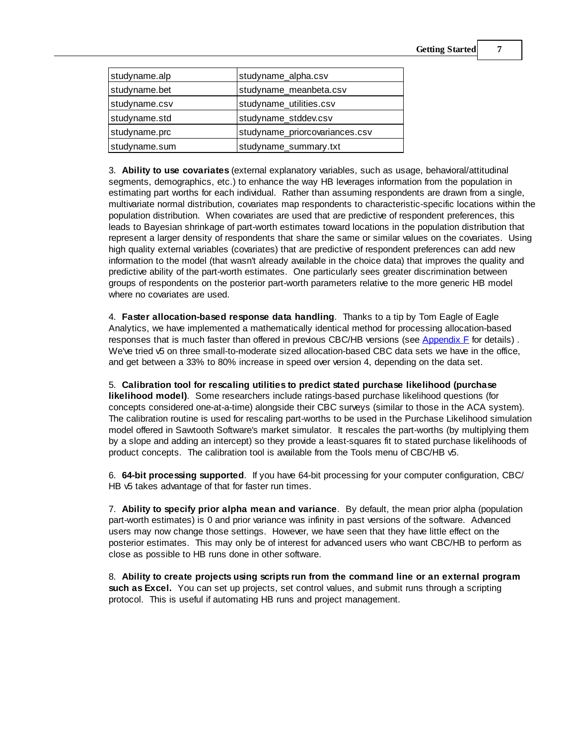| studyname.alp | studyname_alpha.csv |
| --- | --- |
| studyname.bet | studyname_meanbeta.csv |
| studyname.csv | studyname_utilities.csv |
| studyname.std | studyname_stddev.csv |
| studyname.prc | studyname_priorcovariances.csv |
| studyname.sum | studyname_summary.txt |

3. **Ability to use covariates** (external explanatory variables, such as usage, behavioral/attitudinal segments, demographics, etc.) to enhance the way HB leverages information from the population in estimating part worths for each individual. Rather than assuming respondents are drawn from a single, multivariate normal distribution, covariates map respondents to characteristic-specific locations within the population distribution. When covariates are used that are predictive of respondent preferences, this leads to Bayesian shrinkage of part-worth estimates toward locations in the population distribution that represent a larger density of respondents that share the same or similar values on the covariates. Using high quality external variables (covariates) that are predictive of respondent preferences can add new information to the model (that wasn't already available in the choice data) that improves the quality and predictive ability of the part-worth estimates. One particularly sees greater discrimination between groups of respondents on the posterior part-worth parameters relative to the more generic HB model where no covariates are used.

4. **Faster allocation-based response data handling**. Thanks to a tip by Tom Eagle of Eagle Analytics, we have implemented a mathematically identical method for processing allocation-based responses that is much faster than offered in previous CBC/HB versions (see Appendix F for details) . We've tried v5 on three small-to-moderate sized allocation-based CBC data sets we have in the office, and get between a 33% to 80% increase in speed over version 4, depending on the data set.

5. **Calibration tool for rescaling utilities to predict stated purchase likelihood (purchase likelihood model)**. Some researchers include ratings-based purchase likelihood questions (for concepts considered one-at-a-time) alongside their CBC surveys (similar to those in the ACA system). The calibration routine is used for rescaling part-worths to be used in the Purchase Likelihood simulation model offered in Sawtooth Software's market simulator. It rescales the part-worths (by multiplying them by a slope and adding an intercept) so they provide a least-squares fit to stated purchase likelihoods of product concepts. The calibration tool is available from the Tools menu of CBC/HB v5.

6. **64-bit processing supported**. If you have 64-bit processing for your computer configuration, CBC/HB v5 takes advantage of that for faster run times.

7. **Ability to specify prior alpha mean and variance**. By default, the mean prior alpha (population part-worth estimates) is 0 and prior variance was infinity in past versions of the software. Advanced users may now change those settings. However, we have seen that they have little effect on the posterior estimates. This may only be of interest for advanced users who want CBC/HB to perform as close as possible to HB runs done in other software.

8. **Ability to create projects using scripts run from the command line or an external program such as Excel.** You can set up projects, set control values, and submit runs through a scripting protocol. This is useful if automating HB runs and project management.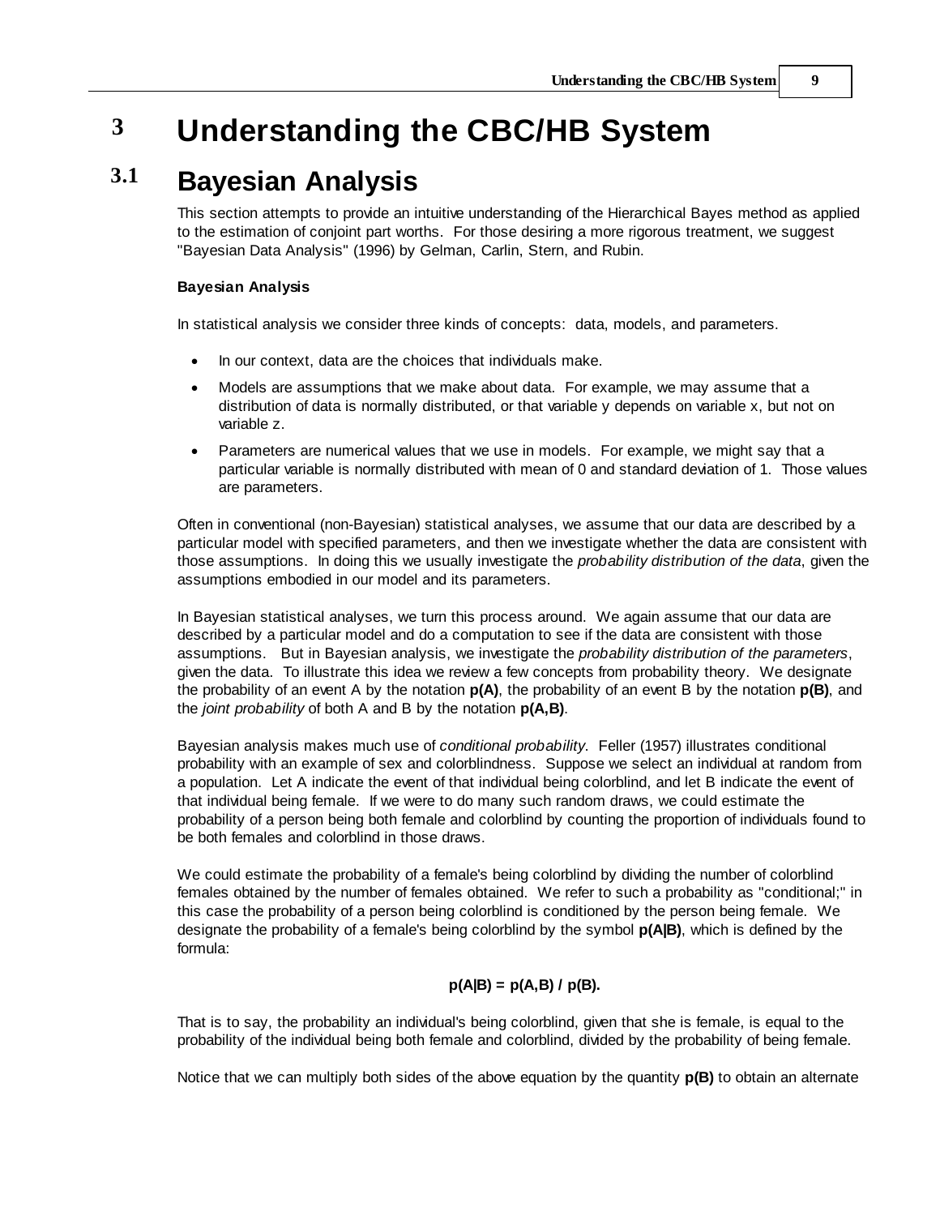# 3 Understanding the CBC/HB System

## 3.1 Bayesian Analysis

This section attempts to provide an intuitive understanding of the Hierarchical Bayes method as applied to the estimation of conjoint part worths. For those desiring a more rigorous treatment, we suggest "Bayesian Data Analysis" (1996) by Gelman, Carlin, Stern, and Rubin.

**Bayesian Analysis**

In statistical analysis we consider three kinds of concepts: data, models, and parameters.

- In our context, data are the choices that individuals make.
- Models are assumptions that we make about data. For example, we may assume that a distribution of data is normally distributed, or that variable y depends on variable x, but not on variable z.
- Parameters are numerical values that we use in models. For example, we might say that a particular variable is normally distributed with mean of 0 and standard deviation of 1. Those values are parameters.

Often in conventional (non-Bayesian) statistical analyses, we assume that our data are described by a particular model with specified parameters, and then we investigate whether the data are consistent with those assumptions. In doing this we usually investigate the *probability distribution of the data*, given the assumptions embodied in our model and its parameters.

In Bayesian statistical analyses, we turn this process around. We again assume that our data are described by a particular model and do a computation to see if the data are consistent with those assumptions. But in Bayesian analysis, we investigate the *probability distribution of the parameters*, given the data. To illustrate this idea we review a few concepts from probability theory. We designate the probability of an event A by the notation **p(A)**, the probability of an event B by the notation **p(B)**, and the *joint probability* of both A and B by the notation **p(A,B)**.

Bayesian analysis makes much use of *conditional probability*. Feller (1957) illustrates conditional probability with an example of sex and colorblindness. Suppose we select an individual at random from a population. Let A indicate the event of that individual being colorblind, and let B indicate the event of that individual being female. If we were to do many such random draws, we could estimate the probability of a person being both female and colorblind by counting the proportion of individuals found to be both females and colorblind in those draws.

We could estimate the probability of a female's being colorblind by dividing the number of colorblind females obtained by the number of females obtained. We refer to such a probability as "conditional;" in this case the probability of a person being colorblind is conditioned by the person being female. We designate the probability of a female's being colorblind by the symbol **p(A|B)**, which is defined by the formula:

$$p(A|B) = p(A,B) / p(B).$$

That is to say, the probability an individual's being colorblind, given that she is female, is equal to the probability of the individual being both female and colorblind, divided by the probability of being female.

Notice that we can multiply both sides of the above equation by the quantity **p(B)** to obtain an alternate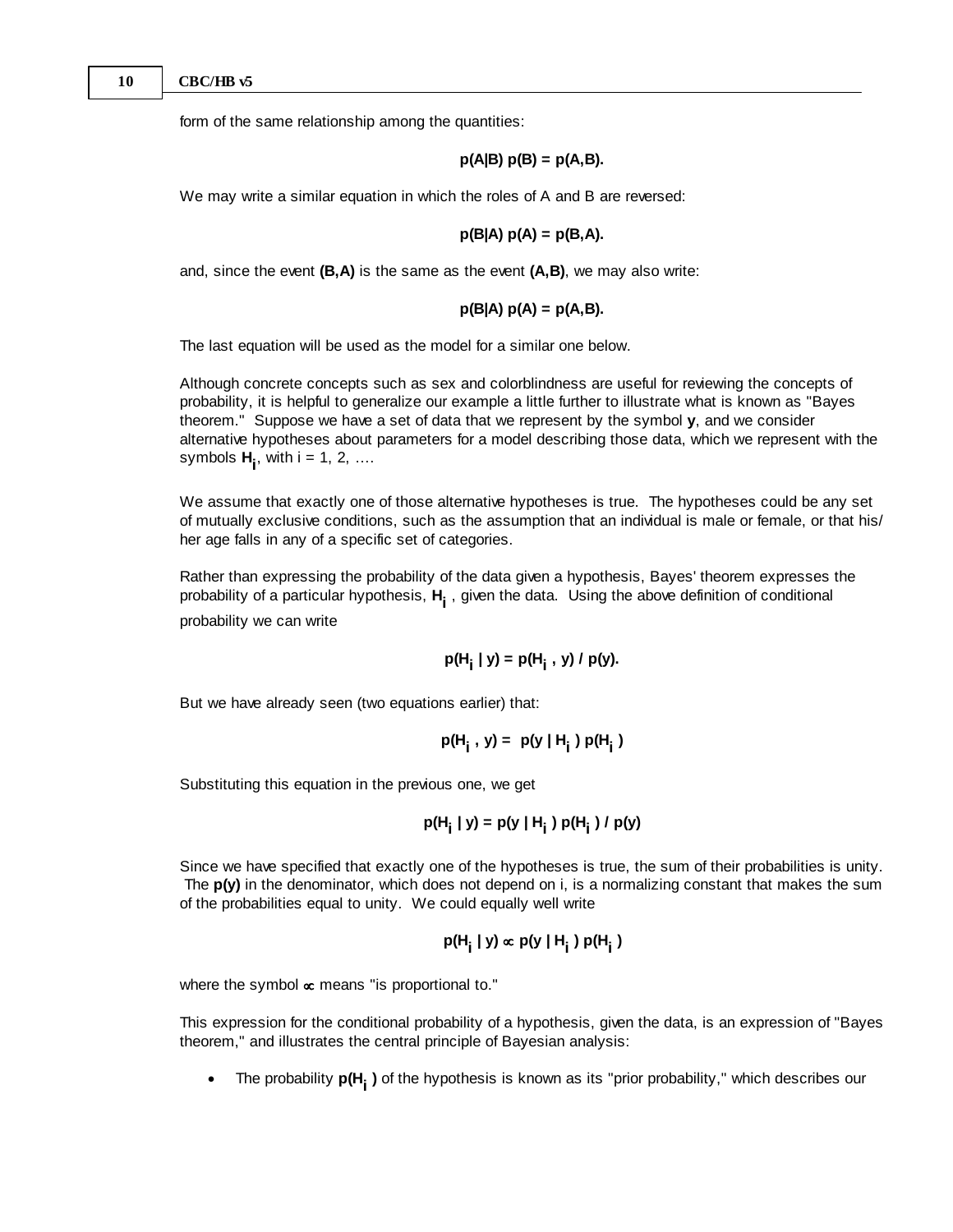form of the same relationship among the quantities:

$$p(A|B)\, p(B) = p(A,B).$$

We may write a similar equation in which the roles of A and B are reversed:

$$p(B|A)\, p(A) = p(B,A).$$

and, since the event **(B,A)** is the same as the event **(A,B)**, we may also write:

$$p(B|A)\, p(A) = p(A,B).$$

The last equation will be used as the model for a similar one below.

Although concrete concepts such as sex and colorblindness are useful for reviewing the concepts of probability, it is helpful to generalize our example a little further to illustrate what is known as "Bayes theorem." Suppose we have a set of data that we represent by the symbol **y**, and we consider alternative hypotheses about parameters for a model describing those data, which we represent with the symbols $H_i$, with i = 1, 2, ....

We assume that exactly one of those alternative hypotheses is true. The hypotheses could be any set of mutually exclusive conditions, such as the assumption that an individual is male or female, or that his/her age falls in any of a specific set of categories.

Rather than expressing the probability of the data given a hypothesis, Bayes' theorem expresses the probability of a particular hypothesis, $H_i$, given the data. Using the above definition of conditional probability we can write

$$p(H_i \mid y) = p(H_i\,,\, y) \,/\, p(y).$$

But we have already seen (two equations earlier) that:

$$p(H_i\,,\, y) = p(y \mid H_i)\, p(H_i)$$

Substituting this equation in the previous one, we get

$$p(H_i \mid y) = p(y \mid H_i)\, p(H_i) \,/\, p(y)$$

Since we have specified that exactly one of the hypotheses is true, the sum of their probabilities is unity. The **p(y)** in the denominator, which does not depend on i, is a normalizing constant that makes the sum of the probabilities equal to unity. We could equally well write

$$p(H_i \mid y) \propto p(y \mid H_i)\, p(H_i)$$

where the symbol $\propto$ means "is proportional to."

This expression for the conditional probability of a hypothesis, given the data, is an expression of "Bayes theorem," and illustrates the central principle of Bayesian analysis:

- The probability $p(H_i)$ of the hypothesis is known as its "prior probability," which describes our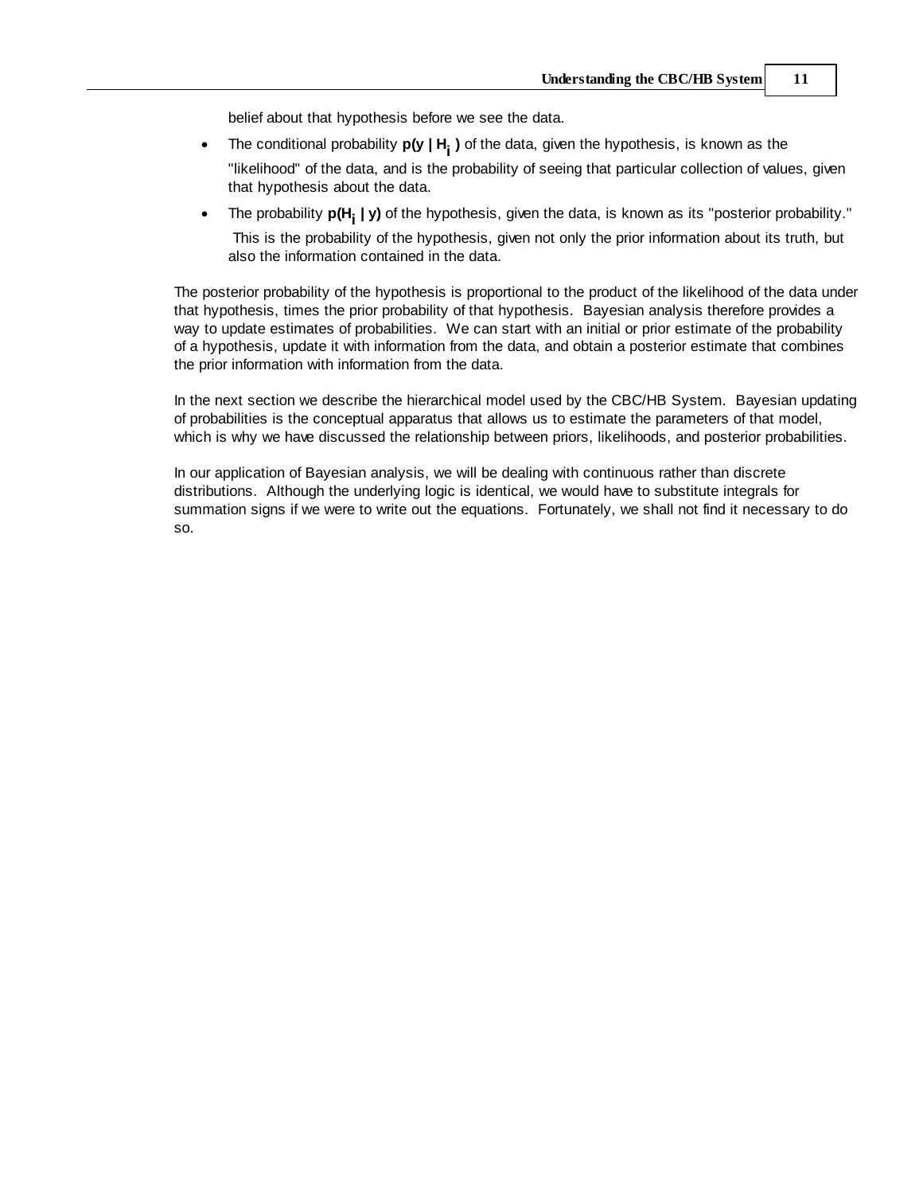belief about that hypothesis before we see the data.

- The conditional probability $p(y \mid H_i)$ of the data, given the hypothesis, is known as the "likelihood" of the data, and is the probability of seeing that particular collection of values, given that hypothesis about the data.
- The probability $p(H_i \mid y)$ of the hypothesis, given the data, is known as its "posterior probability." This is the probability of the hypothesis, given not only the prior information about its truth, but also the information contained in the data.

The posterior probability of the hypothesis is proportional to the product of the likelihood of the data under that hypothesis, times the prior probability of that hypothesis. Bayesian analysis therefore provides a way to update estimates of probabilities. We can start with an initial or prior estimate of the probability of a hypothesis, update it with information from the data, and obtain a posterior estimate that combines the prior information with information from the data.

In the next section we describe the hierarchical model used by the CBC/HB System. Bayesian updating of probabilities is the conceptual apparatus that allows us to estimate the parameters of that model, which is why we have discussed the relationship between priors, likelihoods, and posterior probabilities.

In our application of Bayesian analysis, we will be dealing with continuous rather than discrete distributions. Although the underlying logic is identical, we would have to substitute integrals for summation signs if we were to write out the equations. Fortunately, we shall not find it necessary to do so.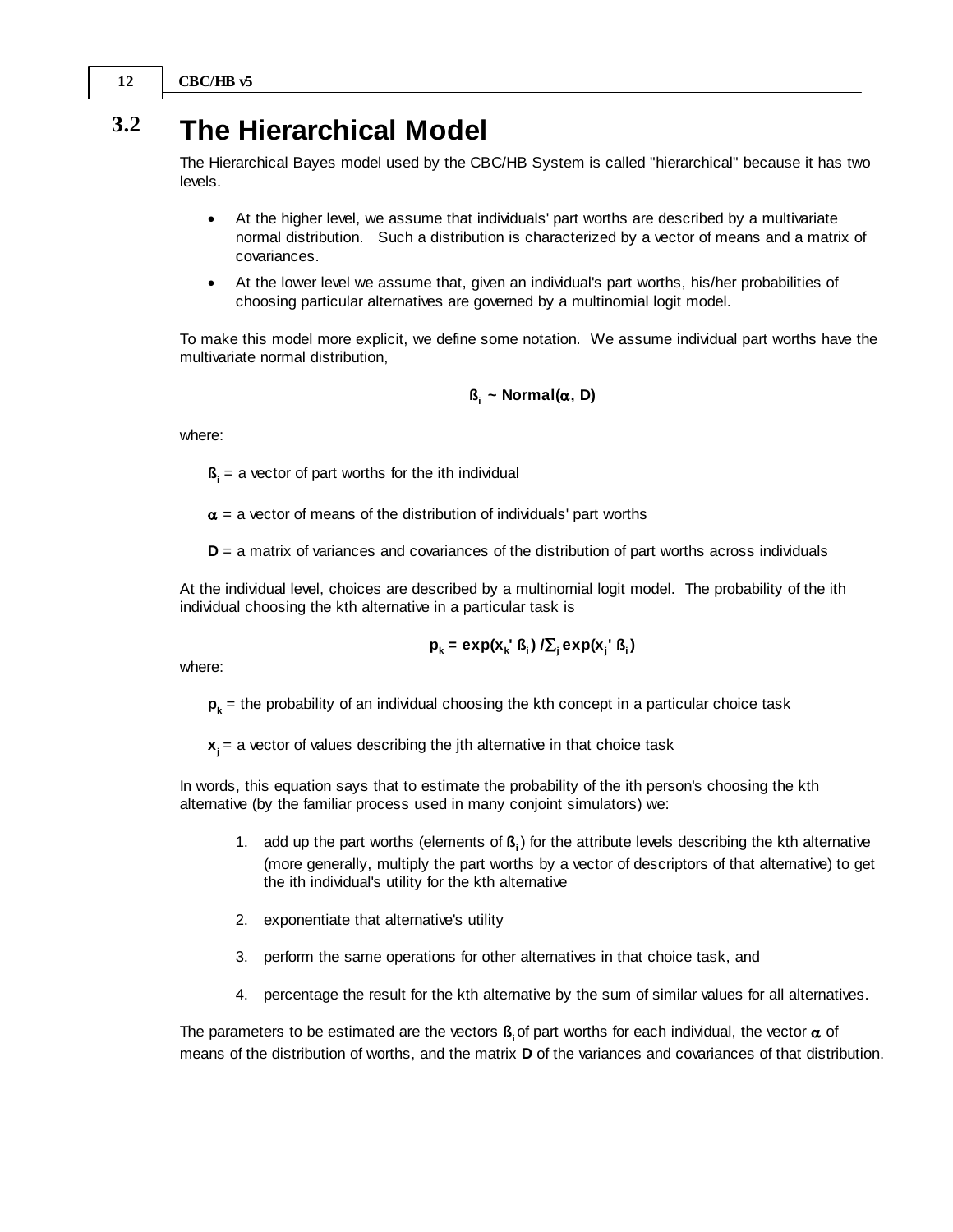## 3.2 The Hierarchical Model

The Hierarchical Bayes model used by the CBC/HB System is called "hierarchical" because it has two levels.

- At the higher level, we assume that individuals' part worths are described by a multivariate normal distribution. Such a distribution is characterized by a vector of means and a matrix of covariances.
- At the lower level we assume that, given an individual's part worths, his/her probabilities of choosing particular alternatives are governed by a multinomial logit model.

To make this model more explicit, we define some notation. We assume individual part worths have the multivariate normal distribution,

$$\boldsymbol{\beta}_i \sim \textbf{Normal}(\boldsymbol{\alpha}, \mathbf{D})$$

where:

$\boldsymbol{\beta}_i$ = a vector of part worths for the ith individual

$\boldsymbol{\alpha}$ = a vector of means of the distribution of individuals' part worths

$\mathbf{D}$ = a matrix of variances and covariances of the distribution of part worths across individuals

At the individual level, choices are described by a multinomial logit model. The probability of the ith individual choosing the kth alternative in a particular task is

$$\mathbf{p_k = exp(x_k' \beta_i) / \sum_j exp(x_j' \beta_i)}$$

where:

$\mathbf{p_k}$ = the probability of an individual choosing the kth concept in a particular choice task

$\mathbf{x_j}$ = a vector of values describing the jth alternative in that choice task

In words, this equation says that to estimate the probability of the ith person's choosing the kth alternative (by the familiar process used in many conjoint simulators) we:

1. add up the part worths (elements of $\boldsymbol{\beta}_i$) for the attribute levels describing the kth alternative (more generally, multiply the part worths by a vector of descriptors of that alternative) to get the ith individual's utility for the kth alternative
2. exponentiate that alternative's utility
3. perform the same operations for other alternatives in that choice task, and
4. percentage the result for the kth alternative by the sum of similar values for all alternatives.

The parameters to be estimated are the vectors $\boldsymbol{\beta}_i$ of part worths for each individual, the vector $\boldsymbol{\alpha}$ of means of the distribution of worths, and the matrix $\mathbf{D}$ of the variances and covariances of that distribution.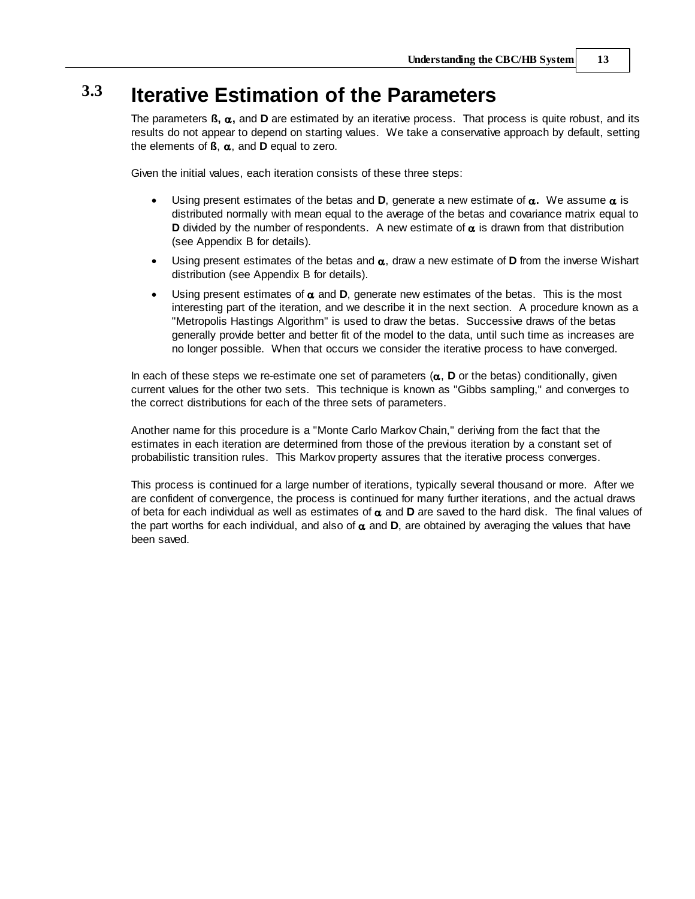## 3.3 Iterative Estimation of the Parameters

The parameters **ß, $\alpha$,** and **D** are estimated by an iterative process. That process is quite robust, and its results do not appear to depend on starting values. We take a conservative approach by default, setting the elements of **ß**, $\alpha$, and **D** equal to zero.

Given the initial values, each iteration consists of these three steps:

- Using present estimates of the betas and **D**, generate a new estimate of $\alpha$**.** We assume $\alpha$ is distributed normally with mean equal to the average of the betas and covariance matrix equal to **D** divided by the number of respondents. A new estimate of $\alpha$ is drawn from that distribution (see Appendix B for details).
- Using present estimates of the betas and $\alpha$, draw a new estimate of **D** from the inverse Wishart distribution (see Appendix B for details).
- Using present estimates of $\alpha$ and **D**, generate new estimates of the betas. This is the most interesting part of the iteration, and we describe it in the next section. A procedure known as a "Metropolis Hastings Algorithm" is used to draw the betas. Successive draws of the betas generally provide better and better fit of the model to the data, until such time as increases are no longer possible. When that occurs we consider the iterative process to have converged.

In each of these steps we re-estimate one set of parameters ($\alpha$, **D** or the betas) conditionally, given current values for the other two sets. This technique is known as "Gibbs sampling," and converges to the correct distributions for each of the three sets of parameters.

Another name for this procedure is a "Monte Carlo Markov Chain," deriving from the fact that the estimates in each iteration are determined from those of the previous iteration by a constant set of probabilistic transition rules. This Markov property assures that the iterative process converges.

This process is continued for a large number of iterations, typically several thousand or more. After we are confident of convergence, the process is continued for many further iterations, and the actual draws of beta for each individual as well as estimates of $\alpha$ and **D** are saved to the hard disk. The final values of the part worths for each individual, and also of $\alpha$ and **D**, are obtained by averaging the values that have been saved.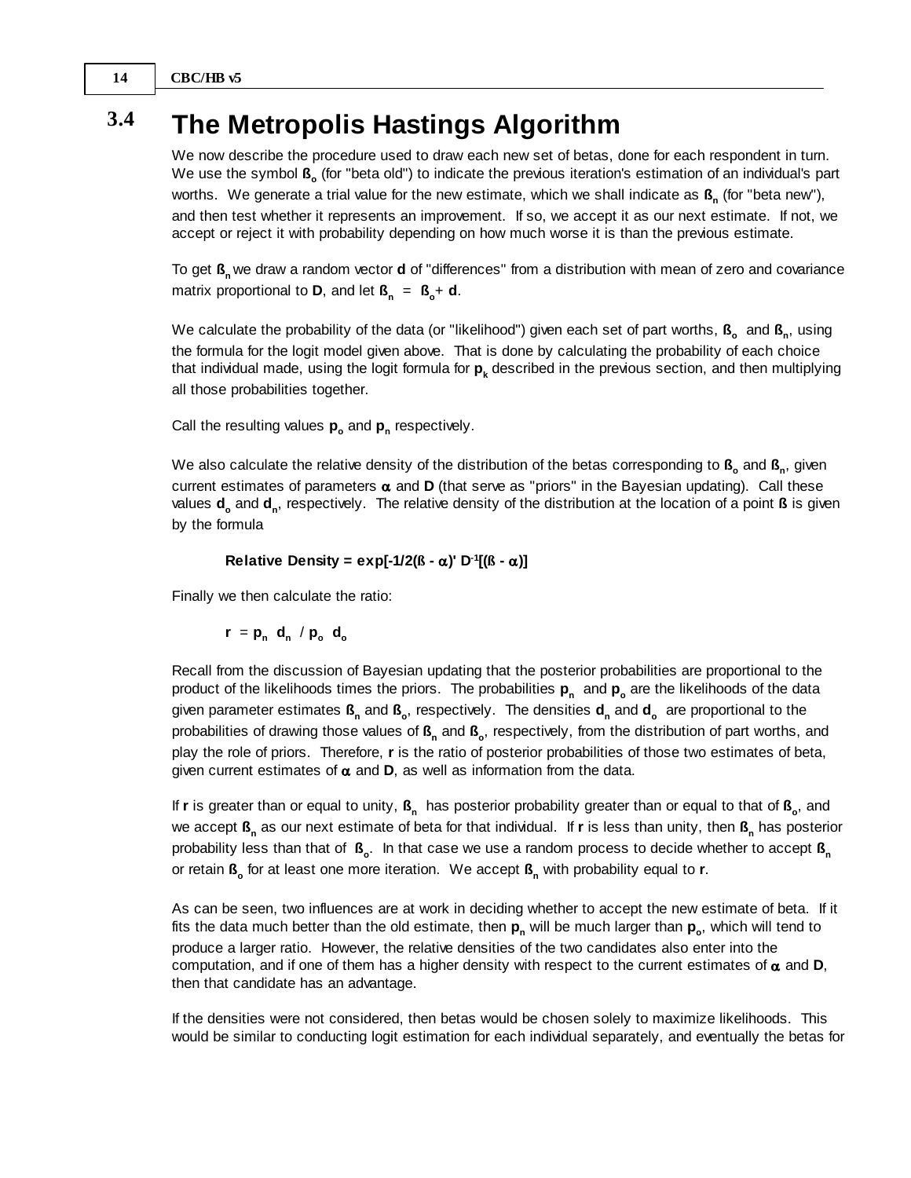## 3.4 The Metropolis Hastings Algorithm

We now describe the procedure used to draw each new set of betas, done for each respondent in turn. We use the symbol $\mathbf{ß_o}$ (for "beta old") to indicate the previous iteration's estimation of an individual's part worths. We generate a trial value for the new estimate, which we shall indicate as $\mathbf{ß_n}$ (for "beta new"), and then test whether it represents an improvement. If so, we accept it as our next estimate. If not, we accept or reject it with probability depending on how much worse it is than the previous estimate.

To get $\mathbf{ß_n}$ we draw a random vector $\mathbf{d}$ of "differences" from a distribution with mean of zero and covariance matrix proportional to $\mathbf{D}$, and let $\mathbf{ß_n} = \mathbf{ß_o} + \mathbf{d}$.

We calculate the probability of the data (or "likelihood") given each set of part worths, $\mathbf{ß_o}$ and $\mathbf{ß_n}$, using the formula for the logit model given above. That is done by calculating the probability of each choice that individual made, using the logit formula for $\mathbf{p_k}$ described in the previous section, and then multiplying all those probabilities together.

Call the resulting values $\mathbf{p_o}$ and $\mathbf{p_n}$ respectively.

We also calculate the relative density of the distribution of the betas corresponding to $\mathbf{ß_o}$ and $\mathbf{ß_n}$, given current estimates of parameters $\boldsymbol{\alpha}$ and $\mathbf{D}$ (that serve as "priors" in the Bayesian updating). Call these values $\mathbf{d_o}$ and $\mathbf{d_n}$, respectively. The relative density of the distribution at the location of a point $\mathbf{ß}$ is given by the formula

$$\textbf{Relative Density} = \exp[-1/2(ß - \alpha)' D^{-1}[(ß - \alpha)]$$

Finally we then calculate the ratio:

$$r = p_n \; d_n \; / \; p_o \; d_o$$

Recall from the discussion of Bayesian updating that the posterior probabilities are proportional to the product of the likelihoods times the priors. The probabilities $\mathbf{p_n}$ and $\mathbf{p_o}$ are the likelihoods of the data given parameter estimates $\mathbf{ß_n}$ and $\mathbf{ß_o}$, respectively. The densities $\mathbf{d_n}$ and $\mathbf{d_o}$ are proportional to the probabilities of drawing those values of $\mathbf{ß_n}$ and $\mathbf{ß_o}$, respectively, from the distribution of part worths, and play the role of priors. Therefore, $\mathbf{r}$ is the ratio of posterior probabilities of those two estimates of beta, given current estimates of $\boldsymbol{\alpha}$ and $\mathbf{D}$, as well as information from the data.

If $\mathbf{r}$ is greater than or equal to unity, $\mathbf{ß_n}$ has posterior probability greater than or equal to that of $\mathbf{ß_o}$, and we accept $\mathbf{ß_n}$ as our next estimate of beta for that individual. If $\mathbf{r}$ is less than unity, then $\mathbf{ß_n}$ has posterior probability less than that of $\mathbf{ß_o}$. In that case we use a random process to decide whether to accept $\mathbf{ß_n}$ or retain $\mathbf{ß_o}$ for at least one more iteration. We accept $\mathbf{ß_n}$ with probability equal to $\mathbf{r}$.

As can be seen, two influences are at work in deciding whether to accept the new estimate of beta. If it fits the data much better than the old estimate, then $\mathbf{p_n}$ will be much larger than $\mathbf{p_o}$, which will tend to produce a larger ratio. However, the relative densities of the two candidates also enter into the computation, and if one of them has a higher density with respect to the current estimates of $\boldsymbol{\alpha}$ and $\mathbf{D}$, then that candidate has an advantage.

If the densities were not considered, then betas would be chosen solely to maximize likelihoods. This would be similar to conducting logit estimation for each individual separately, and eventually the betas for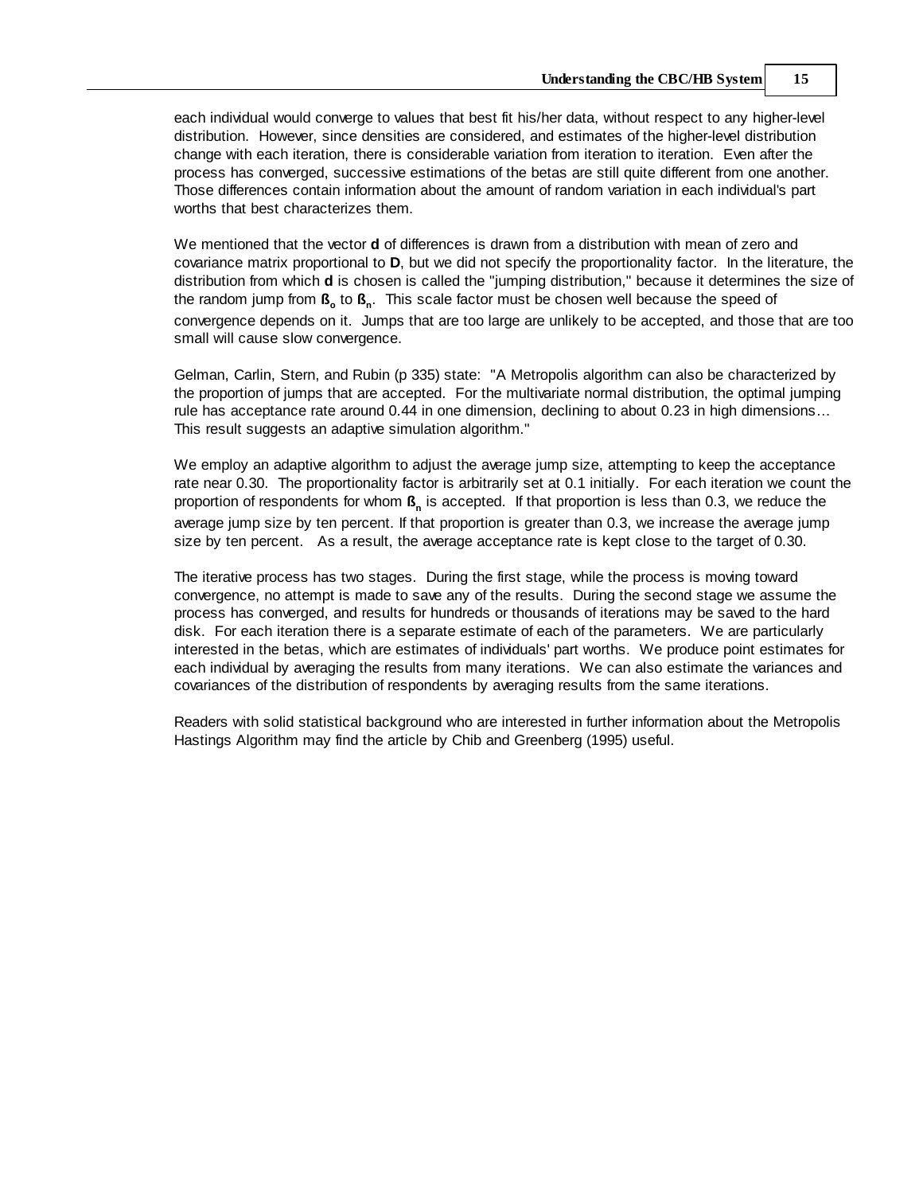each individual would converge to values that best fit his/her data, without respect to any higher-level distribution. However, since densities are considered, and estimates of the higher-level distribution change with each iteration, there is considerable variation from iteration to iteration. Even after the process has converged, successive estimations of the betas are still quite different from one another. Those differences contain information about the amount of random variation in each individual's part worths that best characterizes them.

We mentioned that the vector **d** of differences is drawn from a distribution with mean of zero and covariance matrix proportional to **D**, but we did not specify the proportionality factor. In the literature, the distribution from which **d** is chosen is called the "jumping distribution," because it determines the size of the random jump from $\beta_o$ to $\beta_n$. This scale factor must be chosen well because the speed of convergence depends on it. Jumps that are too large are unlikely to be accepted, and those that are too small will cause slow convergence.

Gelman, Carlin, Stern, and Rubin (p 335) state: "A Metropolis algorithm can also be characterized by the proportion of jumps that are accepted. For the multivariate normal distribution, the optimal jumping rule has acceptance rate around 0.44 in one dimension, declining to about 0.23 in high dimensions… This result suggests an adaptive simulation algorithm."

We employ an adaptive algorithm to adjust the average jump size, attempting to keep the acceptance rate near 0.30. The proportionality factor is arbitrarily set at 0.1 initially. For each iteration we count the proportion of respondents for whom $\beta_n$ is accepted. If that proportion is less than 0.3, we reduce the average jump size by ten percent. If that proportion is greater than 0.3, we increase the average jump size by ten percent. As a result, the average acceptance rate is kept close to the target of 0.30.

The iterative process has two stages. During the first stage, while the process is moving toward convergence, no attempt is made to save any of the results. During the second stage we assume the process has converged, and results for hundreds or thousands of iterations may be saved to the hard disk. For each iteration there is a separate estimate of each of the parameters. We are particularly interested in the betas, which are estimates of individuals' part worths. We produce point estimates for each individual by averaging the results from many iterations. We can also estimate the variances and covariances of the distribution of respondents by averaging results from the same iterations.

Readers with solid statistical background who are interested in further information about the Metropolis Hastings Algorithm may find the article by Chib and Greenberg (1995) useful.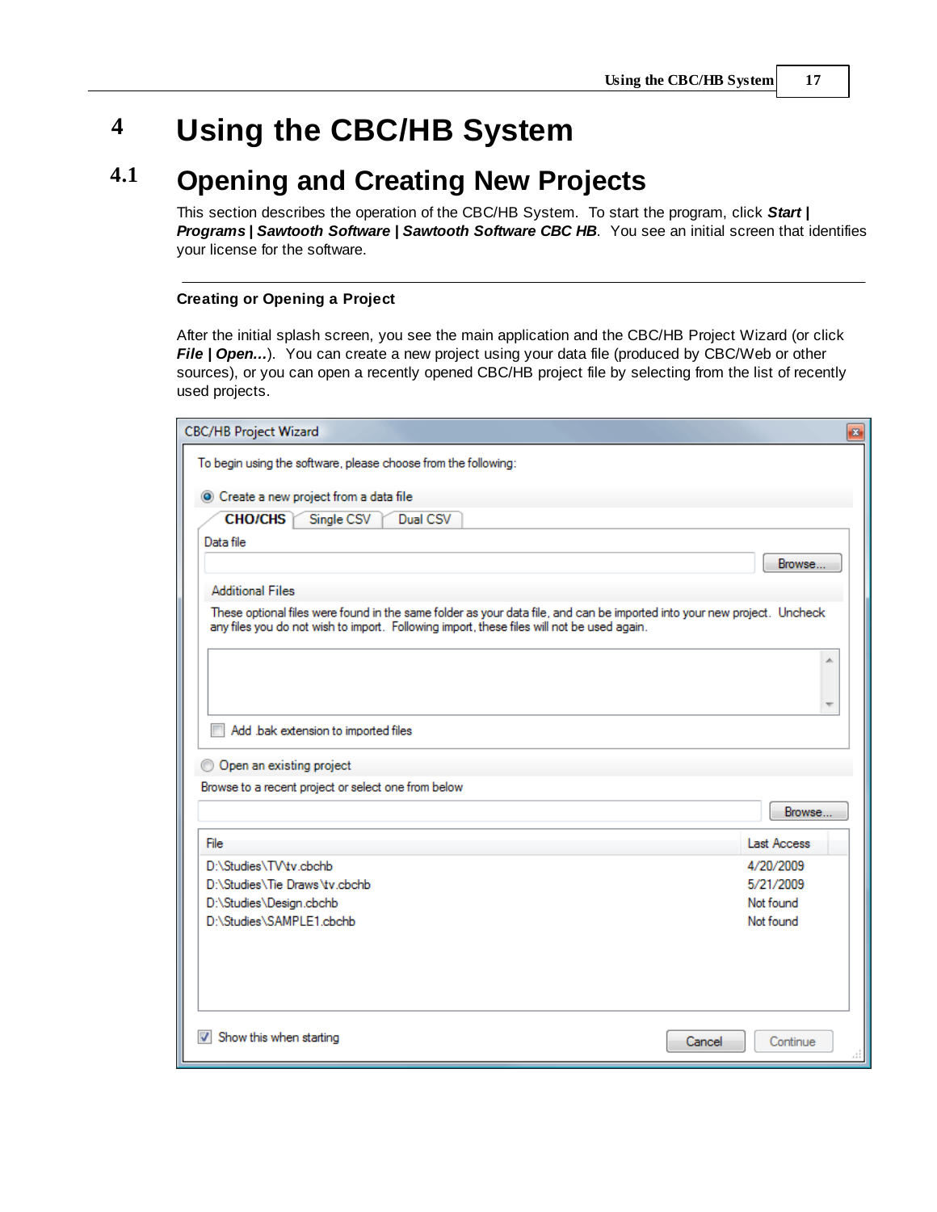# 4 Using the CBC/HB System

## 4.1 Opening and Creating New Projects

This section describes the operation of the CBC/HB System. To start the program, click ***Start | Programs | Sawtooth Software | Sawtooth Software CBC HB***. You see an initial screen that identifies your license for the software.

---

**Creating or Opening a Project**

After the initial splash screen, you see the main application and the CBC/HB Project Wizard (or click ***File | Open...***). You can create a new project using your data file (produced by CBC/Web or other sources), or you can open a recently opened CBC/HB project file by selecting from the list of recently used projects.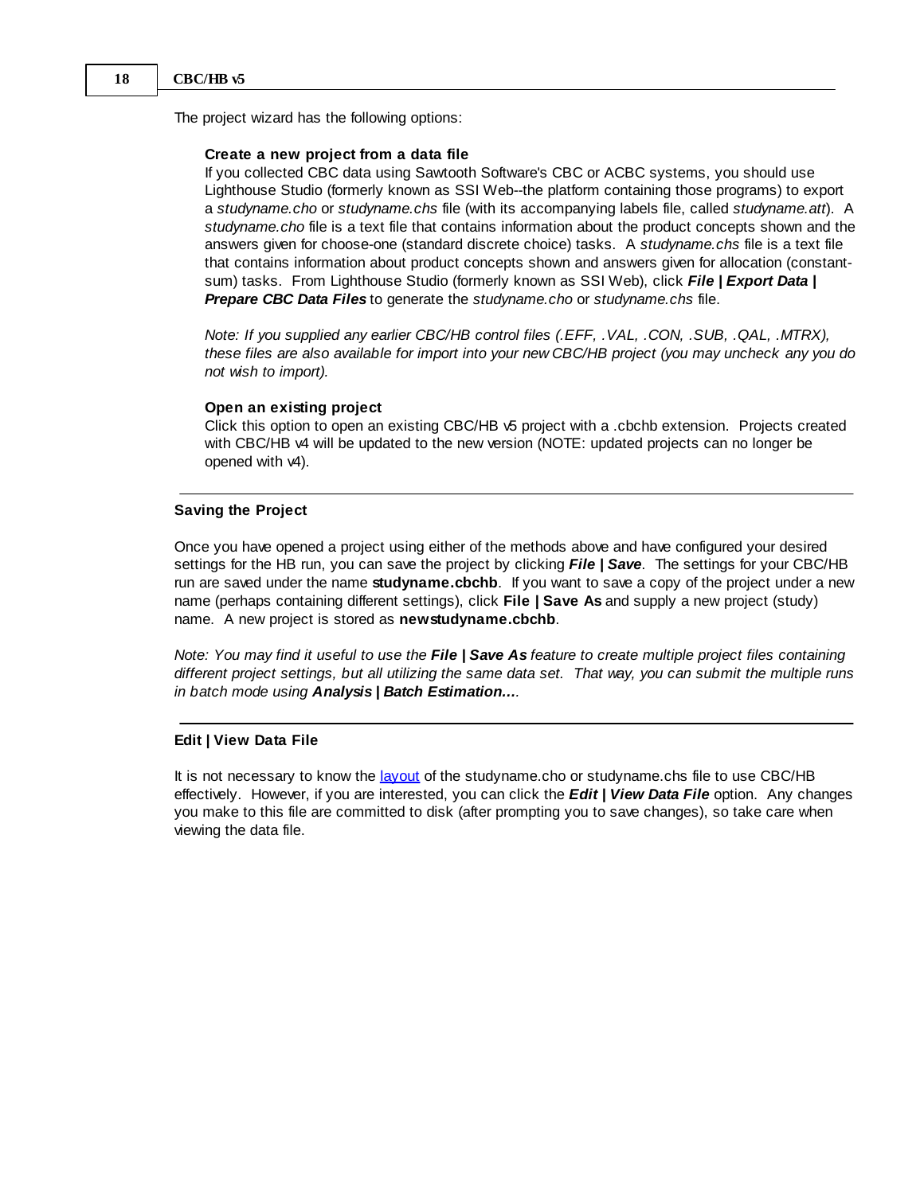The project wizard has the following options:

**Create a new project from a data file**
If you collected CBC data using Sawtooth Software's CBC or ACBC systems, you should use Lighthouse Studio (formerly known as SSI Web--the platform containing those programs) to export a *studyname.cho* or *studyname.chs* file (with its accompanying labels file, called *studyname.att*). A *studyname.cho* file is a text file that contains information about the product concepts shown and the answers given for choose-one (standard discrete choice) tasks. A *studyname.chs* file is a text file that contains information about product concepts shown and answers given for allocation (constant-sum) tasks. From Lighthouse Studio (formerly known as SSI Web), click ***File | Export Data | Prepare CBC Data Files*** to generate the *studyname.cho* or *studyname.chs* file.

*Note: If you supplied any earlier CBC/HB control files (.EFF, .VAL, .CON, .SUB, .QAL, .MTRX), these files are also available for import into your new CBC/HB project (you may uncheck any you do not wish to import).*

**Open an existing project**
Click this option to open an existing CBC/HB v5 project with a .cbchb extension. Projects created with CBC/HB v4 will be updated to the new version (NOTE: updated projects can no longer be opened with v4).

---

**Saving the Project**

Once you have opened a project using either of the methods above and have configured your desired settings for the HB run, you can save the project by clicking ***File | Save***. The settings for your CBC/HB run are saved under the name **studyname.cbchb**. If you want to save a copy of the project under a new name (perhaps containing different settings), click **File | Save As** and supply a new project (study) name. A new project is stored as **newstudyname.cbchb**.

*Note: You may find it useful to use the **File | Save As** feature to create multiple project files containing different project settings, but all utilizing the same data set. That way, you can submit the multiple runs in batch mode using **Analysis | Batch Estimation...**.*

---

**Edit | View Data File**

It is not necessary to know the layout of the studyname.cho or studyname.chs file to use CBC/HB effectively. However, if you are interested, you can click the ***Edit | View Data File*** option. Any changes you make to this file are committed to disk (after prompting you to save changes), so take care when viewing the data file.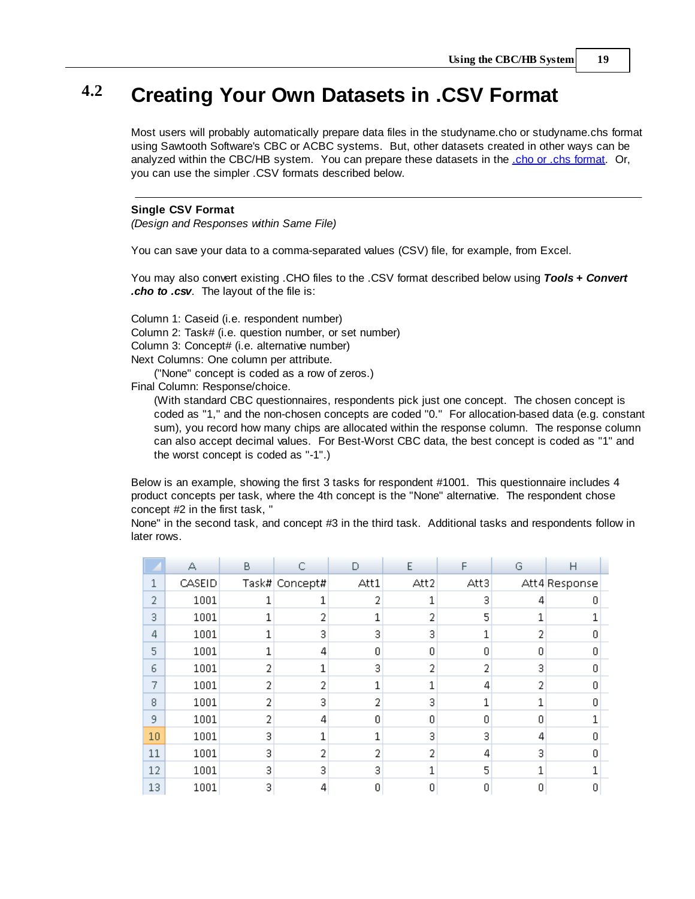## 4.2 Creating Your Own Datasets in .CSV Format

Most users will probably automatically prepare data files in the studyname.cho or studyname.chs format using Sawtooth Software's CBC or ACBC systems. But, other datasets created in other ways can be analyzed within the CBC/HB system. You can prepare these datasets in the .cho or .chs format. Or, you can use the simpler .CSV formats described below.

---

**Single CSV Format**
*(Design and Responses within Same File)*

You can save your data to a comma-separated values (CSV) file, for example, from Excel.

You may also convert existing .CHO files to the .CSV format described below using ***Tools + Convert .cho to .csv***. The layout of the file is:

Column 1: Caseid (i.e. respondent number)
Column 2: Task# (i.e. question number, or set number)
Column 3: Concept# (i.e. alternative number)
Next Columns: One column per attribute.
  ("None" concept is coded as a row of zeros.)
Final Column: Response/choice.
  (With standard CBC questionnaires, respondents pick just one concept. The chosen concept is coded as "1," and the non-chosen concepts are coded "0." For allocation-based data (e.g. constant sum), you record how many chips are allocated within the response column. The response column can also accept decimal values. For Best-Worst CBC data, the best concept is coded as "1" and the worst concept is coded as "-1".)

Below is an example, showing the first 3 tasks for respondent #1001. This questionnaire includes 4 product concepts per task, where the 4th concept is the "None" alternative. The respondent chose concept #2 in the first task, "None" in the second task, and concept #3 in the third task. Additional tasks and respondents follow in later rows.

| CASEID | Task# | Concept# | Att1 | Att2 | Att3 | Att4 | Response |
|---|---|---|---|---|---|---|---|
| 1001 | 1 | 1 | 2 | 1 | 3 | 4 | 0 |
| 1001 | 1 | 2 | 1 | 2 | 5 | 1 | 1 |
| 1001 | 1 | 3 | 3 | 3 | 1 | 2 | 0 |
| 1001 | 1 | 4 | 0 | 0 | 0 | 0 | 0 |
| 1001 | 2 | 1 | 3 | 2 | 2 | 3 | 0 |
| 1001 | 2 | 2 | 1 | 1 | 4 | 2 | 0 |
| 1001 | 2 | 3 | 2 | 3 | 1 | 1 | 0 |
| 1001 | 2 | 4 | 0 | 0 | 0 | 0 | 1 |
| 1001 | 3 | 1 | 1 | 3 | 3 | 4 | 0 |
| 1001 | 3 | 2 | 2 | 2 | 4 | 3 | 0 |
| 1001 | 3 | 3 | 3 | 1 | 5 | 1 | 1 |
| 1001 | 3 | 4 | 0 | 0 | 0 | 0 | 0 |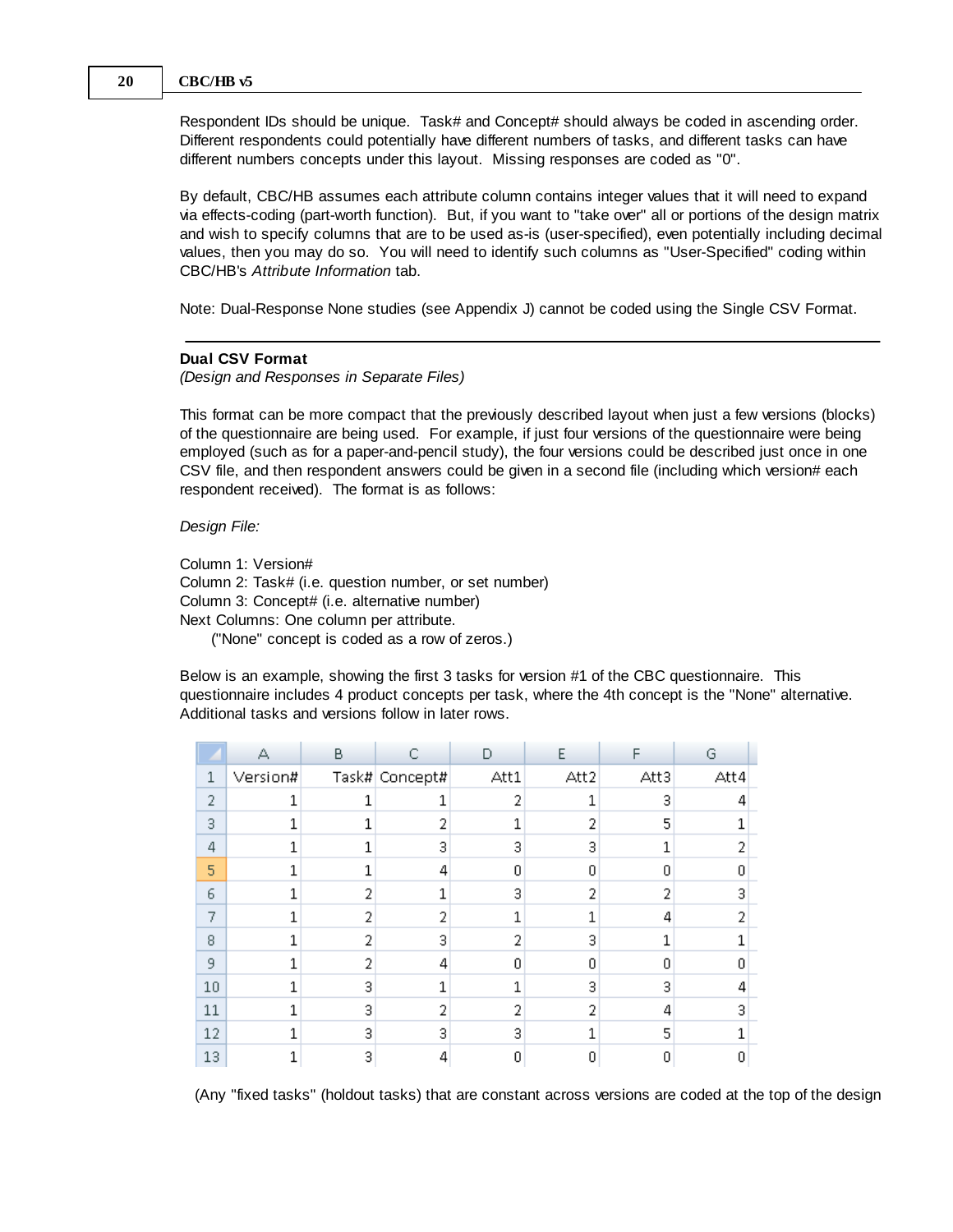Respondent IDs should be unique. Task# and Concept# should always be coded in ascending order. Different respondents could potentially have different numbers of tasks, and different tasks can have different numbers concepts under this layout. Missing responses are coded as "0".

By default, CBC/HB assumes each attribute column contains integer values that it will need to expand via effects-coding (part-worth function). But, if you want to "take over" all or portions of the design matrix and wish to specify columns that are to be used as-is (user-specified), even potentially including decimal values, then you may do so. You will need to identify such columns as "User-Specified" coding within CBC/HB's *Attribute Information* tab.

Note: Dual-Response None studies (see Appendix J) cannot be coded using the Single CSV Format.

---

**Dual CSV Format**

*(Design and Responses in Separate Files)*

This format can be more compact that the previously described layout when just a few versions (blocks) of the questionnaire are being used. For example, if just four versions of the questionnaire were being employed (such as for a paper-and-pencil study), the four versions could be described just once in one CSV file, and then respondent answers could be given in a second file (including which version# each respondent received). The format is as follows:

*Design File:*

Column 1: Version#
Column 2: Task# (i.e. question number, or set number)
Column 3: Concept# (i.e. alternative number)
Next Columns: One column per attribute.
("None" concept is coded as a row of zeros.)

Below is an example, showing the first 3 tasks for version #1 of the CBC questionnaire. This questionnaire includes 4 product concepts per task, where the 4th concept is the "None" alternative. Additional tasks and versions follow in later rows.

| Version# | Task# | Concept# | Att1 | Att2 | Att3 | Att4 |
|---|---|---|---|---|---|---|
| 1 | 1 | 1 | 2 | 1 | 3 | 4 |
| 1 | 1 | 2 | 1 | 2 | 5 | 1 |
| 1 | 1 | 3 | 3 | 3 | 1 | 2 |
| 1 | 1 | 4 | 0 | 0 | 0 | 0 |
| 1 | 2 | 1 | 3 | 2 | 2 | 3 |
| 1 | 2 | 2 | 1 | 1 | 4 | 2 |
| 1 | 2 | 3 | 2 | 3 | 1 | 1 |
| 1 | 2 | 4 | 0 | 0 | 0 | 0 |
| 1 | 3 | 1 | 1 | 3 | 3 | 4 |
| 1 | 3 | 2 | 2 | 2 | 4 | 3 |
| 1 | 3 | 3 | 3 | 1 | 5 | 1 |
| 1 | 3 | 4 | 0 | 0 | 0 | 0 |

(Any "fixed tasks" (holdout tasks) that are constant across versions are coded at the top of the design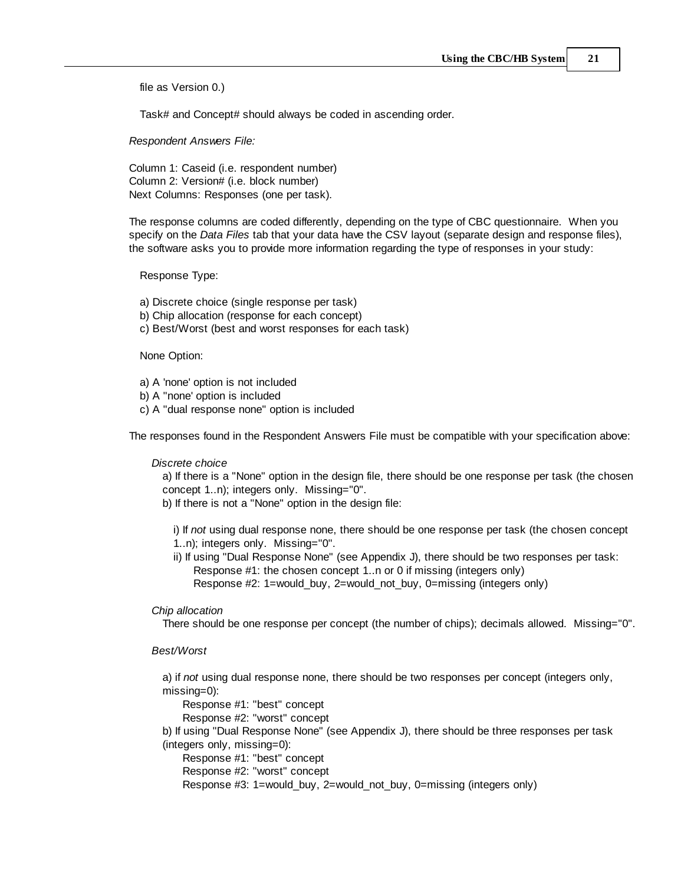file as Version 0.)

Task# and Concept# should always be coded in ascending order.

*Respondent Answers File:*

Column 1: Caseid (i.e. respondent number)
Column 2: Version# (i.e. block number)
Next Columns: Responses (one per task).

The response columns are coded differently, depending on the type of CBC questionnaire. When you specify on the *Data Files* tab that your data have the CSV layout (separate design and response files), the software asks you to provide more information regarding the type of responses in your study:

Response Type:

a) Discrete choice (single response per task)
b) Chip allocation (response for each concept)
c) Best/Worst (best and worst responses for each task)

None Option:

a) A 'none' option is not included
b) A "none' option is included
c) A "dual response none" option is included

The responses found in the Respondent Answers File must be compatible with your specification above:

*Discrete choice*

a) If there is a "None" option in the design file, there should be one response per task (the chosen concept 1..n); integers only. Missing="0".
b) If there is not a "None" option in the design file:

i) If *not* using dual response none, there should be one response per task (the chosen concept 1..n); integers only. Missing="0".
ii) If using "Dual Response None" (see Appendix J), there should be two responses per task:
Response #1: the chosen concept 1..n or 0 if missing (integers only)
Response #2: 1=would_buy, 2=would_not_buy, 0=missing (integers only)

*Chip allocation*

There should be one response per concept (the number of chips); decimals allowed. Missing="0".

*Best/Worst*

a) if *not* using dual response none, there should be two responses per concept (integers only, missing=0):
Response #1: "best" concept
Response #2: "worst" concept
b) If using "Dual Response None" (see Appendix J), there should be three responses per task (integers only, missing=0):
Response #1: "best" concept
Response #2: "worst" concept
Response #3: 1=would_buy, 2=would_not_buy, 0=missing (integers only)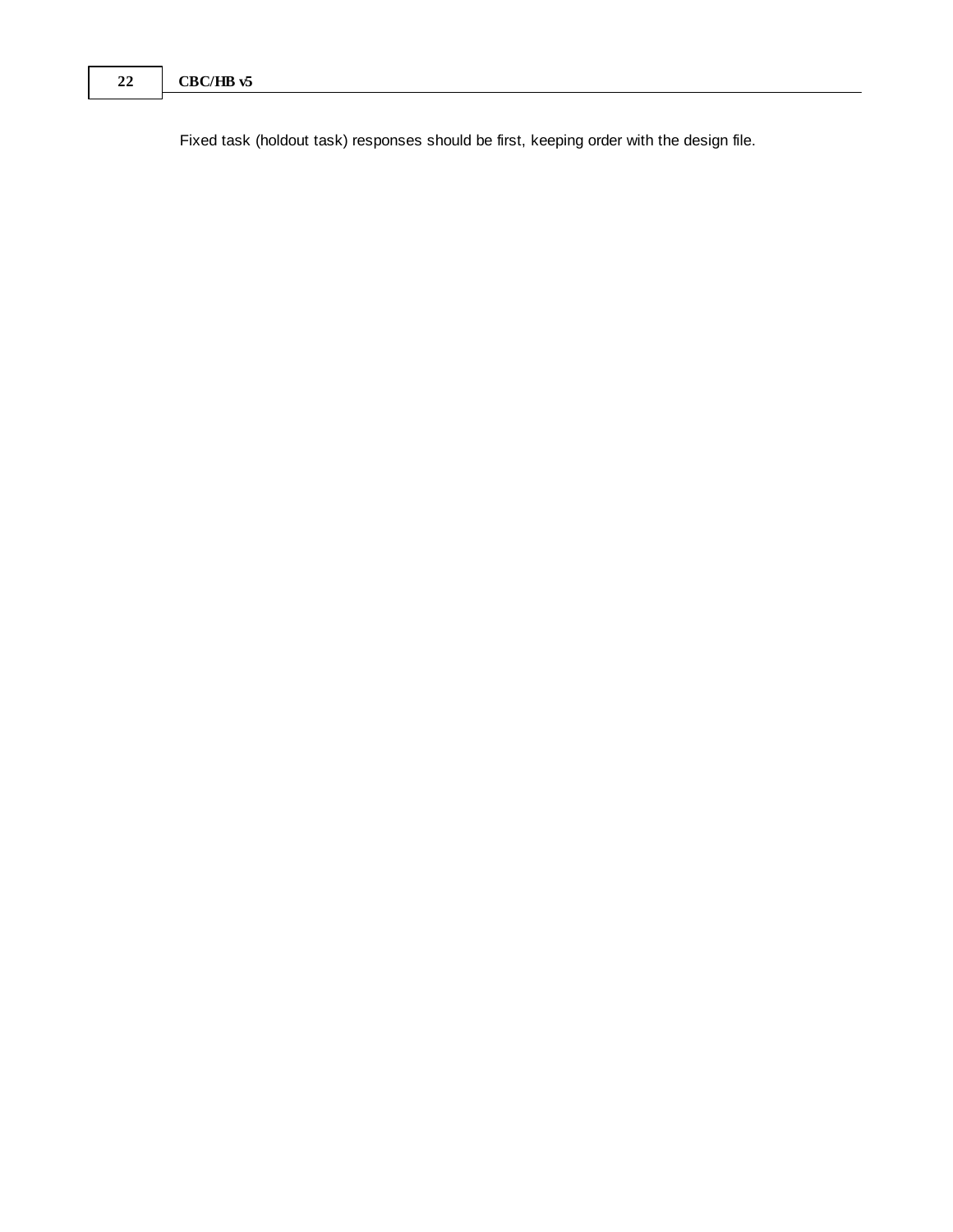Fixed task (holdout task) responses should be first, keeping order with the design file.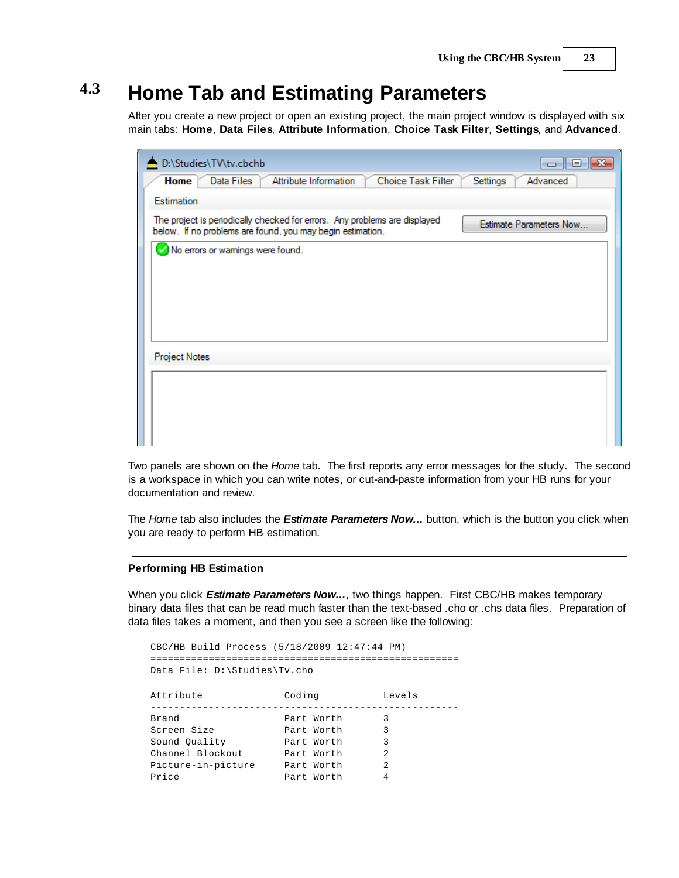## 4.3 Home Tab and Estimating Parameters

After you create a new project or open an existing project, the main project window is displayed with six main tabs: **Home**, **Data Files**, **Attribute Information**, **Choice Task Filter**, **Settings**, and **Advanced**.

Two panels are shown on the *Home* tab. The first reports any error messages for the study. The second is a workspace in which you can write notes, or cut-and-paste information from your HB runs for your documentation and review.

The *Home* tab also includes the ***Estimate Parameters Now...*** button, which is the button you click when you are ready to perform HB estimation.

---

**Performing HB Estimation**

When you click ***Estimate Parameters Now...***, two things happen. First CBC/HB makes temporary binary data files that can be read much faster than the text-based .cho or .chs data files. Preparation of data files takes a moment, and then you see a screen like the following:

```
CBC/HB Build Process (5/18/2009 12:47:44 PM)
=====================================================
Data File: D:\Studies\Tv.cho

Attribute              Coding            Levels
-----------------------------------------------------
Brand                  Part Worth        3
Screen Size            Part Worth        3
Sound Quality          Part Worth        3
Channel Blockout       Part Worth        2
Picture-in-picture     Part Worth        2
Price                  Part Worth        4
```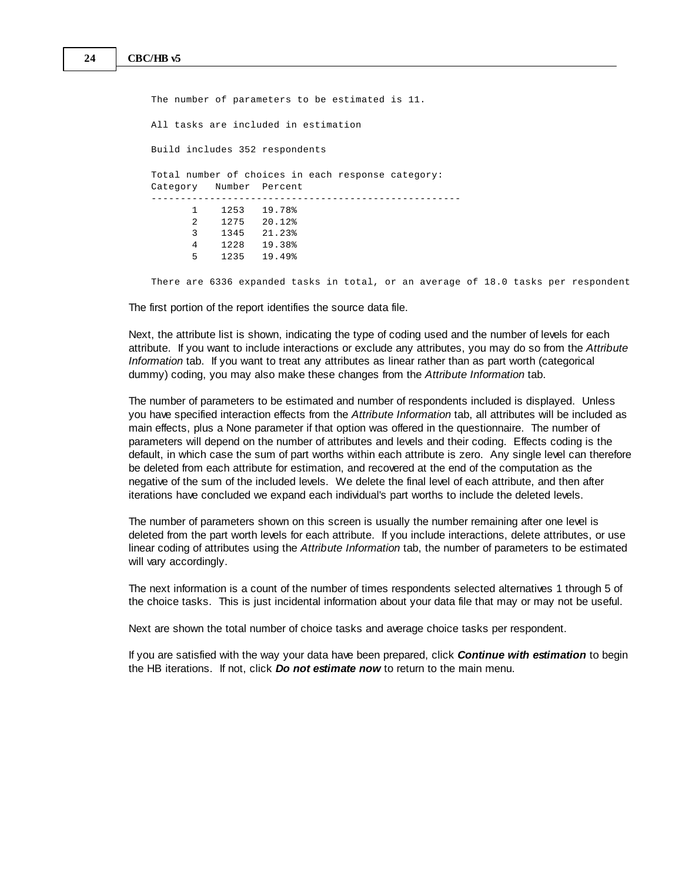```
The number of parameters to be estimated is 11.

All tasks are included in estimation

Build includes 352 respondents

Total number of choices in each response category:
Category   Number  Percent
-----------------------------------------------------
       1    1253   19.78%
       2    1275   20.12%
       3    1345   21.23%
       4    1228   19.38%
       5    1235   19.49%

There are 6336 expanded tasks in total, or an average of 18.0 tasks per respondent
```

The first portion of the report identifies the source data file.

Next, the attribute list is shown, indicating the type of coding used and the number of levels for each attribute. If you want to include interactions or exclude any attributes, you may do so from the *Attribute Information* tab. If you want to treat any attributes as linear rather than as part worth (categorical dummy) coding, you may also make these changes from the *Attribute Information* tab.

The number of parameters to be estimated and number of respondents included is displayed. Unless you have specified interaction effects from the *Attribute Information* tab, all attributes will be included as main effects, plus a None parameter if that option was offered in the questionnaire. The number of parameters will depend on the number of attributes and levels and their coding. Effects coding is the default, in which case the sum of part worths within each attribute is zero. Any single level can therefore be deleted from each attribute for estimation, and recovered at the end of the computation as the negative of the sum of the included levels. We delete the final level of each attribute, and then after iterations have concluded we expand each individual's part worths to include the deleted levels.

The number of parameters shown on this screen is usually the number remaining after one level is deleted from the part worth levels for each attribute. If you include interactions, delete attributes, or use linear coding of attributes using the *Attribute Information* tab, the number of parameters to be estimated will vary accordingly.

The next information is a count of the number of times respondents selected alternatives 1 through 5 of the choice tasks. This is just incidental information about your data file that may or may not be useful.

Next are shown the total number of choice tasks and average choice tasks per respondent.

If you are satisfied with the way your data have been prepared, click ***Continue with estimation*** to begin the HB iterations. If not, click ***Do not estimate now*** to return to the main menu.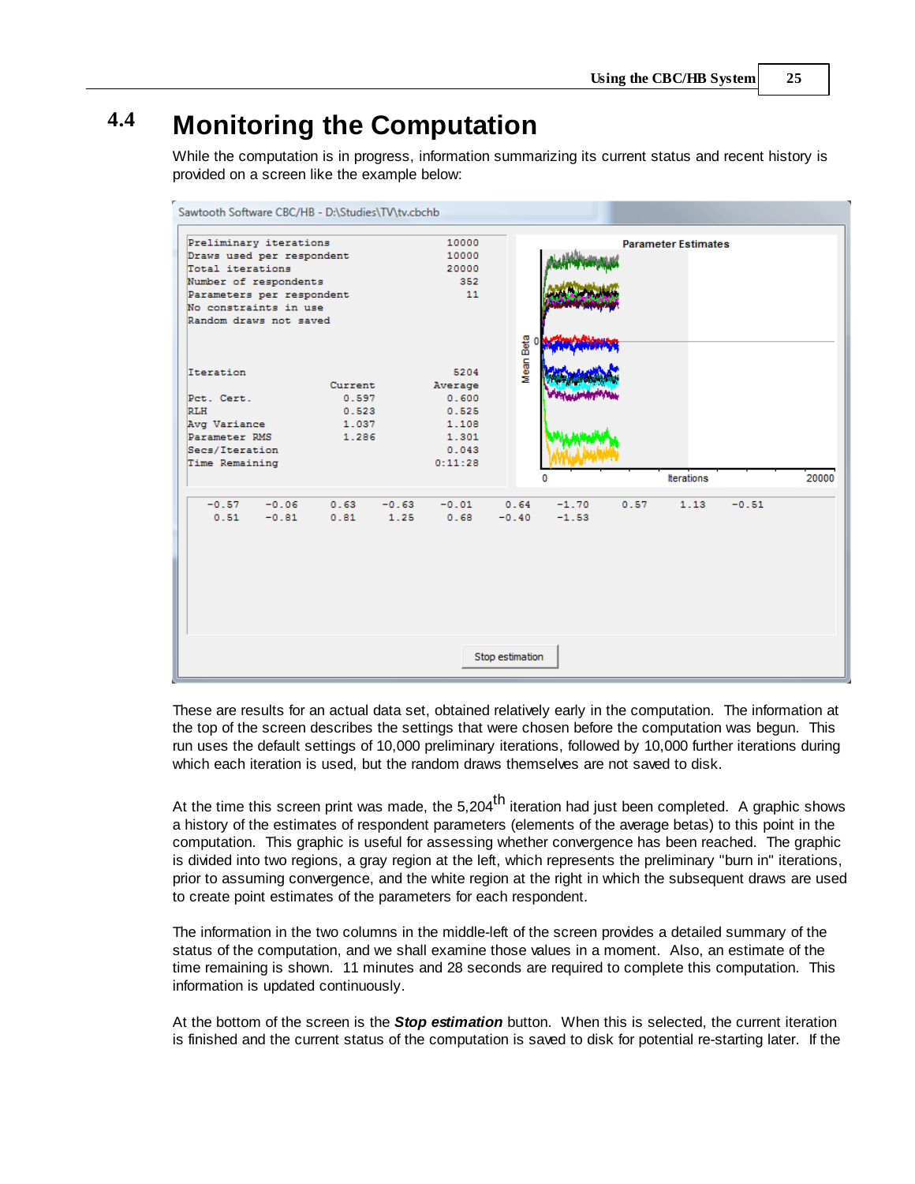# 4.4 Monitoring the Computation

While the computation is in progress, information summarizing its current status and recent history is provided on a screen like the example below:

These are results for an actual data set, obtained relatively early in the computation. The information at the top of the screen describes the settings that were chosen before the computation was begun. This run uses the default settings of 10,000 preliminary iterations, followed by 10,000 further iterations during which each iteration is used, but the random draws themselves are not saved to disk.

At the time this screen print was made, the 5,204th iteration had just been completed. A graphic shows a history of the estimates of respondent parameters (elements of the average betas) to this point in the computation. This graphic is useful for assessing whether convergence has been reached. The graphic is divided into two regions, a gray region at the left, which represents the preliminary "burn in" iterations, prior to assuming convergence, and the white region at the right in which the subsequent draws are used to create point estimates of the parameters for each respondent.

The information in the two columns in the middle-left of the screen provides a detailed summary of the status of the computation, and we shall examine those values in a moment. Also, an estimate of the time remaining is shown. 11 minutes and 28 seconds are required to complete this computation. This information is updated continuously.

At the bottom of the screen is the ***Stop estimation*** button. When this is selected, the current iteration is finished and the current status of the computation is saved to disk for potential re-starting later. If the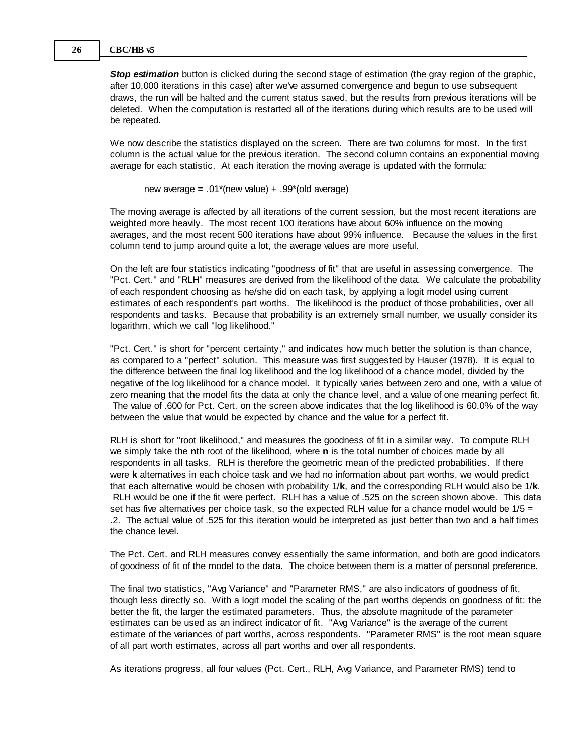***Stop estimation*** button is clicked during the second stage of estimation (the gray region of the graphic, after 10,000 iterations in this case) after we've assumed convergence and begun to use subsequent draws, the run will be halted and the current status saved, but the results from previous iterations will be deleted. When the computation is restarted all of the iterations during which results are to be used will be repeated.

We now describe the statistics displayed on the screen. There are two columns for most. In the first column is the actual value for the previous iteration. The second column contains an exponential moving average for each statistic. At each iteration the moving average is updated with the formula:

new average = .01*(new value) + .99*(old average)

The moving average is affected by all iterations of the current session, but the most recent iterations are weighted more heavily. The most recent 100 iterations have about 60% influence on the moving averages, and the most recent 500 iterations have about 99% influence. Because the values in the first column tend to jump around quite a lot, the average values are more useful.

On the left are four statistics indicating "goodness of fit" that are useful in assessing convergence. The "Pct. Cert." and "RLH" measures are derived from the likelihood of the data. We calculate the probability of each respondent choosing as he/she did on each task, by applying a logit model using current estimates of each respondent's part worths. The likelihood is the product of those probabilities, over all respondents and tasks. Because that probability is an extremely small number, we usually consider its logarithm, which we call "log likelihood."

"Pct. Cert." is short for "percent certainty," and indicates how much better the solution is than chance, as compared to a "perfect" solution. This measure was first suggested by Hauser (1978). It is equal to the difference between the final log likelihood and the log likelihood of a chance model, divided by the negative of the log likelihood for a chance model. It typically varies between zero and one, with a value of zero meaning that the model fits the data at only the chance level, and a value of one meaning perfect fit. The value of .600 for Pct. Cert. on the screen above indicates that the log likelihood is 60.0% of the way between the value that would be expected by chance and the value for a perfect fit.

RLH is short for "root likelihood," and measures the goodness of fit in a similar way. To compute RLH we simply take the **n**th root of the likelihood, where **n** is the total number of choices made by all respondents in all tasks. RLH is therefore the geometric mean of the predicted probabilities. If there were **k** alternatives in each choice task and we had no information about part worths, we would predict that each alternative would be chosen with probability 1/**k**, and the corresponding RLH would also be 1/**k**. RLH would be one if the fit were perfect. RLH has a value of .525 on the screen shown above. This data set has five alternatives per choice task, so the expected RLH value for a chance model would be 1/5 = .2. The actual value of .525 for this iteration would be interpreted as just better than two and a half times the chance level.

The Pct. Cert. and RLH measures convey essentially the same information, and both are good indicators of goodness of fit of the model to the data. The choice between them is a matter of personal preference.

The final two statistics, "Avg Variance" and "Parameter RMS," are also indicators of goodness of fit, though less directly so. With a logit model the scaling of the part worths depends on goodness of fit: the better the fit, the larger the estimated parameters. Thus, the absolute magnitude of the parameter estimates can be used as an indirect indicator of fit. "Avg Variance" is the average of the current estimate of the variances of part worths, across respondents. "Parameter RMS" is the root mean square of all part worth estimates, across all part worths and over all respondents.

As iterations progress, all four values (Pct. Cert., RLH, Avg Variance, and Parameter RMS) tend to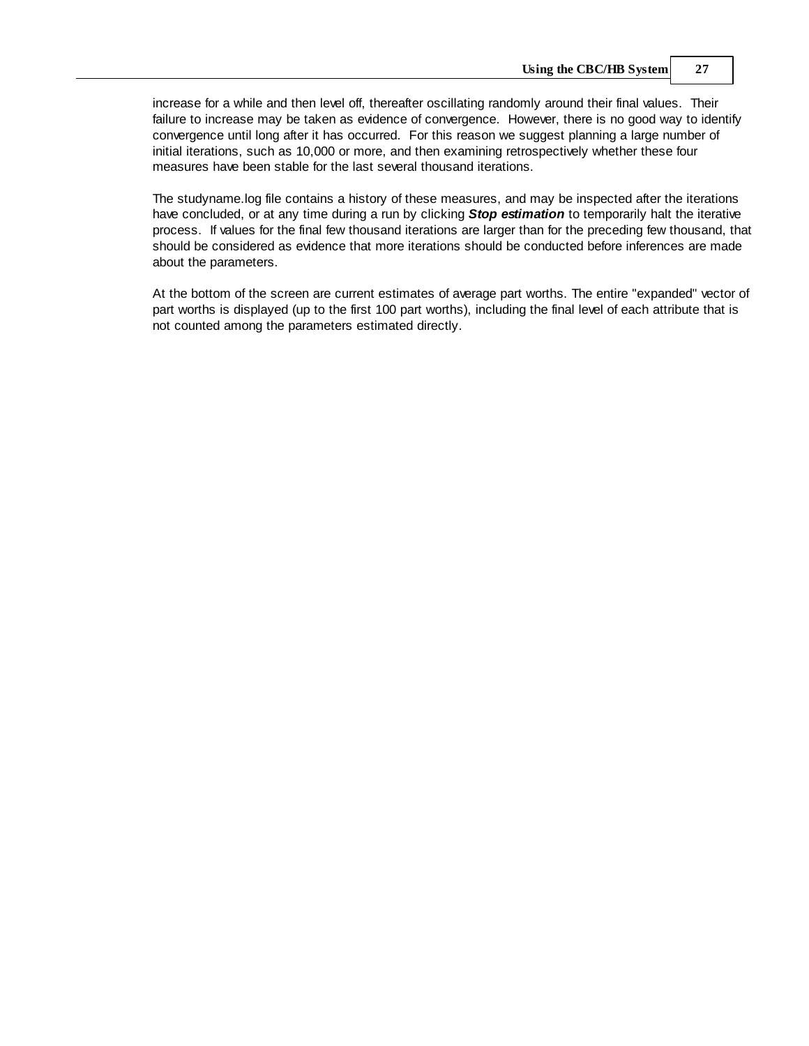increase for a while and then level off, thereafter oscillating randomly around their final values. Their failure to increase may be taken as evidence of convergence. However, there is no good way to identify convergence until long after it has occurred. For this reason we suggest planning a large number of initial iterations, such as 10,000 or more, and then examining retrospectively whether these four measures have been stable for the last several thousand iterations.

The studyname.log file contains a history of these measures, and may be inspected after the iterations have concluded, or at any time during a run by clicking ***Stop estimation*** to temporarily halt the iterative process. If values for the final few thousand iterations are larger than for the preceding few thousand, that should be considered as evidence that more iterations should be conducted before inferences are made about the parameters.

At the bottom of the screen are current estimates of average part worths. The entire "expanded" vector of part worths is displayed (up to the first 100 part worths), including the final level of each attribute that is not counted among the parameters estimated directly.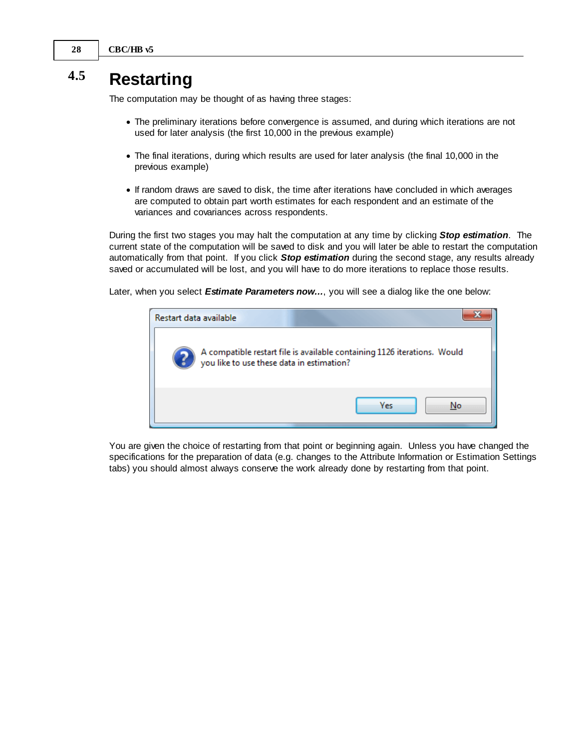## 4.5 Restarting

The computation may be thought of as having three stages:

- The preliminary iterations before convergence is assumed, and during which iterations are not used for later analysis (the first 10,000 in the previous example)
- The final iterations, during which results are used for later analysis (the final 10,000 in the previous example)
- If random draws are saved to disk, the time after iterations have concluded in which averages are computed to obtain part worth estimates for each respondent and an estimate of the variances and covariances across respondents.

During the first two stages you may halt the computation at any time by clicking ***Stop estimation***. The current state of the computation will be saved to disk and you will later be able to restart the computation automatically from that point. If you click ***Stop estimation*** during the second stage, any results already saved or accumulated will be lost, and you will have to do more iterations to replace those results.

Later, when you select ***Estimate Parameters now…***, you will see a dialog like the one below:

Restart data available

A compatible restart file is available containing 1126 iterations. Would you like to use these data in estimation?

Yes | No

You are given the choice of restarting from that point or beginning again. Unless you have changed the specifications for the preparation of data (e.g. changes to the Attribute Information or Estimation Settings tabs) you should almost always conserve the work already done by restarting from that point.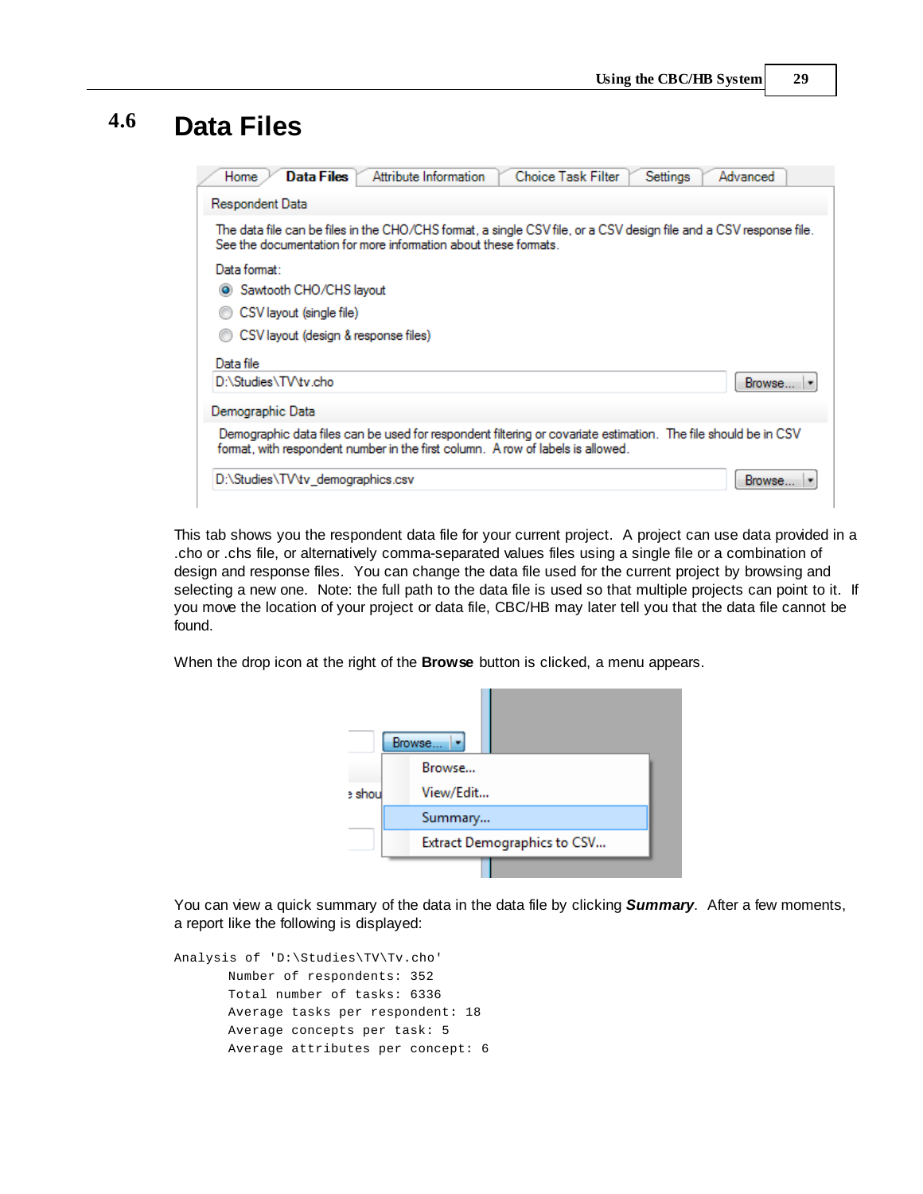## 4.6 Data Files

This tab shows you the respondent data file for your current project. A project can use data provided in a .cho or .chs file, or alternatively comma-separated values files using a single file or a combination of design and response files. You can change the data file used for the current project by browsing and selecting a new one. Note: the full path to the data file is used so that multiple projects can point to it. If you move the location of your project or data file, CBC/HB may later tell you that the data file cannot be found.

When the drop icon at the right of the **Browse** button is clicked, a menu appears.

You can view a quick summary of the data in the data file by clicking ***Summary***. After a few moments, a report like the following is displayed:

```
Analysis of 'D:\Studies\TV\Tv.cho'
       Number of respondents: 352
       Total number of tasks: 6336
       Average tasks per respondent: 18
       Average concepts per task: 5
       Average attributes per concept: 6
```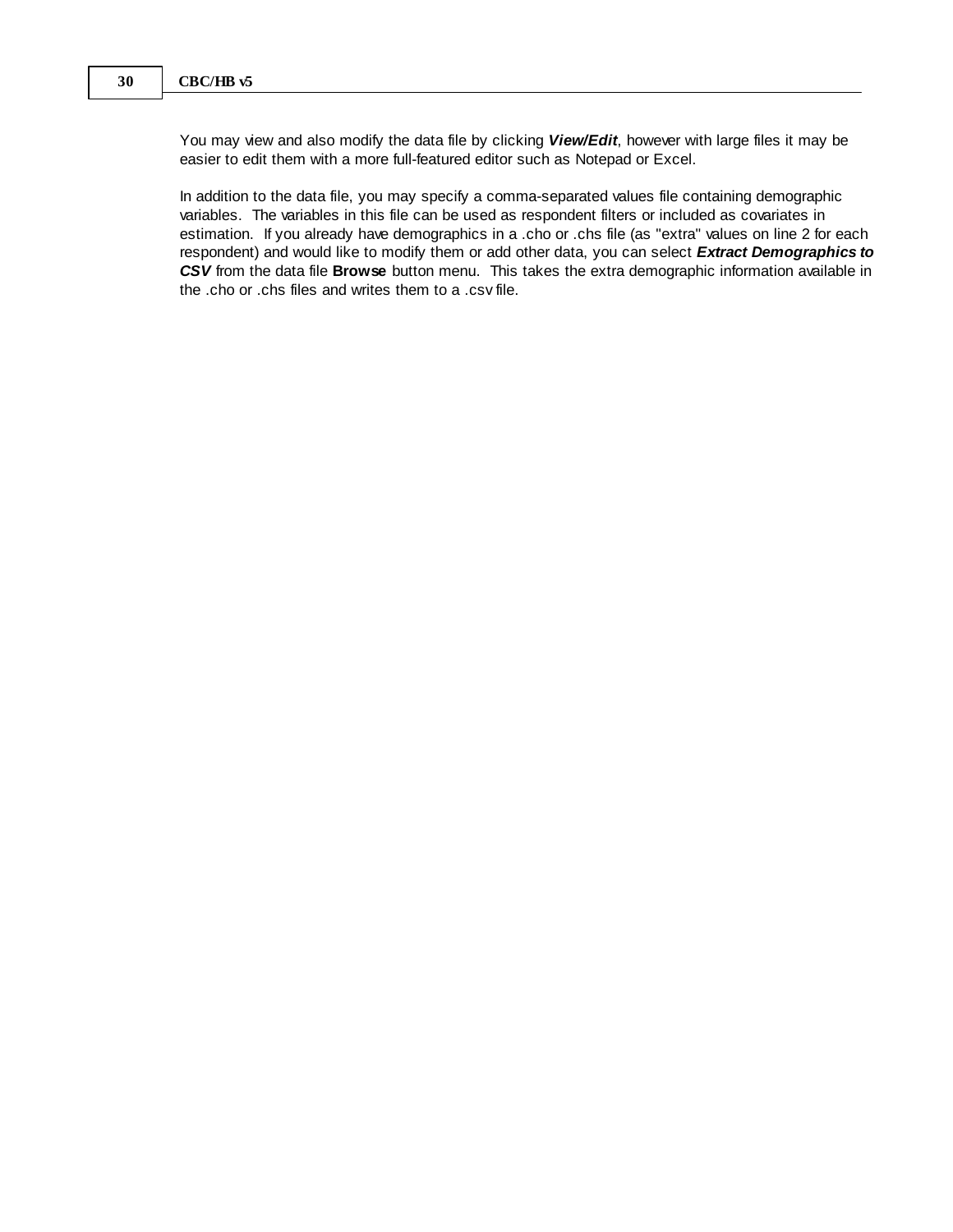You may view and also modify the data file by clicking ***View/Edit***, however with large files it may be easier to edit them with a more full-featured editor such as Notepad or Excel.

In addition to the data file, you may specify a comma-separated values file containing demographic variables. The variables in this file can be used as respondent filters or included as covariates in estimation. If you already have demographics in a .cho or .chs file (as "extra" values on line 2 for each respondent) and would like to modify them or add other data, you can select ***Extract Demographics to CSV*** from the data file **Browse** button menu. This takes the extra demographic information available in the .cho or .chs files and writes them to a .csv file.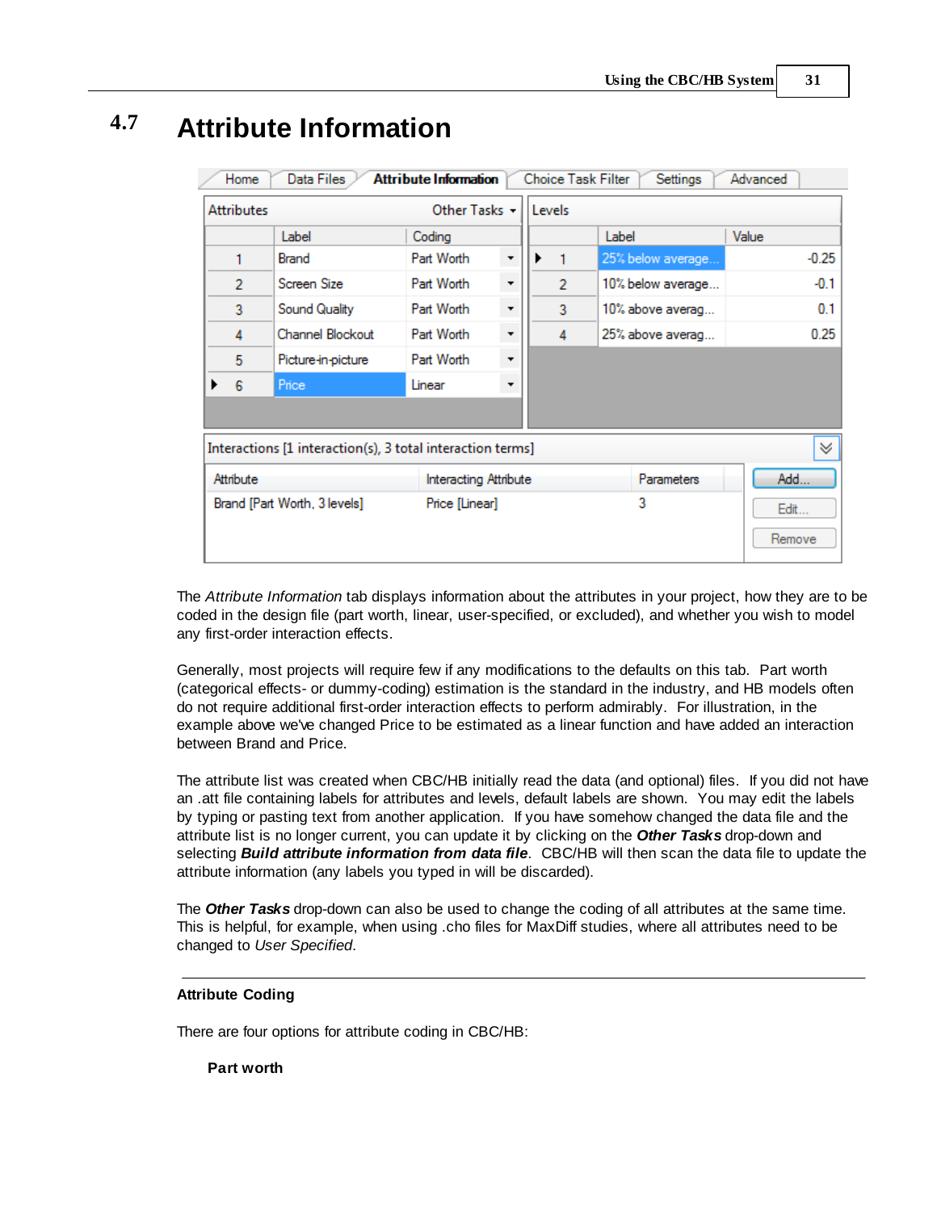## 4.7 Attribute Information

The *Attribute Information* tab displays information about the attributes in your project, how they are to be coded in the design file (part worth, linear, user-specified, or excluded), and whether you wish to model any first-order interaction effects.

Generally, most projects will require few if any modifications to the defaults on this tab. Part worth (categorical effects- or dummy-coding) estimation is the standard in the industry, and HB models often do not require additional first-order interaction effects to perform admirably. For illustration, in the example above we've changed Price to be estimated as a linear function and have added an interaction between Brand and Price.

The attribute list was created when CBC/HB initially read the data (and optional) files. If you did not have an .att file containing labels for attributes and levels, default labels are shown. You may edit the labels by typing or pasting text from another application. If you have somehow changed the data file and the attribute list is no longer current, you can update it by clicking on the ***Other Tasks*** drop-down and selecting ***Build attribute information from data file***. CBC/HB will then scan the data file to update the attribute information (any labels you typed in will be discarded).

The ***Other Tasks*** drop-down can also be used to change the coding of all attributes at the same time. This is helpful, for example, when using .cho files for MaxDiff studies, where all attributes need to be changed to *User Specified*.

---

**Attribute Coding**

There are four options for attribute coding in CBC/HB:

**Part worth**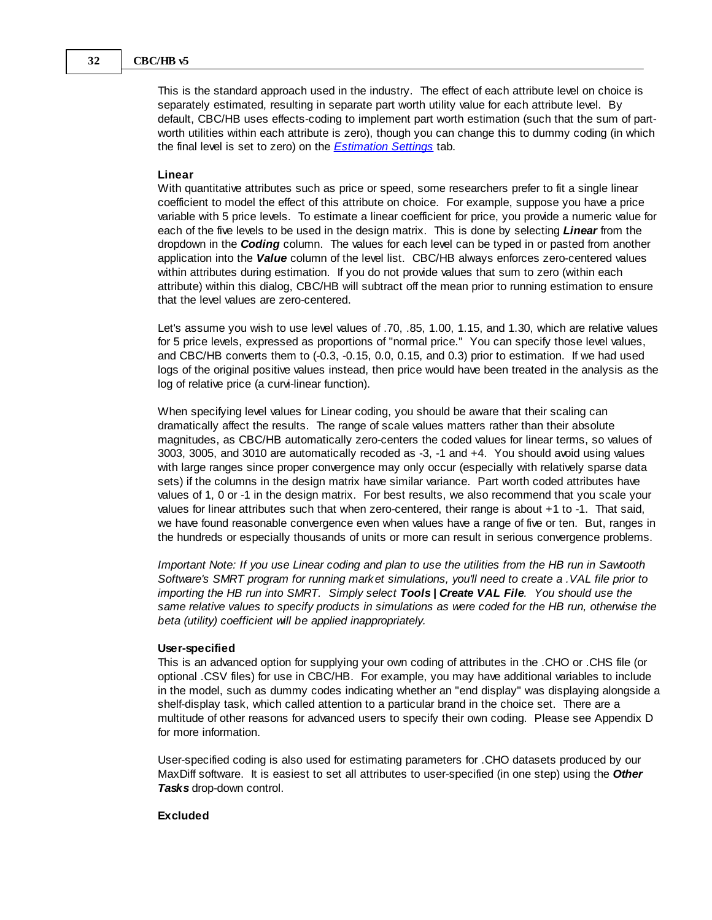This is the standard approach used in the industry. The effect of each attribute level on choice is separately estimated, resulting in separate part worth utility value for each attribute level. By default, CBC/HB uses effects-coding to implement part worth estimation (such that the sum of part-worth utilities within each attribute is zero), though you can change this to dummy coding (in which the final level is set to zero) on the *Estimation Settings* tab.

**Linear**

With quantitative attributes such as price or speed, some researchers prefer to fit a single linear coefficient to model the effect of this attribute on choice. For example, suppose you have a price variable with 5 price levels. To estimate a linear coefficient for price, you provide a numeric value for each of the five levels to be used in the design matrix. This is done by selecting ***Linear*** from the dropdown in the ***Coding*** column. The values for each level can be typed in or pasted from another application into the ***Value*** column of the level list. CBC/HB always enforces zero-centered values within attributes during estimation. If you do not provide values that sum to zero (within each attribute) within this dialog, CBC/HB will subtract off the mean prior to running estimation to ensure that the level values are zero-centered.

Let's assume you wish to use level values of .70, .85, 1.00, 1.15, and 1.30, which are relative values for 5 price levels, expressed as proportions of "normal price." You can specify those level values, and CBC/HB converts them to (-0.3, -0.15, 0.0, 0.15, and 0.3) prior to estimation. If we had used logs of the original positive values instead, then price would have been treated in the analysis as the log of relative price (a curvi-linear function).

When specifying level values for Linear coding, you should be aware that their scaling can dramatically affect the results. The range of scale values matters rather than their absolute magnitudes, as CBC/HB automatically zero-centers the coded values for linear terms, so values of 3003, 3005, and 3010 are automatically recoded as -3, -1 and +4. You should avoid using values with large ranges since proper convergence may only occur (especially with relatively sparse data sets) if the columns in the design matrix have similar variance. Part worth coded attributes have values of 1, 0 or -1 in the design matrix. For best results, we also recommend that you scale your values for linear attributes such that when zero-centered, their range is about +1 to -1. That said, we have found reasonable convergence even when values have a range of five or ten. But, ranges in the hundreds or especially thousands of units or more can result in serious convergence problems.

*Important Note: If you use Linear coding and plan to use the utilities from the HB run in Sawtooth Software's SMRT program for running market simulations, you'll need to create a .VAL file prior to importing the HB run into SMRT. Simply select **Tools | Create VAL File**. You should use the same relative values to specify products in simulations as were coded for the HB run, otherwise the beta (utility) coefficient will be applied inappropriately.*

**User-specified**

This is an advanced option for supplying your own coding of attributes in the .CHO or .CHS file (or optional .CSV files) for use in CBC/HB. For example, you may have additional variables to include in the model, such as dummy codes indicating whether an "end display" was displaying alongside a shelf-display task, which called attention to a particular brand in the choice set. There are a multitude of other reasons for advanced users to specify their own coding. Please see Appendix D for more information.

User-specified coding is also used for estimating parameters for .CHO datasets produced by our MaxDiff software. It is easiest to set all attributes to user-specified (in one step) using the ***Other Tasks*** drop-down control.

**Excluded**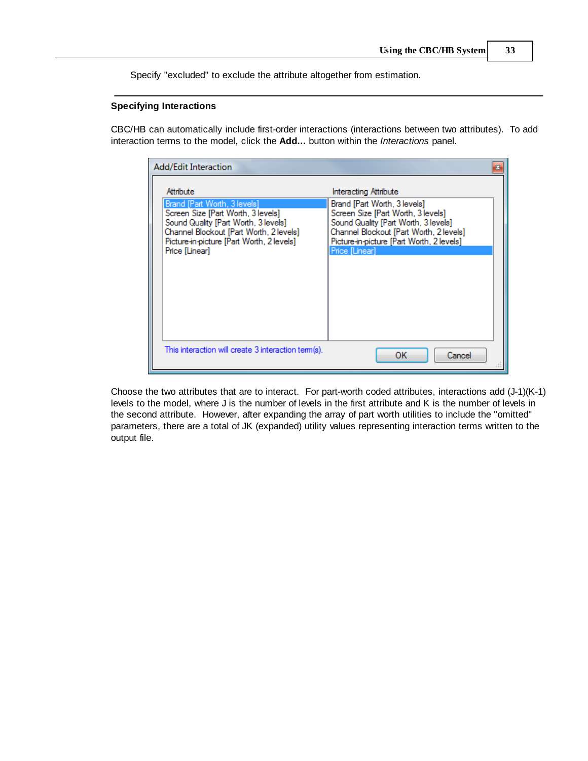Specify "excluded" to exclude the attribute altogether from estimation.

---

### Specifying Interactions

CBC/HB can automatically include first-order interactions (interactions between two attributes). To add interaction terms to the model, click the **Add...** button within the *Interactions* panel.

Choose the two attributes that are to interact. For part-worth coded attributes, interactions add (J-1)(K-1) levels to the model, where J is the number of levels in the first attribute and K is the number of levels in the second attribute. However, after expanding the array of part worth utilities to include the "omitted" parameters, there are a total of JK (expanded) utility values representing interaction terms written to the output file.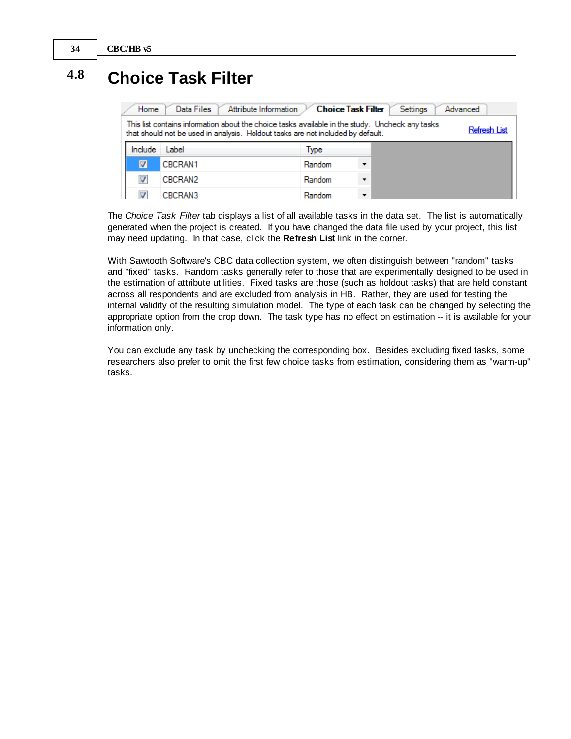## 4.8 Choice Task Filter

| Include | Label | Type |
| --- | --- | --- |
| ☑ | CBCRAN1 | Random |
| ☑ | CBCRAN2 | Random |
| ☑ | CBCRAN3 | Random |

The *Choice Task Filter* tab displays a list of all available tasks in the data set. The list is automatically generated when the project is created. If you have changed the data file used by your project, this list may need updating. In that case, click the **Refresh List** link in the corner.

With Sawtooth Software's CBC data collection system, we often distinguish between "random" tasks and "fixed" tasks. Random tasks generally refer to those that are experimentally designed to be used in the estimation of attribute utilities. Fixed tasks are those (such as holdout tasks) that are held constant across all respondents and are excluded from analysis in HB. Rather, they are used for testing the internal validity of the resulting simulation model. The type of each task can be changed by selecting the appropriate option from the drop down. The task type has no effect on estimation -- it is available for your information only.

You can exclude any task by unchecking the corresponding box. Besides excluding fixed tasks, some researchers also prefer to omit the first few choice tasks from estimation, considering them as "warm-up" tasks.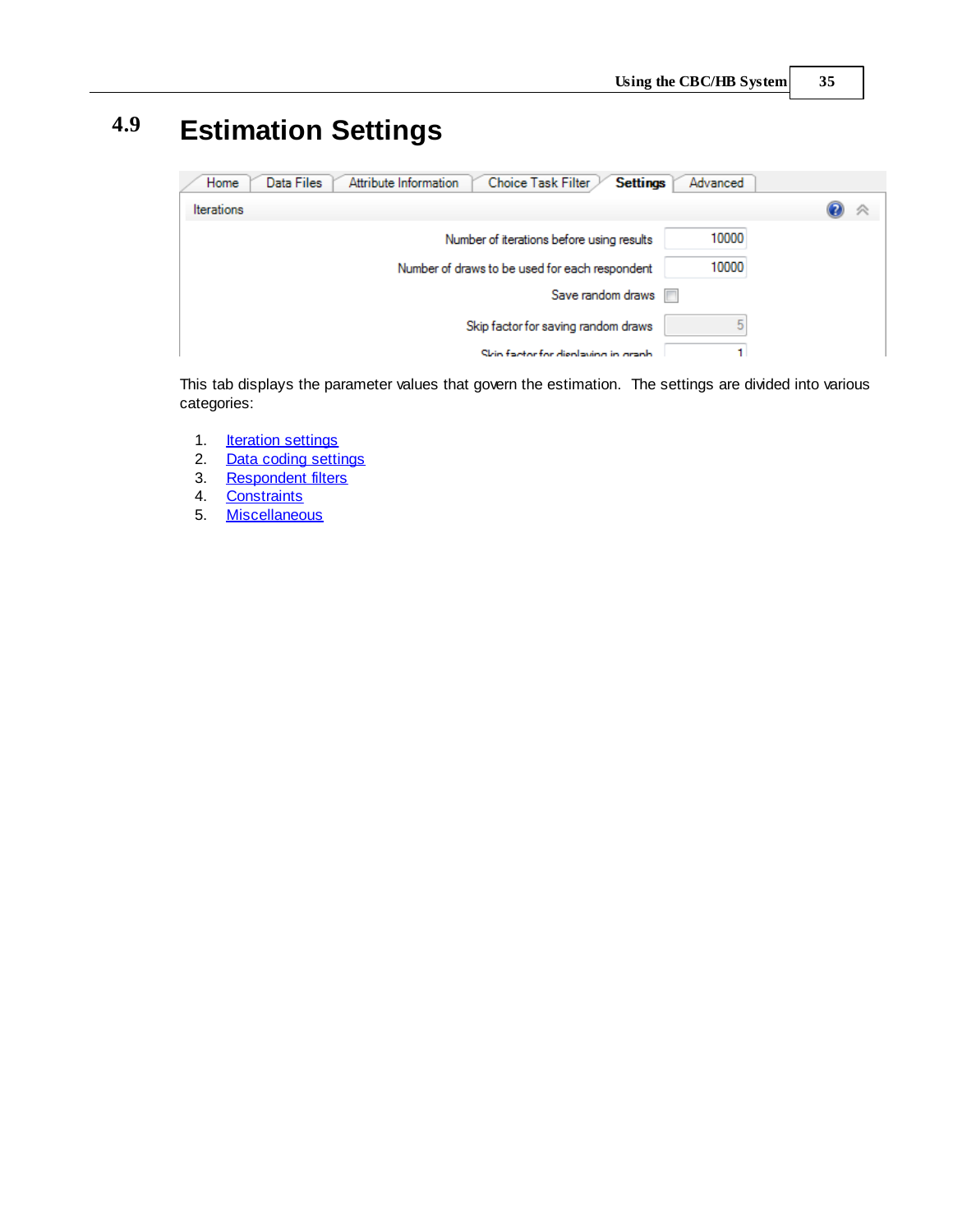# 4.9 Estimation Settings

This tab displays the parameter values that govern the estimation. The settings are divided into various categories:

1. Iteration settings
2. Data coding settings
3. Respondent filters
4. Constraints
5. Miscellaneous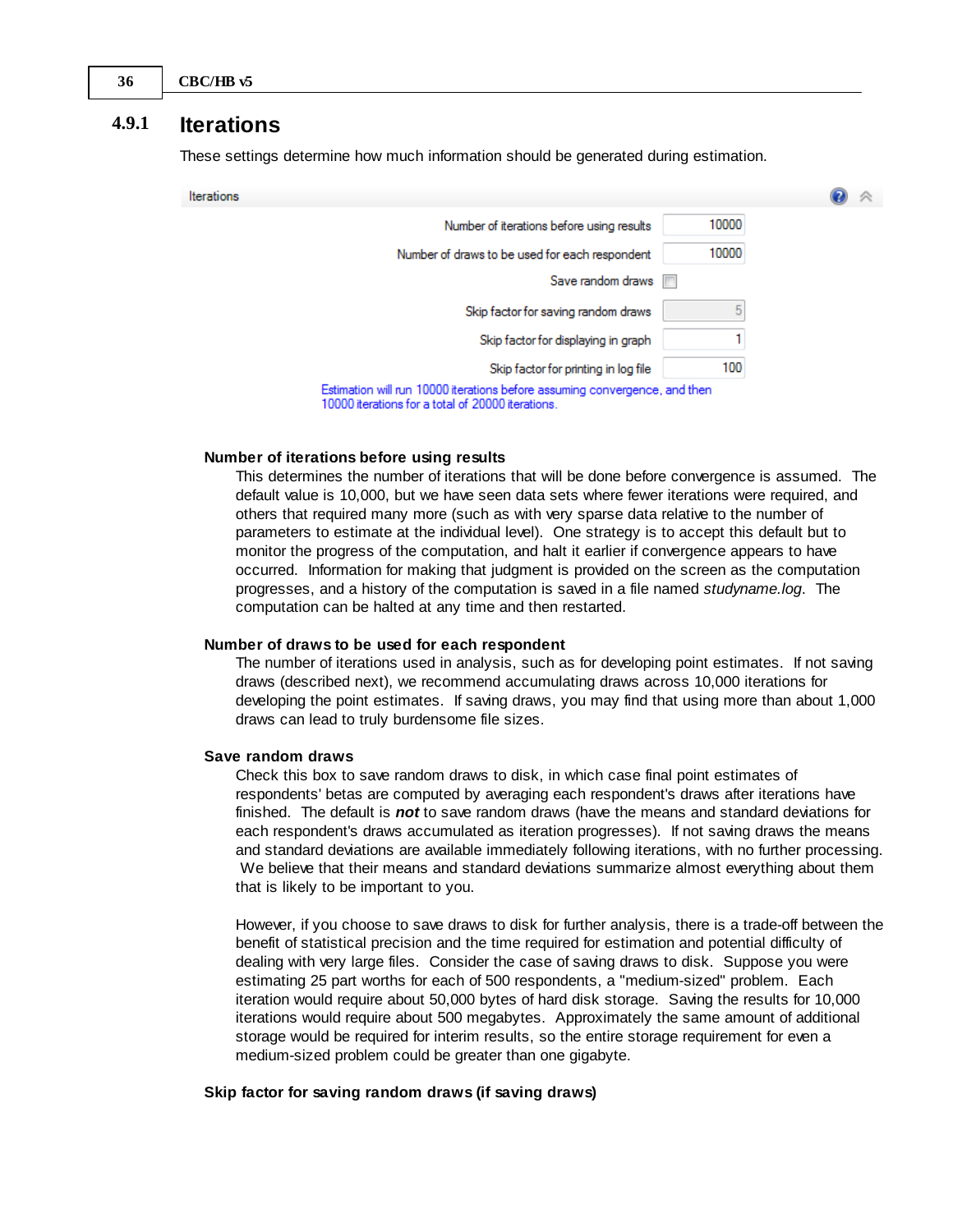## 4.9.1 Iterations

These settings determine how much information should be generated during estimation.

| Iterations | |
|---|---|
| Number of iterations before using results | 10000 |
| Number of draws to be used for each respondent | 10000 |
| Save random draws | ☐ |
| Skip factor for saving random draws | 5 |
| Skip factor for displaying in graph | 1 |
| Skip factor for printing in log file | 100 |

Estimation will run 10000 iterations before assuming convergence, and then 10000 iterations for a total of 20000 iterations.

**Number of iterations before using results**

This determines the number of iterations that will be done before convergence is assumed. The default value is 10,000, but we have seen data sets where fewer iterations were required, and others that required many more (such as with very sparse data relative to the number of parameters to estimate at the individual level). One strategy is to accept this default but to monitor the progress of the computation, and halt it earlier if convergence appears to have occurred. Information for making that judgment is provided on the screen as the computation progresses, and a history of the computation is saved in a file named *studyname.log*. The computation can be halted at any time and then restarted.

**Number of draws to be used for each respondent**

The number of iterations used in analysis, such as for developing point estimates. If not saving draws (described next), we recommend accumulating draws across 10,000 iterations for developing the point estimates. If saving draws, you may find that using more than about 1,000 draws can lead to truly burdensome file sizes.

**Save random draws**

Check this box to save random draws to disk, in which case final point estimates of respondents' betas are computed by averaging each respondent's draws after iterations have finished. The default is ***not*** to save random draws (have the means and standard deviations for each respondent's draws accumulated as iteration progresses). If not saving draws the means and standard deviations are available immediately following iterations, with no further processing. We believe that their means and standard deviations summarize almost everything about them that is likely to be important to you.

However, if you choose to save draws to disk for further analysis, there is a trade-off between the benefit of statistical precision and the time required for estimation and potential difficulty of dealing with very large files. Consider the case of saving draws to disk. Suppose you were estimating 25 part worths for each of 500 respondents, a "medium-sized" problem. Each iteration would require about 50,000 bytes of hard disk storage. Saving the results for 10,000 iterations would require about 500 megabytes. Approximately the same amount of additional storage would be required for interim results, so the entire storage requirement for even a medium-sized problem could be greater than one gigabyte.

**Skip factor for saving random draws (if saving draws)**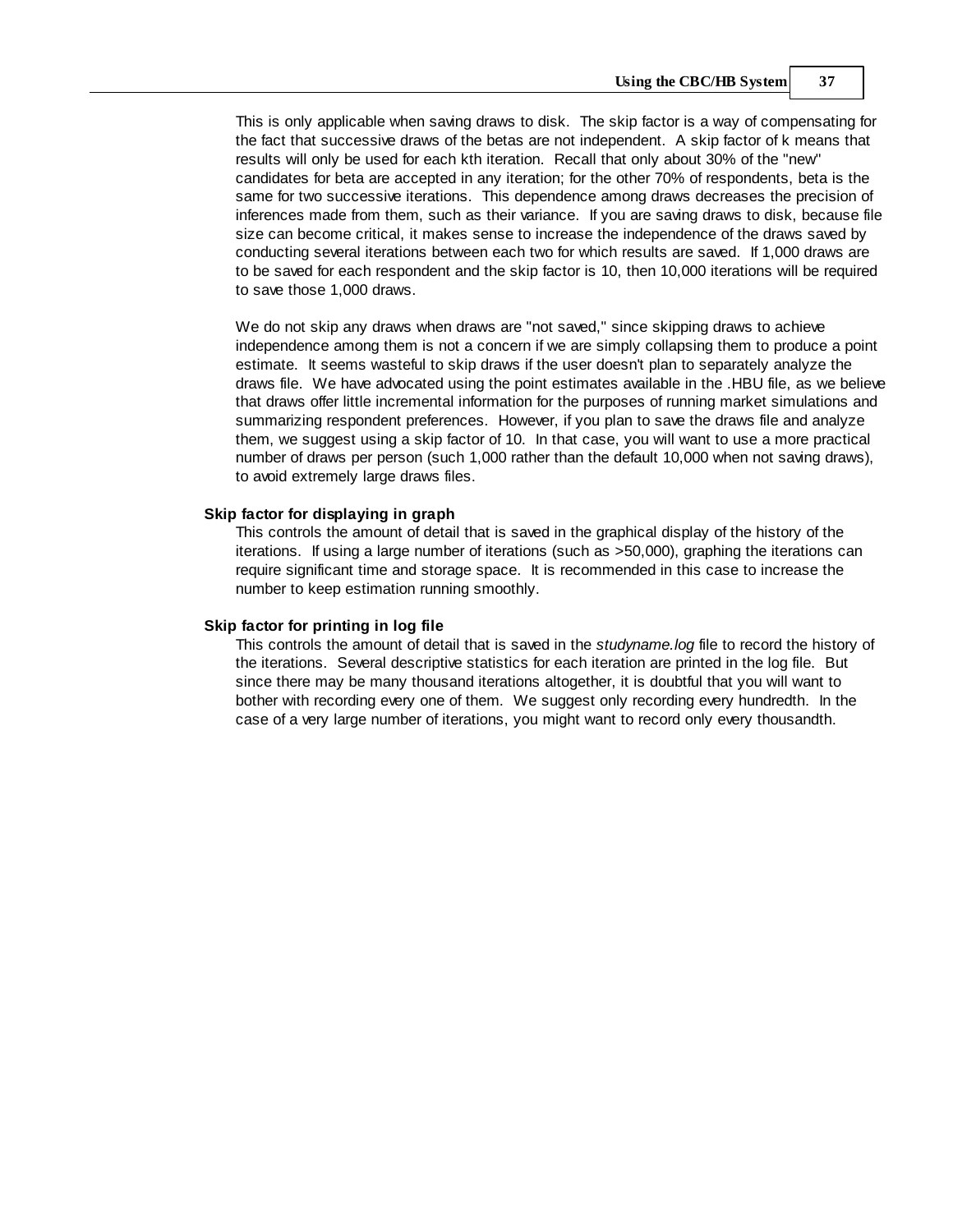This is only applicable when saving draws to disk. The skip factor is a way of compensating for the fact that successive draws of the betas are not independent. A skip factor of k means that results will only be used for each kth iteration. Recall that only about 30% of the "new" candidates for beta are accepted in any iteration; for the other 70% of respondents, beta is the same for two successive iterations. This dependence among draws decreases the precision of inferences made from them, such as their variance. If you are saving draws to disk, because file size can become critical, it makes sense to increase the independence of the draws saved by conducting several iterations between each two for which results are saved. If 1,000 draws are to be saved for each respondent and the skip factor is 10, then 10,000 iterations will be required to save those 1,000 draws.

We do not skip any draws when draws are "not saved," since skipping draws to achieve independence among them is not a concern if we are simply collapsing them to produce a point estimate. It seems wasteful to skip draws if the user doesn't plan to separately analyze the draws file. We have advocated using the point estimates available in the .HBU file, as we believe that draws offer little incremental information for the purposes of running market simulations and summarizing respondent preferences. However, if you plan to save the draws file and analyze them, we suggest using a skip factor of 10. In that case, you will want to use a more practical number of draws per person (such 1,000 rather than the default 10,000 when not saving draws), to avoid extremely large draws files.

**Skip factor for displaying in graph**

This controls the amount of detail that is saved in the graphical display of the history of the iterations. If using a large number of iterations (such as >50,000), graphing the iterations can require significant time and storage space. It is recommended in this case to increase the number to keep estimation running smoothly.

**Skip factor for printing in log file**

This controls the amount of detail that is saved in the *studyname.log* file to record the history of the iterations. Several descriptive statistics for each iteration are printed in the log file. But since there may be many thousand iterations altogether, it is doubtful that you will want to bother with recording every one of them. We suggest only recording every hundredth. In the case of a very large number of iterations, you might want to record only every thousandth.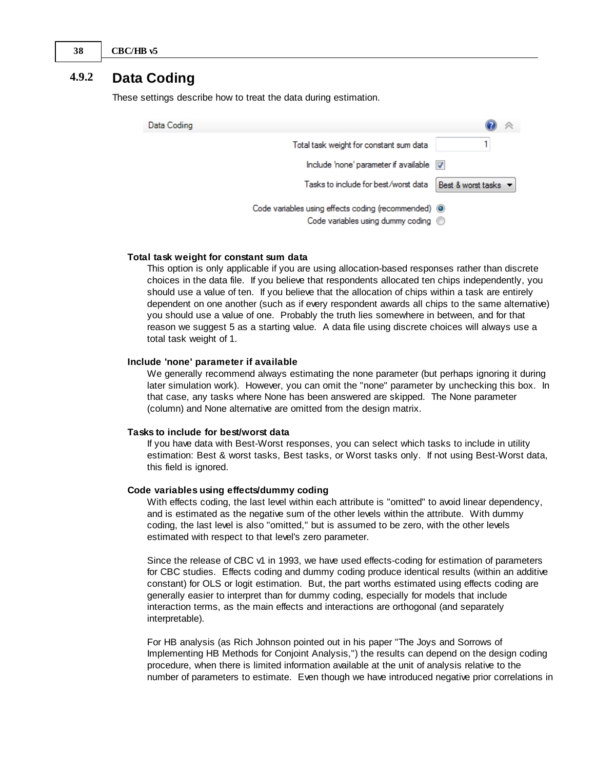## 4.9.2 Data Coding

These settings describe how to treat the data during estimation.

Data Coding

Total task weight for constant sum data: 1

Include 'none' parameter if available: [x]

Tasks to include for best/worst data: Best & worst tasks

(•) Code variables using effects coding (recommended)

( ) Code variables using dummy coding

**Total task weight for constant sum data**

This option is only applicable if you are using allocation-based responses rather than discrete choices in the data file. If you believe that respondents allocated ten chips independently, you should use a value of ten. If you believe that the allocation of chips within a task are entirely dependent on one another (such as if every respondent awards all chips to the same alternative) you should use a value of one. Probably the truth lies somewhere in between, and for that reason we suggest 5 as a starting value. A data file using discrete choices will always use a total task weight of 1.

**Include 'none' parameter if available**

We generally recommend always estimating the none parameter (but perhaps ignoring it during later simulation work). However, you can omit the "none" parameter by unchecking this box. In that case, any tasks where None has been answered are skipped. The None parameter (column) and None alternative are omitted from the design matrix.

**Tasks to include for best/worst data**

If you have data with Best-Worst responses, you can select which tasks to include in utility estimation: Best & worst tasks, Best tasks, or Worst tasks only. If not using Best-Worst data, this field is ignored.

**Code variables using effects/dummy coding**

With effects coding, the last level within each attribute is "omitted" to avoid linear dependency, and is estimated as the negative sum of the other levels within the attribute. With dummy coding, the last level is also "omitted," but is assumed to be zero, with the other levels estimated with respect to that level's zero parameter.

Since the release of CBC v1 in 1993, we have used effects-coding for estimation of parameters for CBC studies. Effects coding and dummy coding produce identical results (within an additive constant) for OLS or logit estimation. But, the part worths estimated using effects coding are generally easier to interpret than for dummy coding, especially for models that include interaction terms, as the main effects and interactions are orthogonal (and separately interpretable).

For HB analysis (as Rich Johnson pointed out in his paper "The Joys and Sorrows of Implementing HB Methods for Conjoint Analysis,") the results can depend on the design coding procedure, when there is limited information available at the unit of analysis relative to the number of parameters to estimate. Even though we have introduced negative prior correlations in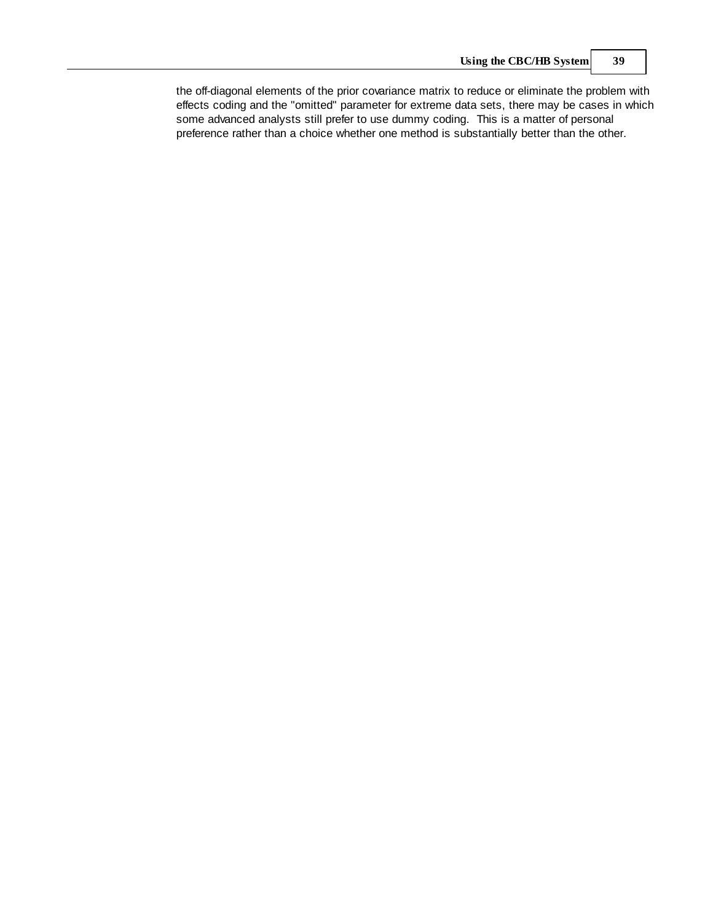the off-diagonal elements of the prior covariance matrix to reduce or eliminate the problem with effects coding and the "omitted" parameter for extreme data sets, there may be cases in which some advanced analysts still prefer to use dummy coding. This is a matter of personal preference rather than a choice whether one method is substantially better than the other.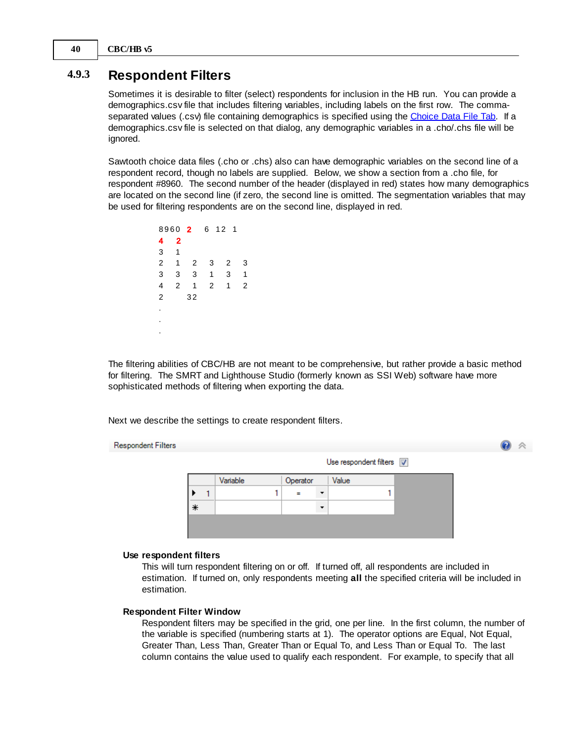### 4.9.3 Respondent Filters

Sometimes it is desirable to filter (select) respondents for inclusion in the HB run. You can provide a demographics.csv file that includes filtering variables, including labels on the first row. The comma-separated values (.csv) file containing demographics is specified using the Choice Data File Tab. If a demographics.csv file is selected on that dialog, any demographic variables in a .cho/.chs file will be ignored.

Sawtooth choice data files (.cho or .chs) also can have demographic variables on the second line of a respondent record, though no labels are supplied. Below, we show a section from a .cho file, for respondent #8960. The second number of the header (displayed in red) states how many demographics are located on the second line (if zero, the second line is omitted. The segmentation variables that may be used for filtering respondents are on the second line, displayed in red.

```
8960 2   6 12 1
4   2
3   1
2   1   2   3   2   3
3   3   3   1   3   1
4   2   1   2   1   2
2     32
.
.
.
```

The filtering abilities of CBC/HB are not meant to be comprehensive, but rather provide a basic method for filtering. The SMRT and Lighthouse Studio (formerly known as SSI Web) software have more sophisticated methods of filtering when exporting the data.

Next we describe the settings to create respondent filters.

Respondent Filters

Use respondent filters ☑

|   | Variable | Operator | Value |
|---|---|---|---|
| ▶ 1 | 1 | = | 1 |
| * |  |  |  |

**Use respondent filters**

This will turn respondent filtering on or off. If turned off, all respondents are included in estimation. If turned on, only respondents meeting **all** the specified criteria will be included in estimation.

**Respondent Filter Window**

Respondent filters may be specified in the grid, one per line. In the first column, the number of the variable is specified (numbering starts at 1). The operator options are Equal, Not Equal, Greater Than, Less Than, Greater Than or Equal To, and Less Than or Equal To. The last column contains the value used to qualify each respondent. For example, to specify that all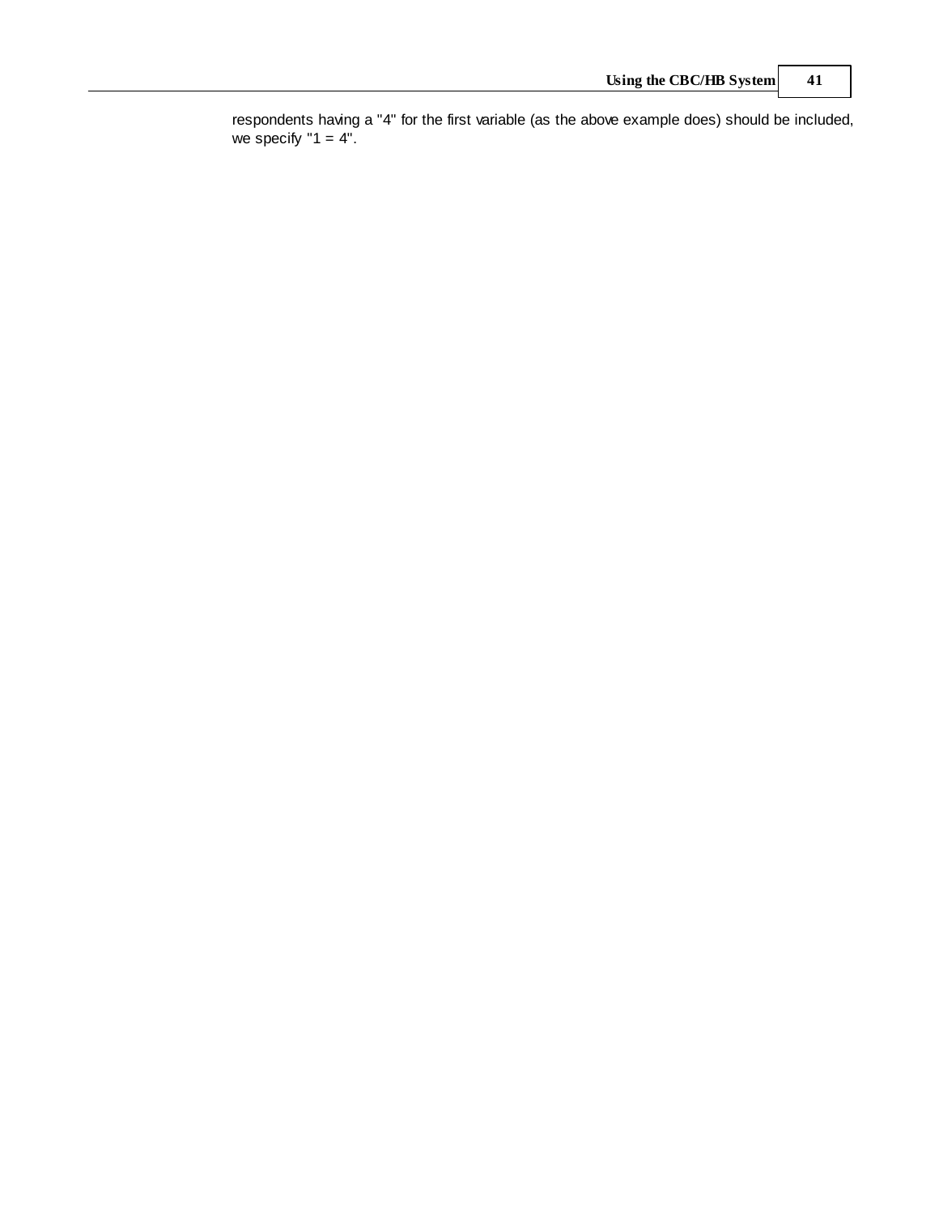respondents having a "4" for the first variable (as the above example does) should be included, we specify "1 = 4".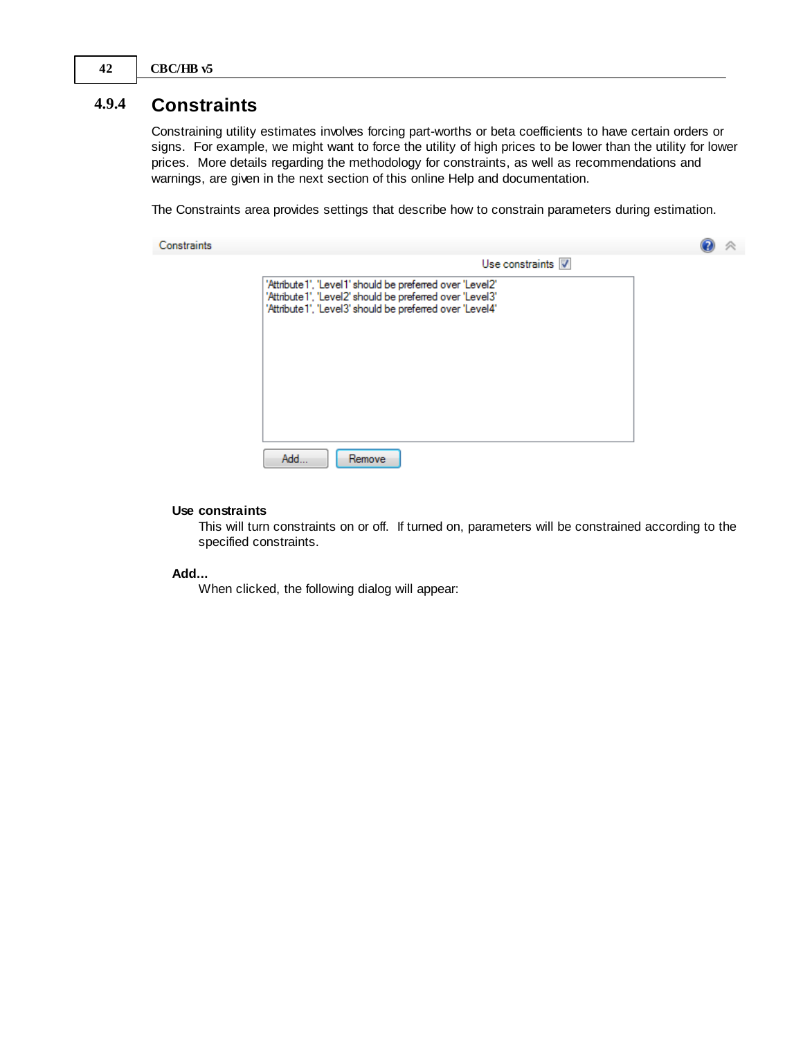### 4.9.4 Constraints

Constraining utility estimates involves forcing part-worths or beta coefficients to have certain orders or signs. For example, we might want to force the utility of high prices to be lower than the utility for lower prices. More details regarding the methodology for constraints, as well as recommendations and warnings, are given in the next section of this online Help and documentation.

The Constraints area provides settings that describe how to constrain parameters during estimation.

**Use constraints**

This will turn constraints on or off. If turned on, parameters will be constrained according to the specified constraints.

**Add...**

When clicked, the following dialog will appear: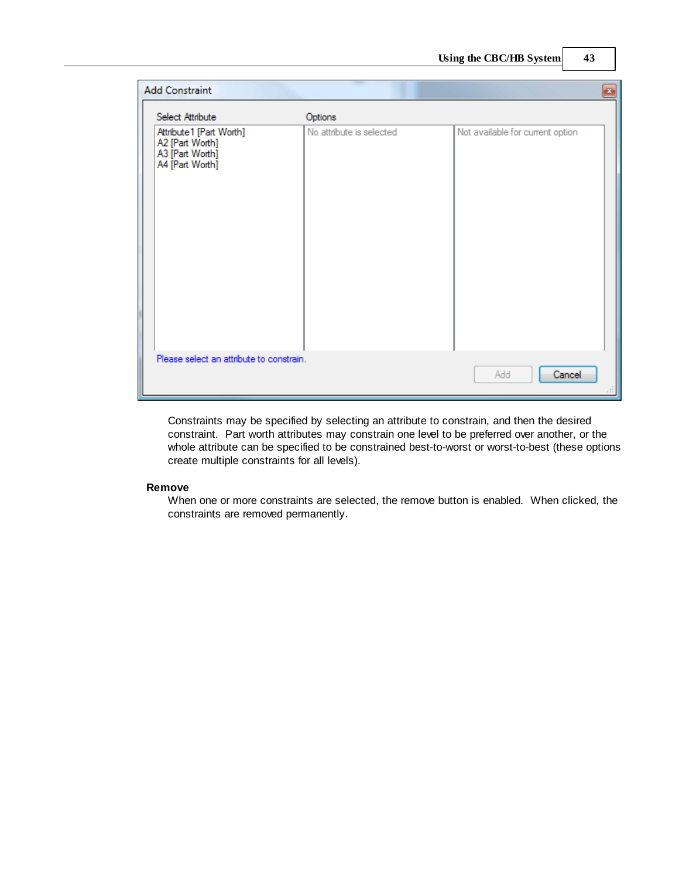Constraints may be specified by selecting an attribute to constrain, and then the desired constraint. Part worth attributes may constrain one level to be preferred over another, or the whole attribute can be specified to be constrained best-to-worst or worst-to-best (these options create multiple constraints for all levels).

**Remove**

When one or more constraints are selected, the remove button is enabled. When clicked, the constraints are removed permanently.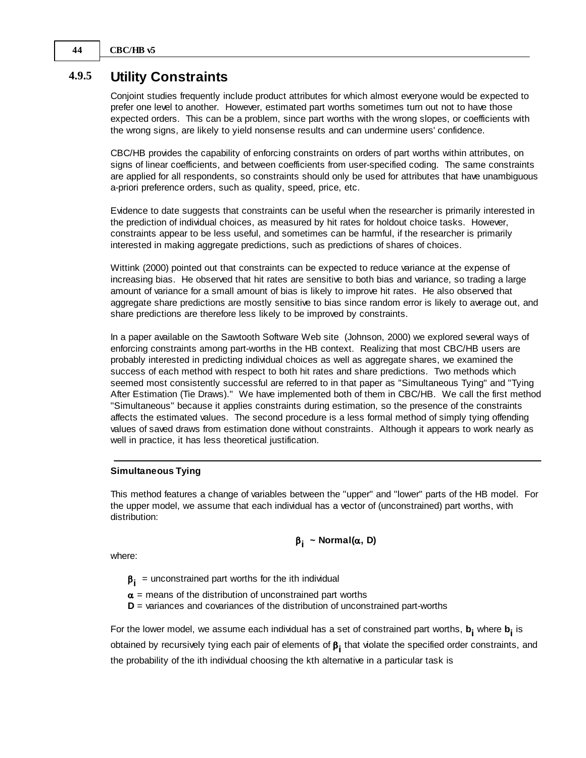### 4.9.5 Utility Constraints

Conjoint studies frequently include product attributes for which almost everyone would be expected to prefer one level to another. However, estimated part worths sometimes turn out not to have those expected orders. This can be a problem, since part worths with the wrong slopes, or coefficients with the wrong signs, are likely to yield nonsense results and can undermine users' confidence.

CBC/HB provides the capability of enforcing constraints on orders of part worths within attributes, on signs of linear coefficients, and between coefficients from user-specified coding. The same constraints are applied for all respondents, so constraints should only be used for attributes that have unambiguous a-priori preference orders, such as quality, speed, price, etc.

Evidence to date suggests that constraints can be useful when the researcher is primarily interested in the prediction of individual choices, as measured by hit rates for holdout choice tasks. However, constraints appear to be less useful, and sometimes can be harmful, if the researcher is primarily interested in making aggregate predictions, such as predictions of shares of choices.

Wittink (2000) pointed out that constraints can be expected to reduce variance at the expense of increasing bias. He observed that hit rates are sensitive to both bias and variance, so trading a large amount of variance for a small amount of bias is likely to improve hit rates. He also observed that aggregate share predictions are mostly sensitive to bias since random error is likely to average out, and share predictions are therefore less likely to be improved by constraints.

In a paper available on the Sawtooth Software Web site (Johnson, 2000) we explored several ways of enforcing constraints among part-worths in the HB context. Realizing that most CBC/HB users are probably interested in predicting individual choices as well as aggregate shares, we examined the success of each method with respect to both hit rates and share predictions. Two methods which seemed most consistently successful are referred to in that paper as "Simultaneous Tying" and "Tying After Estimation (Tie Draws)." We have implemented both of them in CBC/HB. We call the first method "Simultaneous" because it applies constraints during estimation, so the presence of the constraints affects the estimated values. The second procedure is a less formal method of simply tying offending values of saved draws from estimation done without constraints. Although it appears to work nearly as well in practice, it has less theoretical justification.

---

**Simultaneous Tying**

This method features a change of variables between the "upper" and "lower" parts of the HB model. For the upper model, we assume that each individual has a vector of (unconstrained) part worths, with distribution:

$$\boldsymbol{\beta}_i \sim \text{Normal}(\boldsymbol{\alpha}, \mathbf{D})$$

where:

$\boldsymbol{\beta}_i$ = unconstrained part worths for the ith individual

$\boldsymbol{\alpha}$ = means of the distribution of unconstrained part worths

$\mathbf{D}$ = variances and covariances of the distribution of unconstrained part-worths

For the lower model, we assume each individual has a set of constrained part worths, $\mathbf{b}_i$ where $\mathbf{b}_i$ is obtained by recursively tying each pair of elements of $\boldsymbol{\beta}_i$ that violate the specified order constraints, and the probability of the ith individual choosing the kth alternative in a particular task is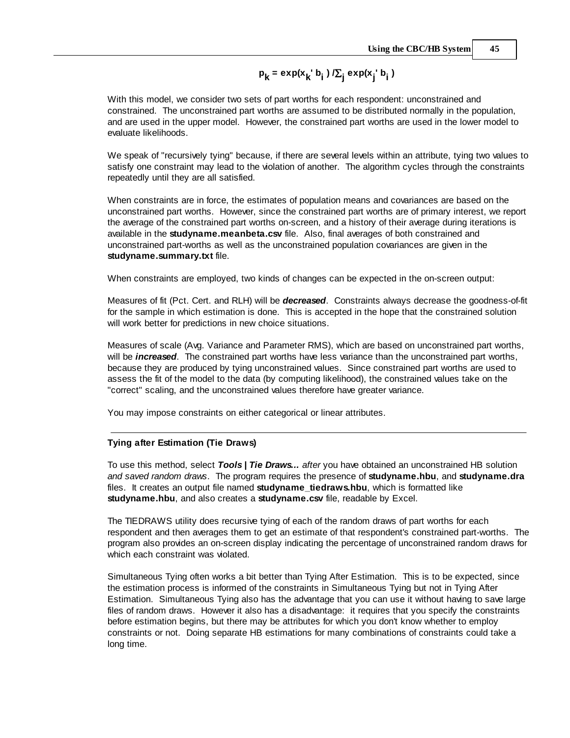$$p_k = \exp(x_k' b_i) / \Sigma_j \exp(x_j' b_i)$$

With this model, we consider two sets of part worths for each respondent: unconstrained and constrained. The unconstrained part worths are assumed to be distributed normally in the population, and are used in the upper model. However, the constrained part worths are used in the lower model to evaluate likelihoods.

We speak of "recursively tying" because, if there are several levels within an attribute, tying two values to satisfy one constraint may lead to the violation of another. The algorithm cycles through the constraints repeatedly until they are all satisfied.

When constraints are in force, the estimates of population means and covariances are based on the unconstrained part worths. However, since the constrained part worths are of primary interest, we report the average of the constrained part worths on-screen, and a history of their average during iterations is available in the **studyname.meanbeta.csv** file. Also, final averages of both constrained and unconstrained part-worths as well as the unconstrained population covariances are given in the **studyname.summary.txt** file.

When constraints are employed, two kinds of changes can be expected in the on-screen output:

Measures of fit (Pct. Cert. and RLH) will be ***decreased***. Constraints always decrease the goodness-of-fit for the sample in which estimation is done. This is accepted in the hope that the constrained solution will work better for predictions in new choice situations.

Measures of scale (Avg. Variance and Parameter RMS), which are based on unconstrained part worths, will be ***increased***. The constrained part worths have less variance than the unconstrained part worths, because they are produced by tying unconstrained values. Since constrained part worths are used to assess the fit of the model to the data (by computing likelihood), the constrained values take on the "correct" scaling, and the unconstrained values therefore have greater variance.

You may impose constraints on either categorical or linear attributes.

---

**Tying after Estimation (Tie Draws)**

To use this method, select ***Tools | Tie Draws...*** *after* you have obtained an unconstrained HB solution *and saved random draws*. The program requires the presence of **studyname.hbu**, and **studyname.dra** files. It creates an output file named **studyname_tiedraws.hbu**, which is formatted like **studyname.hbu**, and also creates a **studyname.csv** file, readable by Excel.

The TIEDRAWS utility does recursive tying of each of the random draws of part worths for each respondent and then averages them to get an estimate of that respondent's constrained part-worths. The program also provides an on-screen display indicating the percentage of unconstrained random draws for which each constraint was violated.

Simultaneous Tying often works a bit better than Tying After Estimation. This is to be expected, since the estimation process is informed of the constraints in Simultaneous Tying but not in Tying After Estimation. Simultaneous Tying also has the advantage that you can use it without having to save large files of random draws. However it also has a disadvantage: it requires that you specify the constraints before estimation begins, but there may be attributes for which you don't know whether to employ constraints or not. Doing separate HB estimations for many combinations of constraints could take a long time.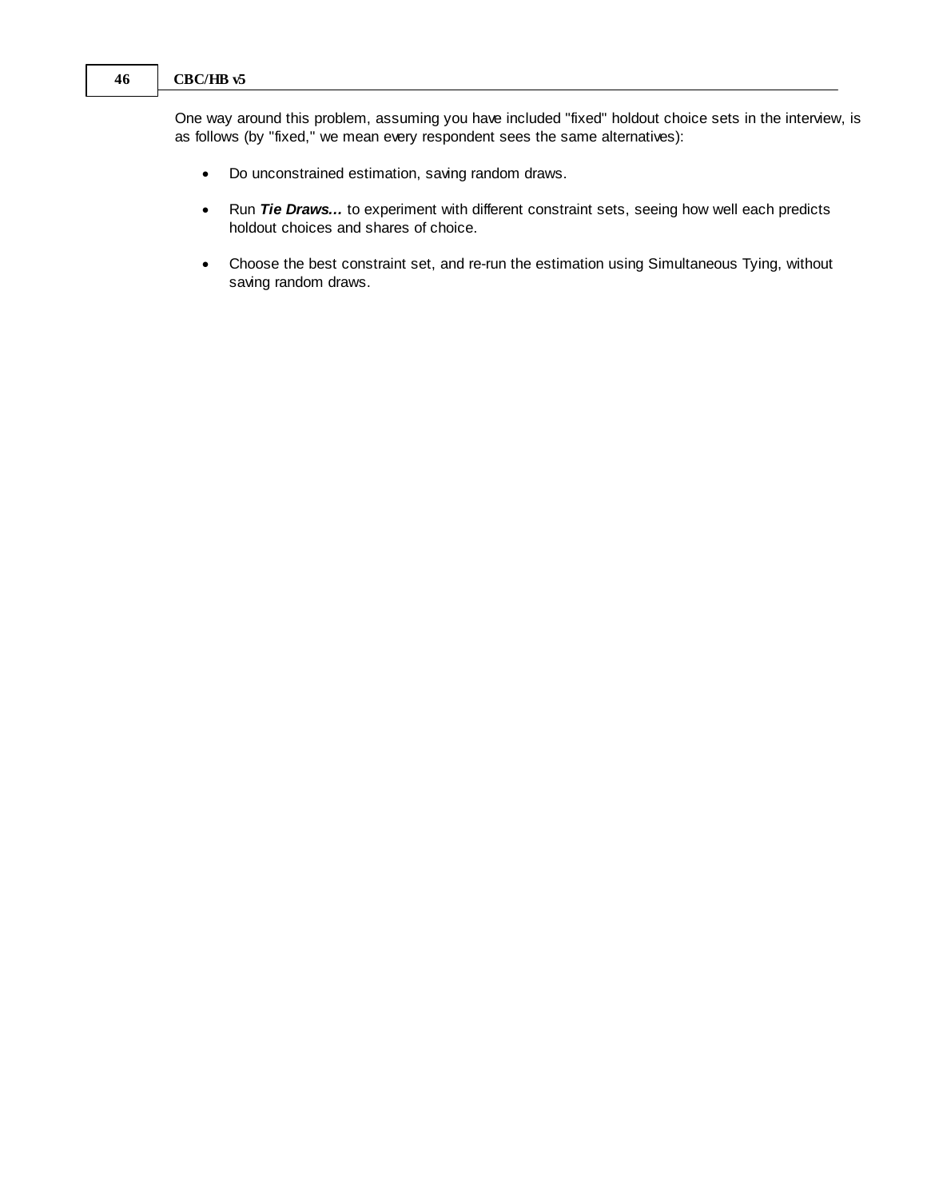One way around this problem, assuming you have included "fixed" holdout choice sets in the interview, is as follows (by "fixed," we mean every respondent sees the same alternatives):

- Do unconstrained estimation, saving random draws.
- Run ***Tie Draws…*** to experiment with different constraint sets, seeing how well each predicts holdout choices and shares of choice.
- Choose the best constraint set, and re-run the estimation using Simultaneous Tying, without saving random draws.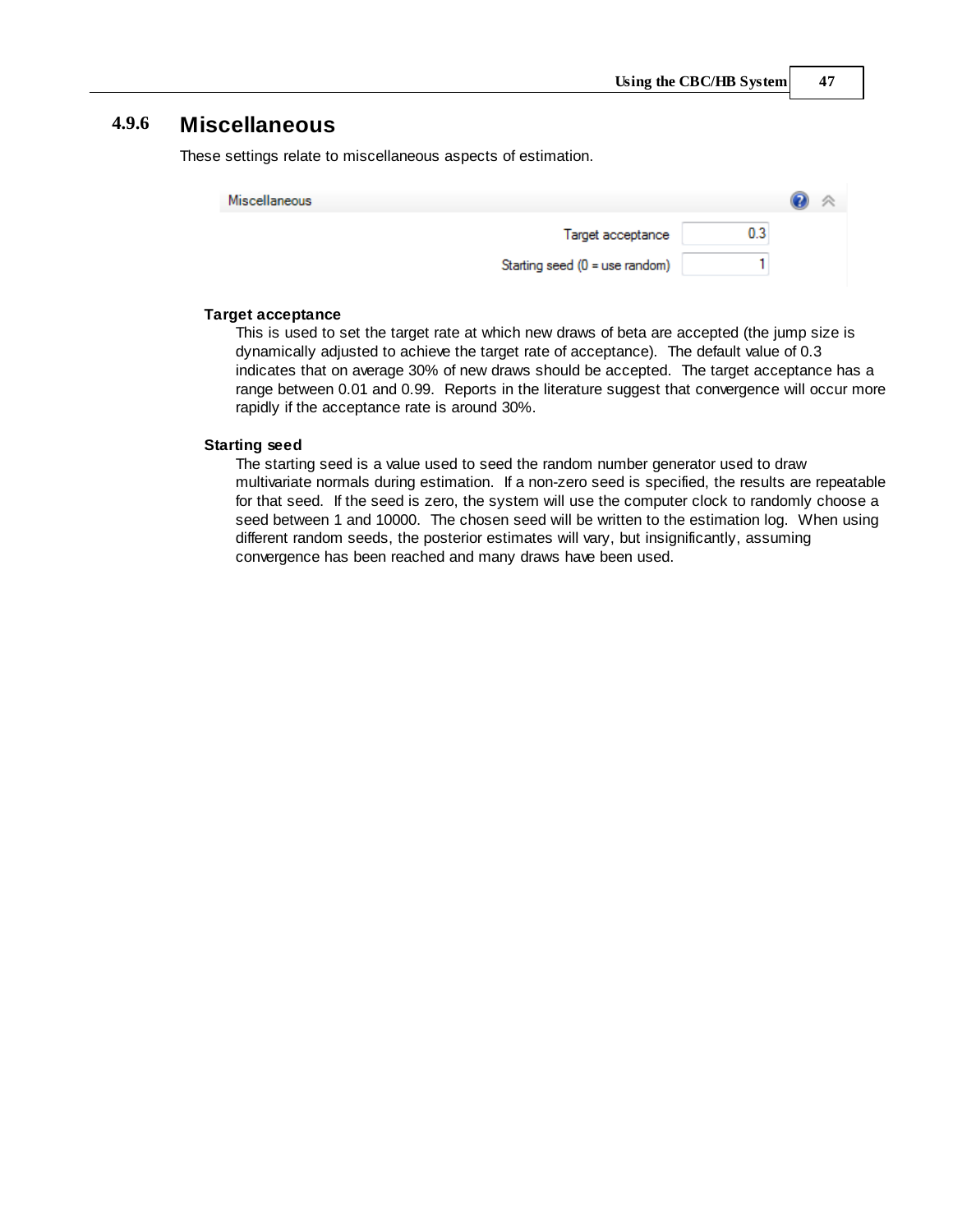### 4.9.6 Miscellaneous

These settings relate to miscellaneous aspects of estimation.

| Miscellaneous | |
|---|---|
| Target acceptance | 0.3 |
| Starting seed (0 = use random) | 1 |

**Target acceptance**

This is used to set the target rate at which new draws of beta are accepted (the jump size is dynamically adjusted to achieve the target rate of acceptance). The default value of 0.3 indicates that on average 30% of new draws should be accepted. The target acceptance has a range between 0.01 and 0.99. Reports in the literature suggest that convergence will occur more rapidly if the acceptance rate is around 30%.

**Starting seed**

The starting seed is a value used to seed the random number generator used to draw multivariate normals during estimation. If a non-zero seed is specified, the results are repeatable for that seed. If the seed is zero, the system will use the computer clock to randomly choose a seed between 1 and 10000. The chosen seed will be written to the estimation log. When using different random seeds, the posterior estimates will vary, but insignificantly, assuming convergence has been reached and many draws have been used.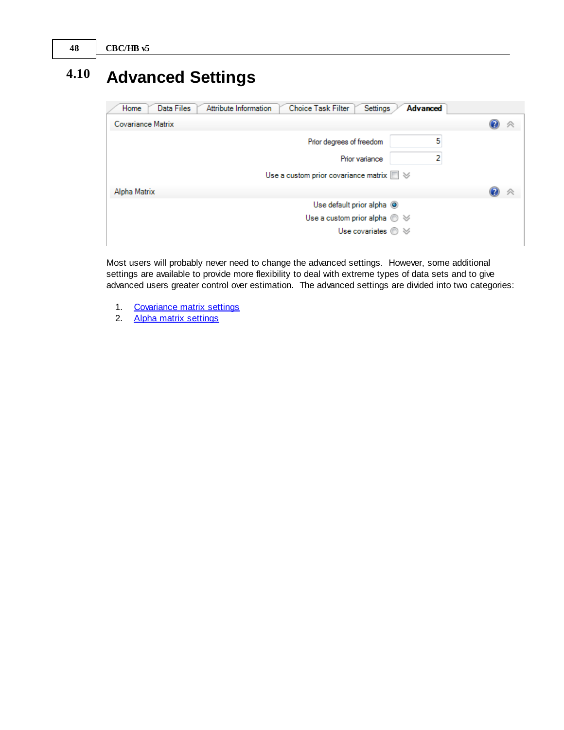# 4.10 Advanced Settings

Most users will probably never need to change the advanced settings. However, some additional settings are available to provide more flexibility to deal with extreme types of data sets and to give advanced users greater control over estimation. The advanced settings are divided into two categories:

1. Covariance matrix settings
2. Alpha matrix settings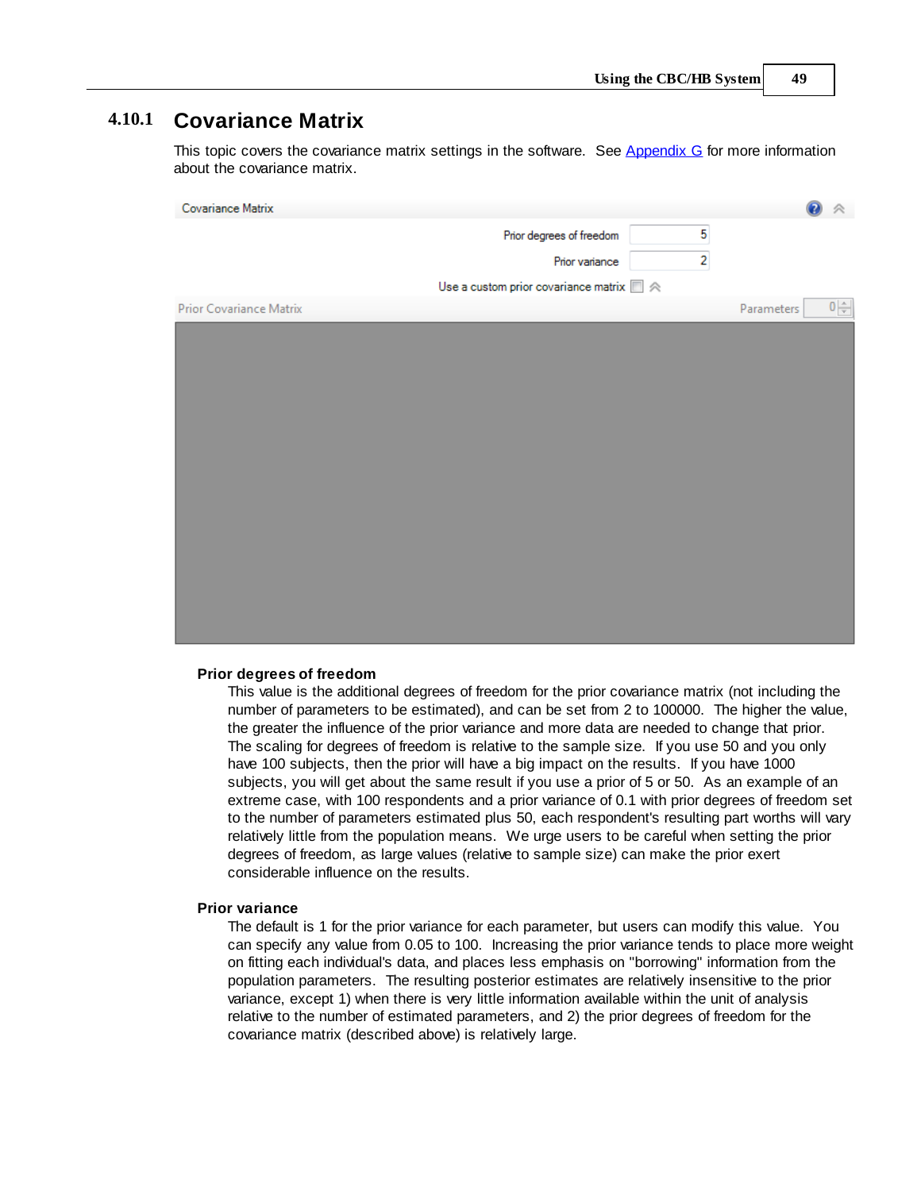### 4.10.1 Covariance Matrix

This topic covers the covariance matrix settings in the software. See Appendix G for more information about the covariance matrix.

**Prior degrees of freedom**

This value is the additional degrees of freedom for the prior covariance matrix (not including the number of parameters to be estimated), and can be set from 2 to 100000. The higher the value, the greater the influence of the prior variance and more data are needed to change that prior. The scaling for degrees of freedom is relative to the sample size. If you use 50 and you only have 100 subjects, then the prior will have a big impact on the results. If you have 1000 subjects, you will get about the same result if you use a prior of 5 or 50. As an example of an extreme case, with 100 respondents and a prior variance of 0.1 with prior degrees of freedom set to the number of parameters estimated plus 50, each respondent's resulting part worths will vary relatively little from the population means. We urge users to be careful when setting the prior degrees of freedom, as large values (relative to sample size) can make the prior exert considerable influence on the results.

**Prior variance**

The default is 1 for the prior variance for each parameter, but users can modify this value. You can specify any value from 0.05 to 100. Increasing the prior variance tends to place more weight on fitting each individual's data, and places less emphasis on "borrowing" information from the population parameters. The resulting posterior estimates are relatively insensitive to the prior variance, except 1) when there is very little information available within the unit of analysis relative to the number of estimated parameters, and 2) the prior degrees of freedom for the covariance matrix (described above) is relatively large.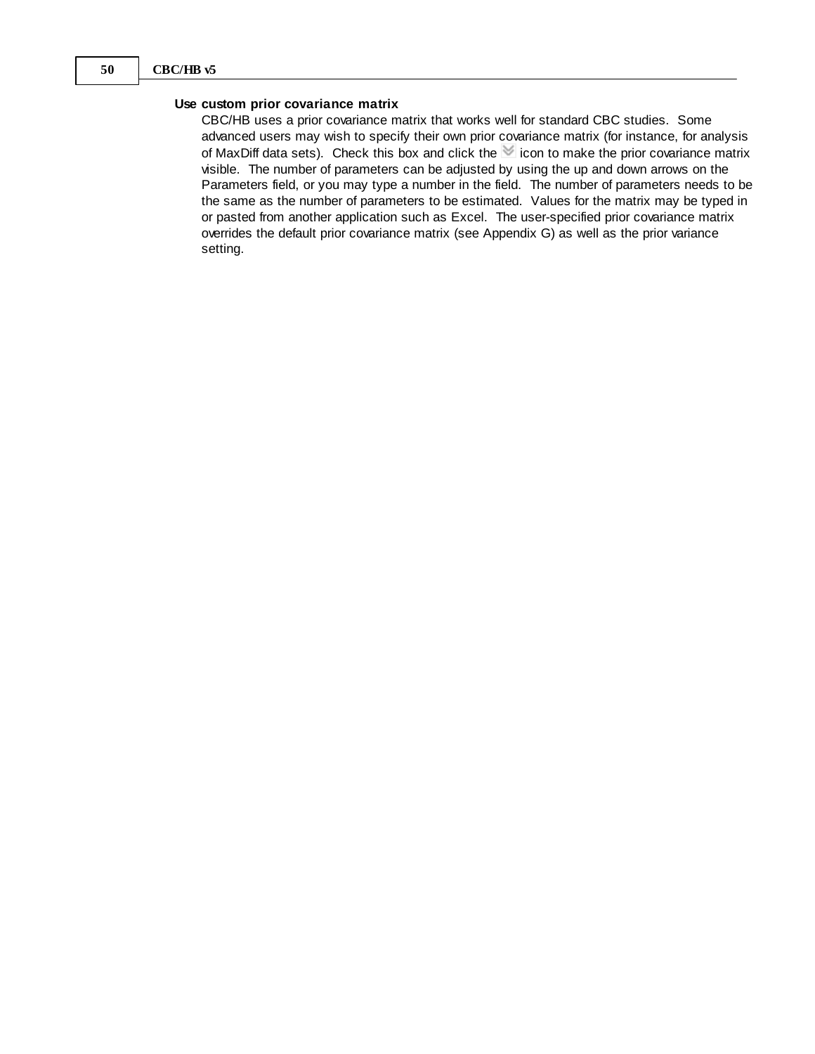**Use custom prior covariance matrix**

CBC/HB uses a prior covariance matrix that works well for standard CBC studies. Some advanced users may wish to specify their own prior covariance matrix (for instance, for analysis of MaxDiff data sets). Check this box and click the icon to make the prior covariance matrix visible. The number of parameters can be adjusted by using the up and down arrows on the Parameters field, or you may type a number in the field. The number of parameters needs to be the same as the number of parameters to be estimated. Values for the matrix may be typed in or pasted from another application such as Excel. The user-specified prior covariance matrix overrides the default prior covariance matrix (see Appendix G) as well as the prior variance setting.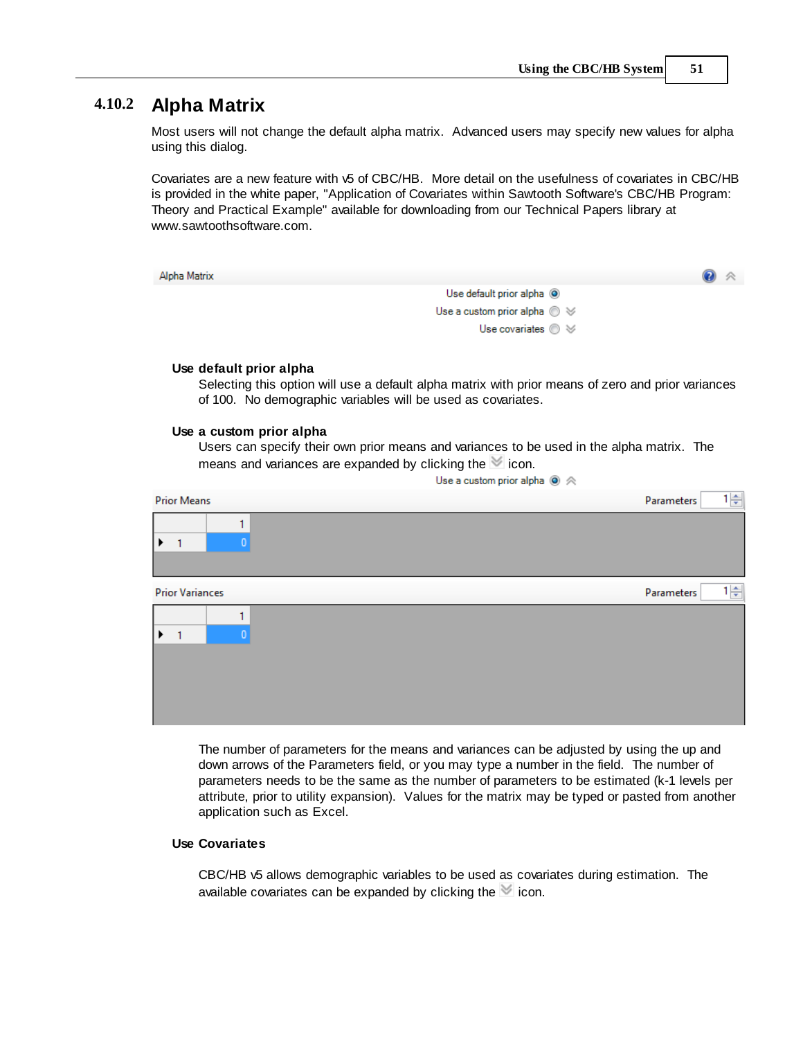## 4.10.2 Alpha Matrix

Most users will not change the default alpha matrix. Advanced users may specify new values for alpha using this dialog.

Covariates are a new feature with v5 of CBC/HB. More detail on the usefulness of covariates in CBC/HB is provided in the white paper, "Application of Covariates within Sawtooth Software's CBC/HB Program: Theory and Practical Example" available for downloading from our Technical Papers library at www.sawtoothsoftware.com.

Alpha Matrix

Use default prior alpha

Use a custom prior alpha

Use covariates

**Use default prior alpha**

Selecting this option will use a default alpha matrix with prior means of zero and prior variances of 100. No demographic variables will be used as covariates.

**Use a custom prior alpha**

Users can specify their own prior means and variances to be used in the alpha matrix. The means and variances are expanded by clicking the icon.

Use a custom prior alpha

Prior Means — Parameters 1

| | 1 |
|---|---|
| 1 | 0 |

Prior Variances — Parameters 1

| | 1 |
|---|---|
| 1 | 0 |

The number of parameters for the means and variances can be adjusted by using the up and down arrows of the Parameters field, or you may type a number in the field. The number of parameters needs to be the same as the number of parameters to be estimated (k-1 levels per attribute, prior to utility expansion). Values for the matrix may be typed or pasted from another application such as Excel.

**Use Covariates**

CBC/HB v5 allows demographic variables to be used as covariates during estimation. The available covariates can be expanded by clicking the icon.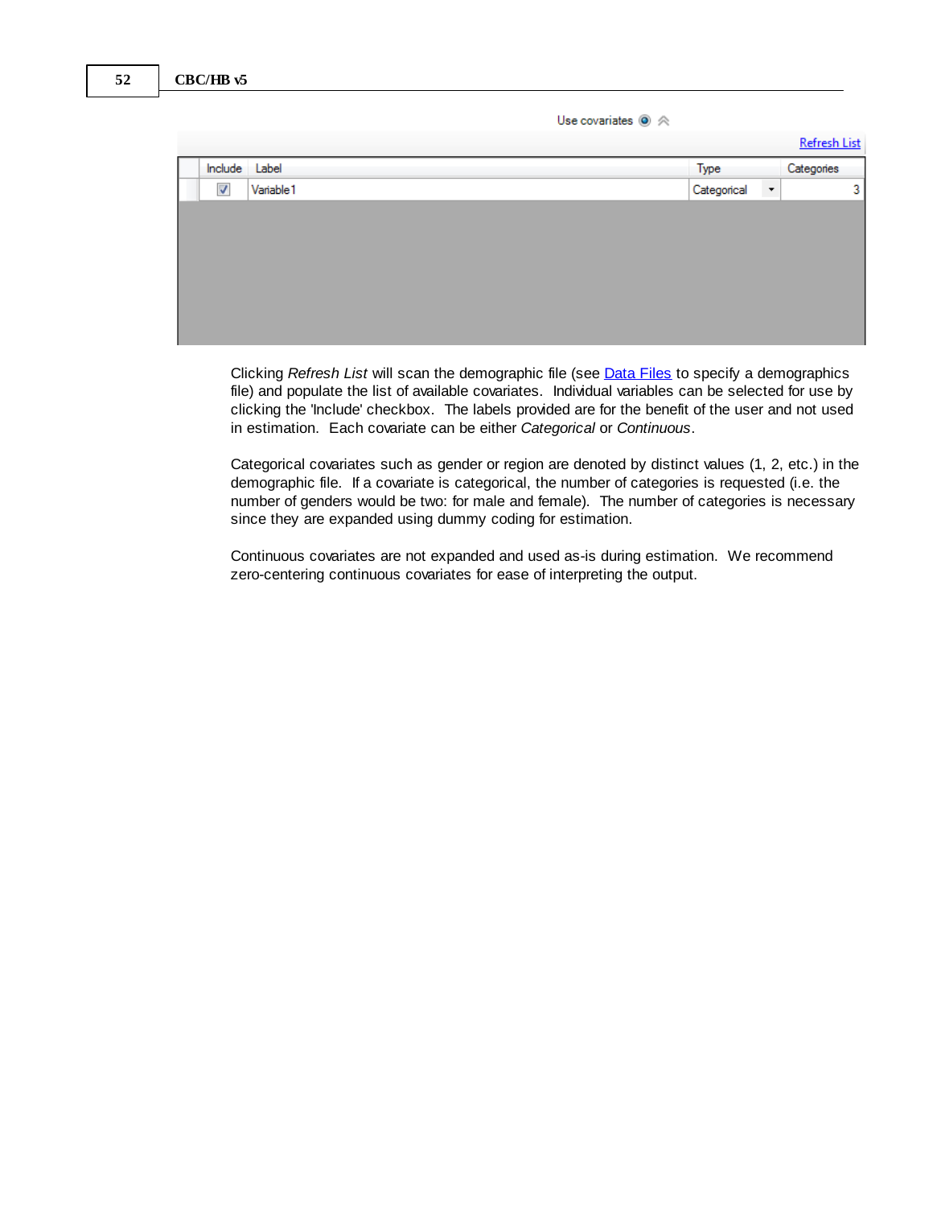Use covariates

Refresh List

| Include | Label | Type | Categories |
|---|---|---|---|
| ☑ | Variable1 | Categorical | 3 |

Clicking *Refresh List* will scan the demographic file (see Data Files to specify a demographics file) and populate the list of available covariates. Individual variables can be selected for use by clicking the 'Include' checkbox. The labels provided are for the benefit of the user and not used in estimation. Each covariate can be either *Categorical* or *Continuous*.

Categorical covariates such as gender or region are denoted by distinct values (1, 2, etc.) in the demographic file. If a covariate is categorical, the number of categories is requested (i.e. the number of genders would be two: for male and female). The number of categories is necessary since they are expanded using dummy coding for estimation.

Continuous covariates are not expanded and used as-is during estimation. We recommend zero-centering continuous covariates for ease of interpreting the output.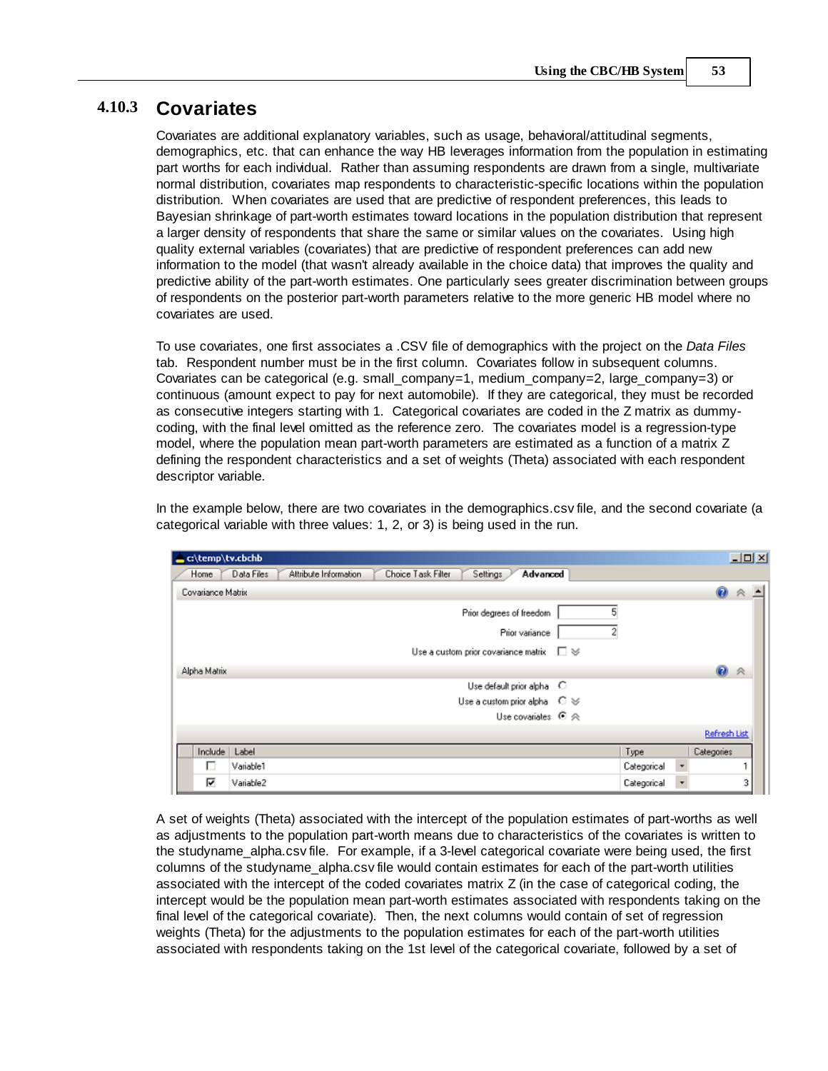### 4.10.3 Covariates

Covariates are additional explanatory variables, such as usage, behavioral/attitudinal segments, demographics, etc. that can enhance the way HB leverages information from the population in estimating part worths for each individual. Rather than assuming respondents are drawn from a single, multivariate normal distribution, covariates map respondents to characteristic-specific locations within the population distribution. When covariates are used that are predictive of respondent preferences, this leads to Bayesian shrinkage of part-worth estimates toward locations in the population distribution that represent a larger density of respondents that share the same or similar values on the covariates. Using high quality external variables (covariates) that are predictive of respondent preferences can add new information to the model (that wasn't already available in the choice data) that improves the quality and predictive ability of the part-worth estimates. One particularly sees greater discrimination between groups of respondents on the posterior part-worth parameters relative to the more generic HB model where no covariates are used.

To use covariates, one first associates a .CSV file of demographics with the project on the *Data Files* tab. Respondent number must be in the first column. Covariates follow in subsequent columns. Covariates can be categorical (e.g. small_company=1, medium_company=2, large_company=3) or continuous (amount expect to pay for next automobile). If they are categorical, they must be recorded as consecutive integers starting with 1. Categorical covariates are coded in the Z matrix as dummy-coding, with the final level omitted as the reference zero. The covariates model is a regression-type model, where the population mean part-worth parameters are estimated as a function of a matrix Z defining the respondent characteristics and a set of weights (Theta) associated with each respondent descriptor variable.

In the example below, there are two covariates in the demographics.csv file, and the second covariate (a categorical variable with three values: 1, 2, or 3) is being used in the run.

c:\temp\tv.cbchb

Home | Data Files | Attribute Information | Choice Task Filter | Settings | **Advanced**

Covariance Matrix

Prior degrees of freedom: 5
Prior variance: 2
Use a custom prior covariance matrix: ☐

Alpha Matrix

Use default prior alpha ○
Use a custom prior alpha ○
Use covariates ◉

Refresh List

| Include | Label | Type | Categories |
|---|---|---|---|
| ☐ | Variable1 | Categorical | 1 |
| ☑ | Variable2 | Categorical | 3 |

A set of weights (Theta) associated with the intercept of the population estimates of part-worths as well as adjustments to the population part-worth means due to characteristics of the covariates is written to the studyname_alpha.csv file. For example, if a 3-level categorical covariate were being used, the first columns of the studyname_alpha.csv file would contain estimates for each of the part-worth utilities associated with the intercept of the coded covariates matrix Z (in the case of categorical coding, the intercept would be the population mean part-worth estimates associated with respondents taking on the final level of the categorical covariate). Then, the next columns would contain of set of regression weights (Theta) for the adjustments to the population estimates for each of the part-worth utilities associated with respondents taking on the 1st level of the categorical covariate, followed by a set of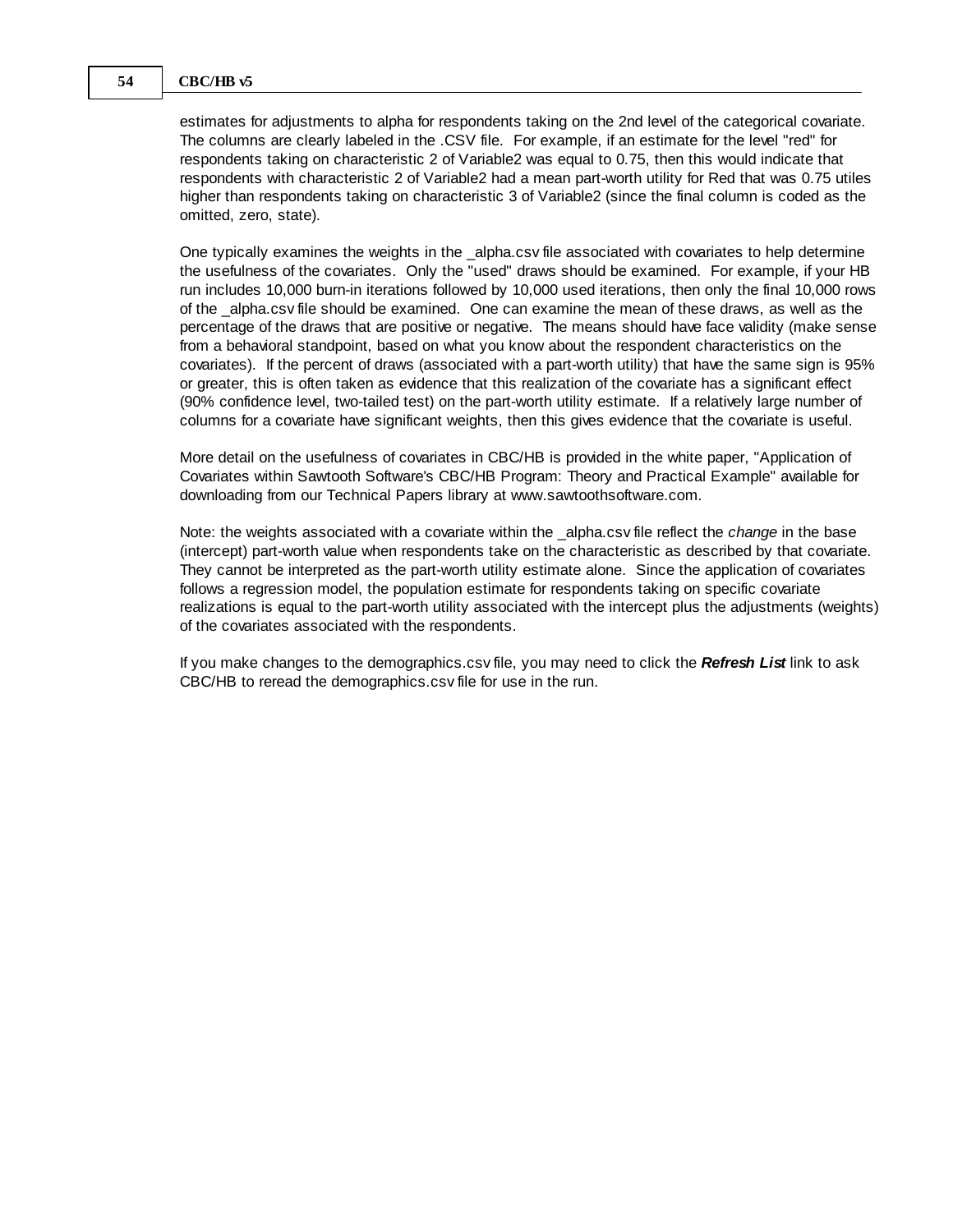estimates for adjustments to alpha for respondents taking on the 2nd level of the categorical covariate. The columns are clearly labeled in the .CSV file. For example, if an estimate for the level "red" for respondents taking on characteristic 2 of Variable2 was equal to 0.75, then this would indicate that respondents with characteristic 2 of Variable2 had a mean part-worth utility for Red that was 0.75 utiles higher than respondents taking on characteristic 3 of Variable2 (since the final column is coded as the omitted, zero, state).

One typically examines the weights in the _alpha.csv file associated with covariates to help determine the usefulness of the covariates. Only the "used" draws should be examined. For example, if your HB run includes 10,000 burn-in iterations followed by 10,000 used iterations, then only the final 10,000 rows of the _alpha.csv file should be examined. One can examine the mean of these draws, as well as the percentage of the draws that are positive or negative. The means should have face validity (make sense from a behavioral standpoint, based on what you know about the respondent characteristics on the covariates). If the percent of draws (associated with a part-worth utility) that have the same sign is 95% or greater, this is often taken as evidence that this realization of the covariate has a significant effect (90% confidence level, two-tailed test) on the part-worth utility estimate. If a relatively large number of columns for a covariate have significant weights, then this gives evidence that the covariate is useful.

More detail on the usefulness of covariates in CBC/HB is provided in the white paper, "Application of Covariates within Sawtooth Software's CBC/HB Program: Theory and Practical Example" available for downloading from our Technical Papers library at www.sawtoothsoftware.com.

Note: the weights associated with a covariate within the _alpha.csv file reflect the *change* in the base (intercept) part-worth value when respondents take on the characteristic as described by that covariate. They cannot be interpreted as the part-worth utility estimate alone. Since the application of covariates follows a regression model, the population estimate for respondents taking on specific covariate realizations is equal to the part-worth utility associated with the intercept plus the adjustments (weights) of the covariates associated with the respondents.

If you make changes to the demographics.csv file, you may need to click the ***Refresh List*** link to ask CBC/HB to reread the demographics.csv file for use in the run.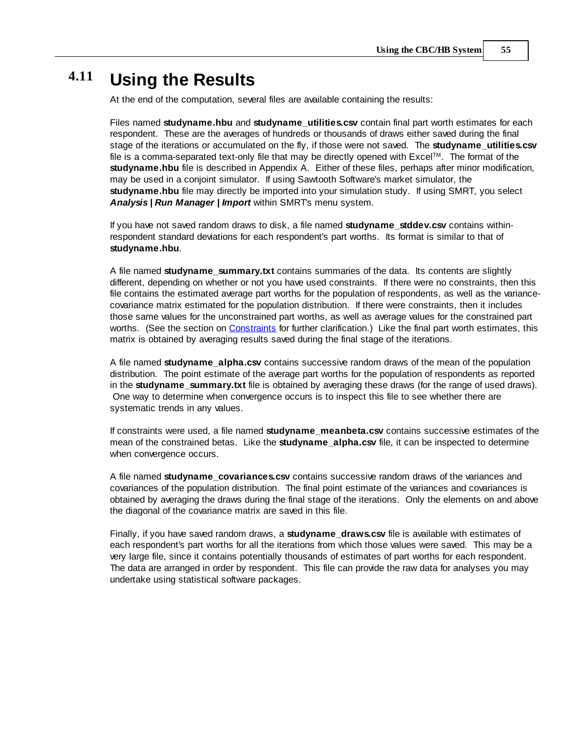## 4.11 Using the Results

At the end of the computation, several files are available containing the results:

Files named **studyname.hbu** and **studyname_utilities.csv** contain final part worth estimates for each respondent. These are the averages of hundreds or thousands of draws either saved during the final stage of the iterations or accumulated on the fly, if those were not saved. The **studyname_utilities.csv** file is a comma-separated text-only file that may be directly opened with Excel™. The format of the **studyname.hbu** file is described in Appendix A. Either of these files, perhaps after minor modification, may be used in a conjoint simulator. If using Sawtooth Software's market simulator, the **studyname.hbu** file may directly be imported into your simulation study. If using SMRT, you select ***Analysis | Run Manager | Import*** within SMRT's menu system.

If you have not saved random draws to disk, a file named **studyname_stddev.csv** contains within-respondent standard deviations for each respondent's part worths. Its format is similar to that of **studyname.hbu**.

A file named **studyname_summary.txt** contains summaries of the data. Its contents are slightly different, depending on whether or not you have used constraints. If there were no constraints, then this file contains the estimated average part worths for the population of respondents, as well as the variance-covariance matrix estimated for the population distribution. If there were constraints, then it includes those same values for the unconstrained part worths, as well as average values for the constrained part worths. (See the section on Constraints for further clarification.) Like the final part worth estimates, this matrix is obtained by averaging results saved during the final stage of the iterations.

A file named **studyname_alpha.csv** contains successive random draws of the mean of the population distribution. The point estimate of the average part worths for the population of respondents as reported in the **studyname_summary.txt** file is obtained by averaging these draws (for the range of used draws). One way to determine when convergence occurs is to inspect this file to see whether there are systematic trends in any values.

If constraints were used, a file named **studyname_meanbeta.csv** contains successive estimates of the mean of the constrained betas. Like the **studyname_alpha.csv** file, it can be inspected to determine when convergence occurs.

A file named **studyname_covariances.csv** contains successive random draws of the variances and covariances of the population distribution. The final point estimate of the variances and covariances is obtained by averaging the draws during the final stage of the iterations. Only the elements on and above the diagonal of the covariance matrix are saved in this file.

Finally, if you have saved random draws, a **studyname_draws.csv** file is available with estimates of each respondent's part worths for all the iterations from which those values were saved. This may be a very large file, since it contains potentially thousands of estimates of part worths for each respondent. The data are arranged in order by respondent. This file can provide the raw data for analyses you may undertake using statistical software packages.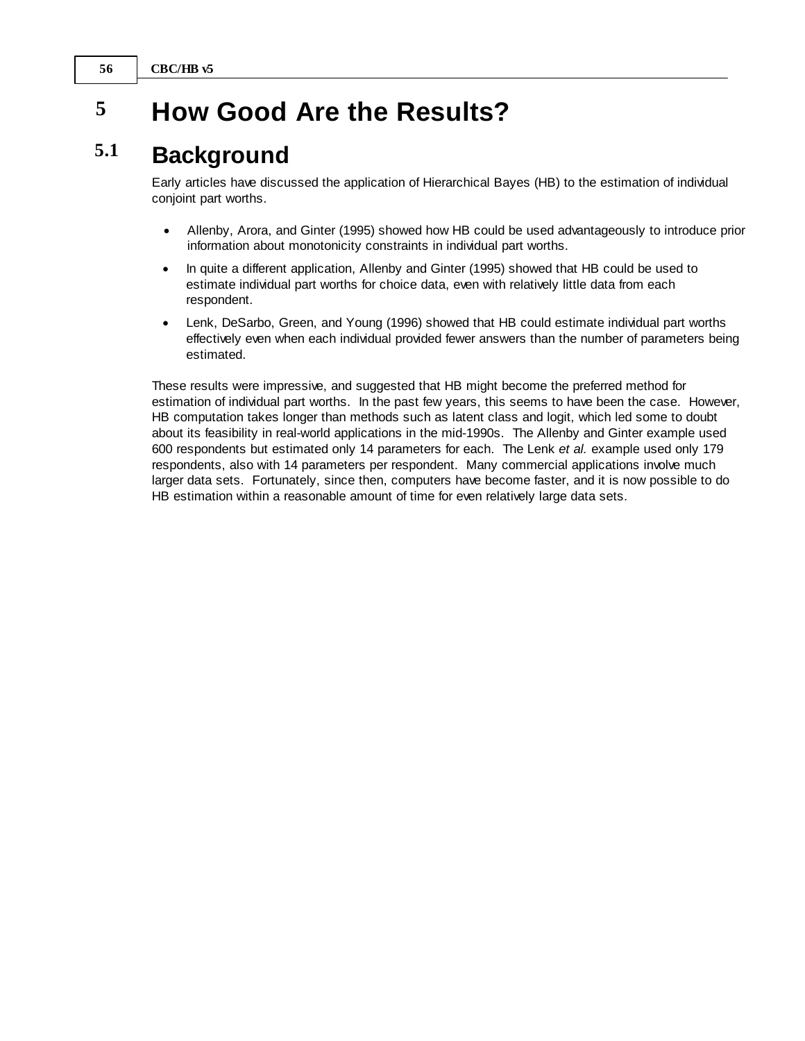# 5 How Good Are the Results?

## 5.1 Background

Early articles have discussed the application of Hierarchical Bayes (HB) to the estimation of individual conjoint part worths.

- Allenby, Arora, and Ginter (1995) showed how HB could be used advantageously to introduce prior information about monotonicity constraints in individual part worths.
- In quite a different application, Allenby and Ginter (1995) showed that HB could be used to estimate individual part worths for choice data, even with relatively little data from each respondent.
- Lenk, DeSarbo, Green, and Young (1996) showed that HB could estimate individual part worths effectively even when each individual provided fewer answers than the number of parameters being estimated.

These results were impressive, and suggested that HB might become the preferred method for estimation of individual part worths. In the past few years, this seems to have been the case. However, HB computation takes longer than methods such as latent class and logit, which led some to doubt about its feasibility in real-world applications in the mid-1990s. The Allenby and Ginter example used 600 respondents but estimated only 14 parameters for each. The Lenk *et al.* example used only 179 respondents, also with 14 parameters per respondent. Many commercial applications involve much larger data sets. Fortunately, since then, computers have become faster, and it is now possible to do HB estimation within a reasonable amount of time for even relatively large data sets.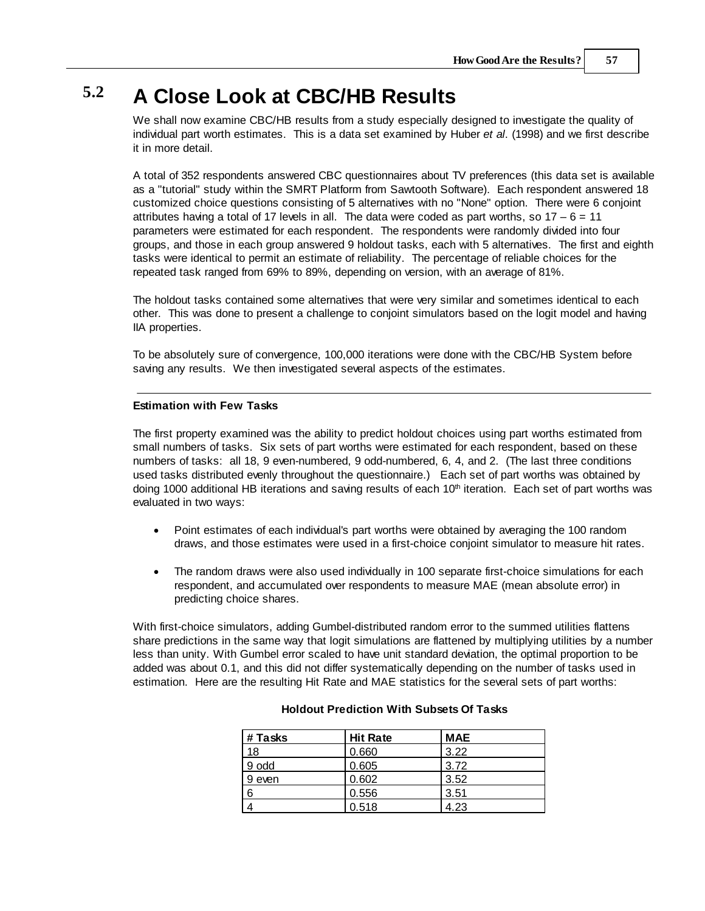## 5.2 A Close Look at CBC/HB Results

We shall now examine CBC/HB results from a study especially designed to investigate the quality of individual part worth estimates. This is a data set examined by Huber *et al*. (1998) and we first describe it in more detail.

A total of 352 respondents answered CBC questionnaires about TV preferences (this data set is available as a "tutorial" study within the SMRT Platform from Sawtooth Software). Each respondent answered 18 customized choice questions consisting of 5 alternatives with no "None" option. There were 6 conjoint attributes having a total of 17 levels in all. The data were coded as part worths, so $17 - 6 = 11$ parameters were estimated for each respondent. The respondents were randomly divided into four groups, and those in each group answered 9 holdout tasks, each with 5 alternatives. The first and eighth tasks were identical to permit an estimate of reliability. The percentage of reliable choices for the repeated task ranged from 69% to 89%, depending on version, with an average of 81%.

The holdout tasks contained some alternatives that were very similar and sometimes identical to each other. This was done to present a challenge to conjoint simulators based on the logit model and having IIA properties.

To be absolutely sure of convergence, 100,000 iterations were done with the CBC/HB System before saving any results. We then investigated several aspects of the estimates.

---

**Estimation with Few Tasks**

The first property examined was the ability to predict holdout choices using part worths estimated from small numbers of tasks. Six sets of part worths were estimated for each respondent, based on these numbers of tasks: all 18, 9 even-numbered, 9 odd-numbered, 6, 4, and 2. (The last three conditions used tasks distributed evenly throughout the questionnaire.) Each set of part worths was obtained by doing 1000 additional HB iterations and saving results of each 10th iteration. Each set of part worths was evaluated in two ways:

- Point estimates of each individual's part worths were obtained by averaging the 100 random draws, and those estimates were used in a first-choice conjoint simulator to measure hit rates.
- The random draws were also used individually in 100 separate first-choice simulations for each respondent, and accumulated over respondents to measure MAE (mean absolute error) in predicting choice shares.

With first-choice simulators, adding Gumbel-distributed random error to the summed utilities flattens share predictions in the same way that logit simulations are flattened by multiplying utilities by a number less than unity. With Gumbel error scaled to have unit standard deviation, the optimal proportion to be added was about 0.1, and this did not differ systematically depending on the number of tasks used in estimation. Here are the resulting Hit Rate and MAE statistics for the several sets of part worths:

**Holdout Prediction With Subsets Of Tasks**

| # Tasks | Hit Rate | MAE |
|---|---|---|
| 18 | 0.660 | 3.22 |
| 9 odd | 0.605 | 3.72 |
| 9 even | 0.602 | 3.52 |
| 6 | 0.556 | 3.51 |
| 4 | 0.518 | 4.23 |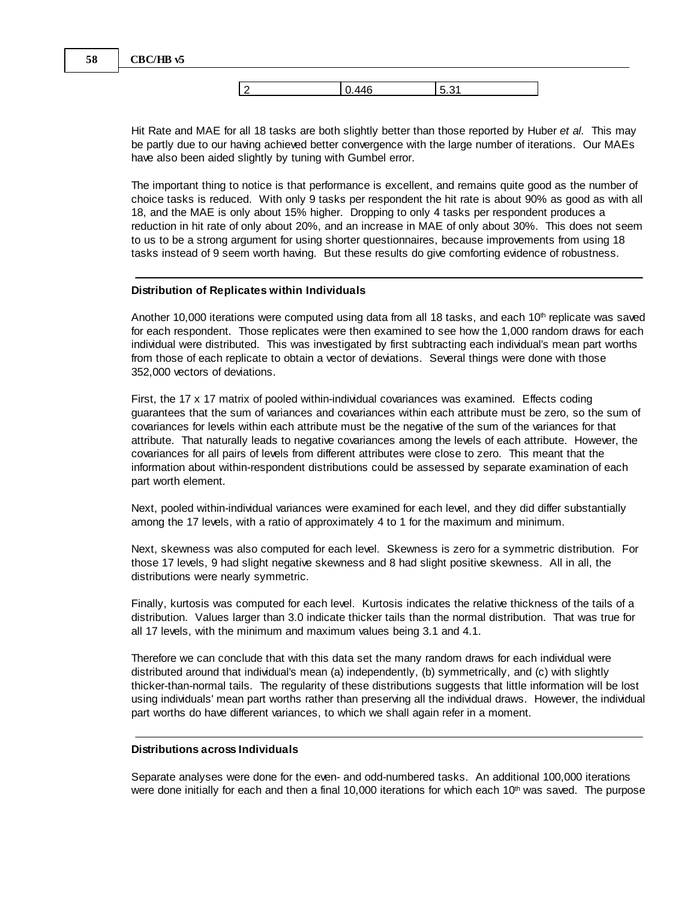| 2 | 0.446 | 5.31 |
|---|---|---|

Hit Rate and MAE for all 18 tasks are both slightly better than those reported by Huber *et al.* This may be partly due to our having achieved better convergence with the large number of iterations. Our MAEs have also been aided slightly by tuning with Gumbel error.

The important thing to notice is that performance is excellent, and remains quite good as the number of choice tasks is reduced. With only 9 tasks per respondent the hit rate is about 90% as good as with all 18, and the MAE is only about 15% higher. Dropping to only 4 tasks per respondent produces a reduction in hit rate of only about 20%, and an increase in MAE of only about 30%. This does not seem to us to be a strong argument for using shorter questionnaires, because improvements from using 18 tasks instead of 9 seem worth having. But these results do give comforting evidence of robustness.

---

### Distribution of Replicates within Individuals

Another 10,000 iterations were computed using data from all 18 tasks, and each 10th replicate was saved for each respondent. Those replicates were then examined to see how the 1,000 random draws for each individual were distributed. This was investigated by first subtracting each individual's mean part worths from those of each replicate to obtain a vector of deviations. Several things were done with those 352,000 vectors of deviations.

First, the 17 x 17 matrix of pooled within-individual covariances was examined. Effects coding guarantees that the sum of variances and covariances within each attribute must be zero, so the sum of covariances for levels within each attribute must be the negative of the sum of the variances for that attribute. That naturally leads to negative covariances among the levels of each attribute. However, the covariances for all pairs of levels from different attributes were close to zero. This meant that the information about within-respondent distributions could be assessed by separate examination of each part worth element.

Next, pooled within-individual variances were examined for each level, and they did differ substantially among the 17 levels, with a ratio of approximately 4 to 1 for the maximum and minimum.

Next, skewness was also computed for each level. Skewness is zero for a symmetric distribution. For those 17 levels, 9 had slight negative skewness and 8 had slight positive skewness. All in all, the distributions were nearly symmetric.

Finally, kurtosis was computed for each level. Kurtosis indicates the relative thickness of the tails of a distribution. Values larger than 3.0 indicate thicker tails than the normal distribution. That was true for all 17 levels, with the minimum and maximum values being 3.1 and 4.1.

Therefore we can conclude that with this data set the many random draws for each individual were distributed around that individual's mean (a) independently, (b) symmetrically, and (c) with slightly thicker-than-normal tails. The regularity of these distributions suggests that little information will be lost using individuals' mean part worths rather than preserving all the individual draws. However, the individual part worths do have different variances, to which we shall again refer in a moment.

---

### Distributions across Individuals

Separate analyses were done for the even- and odd-numbered tasks. An additional 100,000 iterations were done initially for each and then a final 10,000 iterations for which each 10th was saved. The purpose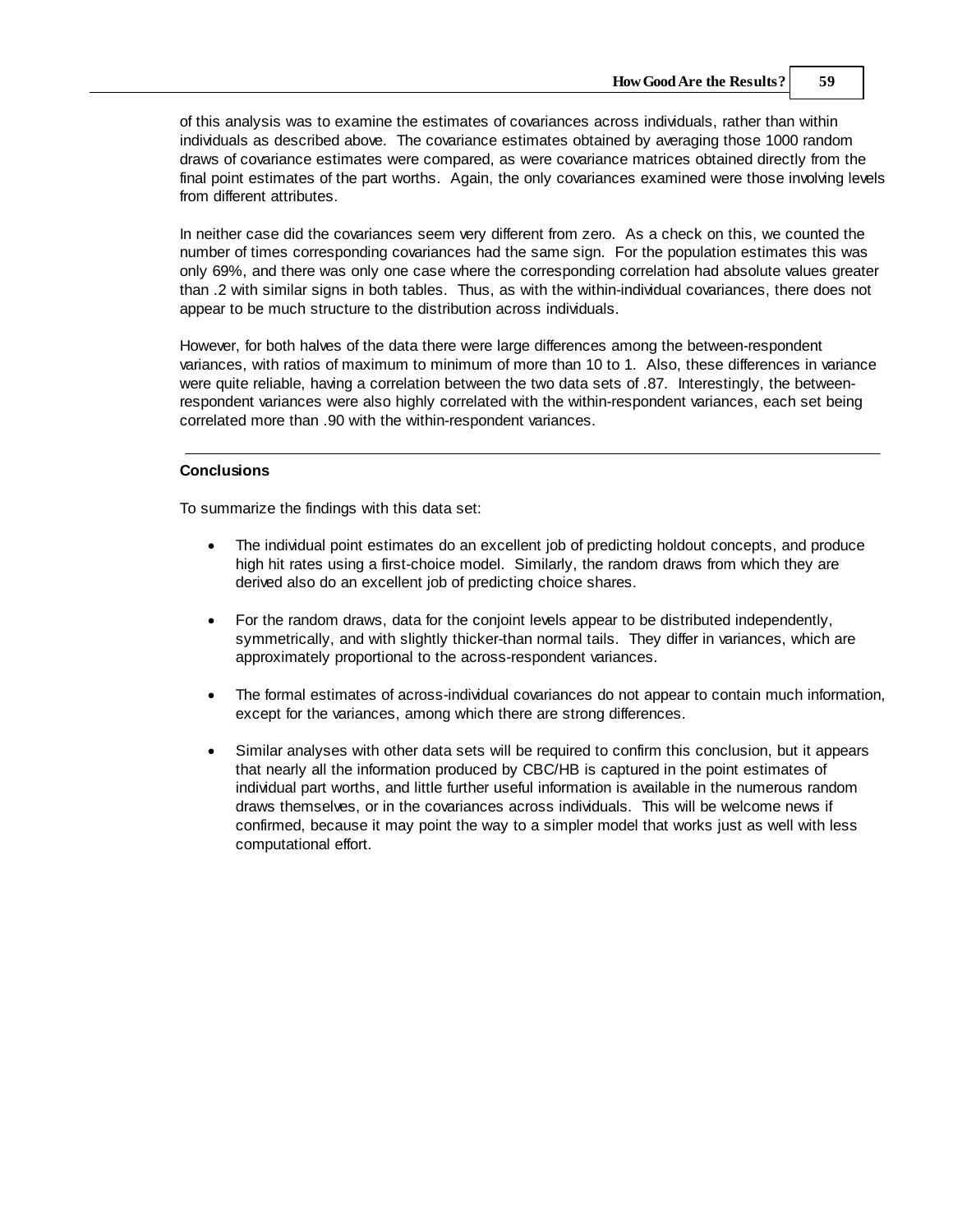of this analysis was to examine the estimates of covariances across individuals, rather than within individuals as described above. The covariance estimates obtained by averaging those 1000 random draws of covariance estimates were compared, as were covariance matrices obtained directly from the final point estimates of the part worths. Again, the only covariances examined were those involving levels from different attributes.

In neither case did the covariances seem very different from zero. As a check on this, we counted the number of times corresponding covariances had the same sign. For the population estimates this was only 69%, and there was only one case where the corresponding correlation had absolute values greater than .2 with similar signs in both tables. Thus, as with the within-individual covariances, there does not appear to be much structure to the distribution across individuals.

However, for both halves of the data there were large differences among the between-respondent variances, with ratios of maximum to minimum of more than 10 to 1. Also, these differences in variance were quite reliable, having a correlation between the two data sets of .87. Interestingly, the between-respondent variances were also highly correlated with the within-respondent variances, each set being correlated more than .90 with the within-respondent variances.

---

**Conclusions**

To summarize the findings with this data set:

- The individual point estimates do an excellent job of predicting holdout concepts, and produce high hit rates using a first-choice model. Similarly, the random draws from which they are derived also do an excellent job of predicting choice shares.
- For the random draws, data for the conjoint levels appear to be distributed independently, symmetrically, and with slightly thicker-than normal tails. They differ in variances, which are approximately proportional to the across-respondent variances.
- The formal estimates of across-individual covariances do not appear to contain much information, except for the variances, among which there are strong differences.
- Similar analyses with other data sets will be required to confirm this conclusion, but it appears that nearly all the information produced by CBC/HB is captured in the point estimates of individual part worths, and little further useful information is available in the numerous random draws themselves, or in the covariances across individuals. This will be welcome news if confirmed, because it may point the way to a simpler model that works just as well with less computational effort.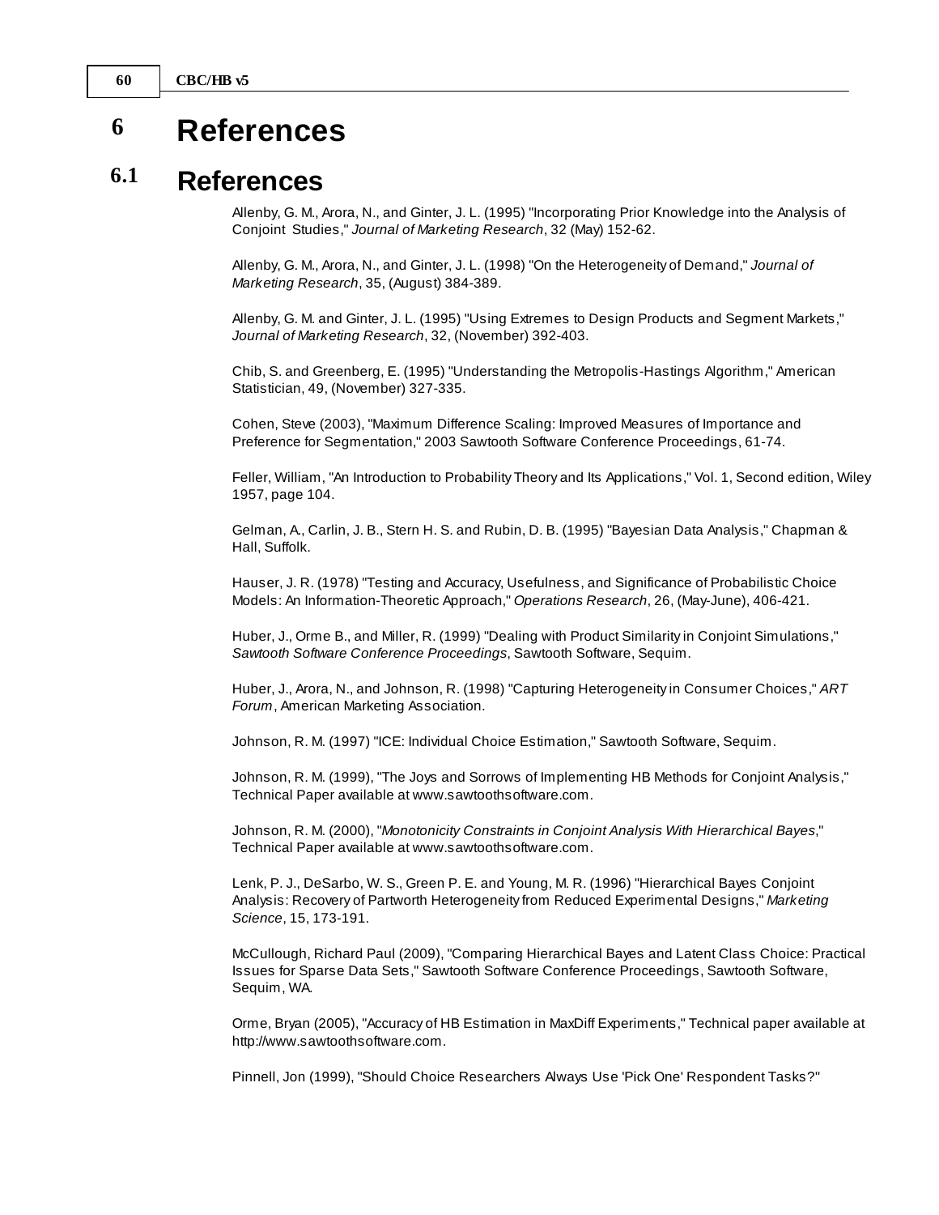# 6 References

## 6.1 References

Allenby, G. M., Arora, N., and Ginter, J. L. (1995) "Incorporating Prior Knowledge into the Analysis of Conjoint Studies," *Journal of Marketing Research*, 32 (May) 152-62.

Allenby, G. M., Arora, N., and Ginter, J. L. (1998) "On the Heterogeneity of Demand," *Journal of Marketing Research*, 35, (August) 384-389.

Allenby, G. M. and Ginter, J. L. (1995) "Using Extremes to Design Products and Segment Markets," *Journal of Marketing Research*, 32, (November) 392-403.

Chib, S. and Greenberg, E. (1995) "Understanding the Metropolis-Hastings Algorithm," American Statistician, 49, (November) 327-335.

Cohen, Steve (2003), "Maximum Difference Scaling: Improved Measures of Importance and Preference for Segmentation," 2003 Sawtooth Software Conference Proceedings, 61-74.

Feller, William, "An Introduction to Probability Theory and Its Applications," Vol. 1, Second edition, Wiley 1957, page 104.

Gelman, A., Carlin, J. B., Stern H. S. and Rubin, D. B. (1995) "Bayesian Data Analysis," Chapman & Hall, Suffolk.

Hauser, J. R. (1978) "Testing and Accuracy, Usefulness, and Significance of Probabilistic Choice Models: An Information-Theoretic Approach," *Operations Research*, 26, (May-June), 406-421.

Huber, J., Orme B., and Miller, R. (1999) "Dealing with Product Similarity in Conjoint Simulations," *Sawtooth Software Conference Proceedings*, Sawtooth Software, Sequim.

Huber, J., Arora, N., and Johnson, R. (1998) "Capturing Heterogeneity in Consumer Choices," *ART Forum*, American Marketing Association.

Johnson, R. M. (1997) "ICE: Individual Choice Estimation," Sawtooth Software, Sequim.

Johnson, R. M. (1999), "The Joys and Sorrows of Implementing HB Methods for Conjoint Analysis," Technical Paper available at www.sawtoothsoftware.com.

Johnson, R. M. (2000), "*Monotonicity Constraints in Conjoint Analysis With Hierarchical Bayes*," Technical Paper available at www.sawtoothsoftware.com.

Lenk, P. J., DeSarbo, W. S., Green P. E. and Young, M. R. (1996) "Hierarchical Bayes Conjoint Analysis: Recovery of Partworth Heterogeneity from Reduced Experimental Designs," *Marketing Science*, 15, 173-191.

McCullough, Richard Paul (2009), "Comparing Hierarchical Bayes and Latent Class Choice: Practical Issues for Sparse Data Sets," Sawtooth Software Conference Proceedings, Sawtooth Software, Sequim, WA.

Orme, Bryan (2005), "Accuracy of HB Estimation in MaxDiff Experiments," Technical paper available at http://www.sawtoothsoftware.com.

Pinnell, Jon (1999), "Should Choice Researchers Always Use 'Pick One' Respondent Tasks?"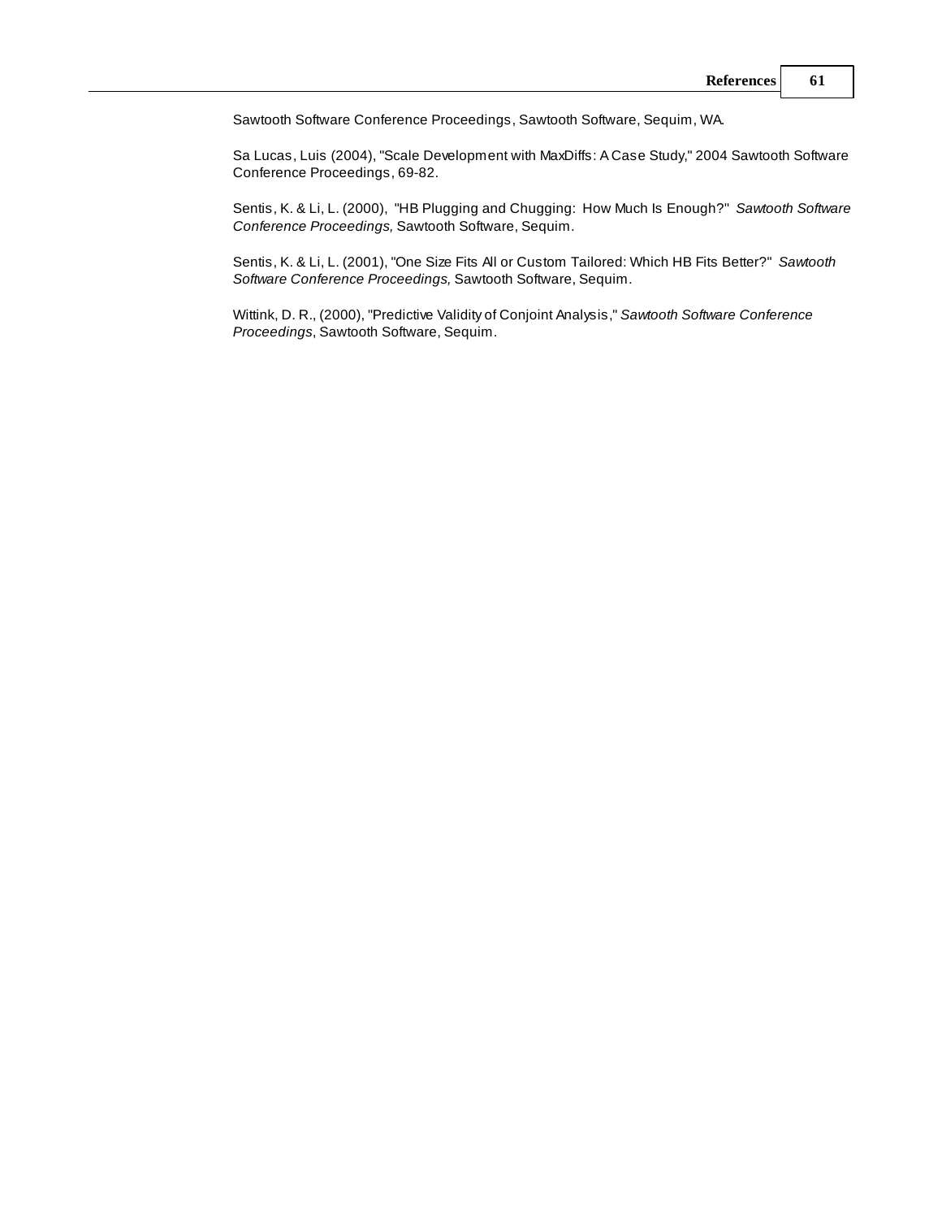Sawtooth Software Conference Proceedings, Sawtooth Software, Sequim, WA.

Sa Lucas, Luis (2004), "Scale Development with MaxDiffs: A Case Study," 2004 Sawtooth Software Conference Proceedings, 69-82.

Sentis, K. & Li, L. (2000), "HB Plugging and Chugging: How Much Is Enough?" *Sawtooth Software Conference Proceedings,* Sawtooth Software, Sequim.

Sentis, K. & Li, L. (2001), "One Size Fits All or Custom Tailored: Which HB Fits Better?" *Sawtooth Software Conference Proceedings,* Sawtooth Software, Sequim.

Wittink, D. R., (2000), "Predictive Validity of Conjoint Analysis," *Sawtooth Software Conference Proceedings*, Sawtooth Software, Sequim.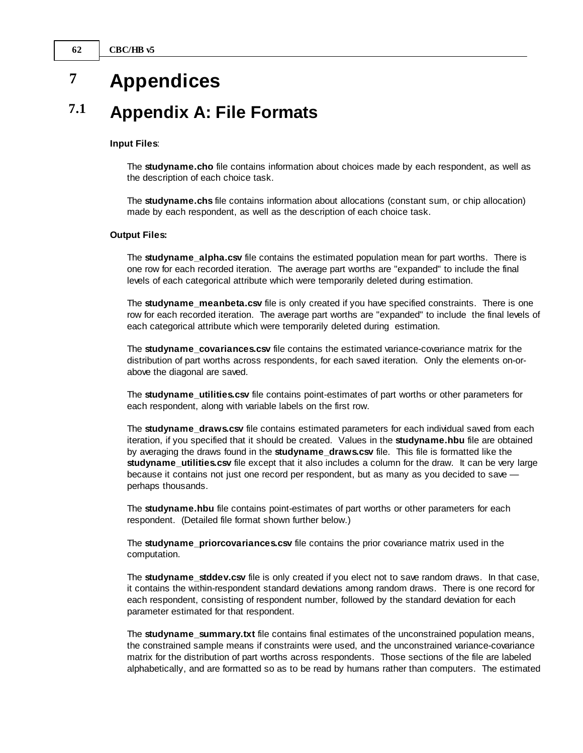# 7 Appendices

## 7.1 Appendix A: File Formats

**Input Files**:

The **studyname.cho** file contains information about choices made by each respondent, as well as the description of each choice task.

The **studyname.chs** file contains information about allocations (constant sum, or chip allocation) made by each respondent, as well as the description of each choice task.

**Output Files:**

The **studyname_alpha.csv** file contains the estimated population mean for part worths. There is one row for each recorded iteration. The average part worths are "expanded" to include the final levels of each categorical attribute which were temporarily deleted during estimation.

The **studyname_meanbeta.csv** file is only created if you have specified constraints. There is one row for each recorded iteration. The average part worths are "expanded" to include the final levels of each categorical attribute which were temporarily deleted during estimation.

The **studyname_covariances.csv** file contains the estimated variance-covariance matrix for the distribution of part worths across respondents, for each saved iteration. Only the elements on-or-above the diagonal are saved.

The **studyname_utilities.csv** file contains point-estimates of part worths or other parameters for each respondent, along with variable labels on the first row.

The **studyname_draws.csv** file contains estimated parameters for each individual saved from each iteration, if you specified that it should be created. Values in the **studyname.hbu** file are obtained by averaging the draws found in the **studyname_draws.csv** file. This file is formatted like the **studyname_utilities.csv** file except that it also includes a column for the draw. It can be very large because it contains not just one record per respondent, but as many as you decided to save — perhaps thousands.

The **studyname.hbu** file contains point-estimates of part worths or other parameters for each respondent. (Detailed file format shown further below.)

The **studyname_priorcovariances.csv** file contains the prior covariance matrix used in the computation.

The **studyname_stddev.csv** file is only created if you elect not to save random draws. In that case, it contains the within-respondent standard deviations among random draws. There is one record for each respondent, consisting of respondent number, followed by the standard deviation for each parameter estimated for that respondent.

The **studyname_summary.txt** file contains final estimates of the unconstrained population means, the constrained sample means if constraints were used, and the unconstrained variance-covariance matrix for the distribution of part worths across respondents. Those sections of the file are labeled alphabetically, and are formatted so as to be read by humans rather than computers. The estimated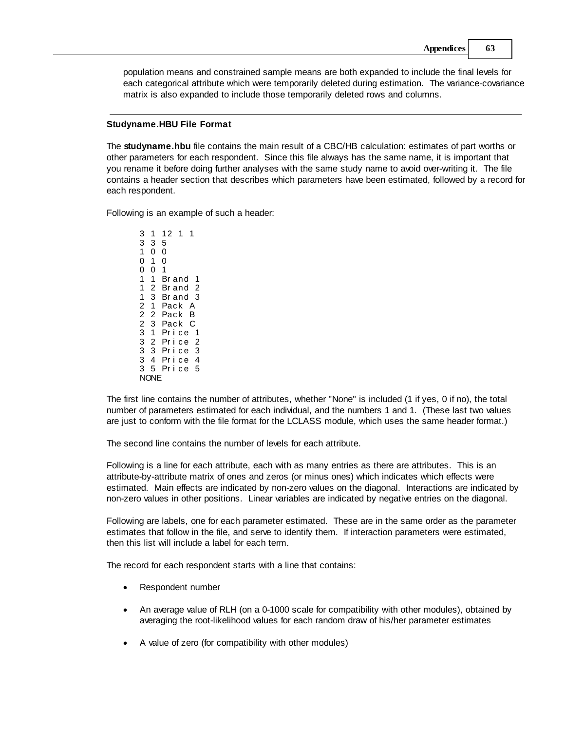population means and constrained sample means are both expanded to include the final levels for each categorical attribute which were temporarily deleted during estimation. The variance-covariance matrix is also expanded to include those temporarily deleted rows and columns.

---

### Studyname.HBU File Format

The **studyname.hbu** file contains the main result of a CBC/HB calculation: estimates of part worths or other parameters for each respondent. Since this file always has the same name, it is important that you rename it before doing further analyses with the same study name to avoid over-writing it. The file contains a header section that describes which parameters have been estimated, followed by a record for each respondent.

Following is an example of such a header:

```
3 1 12 1 1
3 3 5
1 0 0
0 1 0
0 0 1
1 1 Brand 1
1 2 Brand 2
1 3 Brand 3
2 1 Pack A
2 2 Pack B
2 3 Pack C
3 1 Price 1
3 2 Price 2
3 3 Price 3
3 4 Price 4
3 5 Price 5
NONE
```

The first line contains the number of attributes, whether "None" is included (1 if yes, 0 if no), the total number of parameters estimated for each individual, and the numbers 1 and 1. (These last two values are just to conform with the file format for the LCLASS module, which uses the same header format.)

The second line contains the number of levels for each attribute.

Following is a line for each attribute, each with as many entries as there are attributes. This is an attribute-by-attribute matrix of ones and zeros (or minus ones) which indicates which effects were estimated. Main effects are indicated by non-zero values on the diagonal. Interactions are indicated by non-zero values in other positions. Linear variables are indicated by negative entries on the diagonal.

Following are labels, one for each parameter estimated. These are in the same order as the parameter estimates that follow in the file, and serve to identify them. If interaction parameters were estimated, then this list will include a label for each term.

The record for each respondent starts with a line that contains:

- Respondent number
- An average value of RLH (on a 0-1000 scale for compatibility with other modules), obtained by averaging the root-likelihood values for each random draw of his/her parameter estimates
- A value of zero (for compatibility with other modules)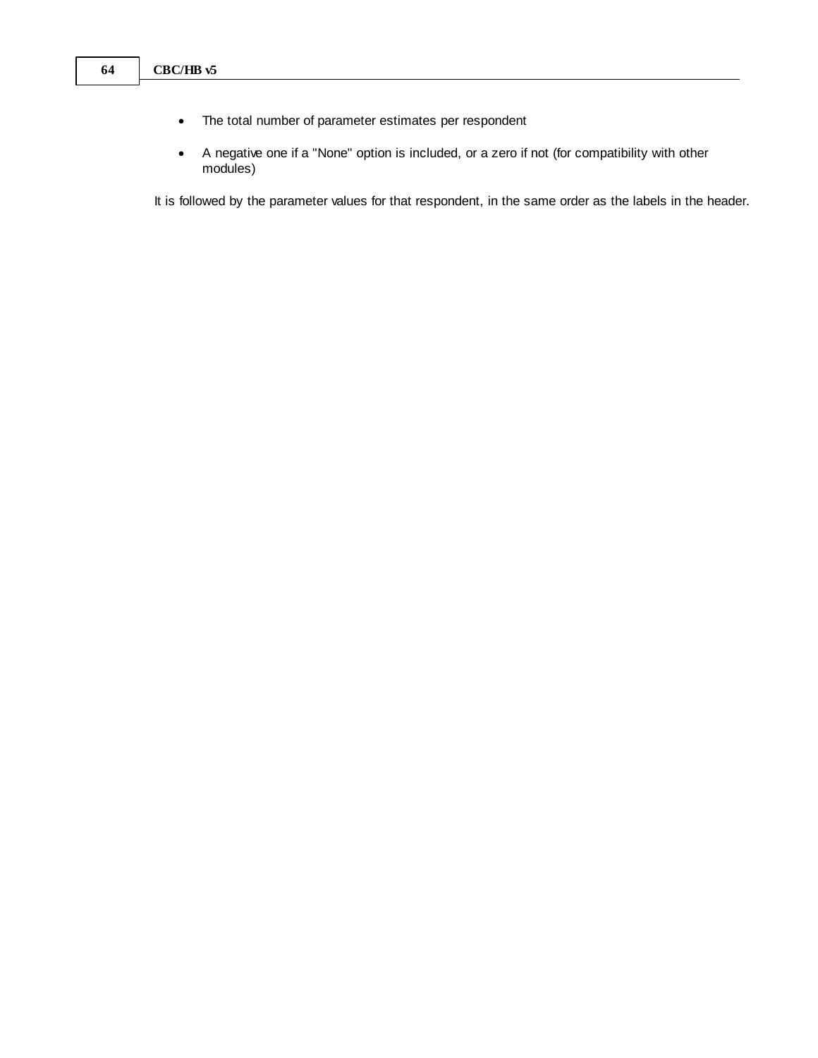- The total number of parameter estimates per respondent
- A negative one if a "None" option is included, or a zero if not (for compatibility with other modules)

It is followed by the parameter values for that respondent, in the same order as the labels in the header.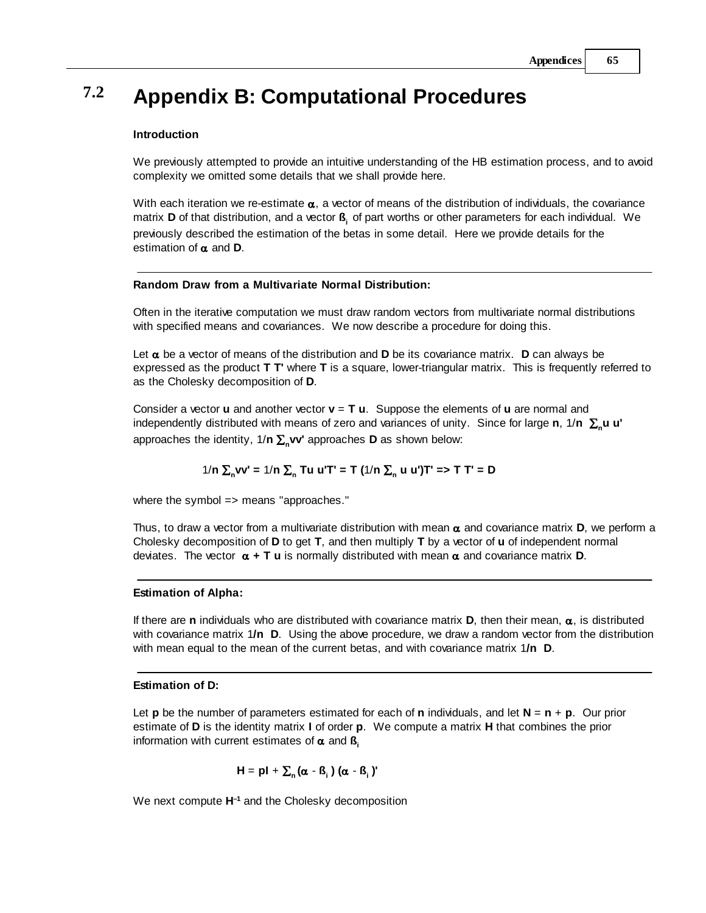## 7.2 Appendix B: Computational Procedures

**Introduction**

We previously attempted to provide an intuitive understanding of the HB estimation process, and to avoid complexity we omitted some details that we shall provide here.

With each iteration we re-estimate $\boldsymbol{\alpha}$, a vector of means of the distribution of individuals, the covariance matrix **D** of that distribution, and a vector $\boldsymbol{\beta}_i$ of part worths or other parameters for each individual. We previously described the estimation of the betas in some detail. Here we provide details for the estimation of $\boldsymbol{\alpha}$ and **D**.

---

**Random Draw from a Multivariate Normal Distribution:**

Often in the iterative computation we must draw random vectors from multivariate normal distributions with specified means and covariances. We now describe a procedure for doing this.

Let $\boldsymbol{\alpha}$ be a vector of means of the distribution and **D** be its covariance matrix. **D** can always be expressed as the product **T T'** where **T** is a square, lower-triangular matrix. This is frequently referred to as the Cholesky decomposition of **D**.

Consider a vector **u** and another vector **v** = **T u**. Suppose the elements of **u** are normal and independently distributed with means of zero and variances of unity. Since for large **n**, $1/\mathbf{n}\ \sum_n \mathbf{u\,u'}$ approaches the identity, $1/\mathbf{n}\ \sum_n \mathbf{vv'}$ approaches **D** as shown below:

$$1/\mathbf{n}\ \sum_n \mathbf{vv'} = 1/\mathbf{n}\ \sum_n \mathbf{Tu\,u'T'} = \mathbf{T}\,(1/\mathbf{n}\ \sum_n \mathbf{u\,u'})\mathbf{T'} \Rightarrow \mathbf{T\,T'} = \mathbf{D}$$

where the symbol => means "approaches."

Thus, to draw a vector from a multivariate distribution with mean $\boldsymbol{\alpha}$ and covariance matrix **D**, we perform a Cholesky decomposition of **D** to get **T**, and then multiply **T** by a vector of **u** of independent normal deviates. The vector $\boldsymbol{\alpha} + \mathbf{T\,u}$ is normally distributed with mean $\boldsymbol{\alpha}$ and covariance matrix **D**.

---

**Estimation of Alpha:**

If there are **n** individuals who are distributed with covariance matrix **D**, then their mean, $\boldsymbol{\alpha}$, is distributed with covariance matrix $1/\mathbf{n}\ \mathbf{D}$. Using the above procedure, we draw a random vector from the distribution with mean equal to the mean of the current betas, and with covariance matrix $1/\mathbf{n}\ \mathbf{D}$.

---

**Estimation of D:**

Let **p** be the number of parameters estimated for each of **n** individuals, and let **N** = **n** + **p**. Our prior estimate of **D** is the identity matrix **I** of order **p**. We compute a matrix **H** that combines the prior information with current estimates of $\boldsymbol{\alpha}$ and $\boldsymbol{\beta}_i$

$$\mathbf{H} = \mathbf{pI} + \sum_n (\boldsymbol{\alpha} - \boldsymbol{\beta}_i)\,(\boldsymbol{\alpha} - \boldsymbol{\beta}_i)'$$

We next compute $\mathbf{H}^{-1}$ and the Cholesky decomposition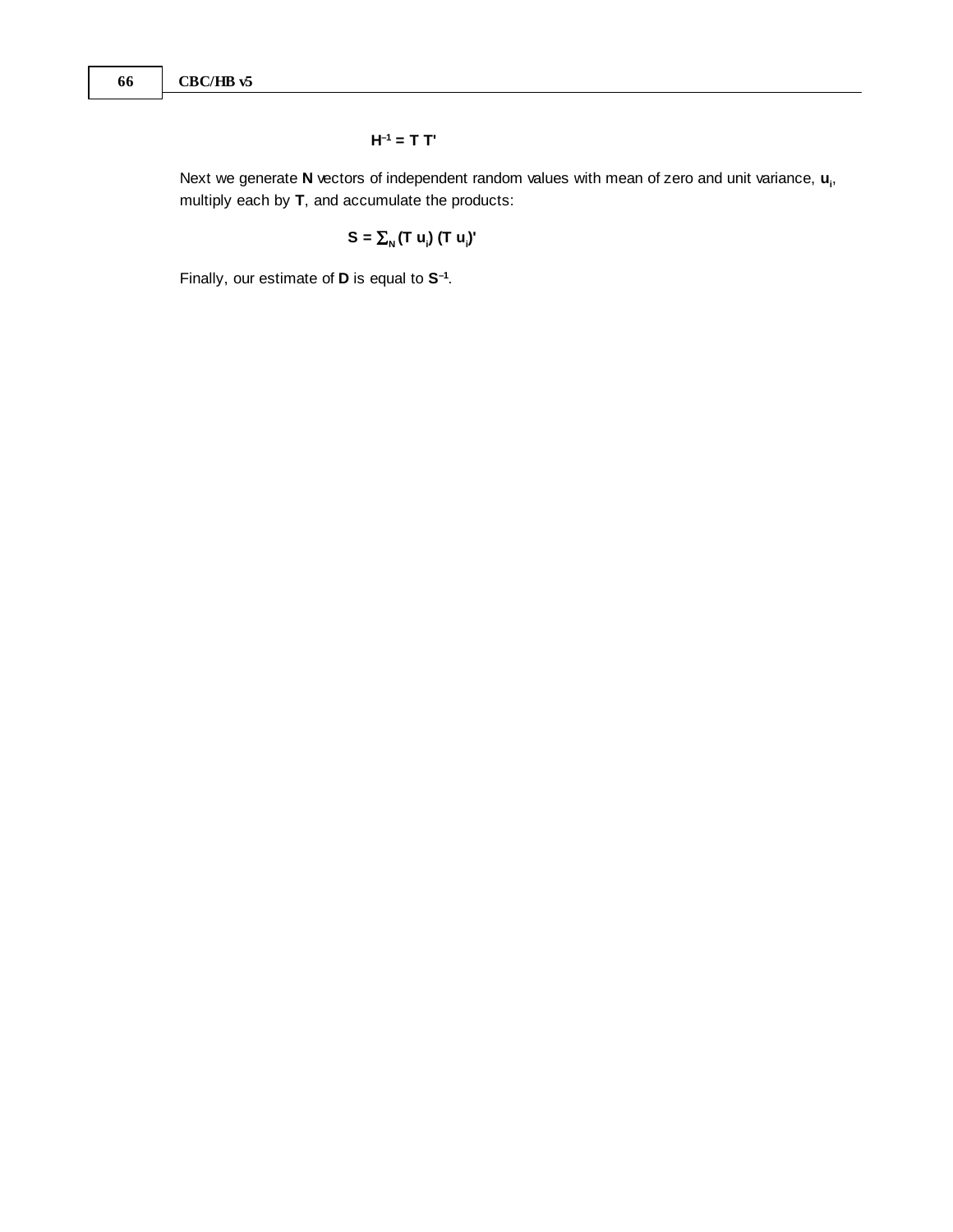$$\mathbf{H}^{-1} = \mathbf{T}\ \mathbf{T}'$$

Next we generate **N** vectors of independent random values with mean of zero and unit variance, $\mathbf{u}_i$, multiply each by **T**, and accumulate the products:

$$\mathbf{S} = \sum_N (\mathbf{T}\ \mathbf{u}_i)\ (\mathbf{T}\ \mathbf{u}_i)'$$

Finally, our estimate of **D** is equal to $\mathbf{S}^{-1}$.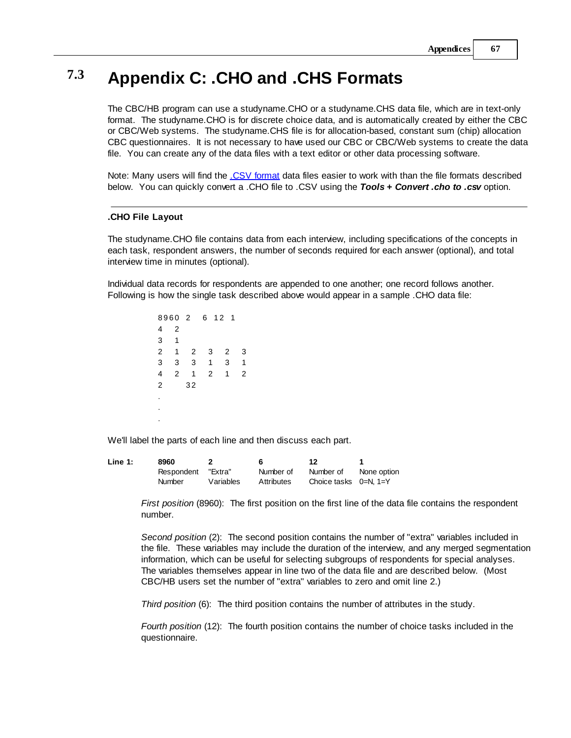# 7.3 Appendix C: .CHO and .CHS Formats

The CBC/HB program can use a studyname.CHO or a studyname.CHS data file, which are in text-only format. The studyname.CHO is for discrete choice data, and is automatically created by either the CBC or CBC/Web systems. The studyname.CHS file is for allocation-based, constant sum (chip) allocation CBC questionnaires. It is not necessary to have used our CBC or CBC/Web systems to create the data file. You can create any of the data files with a text editor or other data processing software.

Note: Many users will find the .CSV format data files easier to work with than the file formats described below. You can quickly convert a .CHO file to .CSV using the ***Tools + Convert .cho to .csv*** option.

---

**.CHO File Layout**

The studyname.CHO file contains data from each interview, including specifications of the concepts in each task, respondent answers, the number of seconds required for each answer (optional), and total interview time in minutes (optional).

Individual data records for respondents are appended to one another; one record follows another. Following is how the single task described above would appear in a sample .CHO data file:

```
8960  2   6  12  1
4   2
3   1
2   1   2   3   2   3
3   3   3   1   3   1
4   2   1   2   1   2
2      32
.
.
.
```

We'll label the parts of each line and then discuss each part.

| Line 1: | **8960** | **2** | **6** | **12** | **1** |
|---|---|---|---|---|---|
| | Respondent Number | "Extra" Variables | Number of Attributes | Number of Choice tasks | None option 0=N, 1=Y |

*First position* (8960): The first position on the first line of the data file contains the respondent number.

*Second position* (2): The second position contains the number of "extra" variables included in the file. These variables may include the duration of the interview, and any merged segmentation information, which can be useful for selecting subgroups of respondents for special analyses. The variables themselves appear in line two of the data file and are described below. (Most CBC/HB users set the number of "extra" variables to zero and omit line 2.)

*Third position* (6): The third position contains the number of attributes in the study.

*Fourth position* (12): The fourth position contains the number of choice tasks included in the questionnaire.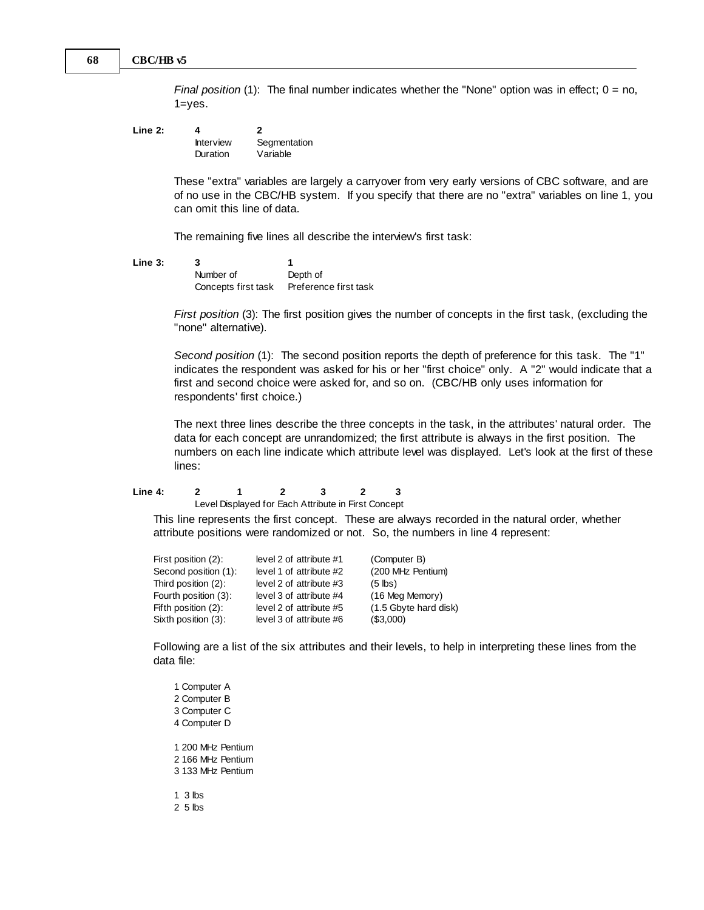*Final position* (1): The final number indicates whether the "None" option was in effect; 0 = no, 1=yes.

**Line 2:**

| **4** | **2** |
|---|---|
| Interview Duration | Segmentation Variable |

These "extra" variables are largely a carryover from very early versions of CBC software, and are of no use in the CBC/HB system. If you specify that there are no "extra" variables on line 1, you can omit this line of data.

The remaining five lines all describe the interview's first task:

**Line 3:**

| **3** | **1** |
|---|---|
| Number of Concepts first task | Depth of Preference first task |

*First position* (3): The first position gives the number of concepts in the first task, (excluding the "none" alternative).

*Second position* (1): The second position reports the depth of preference for this task. The "1" indicates the respondent was asked for his or her "first choice" only. A "2" would indicate that a first and second choice were asked for, and so on. (CBC/HB only uses information for respondents' first choice.)

The next three lines describe the three concepts in the task, in the attributes' natural order. The data for each concept are unrandomized; the first attribute is always in the first position. The numbers on each line indicate which attribute level was displayed. Let's look at the first of these lines:

**Line 4:** **2 1 2 3 2 3**

Level Displayed for Each Attribute in First Concept

This line represents the first concept. These are always recorded in the natural order, whether attribute positions were randomized or not. So, the numbers in line 4 represent:

| | | |
|---|---|---|
| First position (2): | level 2 of attribute #1 | (Computer B) |
| Second position (1): | level 1 of attribute #2 | (200 MHz Pentium) |
| Third position (2): | level 2 of attribute #3 | (5 lbs) |
| Fourth position (3): | level 3 of attribute #4 | (16 Meg Memory) |
| Fifth position (2): | level 2 of attribute #5 | (1.5 Gbyte hard disk) |
| Sixth position (3): | level 3 of attribute #6 | ($3,000) |

Following are a list of the six attributes and their levels, to help in interpreting these lines from the data file:

1 Computer A  
2 Computer B  
3 Computer C  
4 Computer D

1 200 MHz Pentium  
2 166 MHz Pentium  
3 133 MHz Pentium

1 3 lbs  
2 5 lbs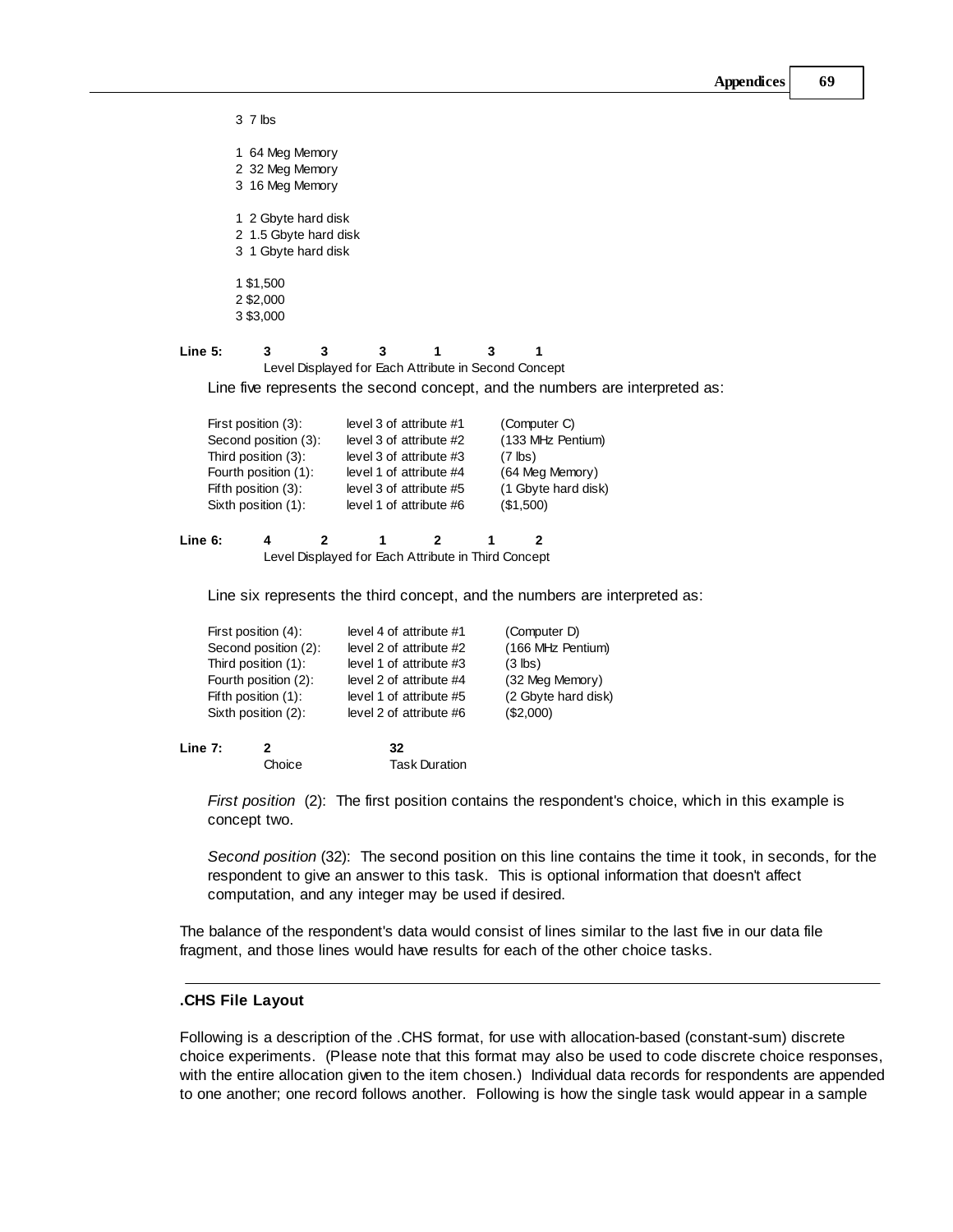3 7 lbs

1 64 Meg Memory
2 32 Meg Memory
3 16 Meg Memory

1 2 Gbyte hard disk
2 1.5 Gbyte hard disk
3 1 Gbyte hard disk

1 $1,500
2 $2,000
3 $3,000

**Line 5:** **3 3 3 1 3 1**
Level Displayed for Each Attribute in Second Concept

Line five represents the second concept, and the numbers are interpreted as:

| | | |
|---|---|---|
| First position (3): | level 3 of attribute #1 | (Computer C) |
| Second position (3): | level 3 of attribute #2 | (133 MHz Pentium) |
| Third position (3): | level 3 of attribute #3 | (7 lbs) |
| Fourth position (1): | level 1 of attribute #4 | (64 Meg Memory) |
| Fifth position (3): | level 3 of attribute #5 | (1 Gbyte hard disk) |
| Sixth position (1): | level 1 of attribute #6 | ($1,500) |

**Line 6:** **4 2 1 2 1 2**
Level Displayed for Each Attribute in Third Concept

Line six represents the third concept, and the numbers are interpreted as:

| | | |
|---|---|---|
| First position (4): | level 4 of attribute #1 | (Computer D) |
| Second position (2): | level 2 of attribute #2 | (166 MHz Pentium) |
| Third position (1): | level 1 of attribute #3 | (3 lbs) |
| Fourth position (2): | level 2 of attribute #4 | (32 Meg Memory) |
| Fifth position (1): | level 1 of attribute #5 | (2 Gbyte hard disk) |
| Sixth position (2): | level 2 of attribute #6 | ($2,000) |

**Line 7:** **2** **32**
Choice Task Duration

*First position* (2): The first position contains the respondent's choice, which in this example is concept two.

*Second position* (32): The second position on this line contains the time it took, in seconds, for the respondent to give an answer to this task. This is optional information that doesn't affect computation, and any integer may be used if desired.

The balance of the respondent's data would consist of lines similar to the last five in our data file fragment, and those lines would have results for each of the other choice tasks.

---

### .CHS File Layout

Following is a description of the .CHS format, for use with allocation-based (constant-sum) discrete choice experiments. (Please note that this format may also be used to code discrete choice responses, with the entire allocation given to the item chosen.) Individual data records for respondents are appended to one another; one record follows another. Following is how the single task would appear in a sample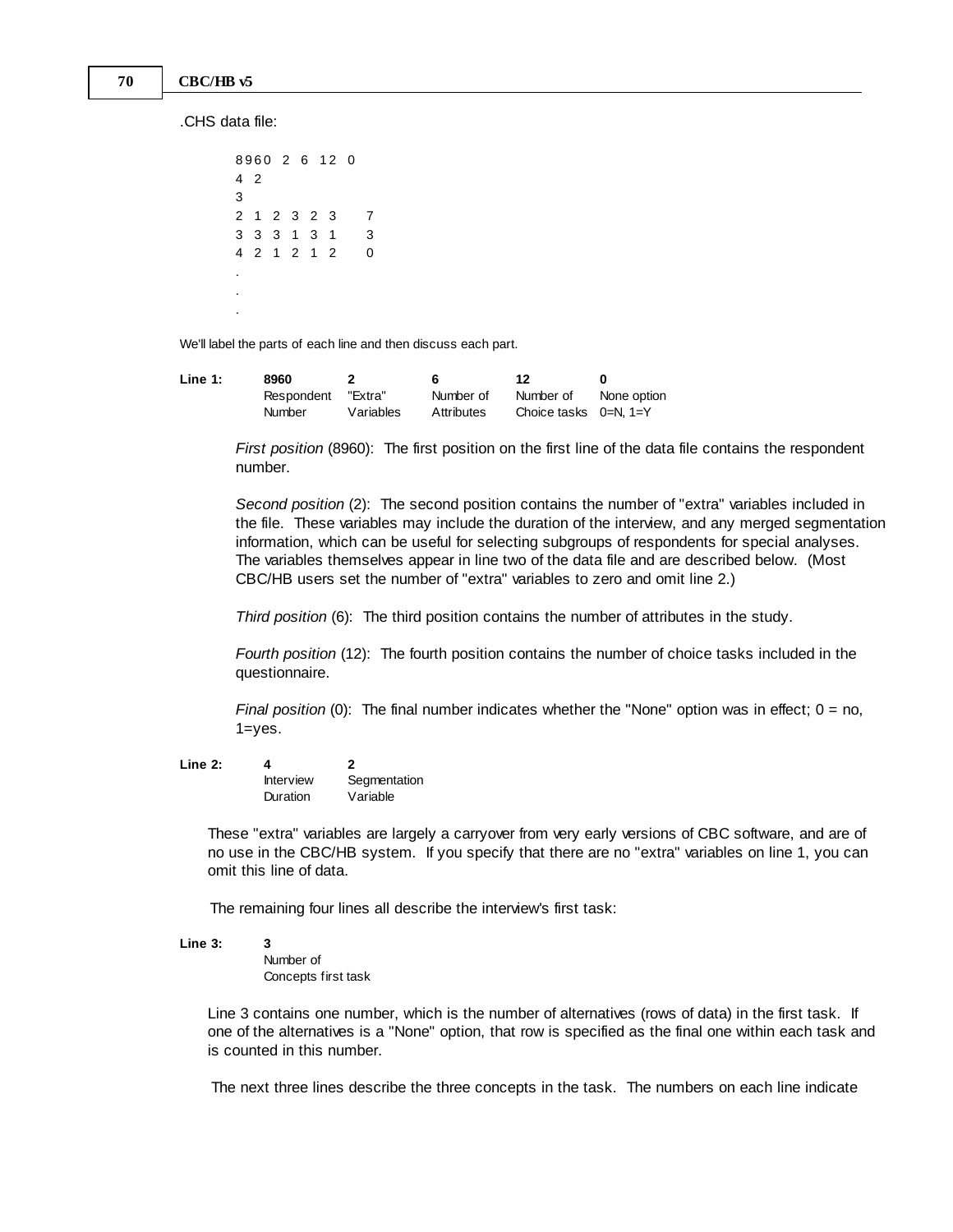.CHS data file:

```
8960  2  6  12  0
4  2
3
2  1  2  3  2  3     7
3  3  3  1  3  1     3
4  2  1  2  1  2     0
.
.
.
```

We'll label the parts of each line and then discuss each part.

| Line 1: | **8960** | **2** | **6** | **12** | **0** |
|---|---|---|---|---|---|
| | Respondent Number | "Extra" Variables | Number of Attributes | Number of Choice tasks | None option 0=N, 1=Y |

*First position* (8960): The first position on the first line of the data file contains the respondent number.

*Second position* (2): The second position contains the number of "extra" variables included in the file. These variables may include the duration of the interview, and any merged segmentation information, which can be useful for selecting subgroups of respondents for special analyses. The variables themselves appear in line two of the data file and are described below. (Most CBC/HB users set the number of "extra" variables to zero and omit line 2.)

*Third position* (6): The third position contains the number of attributes in the study.

*Fourth position* (12): The fourth position contains the number of choice tasks included in the questionnaire.

*Final position* (0): The final number indicates whether the "None" option was in effect; 0 = no, 1=yes.

| Line 2: | **4** | **2** |
|---|---|---|
| | Interview Duration | Segmentation Variable |

These "extra" variables are largely a carryover from very early versions of CBC software, and are of no use in the CBC/HB system. If you specify that there are no "extra" variables on line 1, you can omit this line of data.

The remaining four lines all describe the interview's first task:

| Line 3: | **3** |
|---|---|
| | Number of Concepts first task |

Line 3 contains one number, which is the number of alternatives (rows of data) in the first task. If one of the alternatives is a "None" option, that row is specified as the final one within each task and is counted in this number.

The next three lines describe the three concepts in the task. The numbers on each line indicate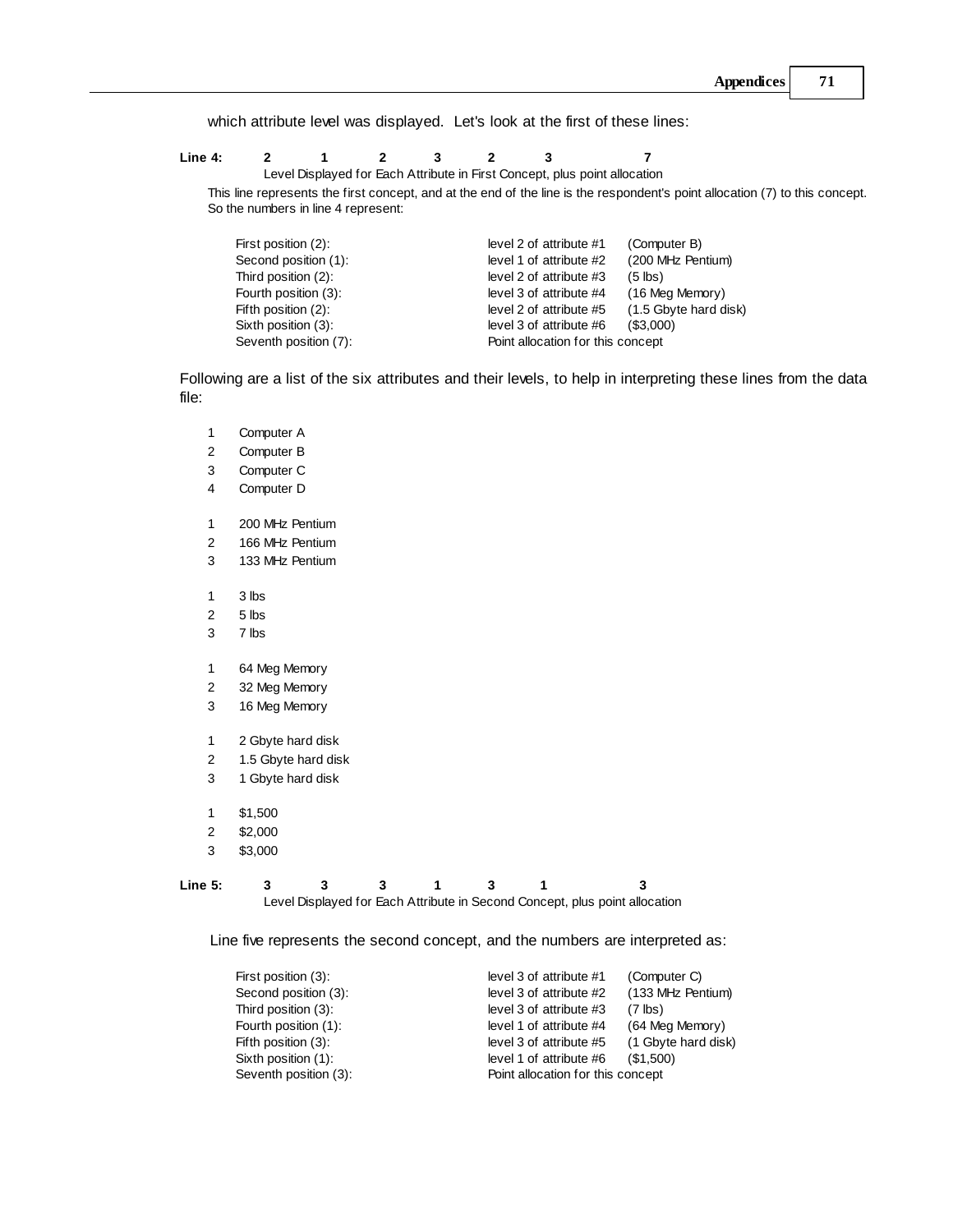which attribute level was displayed. Let's look at the first of these lines:

**Line 4:** **2 1 2 3 2 3 7**

Level Displayed for Each Attribute in First Concept, plus point allocation

This line represents the first concept, and at the end of the line is the respondent's point allocation (7) to this concept. So the numbers in line 4 represent:

| | | |
|---|---|---|
| First position (2): | level 2 of attribute #1 | (Computer B) |
| Second position (1): | level 1 of attribute #2 | (200 MHz Pentium) |
| Third position (2): | level 2 of attribute #3 | (5 lbs) |
| Fourth position (3): | level 3 of attribute #4 | (16 Meg Memory) |
| Fifth position (2): | level 2 of attribute #5 | (1.5 Gbyte hard disk) |
| Sixth position (3): | level 3 of attribute #6 | ($3,000) |
| Seventh position (7): | Point allocation for this concept | |

Following are a list of the six attributes and their levels, to help in interpreting these lines from the data file:

1 Computer A
2 Computer B
3 Computer C
4 Computer D

1 200 MHz Pentium
2 166 MHz Pentium
3 133 MHz Pentium

1 3 lbs
2 5 lbs
3 7 lbs

1 64 Meg Memory
2 32 Meg Memory
3 16 Meg Memory

1 2 Gbyte hard disk
2 1.5 Gbyte hard disk
3 1 Gbyte hard disk

1 $1,500
2 $2,000
3 $3,000

**Line 5:** **3 3 3 1 3 1 3**

Level Displayed for Each Attribute in Second Concept, plus point allocation

Line five represents the second concept, and the numbers are interpreted as:

| | | |
|---|---|---|
| First position (3): | level 3 of attribute #1 | (Computer C) |
| Second position (3): | level 3 of attribute #2 | (133 MHz Pentium) |
| Third position (3): | level 3 of attribute #3 | (7 lbs) |
| Fourth position (1): | level 1 of attribute #4 | (64 Meg Memory) |
| Fifth position (3): | level 3 of attribute #5 | (1 Gbyte hard disk) |
| Sixth position (1): | level 1 of attribute #6 | ($1,500) |
| Seventh position (3): | Point allocation for this concept | |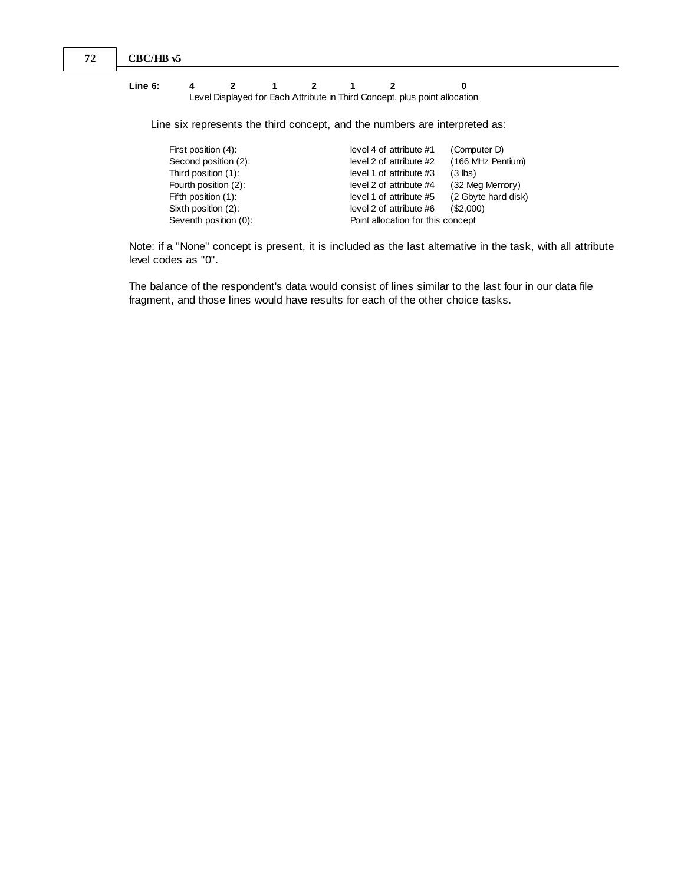**Line 6:** **4 2 1 2 1 2 0**
Level Displayed for Each Attribute in Third Concept, plus point allocation

Line six represents the third concept, and the numbers are interpreted as:

| | | |
|---|---|---|
| First position (4): | level 4 of attribute #1 | (Computer D) |
| Second position (2): | level 2 of attribute #2 | (166 MHz Pentium) |
| Third position (1): | level 1 of attribute #3 | (3 lbs) |
| Fourth position (2): | level 2 of attribute #4 | (32 Meg Memory) |
| Fifth position (1): | level 1 of attribute #5 | (2 Gbyte hard disk) |
| Sixth position (2): | level 2 of attribute #6 | ($2,000) |
| Seventh position (0): | Point allocation for this concept | |

Note: if a "None" concept is present, it is included as the last alternative in the task, with all attribute level codes as "0".

The balance of the respondent's data would consist of lines similar to the last four in our data file fragment, and those lines would have results for each of the other choice tasks.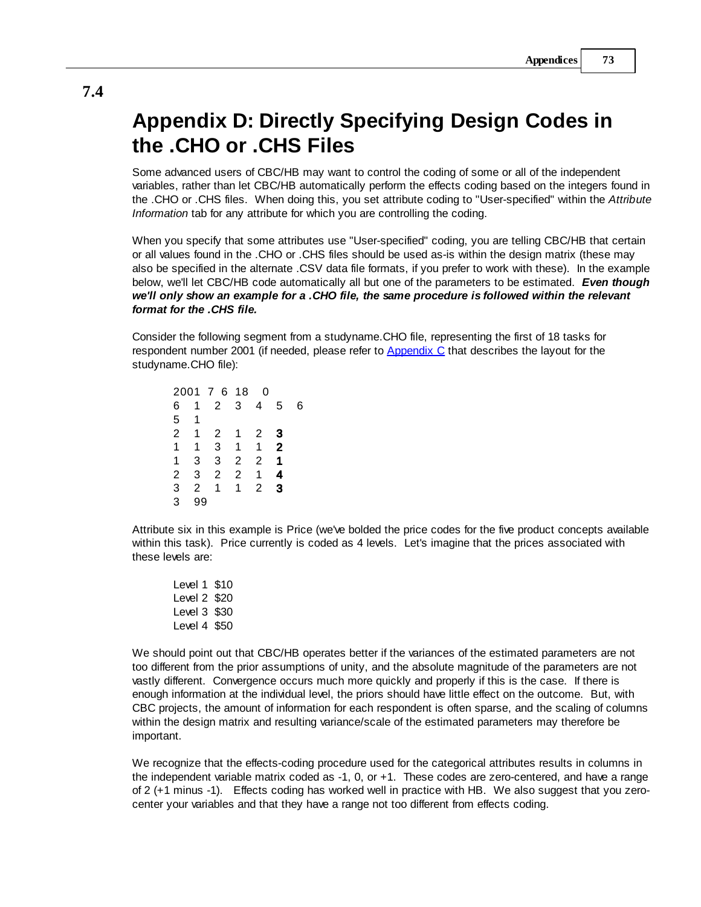## 7.4 Appendix D: Directly Specifying Design Codes in the .CHO or .CHS Files

Some advanced users of CBC/HB may want to control the coding of some or all of the independent variables, rather than let CBC/HB automatically perform the effects coding based on the integers found in the .CHO or .CHS files. When doing this, you set attribute coding to "User-specified" within the *Attribute Information* tab for any attribute for which you are controlling the coding.

When you specify that some attributes use "User-specified" coding, you are telling CBC/HB that certain or all values found in the .CHO or .CHS files should be used as-is within the design matrix (these may also be specified in the alternate .CSV data file formats, if you prefer to work with these). In the example below, we'll let CBC/HB code automatically all but one of the parameters to be estimated. ***Even though we'll only show an example for a .CHO file, the same procedure is followed within the relevant format for the .CHS file.***

Consider the following segment from a studyname.CHO file, representing the first of 18 tasks for respondent number 2001 (if needed, please refer to Appendix C that describes the layout for the studyname.CHO file):

```
2001  7  6  18    0
6   1   2   3   4   5   6
5   1
2   1   2   1   2   3
1   1   3   1   1   2
1   3   3   2   2   1
2   3   2   2   1   4
3   2   1   1   2   3
3   99
```

Attribute six in this example is Price (we've bolded the price codes for the five product concepts available within this task). Price currently is coded as 4 levels. Let's imagine that the prices associated with these levels are:

```
Level 1  $10
Level 2  $20
Level 3  $30
Level 4  $50
```

We should point out that CBC/HB operates better if the variances of the estimated parameters are not too different from the prior assumptions of unity, and the absolute magnitude of the parameters are not vastly different. Convergence occurs much more quickly and properly if this is the case. If there is enough information at the individual level, the priors should have little effect on the outcome. But, with CBC projects, the amount of information for each respondent is often sparse, and the scaling of columns within the design matrix and resulting variance/scale of the estimated parameters may therefore be important.

We recognize that the effects-coding procedure used for the categorical attributes results in columns in the independent variable matrix coded as -1, 0, or +1. These codes are zero-centered, and have a range of 2 (+1 minus -1). Effects coding has worked well in practice with HB. We also suggest that you zero-center your variables and that they have a range not too different from effects coding.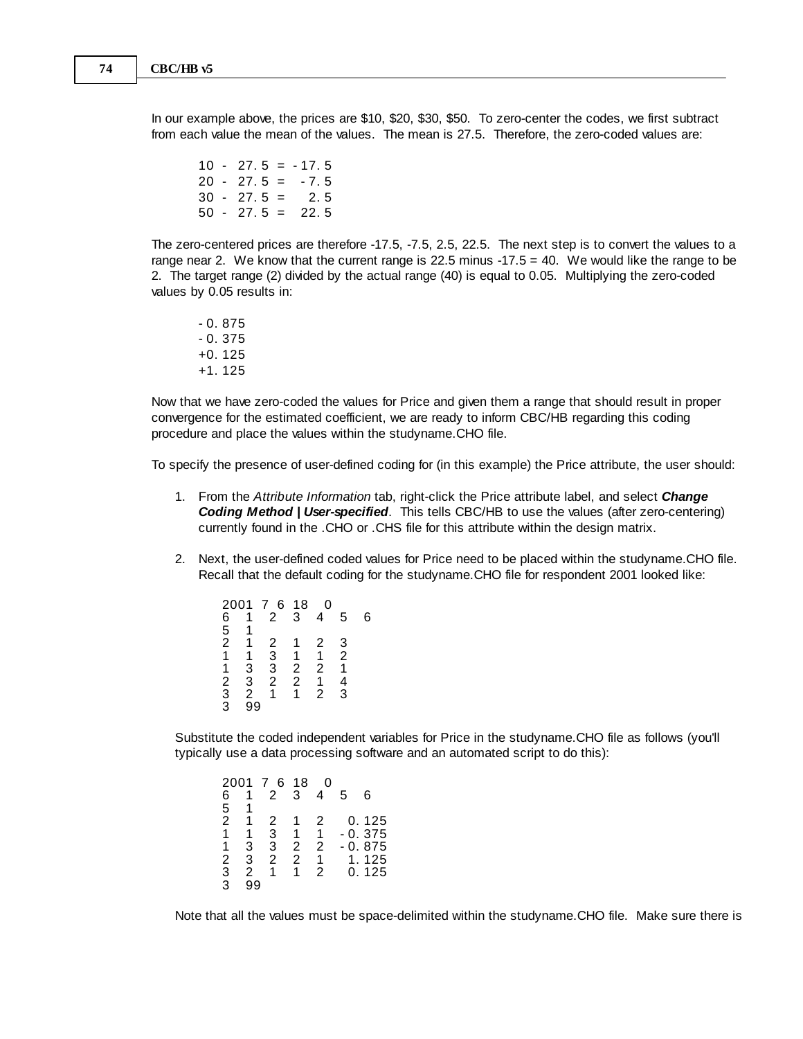In our example above, the prices are $10, $20, $30, $50. To zero-center the codes, we first subtract from each value the mean of the values. The mean is 27.5. Therefore, the zero-coded values are:

```
10 - 27.5 = -17.5
20 - 27.5 =  -7.5
30 - 27.5 =   2.5
50 - 27.5 =  22.5
```

The zero-centered prices are therefore -17.5, -7.5, 2.5, 22.5. The next step is to convert the values to a range near 2. We know that the current range is 22.5 minus -17.5 = 40. We would like the range to be 2. The target range (2) divided by the actual range (40) is equal to 0.05. Multiplying the zero-coded values by 0.05 results in:

```
-0.875
-0.375
+0.125
+1.125
```

Now that we have zero-coded the values for Price and given them a range that should result in proper convergence for the estimated coefficient, we are ready to inform CBC/HB regarding this coding procedure and place the values within the studyname.CHO file.

To specify the presence of user-defined coding for (in this example) the Price attribute, the user should:

1. From the *Attribute Information* tab, right-click the Price attribute label, and select ***Change Coding Method | User-specified***. This tells CBC/HB to use the values (after zero-centering) currently found in the .CHO or .CHS file for this attribute within the design matrix.

2. Next, the user-defined coded values for Price need to be placed within the studyname.CHO file. Recall that the default coding for the studyname.CHO file for respondent 2001 looked like:

   ```
   2001  7  6  18   0
   6   1   2   3   4   5   6
   5   1
   2   1   2   1   2   3
   1   1   3   1   1   2
   1   3   3   2   2   1
   2   3   2   2   1   4
   3   2   1   1   2   3
   3   99
   ```

   Substitute the coded independent variables for Price in the studyname.CHO file as follows (you'll typically use a data processing software and an automated script to do this):

   ```
   2001  7  6  18   0
   6   1   2   3   4   5   6
   5   1
   2   1   2   1   2    0.125
   1   1   3   1   1   -0.375
   1   3   3   2   2   -0.875
   2   3   2   2   1    1.125
   3   2   1   1   2    0.125
   3   99
   ```

   Note that all the values must be space-delimited within the studyname.CHO file. Make sure there is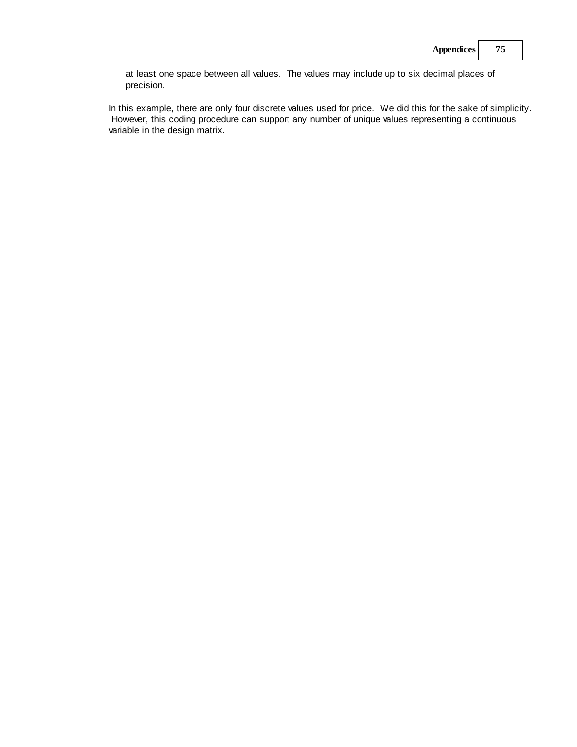at least one space between all values. The values may include up to six decimal places of precision.

In this example, there are only four discrete values used for price. We did this for the sake of simplicity. However, this coding procedure can support any number of unique values representing a continuous variable in the design matrix.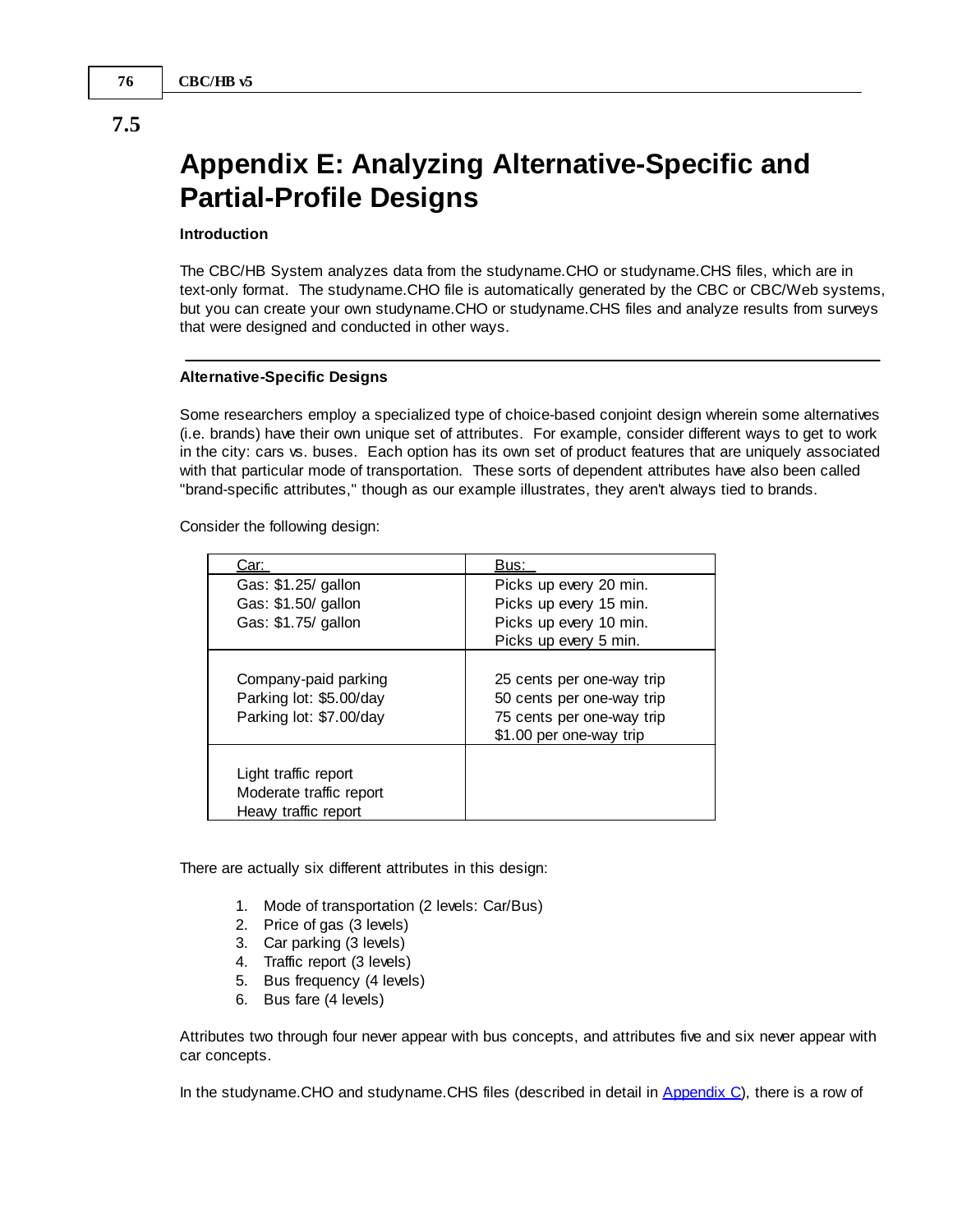7.5

# Appendix E: Analyzing Alternative-Specific and Partial-Profile Designs

**Introduction**

The CBC/HB System analyzes data from the studyname.CHO or studyname.CHS files, which are in text-only format. The studyname.CHO file is automatically generated by the CBC or CBC/Web systems, but you can create your own studyname.CHO or studyname.CHS files and analyze results from surveys that were designed and conducted in other ways.

---

**Alternative-Specific Designs**

Some researchers employ a specialized type of choice-based conjoint design wherein some alternatives (i.e. brands) have their own unique set of attributes. For example, consider different ways to get to work in the city: cars vs. buses. Each option has its own set of product features that are uniquely associated with that particular mode of transportation. These sorts of dependent attributes have also been called "brand-specific attributes," though as our example illustrates, they aren't always tied to brands.

Consider the following design:

| Car: | Bus: |
|---|---|
| Gas: $1.25/ gallon<br>Gas: $1.50/ gallon<br>Gas: $1.75/ gallon | Picks up every 20 min.<br>Picks up every 15 min.<br>Picks up every 10 min.<br>Picks up every 5 min. |
| Company-paid parking<br>Parking lot: $5.00/day<br>Parking lot: $7.00/day | 25 cents per one-way trip<br>50 cents per one-way trip<br>75 cents per one-way trip<br>$1.00 per one-way trip |
| Light traffic report<br>Moderate traffic report<br>Heavy traffic report | |

There are actually six different attributes in this design:

1. Mode of transportation (2 levels: Car/Bus)
2. Price of gas (3 levels)
3. Car parking (3 levels)
4. Traffic report (3 levels)
5. Bus frequency (4 levels)
6. Bus fare (4 levels)

Attributes two through four never appear with bus concepts, and attributes five and six never appear with car concepts.

In the studyname.CHO and studyname.CHS files (described in detail in Appendix C), there is a row of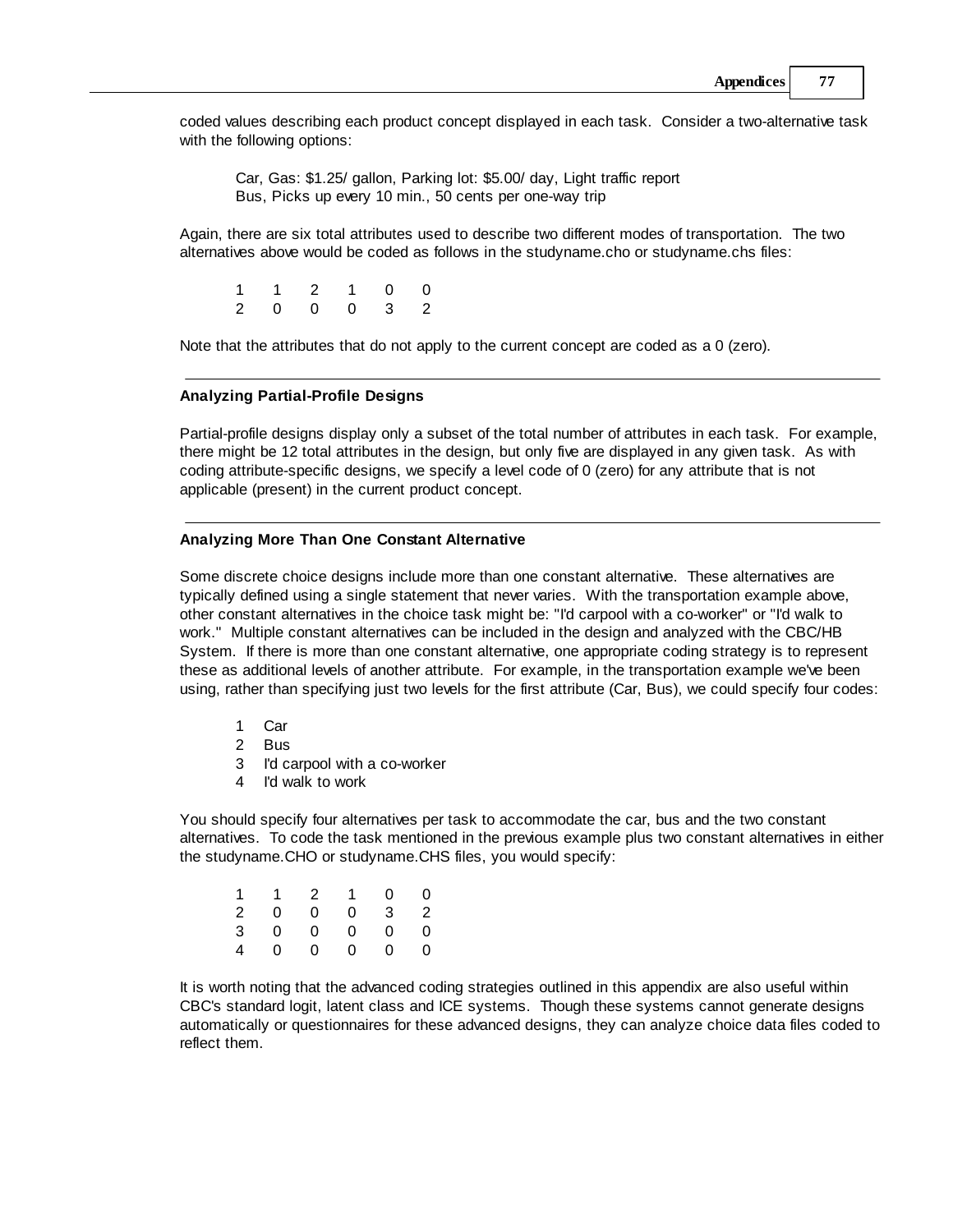coded values describing each product concept displayed in each task. Consider a two-alternative task with the following options:

> Car, Gas: $1.25/ gallon, Parking lot: $5.00/ day, Light traffic report
> Bus, Picks up every 10 min., 50 cents per one-way trip

Again, there are six total attributes used to describe two different modes of transportation. The two alternatives above would be coded as follows in the studyname.cho or studyname.chs files:

```
1    1    2    1    0    0
2    0    0    0    3    2
```

Note that the attributes that do not apply to the current concept are coded as a 0 (zero).

---

### Analyzing Partial-Profile Designs

Partial-profile designs display only a subset of the total number of attributes in each task. For example, there might be 12 total attributes in the design, but only five are displayed in any given task. As with coding attribute-specific designs, we specify a level code of 0 (zero) for any attribute that is not applicable (present) in the current product concept.

---

### Analyzing More Than One Constant Alternative

Some discrete choice designs include more than one constant alternative. These alternatives are typically defined using a single statement that never varies. With the transportation example above, other constant alternatives in the choice task might be: "I'd carpool with a co-worker" or "I'd walk to work." Multiple constant alternatives can be included in the design and analyzed with the CBC/HB System. If there is more than one constant alternative, one appropriate coding strategy is to represent these as additional levels of another attribute. For example, in the transportation example we've been using, rather than specifying just two levels for the first attribute (Car, Bus), we could specify four codes:

1 Car
2 Bus
3 I'd carpool with a co-worker
4 I'd walk to work

You should specify four alternatives per task to accommodate the car, bus and the two constant alternatives. To code the task mentioned in the previous example plus two constant alternatives in either the studyname.CHO or studyname.CHS files, you would specify:

```
1    1    2    1    0    0
2    0    0    0    3    2
3    0    0    0    0    0
4    0    0    0    0    0
```

It is worth noting that the advanced coding strategies outlined in this appendix are also useful within CBC's standard logit, latent class and ICE systems. Though these systems cannot generate designs automatically or questionnaires for these advanced designs, they can analyze choice data files coded to reflect them.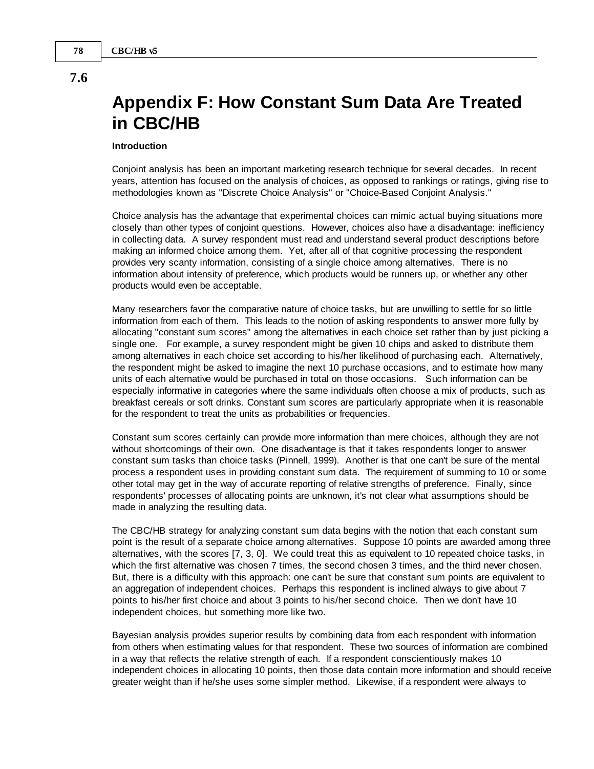# 7.6

# Appendix F: How Constant Sum Data Are Treated in CBC/HB

**Introduction**

Conjoint analysis has been an important marketing research technique for several decades. In recent years, attention has focused on the analysis of choices, as opposed to rankings or ratings, giving rise to methodologies known as "Discrete Choice Analysis" or "Choice-Based Conjoint Analysis."

Choice analysis has the advantage that experimental choices can mimic actual buying situations more closely than other types of conjoint questions. However, choices also have a disadvantage: inefficiency in collecting data. A survey respondent must read and understand several product descriptions before making an informed choice among them. Yet, after all of that cognitive processing the respondent provides very scanty information, consisting of a single choice among alternatives. There is no information about intensity of preference, which products would be runners up, or whether any other products would even be acceptable.

Many researchers favor the comparative nature of choice tasks, but are unwilling to settle for so little information from each of them. This leads to the notion of asking respondents to answer more fully by allocating "constant sum scores" among the alternatives in each choice set rather than by just picking a single one. For example, a survey respondent might be given 10 chips and asked to distribute them among alternatives in each choice set according to his/her likelihood of purchasing each. Alternatively, the respondent might be asked to imagine the next 10 purchase occasions, and to estimate how many units of each alternative would be purchased in total on those occasions. Such information can be especially informative in categories where the same individuals often choose a mix of products, such as breakfast cereals or soft drinks. Constant sum scores are particularly appropriate when it is reasonable for the respondent to treat the units as probabilities or frequencies.

Constant sum scores certainly can provide more information than mere choices, although they are not without shortcomings of their own. One disadvantage is that it takes respondents longer to answer constant sum tasks than choice tasks (Pinnell, 1999). Another is that one can't be sure of the mental process a respondent uses in providing constant sum data. The requirement of summing to 10 or some other total may get in the way of accurate reporting of relative strengths of preference. Finally, since respondents' processes of allocating points are unknown, it's not clear what assumptions should be made in analyzing the resulting data.

The CBC/HB strategy for analyzing constant sum data begins with the notion that each constant sum point is the result of a separate choice among alternatives. Suppose 10 points are awarded among three alternatives, with the scores [7, 3, 0]. We could treat this as equivalent to 10 repeated choice tasks, in which the first alternative was chosen 7 times, the second chosen 3 times, and the third never chosen. But, there is a difficulty with this approach: one can't be sure that constant sum points are equivalent to an aggregation of independent choices. Perhaps this respondent is inclined always to give about 7 points to his/her first choice and about 3 points to his/her second choice. Then we don't have 10 independent choices, but something more like two.

Bayesian analysis provides superior results by combining data from each respondent with information from others when estimating values for that respondent. These two sources of information are combined in a way that reflects the relative strength of each. If a respondent conscientiously makes 10 independent choices in allocating 10 points, then those data contain more information and should receive greater weight than if he/she uses some simpler method. Likewise, if a respondent were always to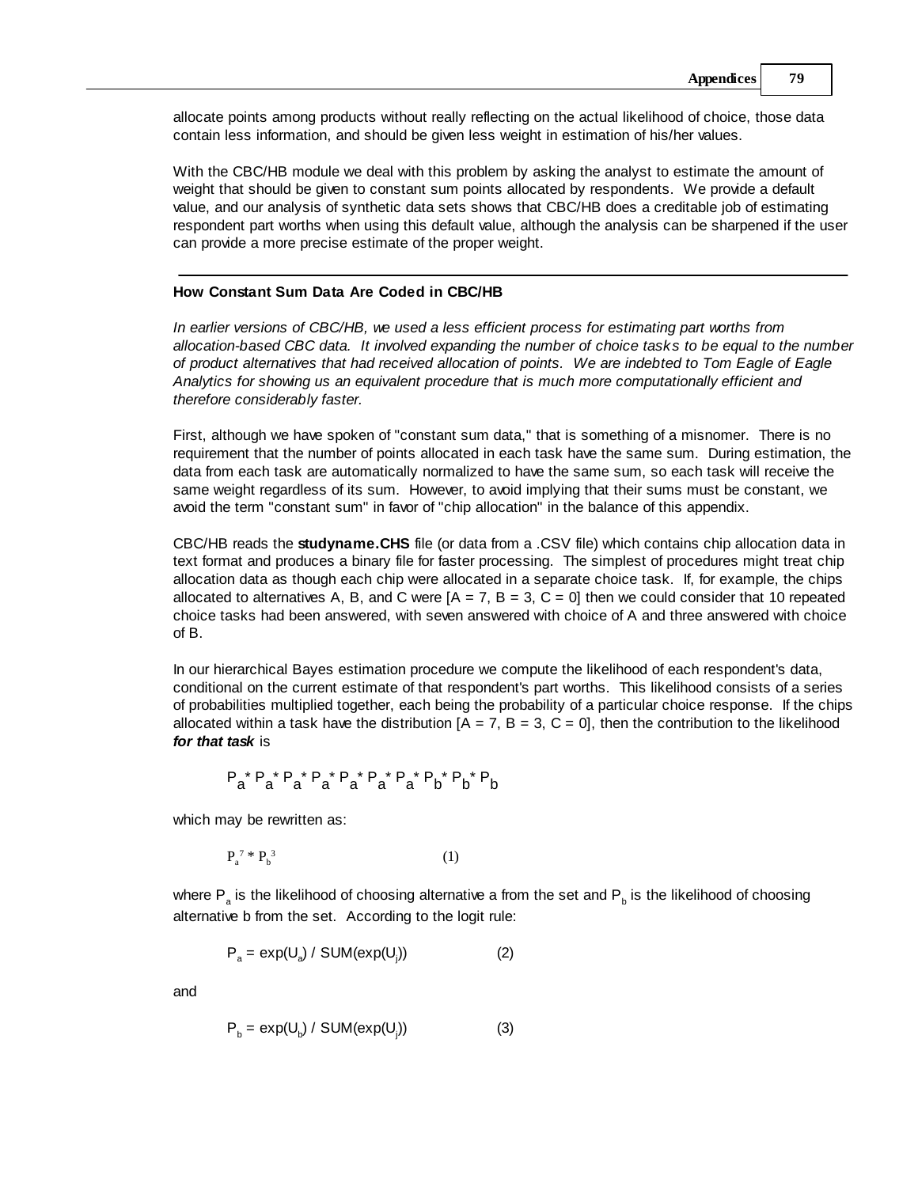allocate points among products without really reflecting on the actual likelihood of choice, those data contain less information, and should be given less weight in estimation of his/her values.

With the CBC/HB module we deal with this problem by asking the analyst to estimate the amount of weight that should be given to constant sum points allocated by respondents. We provide a default value, and our analysis of synthetic data sets shows that CBC/HB does a creditable job of estimating respondent part worths when using this default value, although the analysis can be sharpened if the user can provide a more precise estimate of the proper weight.

---

**How Constant Sum Data Are Coded in CBC/HB**

*In earlier versions of CBC/HB, we used a less efficient process for estimating part worths from allocation-based CBC data. It involved expanding the number of choice tasks to be equal to the number of product alternatives that had received allocation of points. We are indebted to Tom Eagle of Eagle Analytics for showing us an equivalent procedure that is much more computationally efficient and therefore considerably faster.*

First, although we have spoken of "constant sum data," that is something of a misnomer. There is no requirement that the number of points allocated in each task have the same sum. During estimation, the data from each task are automatically normalized to have the same sum, so each task will receive the same weight regardless of its sum. However, to avoid implying that their sums must be constant, we avoid the term "constant sum" in favor of "chip allocation" in the balance of this appendix.

CBC/HB reads the **studyname.CHS** file (or data from a .CSV file) which contains chip allocation data in text format and produces a binary file for faster processing. The simplest of procedures might treat chip allocation data as though each chip were allocated in a separate choice task. If, for example, the chips allocated to alternatives A, B, and C were [A = 7, B = 3, C = 0] then we could consider that 10 repeated choice tasks had been answered, with seven answered with choice of A and three answered with choice of B.

In our hierarchical Bayes estimation procedure we compute the likelihood of each respondent's data, conditional on the current estimate of that respondent's part worths. This likelihood consists of a series of probabilities multiplied together, each being the probability of a particular choice response. If the chips allocated within a task have the distribution [A = 7, B = 3, C = 0], then the contribution to the likelihood ***for that task*** is

$$P_a * P_a * P_a * P_a * P_a * P_a * P_a * P_b * P_b * P_b$$

which may be rewritten as:

$$P_a^7 * P_b^3 \qquad (1)$$

where $P_a$ is the likelihood of choosing alternative a from the set and $P_b$ is the likelihood of choosing alternative b from the set. According to the logit rule:

$$P_a = \exp(U_a) / \text{SUM}(\exp(U_j)) \qquad (2)$$

and

$$P_b = \exp(U_b) / \text{SUM}(\exp(U_j)) \qquad (3)$$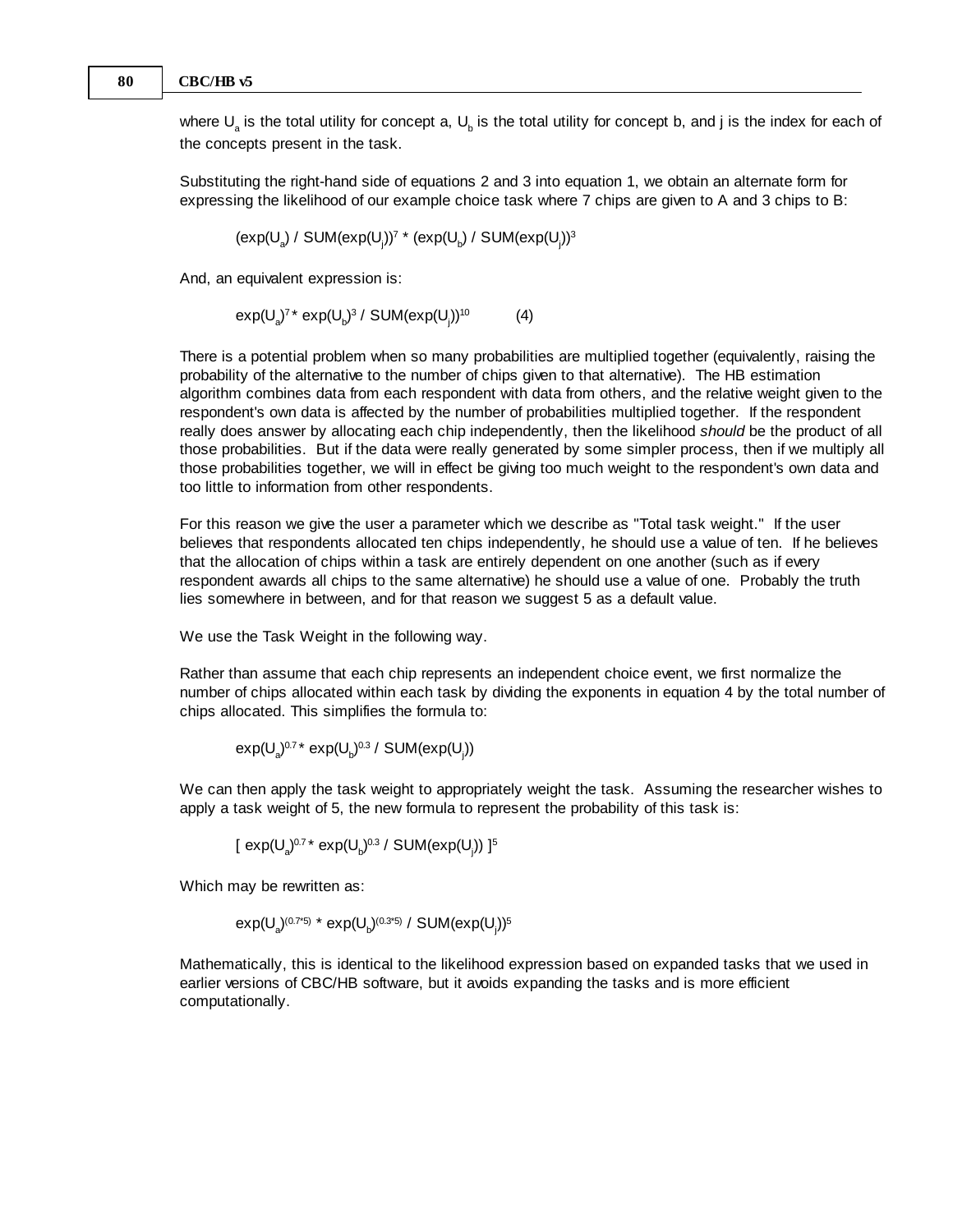where $U_a$ is the total utility for concept a, $U_b$ is the total utility for concept b, and j is the index for each of the concepts present in the task.

Substituting the right-hand side of equations 2 and 3 into equation 1, we obtain an alternate form for expressing the likelihood of our example choice task where 7 chips are given to A and 3 chips to B:

$$(\exp(U_a) / \text{SUM}(\exp(U_j))^7 * (\exp(U_b) / \text{SUM}(\exp(U_j))^3$$

And, an equivalent expression is:

$$\exp(U_a)^7 * \exp(U_b)^3 / \text{SUM}(\exp(U_j))^{10} \qquad (4)$$

There is a potential problem when so many probabilities are multiplied together (equivalently, raising the probability of the alternative to the number of chips given to that alternative). The HB estimation algorithm combines data from each respondent with data from others, and the relative weight given to the respondent's own data is affected by the number of probabilities multiplied together. If the respondent really does answer by allocating each chip independently, then the likelihood *should* be the product of all those probabilities. But if the data were really generated by some simpler process, then if we multiply all those probabilities together, we will in effect be giving too much weight to the respondent's own data and too little to information from other respondents.

For this reason we give the user a parameter which we describe as "Total task weight." If the user believes that respondents allocated ten chips independently, he should use a value of ten. If he believes that the allocation of chips within a task are entirely dependent on one another (such as if every respondent awards all chips to the same alternative) he should use a value of one. Probably the truth lies somewhere in between, and for that reason we suggest 5 as a default value.

We use the Task Weight in the following way.

Rather than assume that each chip represents an independent choice event, we first normalize the number of chips allocated within each task by dividing the exponents in equation 4 by the total number of chips allocated. This simplifies the formula to:

$$\exp(U_a)^{0.7} * \exp(U_b)^{0.3} / \text{SUM}(\exp(U_j))$$

We can then apply the task weight to appropriately weight the task. Assuming the researcher wishes to apply a task weight of 5, the new formula to represent the probability of this task is:

$$[\ \exp(U_a)^{0.7} * \exp(U_b)^{0.3} / \text{SUM}(\exp(U_j))\ ]^5$$

Which may be rewritten as:

$$\exp(U_a)^{(0.7*5)} * \exp(U_b)^{(0.3*5)} / \text{SUM}(\exp(U_j))^5$$

Mathematically, this is identical to the likelihood expression based on expanded tasks that we used in earlier versions of CBC/HB software, but it avoids expanding the tasks and is more efficient computationally.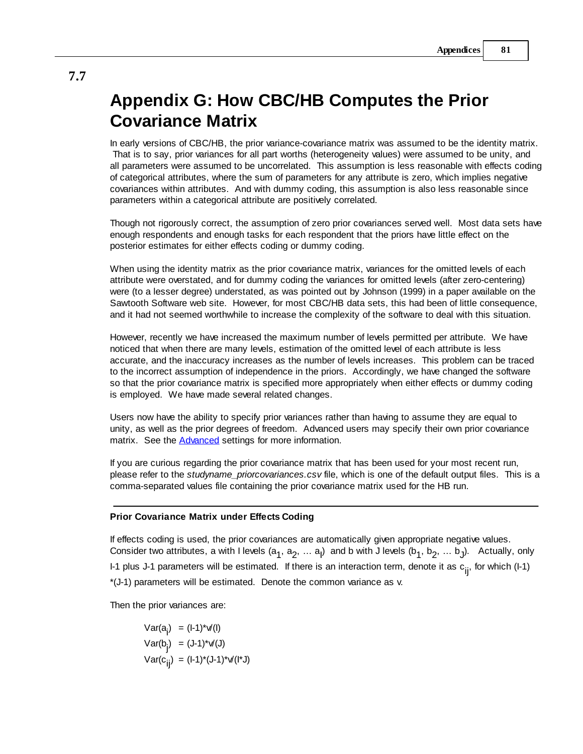# 7.7 Appendix G: How CBC/HB Computes the Prior Covariance Matrix

In early versions of CBC/HB, the prior variance-covariance matrix was assumed to be the identity matrix. That is to say, prior variances for all part worths (heterogeneity values) were assumed to be unity, and all parameters were assumed to be uncorrelated. This assumption is less reasonable with effects coding of categorical attributes, where the sum of parameters for any attribute is zero, which implies negative covariances within attributes. And with dummy coding, this assumption is also less reasonable since parameters within a categorical attribute are positively correlated.

Though not rigorously correct, the assumption of zero prior covariances served well. Most data sets have enough respondents and enough tasks for each respondent that the priors have little effect on the posterior estimates for either effects coding or dummy coding.

When using the identity matrix as the prior covariance matrix, variances for the omitted levels of each attribute were overstated, and for dummy coding the variances for omitted levels (after zero-centering) were (to a lesser degree) understated, as was pointed out by Johnson (1999) in a paper available on the Sawtooth Software web site. However, for most CBC/HB data sets, this had been of little consequence, and it had not seemed worthwhile to increase the complexity of the software to deal with this situation.

However, recently we have increased the maximum number of levels permitted per attribute. We have noticed that when there are many levels, estimation of the omitted level of each attribute is less accurate, and the inaccuracy increases as the number of levels increases. This problem can be traced to the incorrect assumption of independence in the priors. Accordingly, we have changed the software so that the prior covariance matrix is specified more appropriately when either effects or dummy coding is employed. We have made several related changes.

Users now have the ability to specify prior variances rather than having to assume they are equal to unity, as well as the prior degrees of freedom. Advanced users may specify their own prior covariance matrix. See the Advanced settings for more information.

If you are curious regarding the prior covariance matrix that has been used for your most recent run, please refer to the *studyname_priorcovariances.csv* file, which is one of the default output files. This is a comma-separated values file containing the prior covariance matrix used for the HB run.

---

### Prior Covariance Matrix under Effects Coding

If effects coding is used, the prior covariances are automatically given appropriate negative values. Consider two attributes, a with I levels ($a_1$, $a_2$, … $a_I$) and b with J levels ($b_1$, $b_2$, … $b_J$). Actually, only I-1 plus J-1 parameters will be estimated. If there is an interaction term, denote it as $c_{ij}$, for which (I-1)*(J-1) parameters will be estimated. Denote the common variance as v.

Then the prior variances are:

$$\mathrm{Var}(a_i) = (I-1)*v/(I)$$

$$\mathrm{Var}(b_j) = (J-1)*v/(J)$$

$$\mathrm{Var}(c_{ij}) = (I-1)*(J-1)*v/(I*J)$$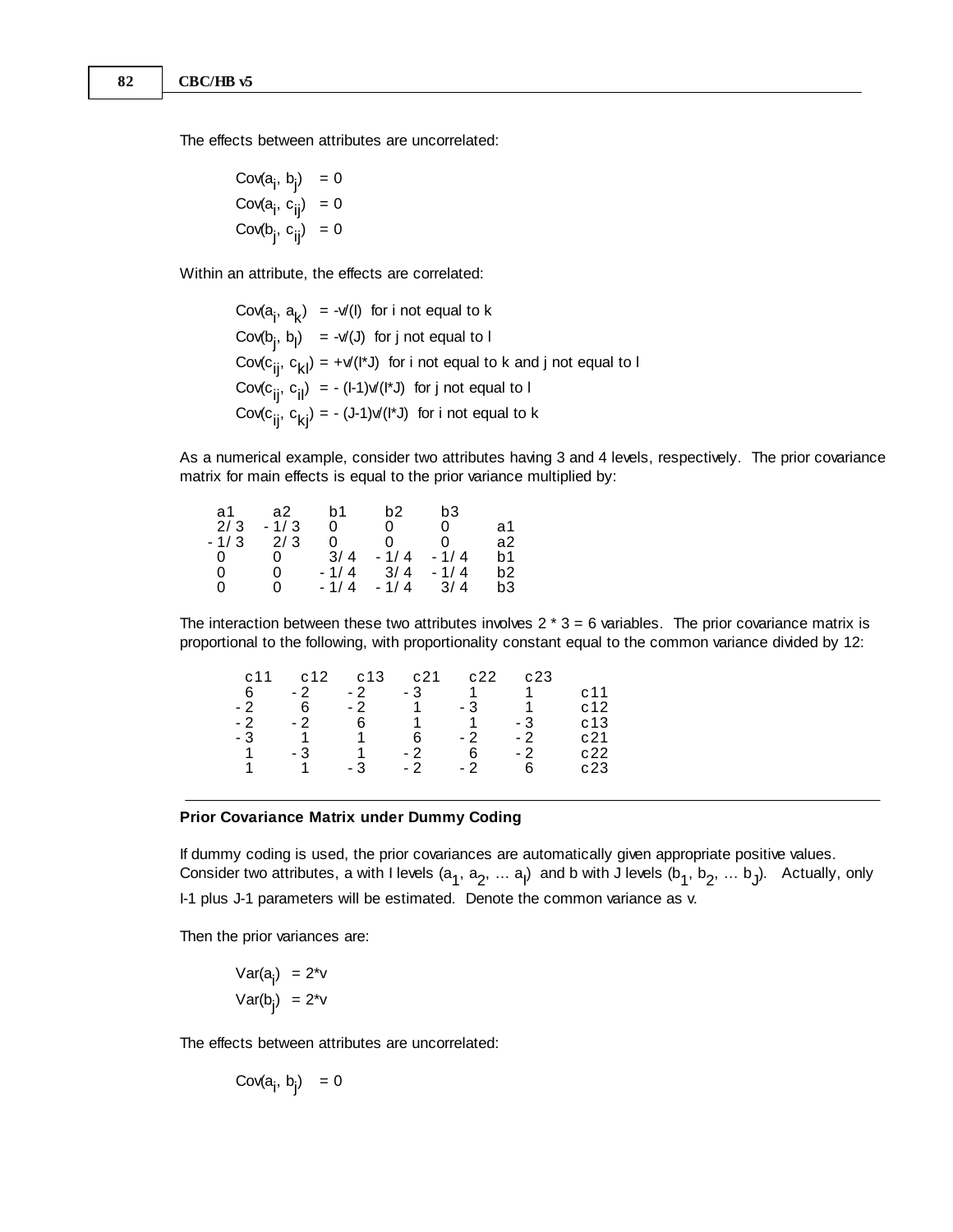The effects between attributes are uncorrelated:

$\text{Cov}(a_i, b_j) = 0$
$\text{Cov}(a_i, c_{ij}) = 0$
$\text{Cov}(b_j, c_{ij}) = 0$

Within an attribute, the effects are correlated:

$\text{Cov}(a_i, a_k) = -v/(I)$ for i not equal to k
$\text{Cov}(b_j, b_l) = -v/(J)$ for j not equal to l
$\text{Cov}(c_{ij}, c_{kl}) = +v/(I*J)$ for i not equal to k and j not equal to l
$\text{Cov}(c_{ij}, c_{il}) = -(I-1)v/(I*J)$ for j not equal to l
$\text{Cov}(c_{ij}, c_{kj}) = -(J-1)v/(I*J)$ for i not equal to k

As a numerical example, consider two attributes having 3 and 4 levels, respectively. The prior covariance matrix for main effects is equal to the prior variance multiplied by:

| a1 | a2 | b1 | b2 | b3 | |
|---|---|---|---|---|---|
| 2/3 | -1/3 | 0 | 0 | 0 | a1 |
| -1/3 | 2/3 | 0 | 0 | 0 | a2 |
| 0 | 0 | 3/4 | -1/4 | -1/4 | b1 |
| 0 | 0 | -1/4 | 3/4 | -1/4 | b2 |
| 0 | 0 | -1/4 | -1/4 | 3/4 | b3 |

The interaction between these two attributes involves 2 * 3 = 6 variables. The prior covariance matrix is proportional to the following, with proportionality constant equal to the common variance divided by 12:

| c11 | c12 | c13 | c21 | c22 | c23 | |
|---|---|---|---|---|---|---|
| 6 | -2 | -2 | -3 | 1 | 1 | c11 |
| -2 | 6 | -2 | 1 | -3 | 1 | c12 |
| -2 | -2 | 6 | 1 | 1 | -3 | c13 |
| -3 | 1 | 1 | 6 | -2 | -2 | c21 |
| 1 | -3 | 1 | -2 | 6 | -2 | c22 |
| 1 | 1 | -3 | -2 | -2 | 6 | c23 |

---

**Prior Covariance Matrix under Dummy Coding**

If dummy coding is used, the prior covariances are automatically given appropriate positive values. Consider two attributes, a with I levels ($a_1, a_2, \ldots a_I$) and b with J levels ($b_1, b_2, \ldots b_J$). Actually, only I-1 plus J-1 parameters will be estimated. Denote the common variance as v.

Then the prior variances are:

$\text{Var}(a_i) = 2*v$
$\text{Var}(b_j) = 2*v$

The effects between attributes are uncorrelated:

$\text{Cov}(a_i, b_j) = 0$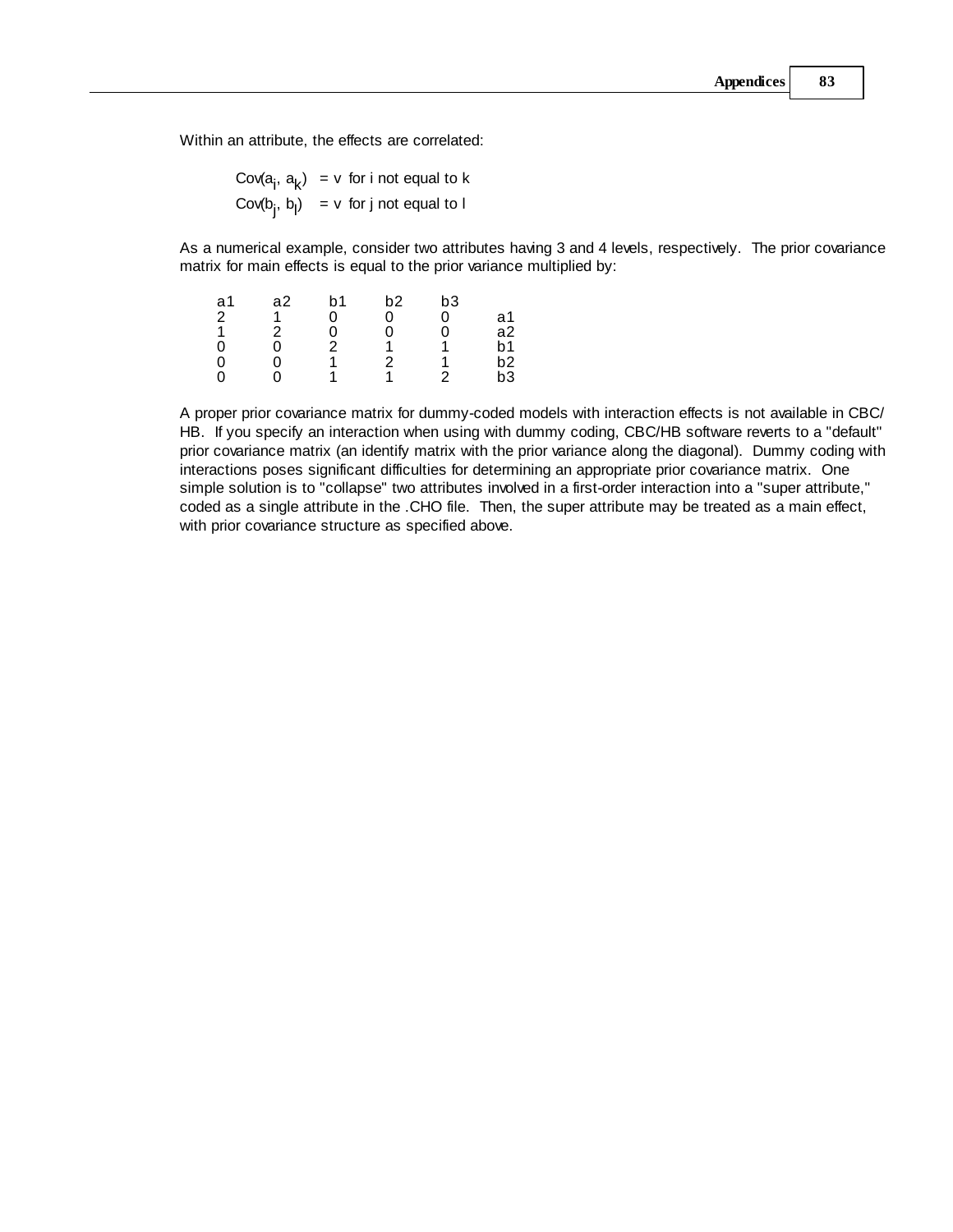Within an attribute, the effects are correlated:

$\text{Cov}(a_i, a_k) = v$ for i not equal to k

$\text{Cov}(b_j, b_l) = v$ for j not equal to l

As a numerical example, consider two attributes having 3 and 4 levels, respectively. The prior covariance matrix for main effects is equal to the prior variance multiplied by:

| a1 | a2 | b1 | b2 | b3 | |
|---|---|---|---|---|---|
| 2 | 1 | 0 | 0 | 0 | a1 |
| 1 | 2 | 0 | 0 | 0 | a2 |
| 0 | 0 | 2 | 1 | 1 | b1 |
| 0 | 0 | 1 | 2 | 1 | b2 |
| 0 | 0 | 1 | 1 | 2 | b3 |

A proper prior covariance matrix for dummy-coded models with interaction effects is not available in CBC/HB. If you specify an interaction when using with dummy coding, CBC/HB software reverts to a "default" prior covariance matrix (an identify matrix with the prior variance along the diagonal). Dummy coding with interactions poses significant difficulties for determining an appropriate prior covariance matrix. One simple solution is to "collapse" two attributes involved in a first-order interaction into a "super attribute," coded as a single attribute in the .CHO file. Then, the super attribute may be treated as a main effect, with prior covariance structure as specified above.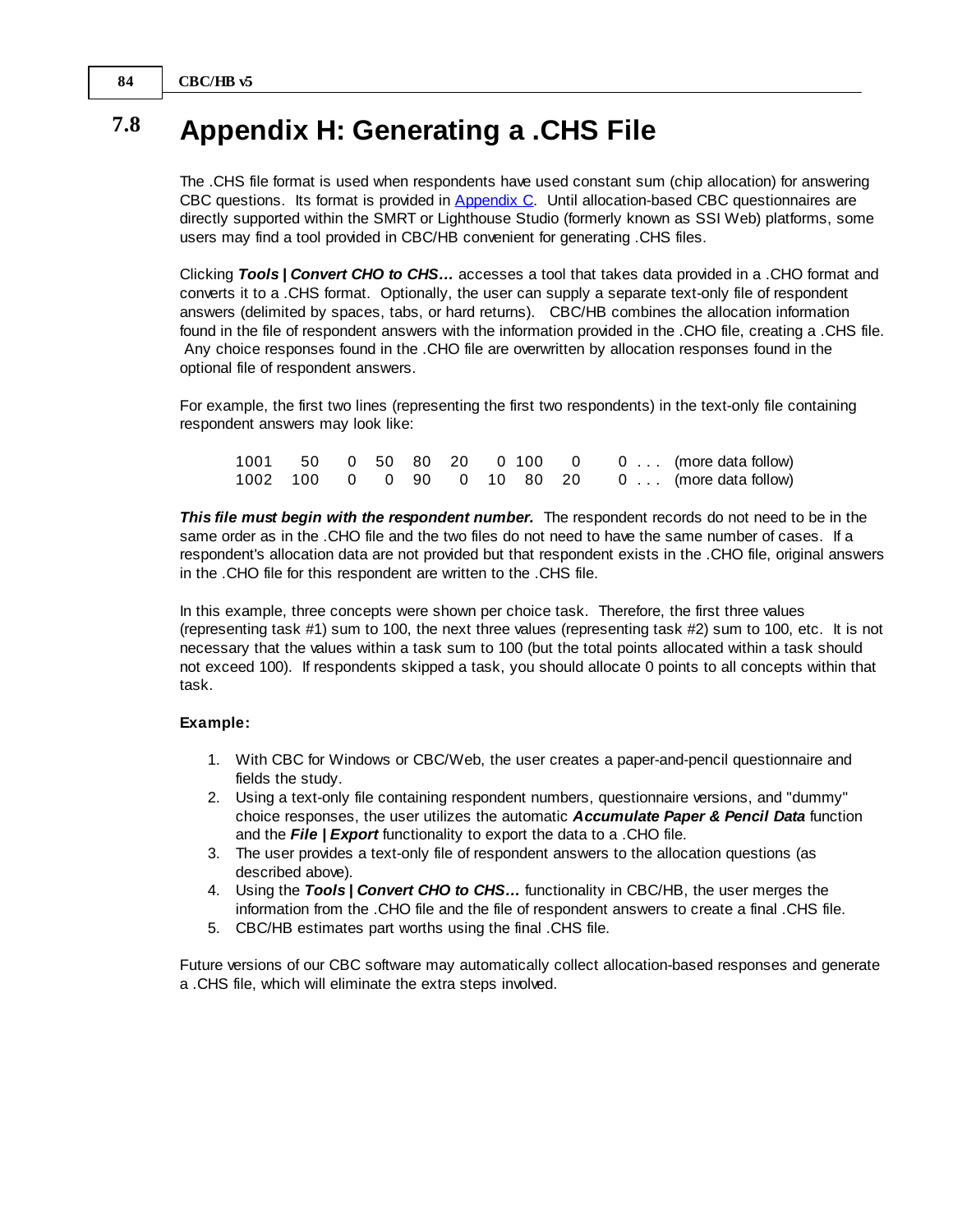# 7.8 Appendix H: Generating a .CHS File

The .CHS file format is used when respondents have used constant sum (chip allocation) for answering CBC questions. Its format is provided in Appendix C. Until allocation-based CBC questionnaires are directly supported within the SMRT or Lighthouse Studio (formerly known as SSI Web) platforms, some users may find a tool provided in CBC/HB convenient for generating .CHS files.

Clicking ***Tools | Convert CHO to CHS…*** accesses a tool that takes data provided in a .CHO format and converts it to a .CHS format. Optionally, the user can supply a separate text-only file of respondent answers (delimited by spaces, tabs, or hard returns). CBC/HB combines the allocation information found in the file of respondent answers with the information provided in the .CHO file, creating a .CHS file. Any choice responses found in the .CHO file are overwritten by allocation responses found in the optional file of respondent answers.

For example, the first two lines (representing the first two respondents) in the text-only file containing respondent answers may look like:

```
1001   50    0  50  80  20    0 100    0      0 . . .  (more data follow)
1002  100    0    0  90    0  10  80  20      0 . . .  (more data follow)
```

***This file must begin with the respondent number.*** The respondent records do not need to be in the same order as in the .CHO file and the two files do not need to have the same number of cases. If a respondent's allocation data are not provided but that respondent exists in the .CHO file, original answers in the .CHO file for this respondent are written to the .CHS file.

In this example, three concepts were shown per choice task. Therefore, the first three values (representing task #1) sum to 100, the next three values (representing task #2) sum to 100, etc. It is not necessary that the values within a task sum to 100 (but the total points allocated within a task should not exceed 100). If respondents skipped a task, you should allocate 0 points to all concepts within that task.

**Example:**

1. With CBC for Windows or CBC/Web, the user creates a paper-and-pencil questionnaire and fields the study.
2. Using a text-only file containing respondent numbers, questionnaire versions, and "dummy" choice responses, the user utilizes the automatic ***Accumulate Paper & Pencil Data*** function and the ***File | Export*** functionality to export the data to a .CHO file.
3. The user provides a text-only file of respondent answers to the allocation questions (as described above).
4. Using the ***Tools | Convert CHO to CHS…*** functionality in CBC/HB, the user merges the information from the .CHO file and the file of respondent answers to create a final .CHS file.
5. CBC/HB estimates part worths using the final .CHS file.

Future versions of our CBC software may automatically collect allocation-based responses and generate a .CHS file, which will eliminate the extra steps involved.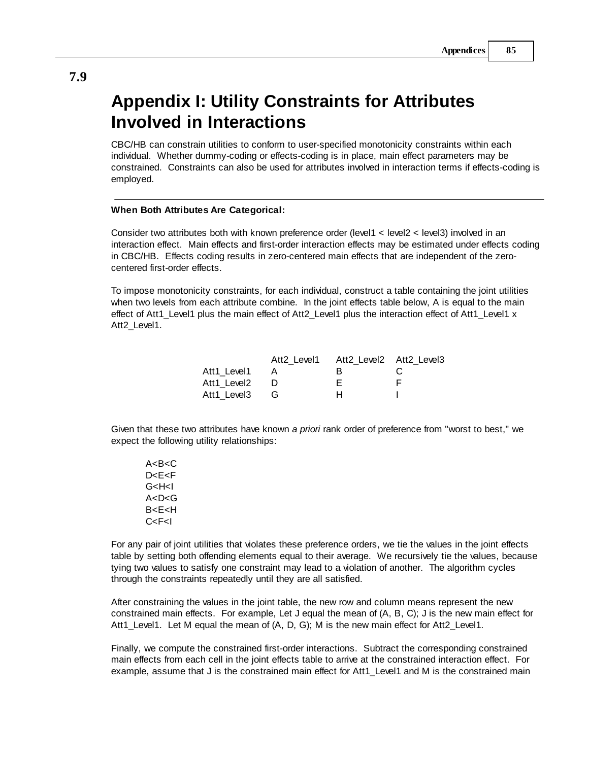# 7.9 Appendix I: Utility Constraints for Attributes Involved in Interactions

CBC/HB can constrain utilities to conform to user-specified monotonicity constraints within each individual. Whether dummy-coding or effects-coding is in place, main effect parameters may be constrained. Constraints can also be used for attributes involved in interaction terms if effects-coding is employed.

---

**When Both Attributes Are Categorical:**

Consider two attributes both with known preference order (level1 < level2 < level3) involved in an interaction effect. Main effects and first-order interaction effects may be estimated under effects coding in CBC/HB. Effects coding results in zero-centered main effects that are independent of the zero-centered first-order effects.

To impose monotonicity constraints, for each individual, construct a table containing the joint utilities when two levels from each attribute combine. In the joint effects table below, A is equal to the main effect of Att1_Level1 plus the main effect of Att2_Level1 plus the interaction effect of Att1_Level1 x Att2_Level1.

| | Att2_Level1 | Att2_Level2 | Att2_Level3 |
|---|---|---|---|
| Att1_Level1 | A | B | C |
| Att1_Level2 | D | E | F |
| Att1_Level3 | G | H | I |

Given that these two attributes have known *a priori* rank order of preference from "worst to best," we expect the following utility relationships:

A<B<C
D<E<F
G<H<I
A<D<G
B<E<H
C<F<I

For any pair of joint utilities that violates these preference orders, we tie the values in the joint effects table by setting both offending elements equal to their average. We recursively tie the values, because tying two values to satisfy one constraint may lead to a violation of another. The algorithm cycles through the constraints repeatedly until they are all satisfied.

After constraining the values in the joint table, the new row and column means represent the new constrained main effects. For example, Let J equal the mean of (A, B, C); J is the new main effect for Att1_Level1. Let M equal the mean of (A, D, G); M is the new main effect for Att2_Level1.

Finally, we compute the constrained first-order interactions. Subtract the corresponding constrained main effects from each cell in the joint effects table to arrive at the constrained interaction effect. For example, assume that J is the constrained main effect for Att1_Level1 and M is the constrained main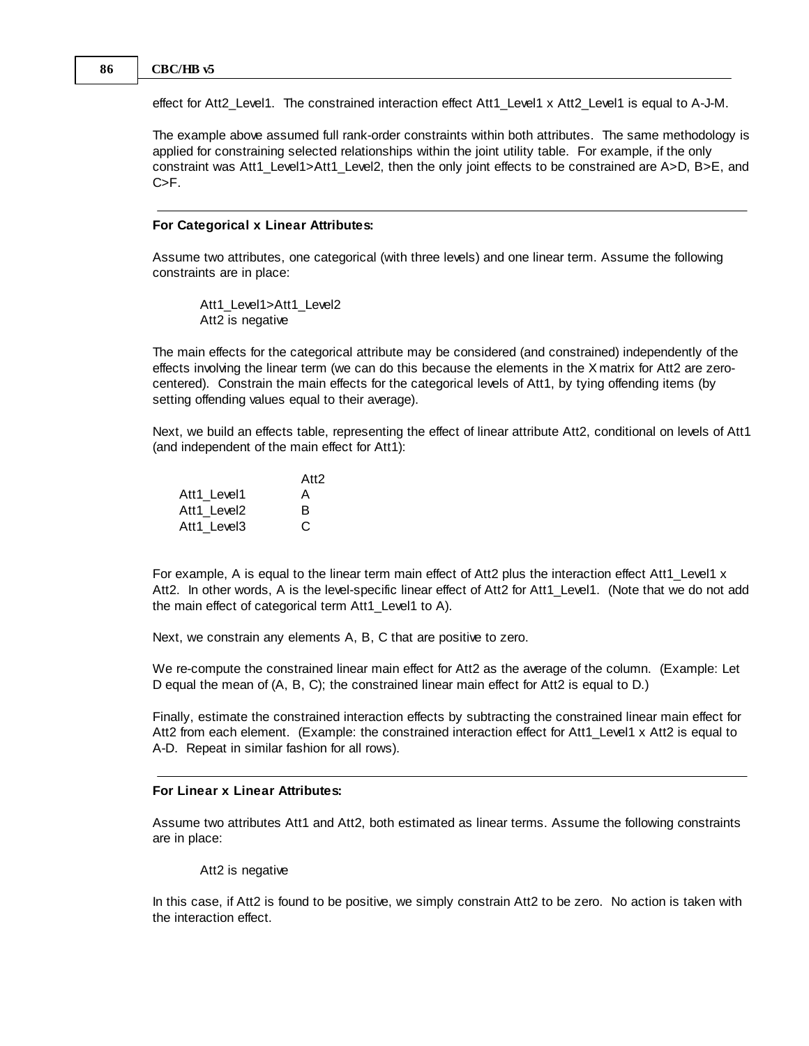effect for Att2_Level1. The constrained interaction effect Att1_Level1 x Att2_Level1 is equal to A-J-M.

The example above assumed full rank-order constraints within both attributes. The same methodology is applied for constraining selected relationships within the joint utility table. For example, if the only constraint was Att1_Level1>Att1_Level2, then the only joint effects to be constrained are A>D, B>E, and C>F.

---

**For Categorical x Linear Attributes:**

Assume two attributes, one categorical (with three levels) and one linear term. Assume the following constraints are in place:

> Att1_Level1>Att1_Level2
> Att2 is negative

The main effects for the categorical attribute may be considered (and constrained) independently of the effects involving the linear term (we can do this because the elements in the X matrix for Att2 are zero-centered). Constrain the main effects for the categorical levels of Att1, by tying offending items (by setting offending values equal to their average).

Next, we build an effects table, representing the effect of linear attribute Att2, conditional on levels of Att1 (and independent of the main effect for Att1):

| | Att2 |
|---|---|
| Att1_Level1 | A |
| Att1_Level2 | B |
| Att1_Level3 | C |

For example, A is equal to the linear term main effect of Att2 plus the interaction effect Att1_Level1 x Att2. In other words, A is the level-specific linear effect of Att2 for Att1_Level1. (Note that we do not add the main effect of categorical term Att1_Level1 to A).

Next, we constrain any elements A, B, C that are positive to zero.

We re-compute the constrained linear main effect for Att2 as the average of the column. (Example: Let D equal the mean of (A, B, C); the constrained linear main effect for Att2 is equal to D.)

Finally, estimate the constrained interaction effects by subtracting the constrained linear main effect for Att2 from each element. (Example: the constrained interaction effect for Att1_Level1 x Att2 is equal to A-D. Repeat in similar fashion for all rows).

---

**For Linear x Linear Attributes:**

Assume two attributes Att1 and Att2, both estimated as linear terms. Assume the following constraints are in place:

> Att2 is negative

In this case, if Att2 is found to be positive, we simply constrain Att2 to be zero. No action is taken with the interaction effect.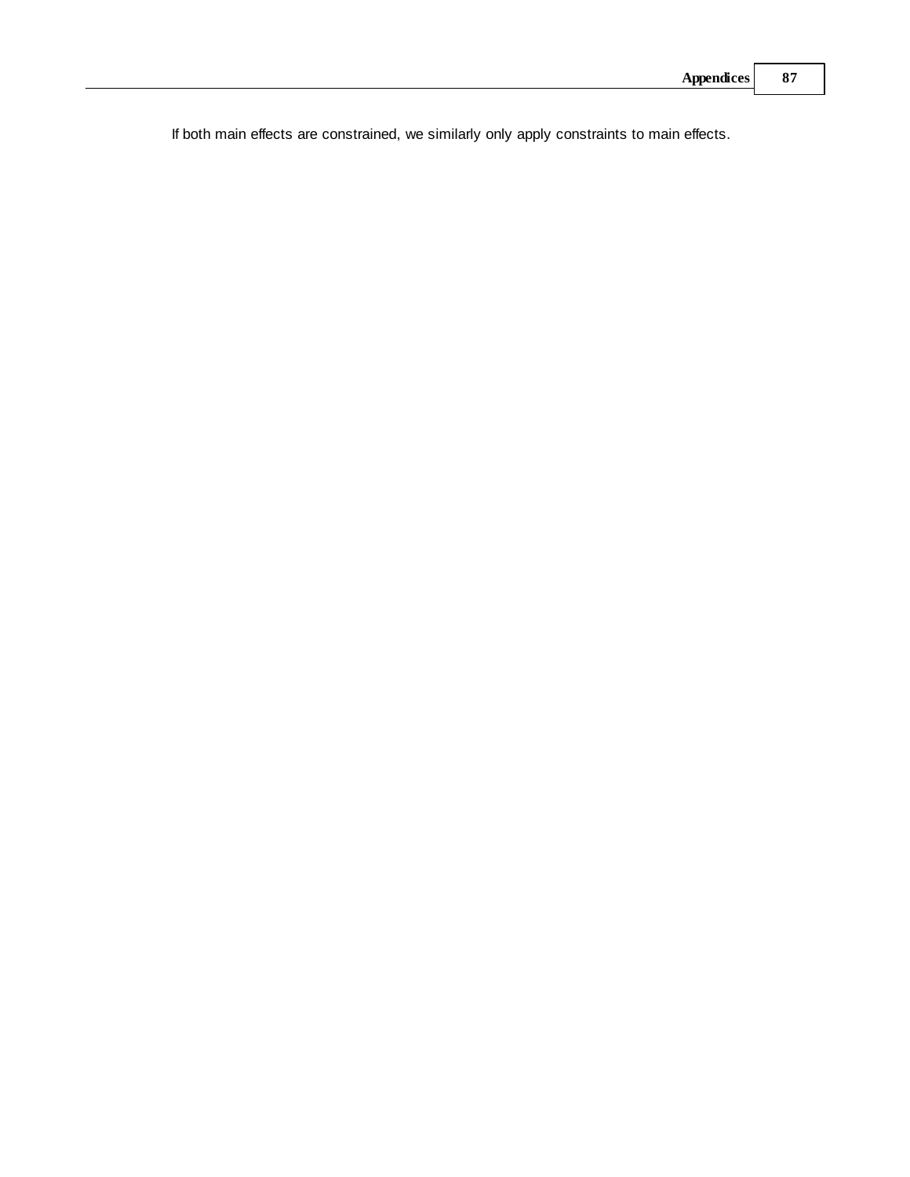If both main effects are constrained, we similarly only apply constraints to main effects.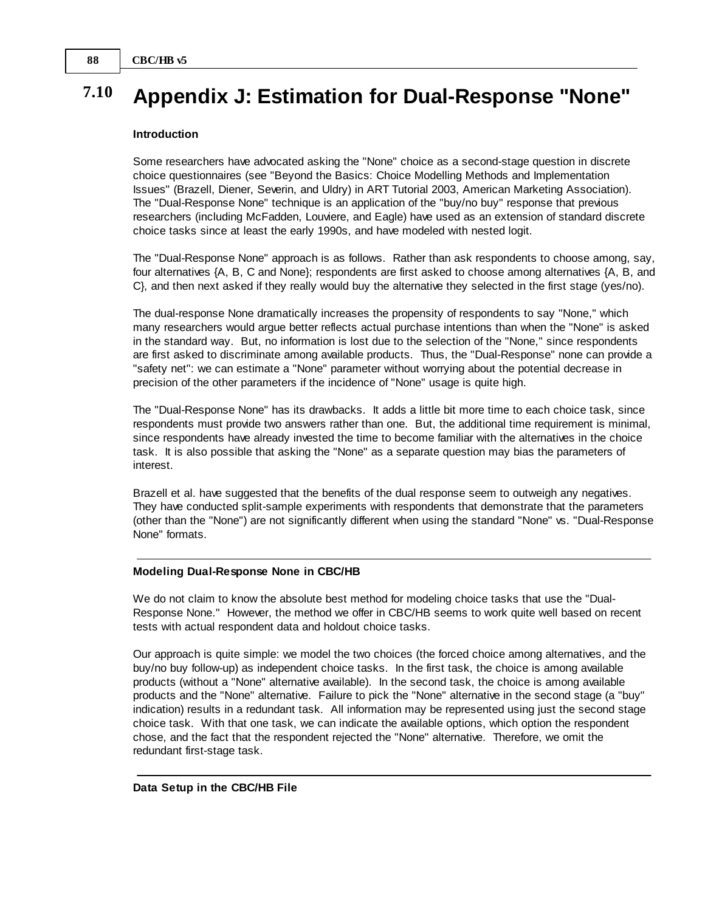## 7.10 Appendix J: Estimation for Dual-Response "None"

**Introduction**

Some researchers have advocated asking the "None" choice as a second-stage question in discrete choice questionnaires (see "Beyond the Basics: Choice Modelling Methods and Implementation Issues" (Brazell, Diener, Severin, and Uldry) in ART Tutorial 2003, American Marketing Association). The "Dual-Response None" technique is an application of the "buy/no buy" response that previous researchers (including McFadden, Louviere, and Eagle) have used as an extension of standard discrete choice tasks since at least the early 1990s, and have modeled with nested logit.

The "Dual-Response None" approach is as follows. Rather than ask respondents to choose among, say, four alternatives {A, B, C and None}; respondents are first asked to choose among alternatives {A, B, and C}, and then next asked if they really would buy the alternative they selected in the first stage (yes/no).

The dual-response None dramatically increases the propensity of respondents to say "None," which many researchers would argue better reflects actual purchase intentions than when the "None" is asked in the standard way. But, no information is lost due to the selection of the "None," since respondents are first asked to discriminate among available products. Thus, the "Dual-Response" none can provide a "safety net": we can estimate a "None" parameter without worrying about the potential decrease in precision of the other parameters if the incidence of "None" usage is quite high.

The "Dual-Response None" has its drawbacks. It adds a little bit more time to each choice task, since respondents must provide two answers rather than one. But, the additional time requirement is minimal, since respondents have already invested the time to become familiar with the alternatives in the choice task. It is also possible that asking the "None" as a separate question may bias the parameters of interest.

Brazell et al. have suggested that the benefits of the dual response seem to outweigh any negatives. They have conducted split-sample experiments with respondents that demonstrate that the parameters (other than the "None") are not significantly different when using the standard "None" vs. "Dual-Response None" formats.

---

**Modeling Dual-Response None in CBC/HB**

We do not claim to know the absolute best method for modeling choice tasks that use the "Dual-Response None." However, the method we offer in CBC/HB seems to work quite well based on recent tests with actual respondent data and holdout choice tasks.

Our approach is quite simple: we model the two choices (the forced choice among alternatives, and the buy/no buy follow-up) as independent choice tasks. In the first task, the choice is among available products (without a "None" alternative available). In the second task, the choice is among available products and the "None" alternative. Failure to pick the "None" alternative in the second stage (a "buy" indication) results in a redundant task. All information may be represented using just the second stage choice task. With that one task, we can indicate the available options, which option the respondent chose, and the fact that the respondent rejected the "None" alternative. Therefore, we omit the redundant first-stage task.

---

**Data Setup in the CBC/HB File**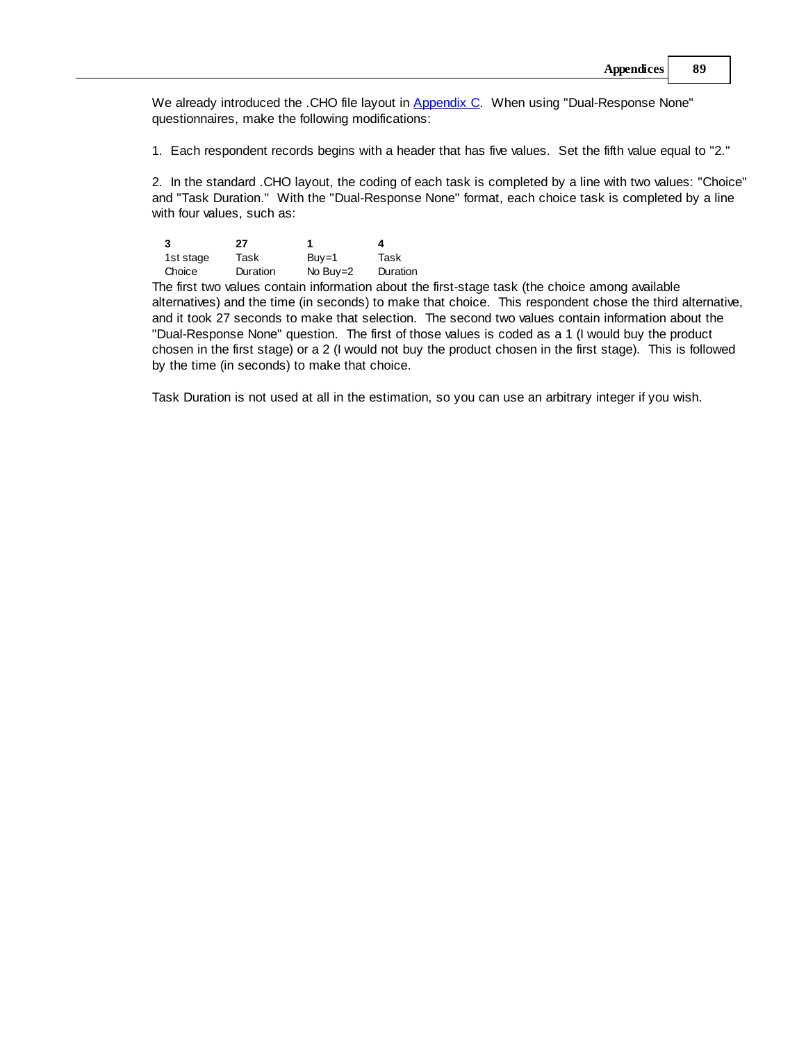We already introduced the .CHO file layout in Appendix C. When using "Dual-Response None" questionnaires, make the following modifications:

1. Each respondent records begins with a header that has five values. Set the fifth value equal to "2."

2. In the standard .CHO layout, the coding of each task is completed by a line with two values: "Choice" and "Task Duration." With the "Dual-Response None" format, each choice task is completed by a line with four values, such as:

| **3** | **27** | **1** | **4** |
|---|---|---|---|
| 1st stage Choice | Task Duration | Buy=1 No Buy=2 | Task Duration |

The first two values contain information about the first-stage task (the choice among available alternatives) and the time (in seconds) to make that choice. This respondent chose the third alternative, and it took 27 seconds to make that selection. The second two values contain information about the "Dual-Response None" question. The first of those values is coded as a 1 (I would buy the product chosen in the first stage) or a 2 (I would not buy the product chosen in the first stage). This is followed by the time (in seconds) to make that choice.

Task Duration is not used at all in the estimation, so you can use an arbitrary integer if you wish.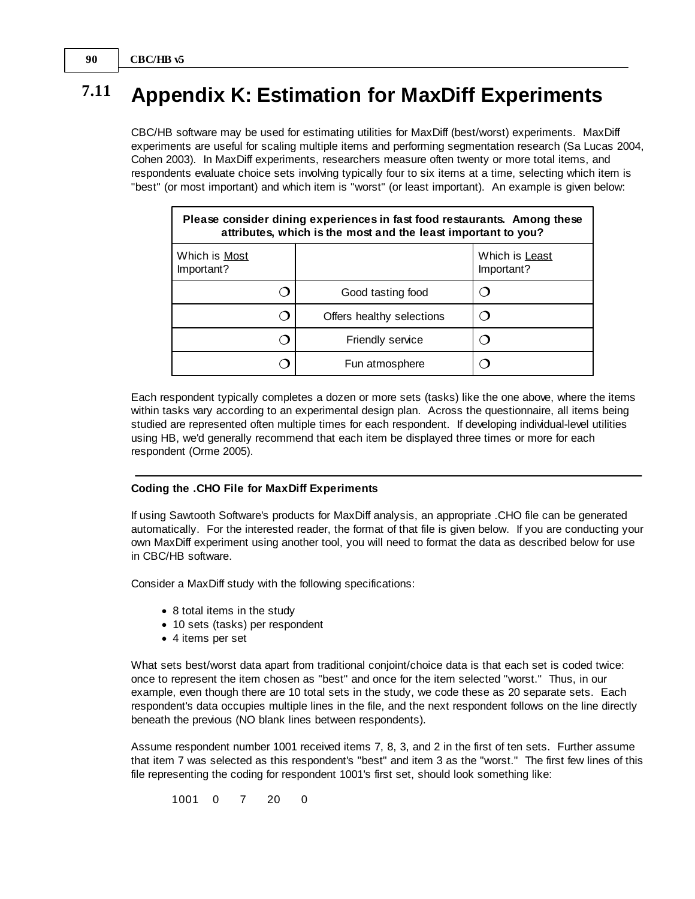# 7.11 Appendix K: Estimation for MaxDiff Experiments

CBC/HB software may be used for estimating utilities for MaxDiff (best/worst) experiments. MaxDiff experiments are useful for scaling multiple items and performing segmentation research (Sa Lucas 2004, Cohen 2003). In MaxDiff experiments, researchers measure often twenty or more total items, and respondents evaluate choice sets involving typically four to six items at a time, selecting which item is "best" (or most important) and which item is "worst" (or least important). An example is given below:

| **Please consider dining experiences in fast food restaurants. Among these attributes, which is the most and the least important to you?** | | |
|---|---|---|
| Which is Most Important? | | Which is Least Important? |
| ❍ | Good tasting food | ❍ |
| ❍ | Offers healthy selections | ❍ |
| ❍ | Friendly service | ❍ |
| ❍ | Fun atmosphere | ❍ |

Each respondent typically completes a dozen or more sets (tasks) like the one above, where the items within tasks vary according to an experimental design plan. Across the questionnaire, all items being studied are represented often multiple times for each respondent. If developing individual-level utilities using HB, we'd generally recommend that each item be displayed three times or more for each respondent (Orme 2005).

---

**Coding the .CHO File for MaxDiff Experiments**

If using Sawtooth Software's products for MaxDiff analysis, an appropriate .CHO file can be generated automatically. For the interested reader, the format of that file is given below. If you are conducting your own MaxDiff experiment using another tool, you will need to format the data as described below for use in CBC/HB software.

Consider a MaxDiff study with the following specifications:

- 8 total items in the study
- 10 sets (tasks) per respondent
- 4 items per set

What sets best/worst data apart from traditional conjoint/choice data is that each set is coded twice: once to represent the item chosen as "best" and once for the item selected "worst." Thus, in our example, even though there are 10 total sets in the study, we code these as 20 separate sets. Each respondent's data occupies multiple lines in the file, and the next respondent follows on the line directly beneath the previous (NO blank lines between respondents).

Assume respondent number 1001 received items 7, 8, 3, and 2 in the first of ten sets. Further assume that item 7 was selected as this respondent's "best" and item 3 as the "worst." The first few lines of this file representing the coding for respondent 1001's first set, should look something like:

```
1001  0   7   20   0
```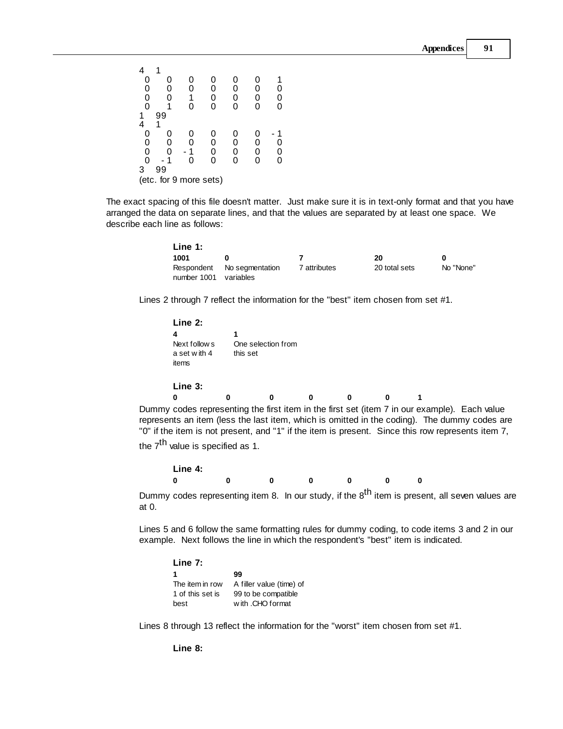```
4   1
 0   0   0   0   0   0   1
 0   0   0   0   0   0   0
 0   0   1   0   0   0   0
 0   1   0   0   0   0   0
1   99
4   1
 0   0   0   0   0   0  -1
 0   0   0   0   0   0   0
 0   0  -1   0   0   0   0
 0  -1   0   0   0   0   0
3   99
(etc. for 9 more sets)
```

The exact spacing of this file doesn't matter. Just make sure it is in text-only format and that you have arranged the data on separate lines, and that the values are separated by at least one space. We describe each line as follows:

**Line 1:**

| **1001** | **0** | **7** | **20** | **0** |
|---|---|---|---|---|
| Respondent number 1001 | No segmentation variables | 7 attributes | 20 total sets | No "None" |

Lines 2 through 7 reflect the information for the "best" item chosen from set #1.

**Line 2:**

| **4** | **1** |
|---|---|
| Next follows a set with 4 items | One selection from this set |

**Line 3:**

**0 0 0 0 0 0 1**

Dummy codes representing the first item in the first set (item 7 in our example). Each value represents an item (less the last item, which is omitted in the coding). The dummy codes are "0" if the item is not present, and "1" if the item is present. Since this row represents item 7, the 7th value is specified as 1.

**Line 4:**

**0 0 0 0 0 0 0**

Dummy codes representing item 8. In our study, if the 8th item is present, all seven values are at 0.

Lines 5 and 6 follow the same formatting rules for dummy coding, to code items 3 and 2 in our example. Next follows the line in which the respondent's "best" item is indicated.

**Line 7:**

| **1** | **99** |
|---|---|
| The item in row 1 of this set is best | A filler value (time) of 99 to be compatible with .CHO format |

Lines 8 through 13 reflect the information for the "worst" item chosen from set #1.

**Line 8:**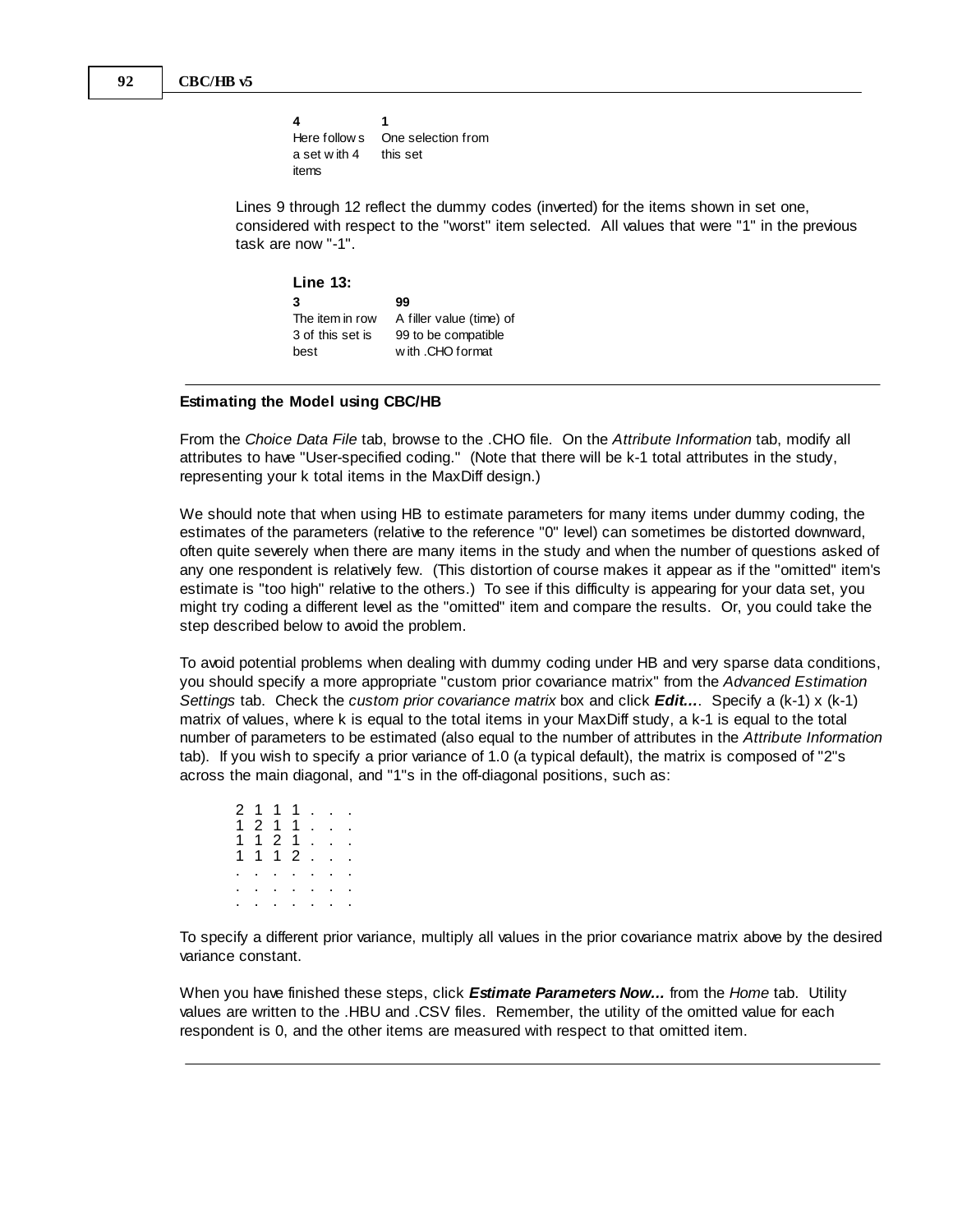| 4 | 1 |
|---|---|
| Here follows a set with 4 items | One selection from this set |

Lines 9 through 12 reflect the dummy codes (inverted) for the items shown in set one, considered with respect to the "worst" item selected. All values that were "1" in the previous task are now "-1".

**Line 13:**

| 3 | 99 |
|---|---|
| The item in row 3 of this set is best | A filler value (time) of 99 to be compatible with .CHO format |

---

**Estimating the Model using CBC/HB**

From the *Choice Data File* tab, browse to the .CHO file. On the *Attribute Information* tab, modify all attributes to have "User-specified coding." (Note that there will be k-1 total attributes in the study, representing your k total items in the MaxDiff design.)

We should note that when using HB to estimate parameters for many items under dummy coding, the estimates of the parameters (relative to the reference "0" level) can sometimes be distorted downward, often quite severely when there are many items in the study and when the number of questions asked of any one respondent is relatively few. (This distortion of course makes it appear as if the "omitted" item's estimate is "too high" relative to the others.) To see if this difficulty is appearing for your data set, you might try coding a different level as the "omitted" item and compare the results. Or, you could take the step described below to avoid the problem.

To avoid potential problems when dealing with dummy coding under HB and very sparse data conditions, you should specify a more appropriate "custom prior covariance matrix" from the *Advanced Estimation Settings* tab. Check the *custom prior covariance matrix* box and click ***Edit...***. Specify a (k-1) x (k-1) matrix of values, where k is equal to the total items in your MaxDiff study, a k-1 is equal to the total number of parameters to be estimated (also equal to the number of attributes in the *Attribute Information* tab). If you wish to specify a prior variance of 1.0 (a typical default), the matrix is composed of "2"s across the main diagonal, and "1"s in the off-diagonal positions, such as:

```
2 1 1 1 . . .
1 2 1 1 . . .
1 1 2 1 . . .
1 1 1 2 . . .
. . . . . . .
. . . . . . .
. . . . . . .
```

To specify a different prior variance, multiply all values in the prior covariance matrix above by the desired variance constant.

When you have finished these steps, click ***Estimate Parameters Now...*** from the *Home* tab. Utility values are written to the .HBU and .CSV files. Remember, the utility of the omitted value for each respondent is 0, and the other items are measured with respect to that omitted item.

---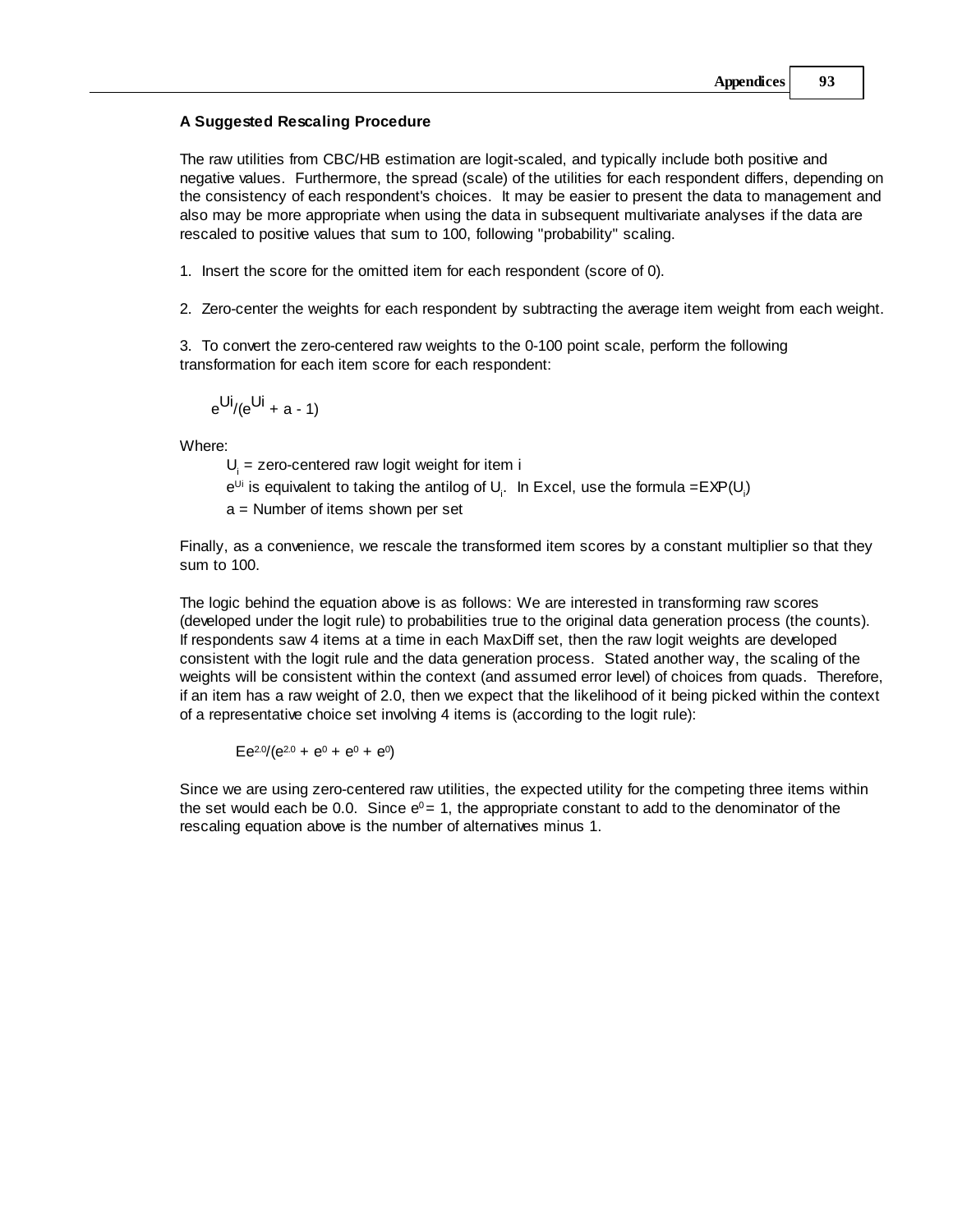### A Suggested Rescaling Procedure

The raw utilities from CBC/HB estimation are logit-scaled, and typically include both positive and negative values. Furthermore, the spread (scale) of the utilities for each respondent differs, depending on the consistency of each respondent's choices. It may be easier to present the data to management and also may be more appropriate when using the data in subsequent multivariate analyses if the data are rescaled to positive values that sum to 100, following "probability" scaling.

1. Insert the score for the omitted item for each respondent (score of 0).

2. Zero-center the weights for each respondent by subtracting the average item weight from each weight.

3. To convert the zero-centered raw weights to the 0-100 point scale, perform the following transformation for each item score for each respondent:

$$e^{U_i}/(e^{U_i} + a - 1)$$

Where:

$U_i$ = zero-centered raw logit weight for item i

$e^{U_i}$ is equivalent to taking the antilog of $U_i$. In Excel, use the formula =EXP($U_i$)

a = Number of items shown per set

Finally, as a convenience, we rescale the transformed item scores by a constant multiplier so that they sum to 100.

The logic behind the equation above is as follows: We are interested in transforming raw scores (developed under the logit rule) to probabilities true to the original data generation process (the counts). If respondents saw 4 items at a time in each MaxDiff set, then the raw logit weights are developed consistent with the logit rule and the data generation process. Stated another way, the scaling of the weights will be consistent within the context (and assumed error level) of choices from quads. Therefore, if an item has a raw weight of 2.0, then we expect that the likelihood of it being picked within the context of a representative choice set involving 4 items is (according to the logit rule):

$$Ee^{2.0}/(e^{2.0} + e^{0} + e^{0} + e^{0})$$

Since we are using zero-centered raw utilities, the expected utility for the competing three items within the set would each be 0.0. Since $e^0 = 1$, the appropriate constant to add to the denominator of the rescaling equation above is the number of alternatives minus 1.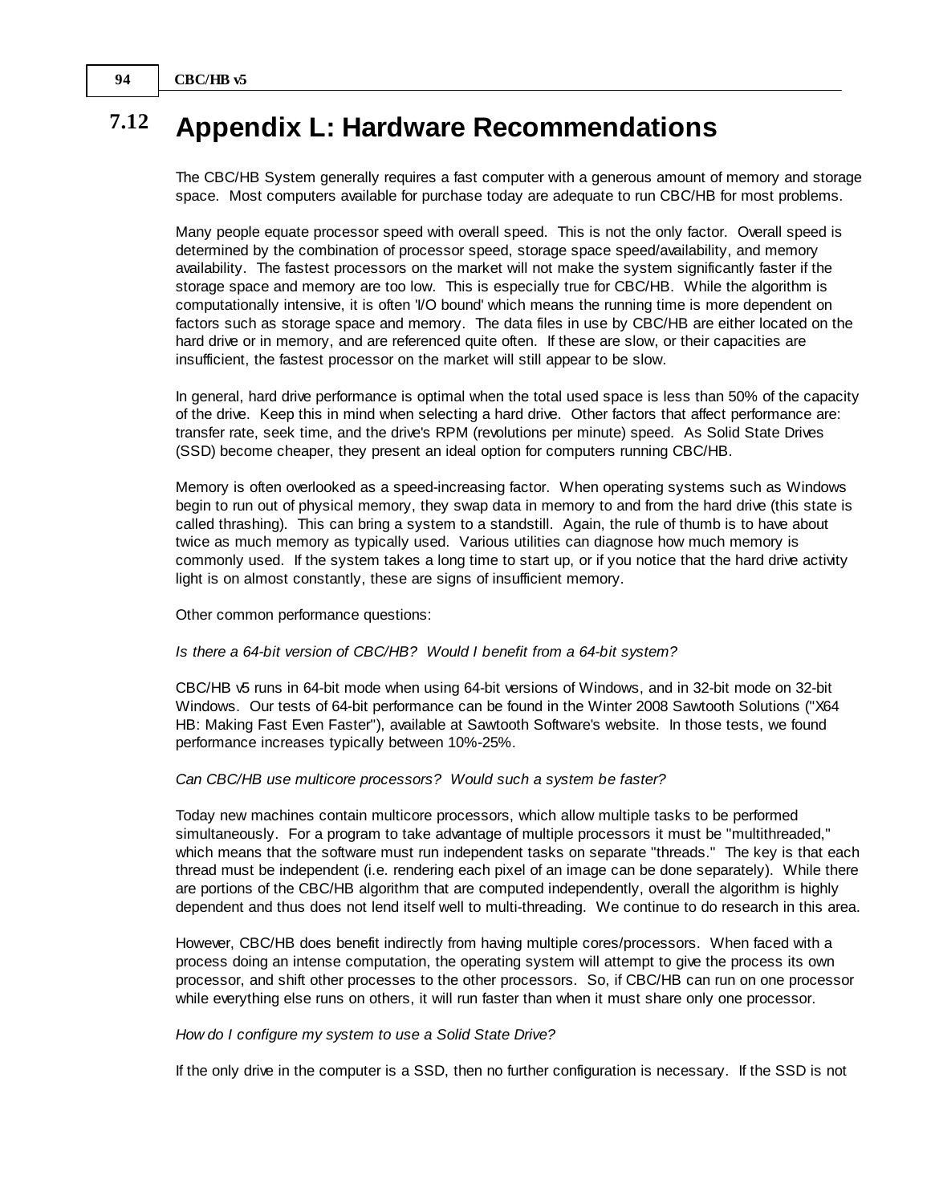# 7.12 Appendix L: Hardware Recommendations

The CBC/HB System generally requires a fast computer with a generous amount of memory and storage space. Most computers available for purchase today are adequate to run CBC/HB for most problems.

Many people equate processor speed with overall speed. This is not the only factor. Overall speed is determined by the combination of processor speed, storage space speed/availability, and memory availability. The fastest processors on the market will not make the system significantly faster if the storage space and memory are too low. This is especially true for CBC/HB. While the algorithm is computationally intensive, it is often 'I/O bound' which means the running time is more dependent on factors such as storage space and memory. The data files in use by CBC/HB are either located on the hard drive or in memory, and are referenced quite often. If these are slow, or their capacities are insufficient, the fastest processor on the market will still appear to be slow.

In general, hard drive performance is optimal when the total used space is less than 50% of the capacity of the drive. Keep this in mind when selecting a hard drive. Other factors that affect performance are: transfer rate, seek time, and the drive's RPM (revolutions per minute) speed. As Solid State Drives (SSD) become cheaper, they present an ideal option for computers running CBC/HB.

Memory is often overlooked as a speed-increasing factor. When operating systems such as Windows begin to run out of physical memory, they swap data in memory to and from the hard drive (this state is called thrashing). This can bring a system to a standstill. Again, the rule of thumb is to have about twice as much memory as typically used. Various utilities can diagnose how much memory is commonly used. If the system takes a long time to start up, or if you notice that the hard drive activity light is on almost constantly, these are signs of insufficient memory.

Other common performance questions:

*Is there a 64-bit version of CBC/HB? Would I benefit from a 64-bit system?*

CBC/HB v5 runs in 64-bit mode when using 64-bit versions of Windows, and in 32-bit mode on 32-bit Windows. Our tests of 64-bit performance can be found in the Winter 2008 Sawtooth Solutions ("X64 HB: Making Fast Even Faster"), available at Sawtooth Software's website. In those tests, we found performance increases typically between 10%-25%.

*Can CBC/HB use multicore processors? Would such a system be faster?*

Today new machines contain multicore processors, which allow multiple tasks to be performed simultaneously. For a program to take advantage of multiple processors it must be "multithreaded," which means that the software must run independent tasks on separate "threads." The key is that each thread must be independent (i.e. rendering each pixel of an image can be done separately). While there are portions of the CBC/HB algorithm that are computed independently, overall the algorithm is highly dependent and thus does not lend itself well to multi-threading. We continue to do research in this area.

However, CBC/HB does benefit indirectly from having multiple cores/processors. When faced with a process doing an intense computation, the operating system will attempt to give the process its own processor, and shift other processes to the other processors. So, if CBC/HB can run on one processor while everything else runs on others, it will run faster than when it must share only one processor.

*How do I configure my system to use a Solid State Drive?*

If the only drive in the computer is a SSD, then no further configuration is necessary. If the SSD is not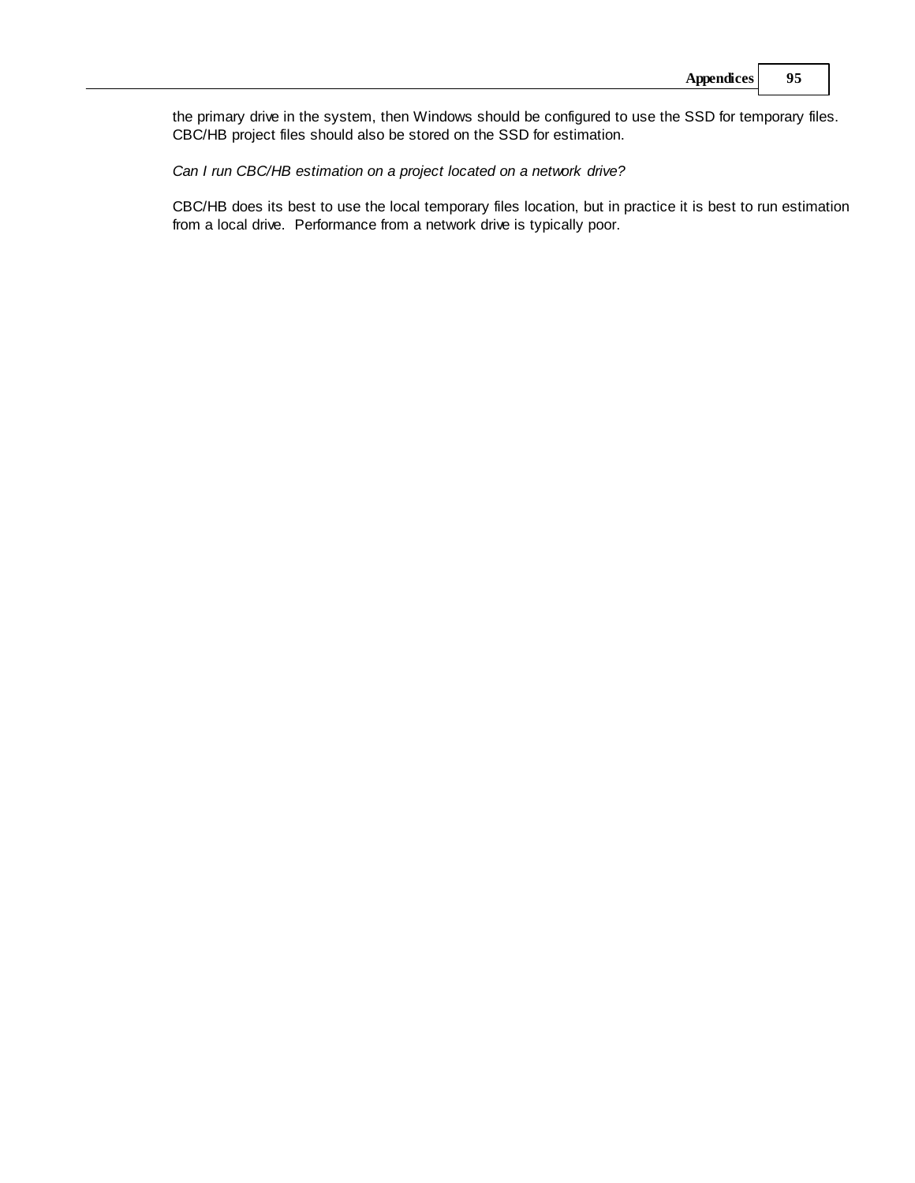the primary drive in the system, then Windows should be configured to use the SSD for temporary files. CBC/HB project files should also be stored on the SSD for estimation.

*Can I run CBC/HB estimation on a project located on a network drive?*

CBC/HB does its best to use the local temporary files location, but in practice it is best to run estimation from a local drive. Performance from a network drive is typically poor.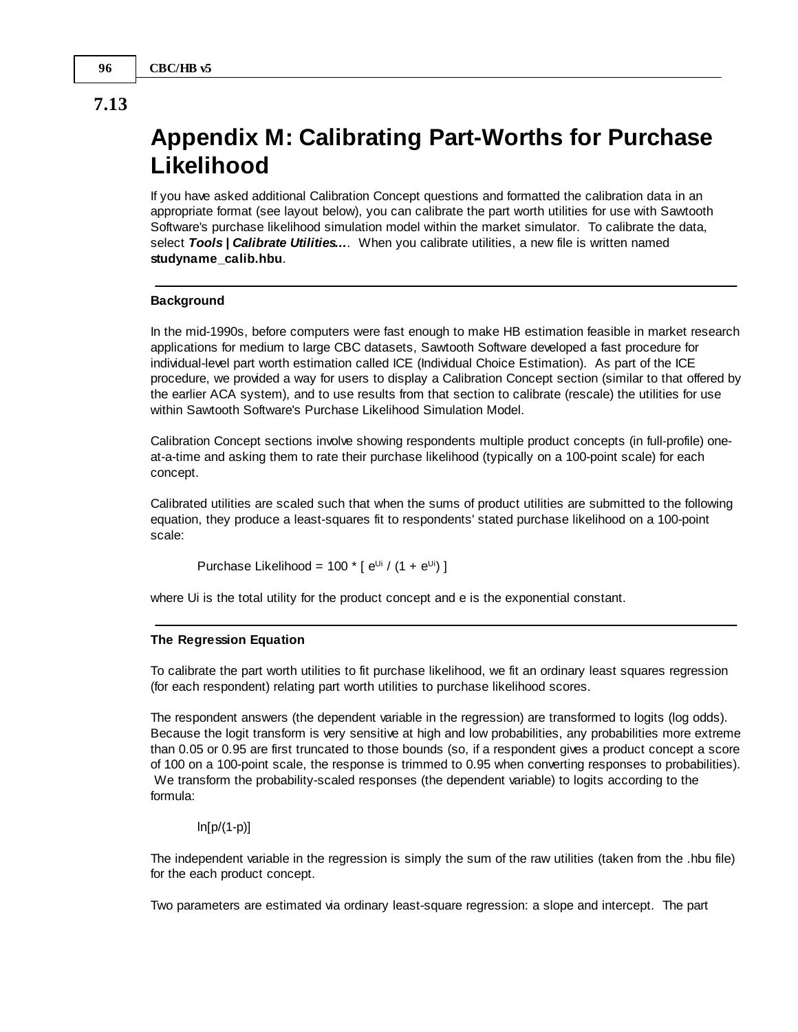# 7.13 Appendix M: Calibrating Part-Worths for Purchase Likelihood

If you have asked additional Calibration Concept questions and formatted the calibration data in an appropriate format (see layout below), you can calibrate the part worth utilities for use with Sawtooth Software's purchase likelihood simulation model within the market simulator. To calibrate the data, select ***Tools | Calibrate Utilities...***. When you calibrate utilities, a new file is written named **studyname_calib.hbu**.

---

### Background

In the mid-1990s, before computers were fast enough to make HB estimation feasible in market research applications for medium to large CBC datasets, Sawtooth Software developed a fast procedure for individual-level part worth estimation called ICE (Individual Choice Estimation). As part of the ICE procedure, we provided a way for users to display a Calibration Concept section (similar to that offered by the earlier ACA system), and to use results from that section to calibrate (rescale) the utilities for use within Sawtooth Software's Purchase Likelihood Simulation Model.

Calibration Concept sections involve showing respondents multiple product concepts (in full-profile) one-at-a-time and asking them to rate their purchase likelihood (typically on a 100-point scale) for each concept.

Calibrated utilities are scaled such that when the sums of product utilities are submitted to the following equation, they produce a least-squares fit to respondents' stated purchase likelihood on a 100-point scale:

$$\text{Purchase Likelihood} = 100 * [\ e^{U_i} / (1 + e^{U_i})\ ]$$

where Ui is the total utility for the product concept and e is the exponential constant.

---

### The Regression Equation

To calibrate the part worth utilities to fit purchase likelihood, we fit an ordinary least squares regression (for each respondent) relating part worth utilities to purchase likelihood scores.

The respondent answers (the dependent variable in the regression) are transformed to logits (log odds). Because the logit transform is very sensitive at high and low probabilities, any probabilities more extreme than 0.05 or 0.95 are first truncated to those bounds (so, if a respondent gives a product concept a score of 100 on a 100-point scale, the response is trimmed to 0.95 when converting responses to probabilities). We transform the probability-scaled responses (the dependent variable) to logits according to the formula:

$$\ln[p/(1-p)]$$

The independent variable in the regression is simply the sum of the raw utilities (taken from the .hbu file) for the each product concept.

Two parameters are estimated via ordinary least-square regression: a slope and intercept. The part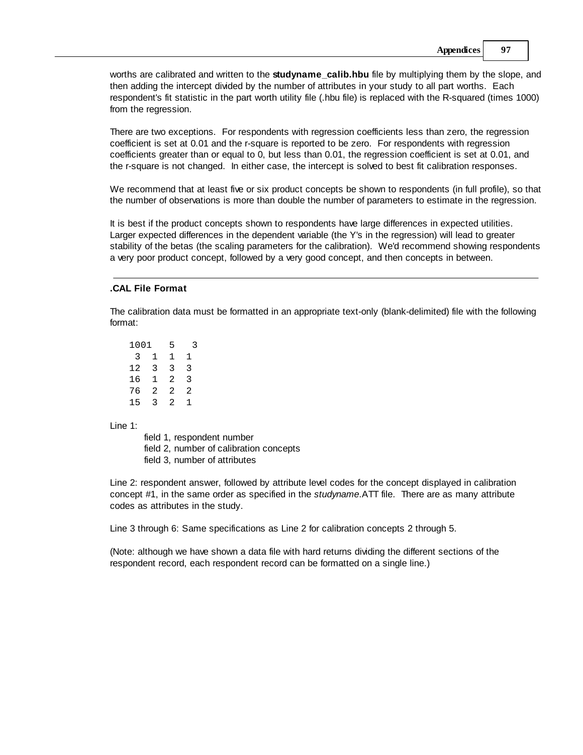worths are calibrated and written to the **studyname_calib.hbu** file by multiplying them by the slope, and then adding the intercept divided by the number of attributes in your study to all part worths. Each respondent's fit statistic in the part worth utility file (.hbu file) is replaced with the R-squared (times 1000) from the regression.

There are two exceptions. For respondents with regression coefficients less than zero, the regression coefficient is set at 0.01 and the r-square is reported to be zero. For respondents with regression coefficients greater than or equal to 0, but less than 0.01, the regression coefficient is set at 0.01, and the r-square is not changed. In either case, the intercept is solved to best fit calibration responses.

We recommend that at least five or six product concepts be shown to respondents (in full profile), so that the number of observations is more than double the number of parameters to estimate in the regression.

It is best if the product concepts shown to respondents have large differences in expected utilities. Larger expected differences in the dependent variable (the Y's in the regression) will lead to greater stability of the betas (the scaling parameters for the calibration). We'd recommend showing respondents a very poor product concept, followed by a very good concept, and then concepts in between.

---

### .CAL File Format

The calibration data must be formatted in an appropriate text-only (blank-delimited) file with the following format:

```
1001   5   3
 3  1  1  1
12  3  3  3
16  1  2  3
76  2  2  2
15  3  2  1
```

Line 1:

- field 1, respondent number
- field 2, number of calibration concepts
- field 3, number of attributes

Line 2: respondent answer, followed by attribute level codes for the concept displayed in calibration concept #1, in the same order as specified in the *studyname*.ATT file. There are as many attribute codes as attributes in the study.

Line 3 through 6: Same specifications as Line 2 for calibration concepts 2 through 5.

(Note: although we have shown a data file with hard returns dividing the different sections of the respondent record, each respondent record can be formatted on a single line.)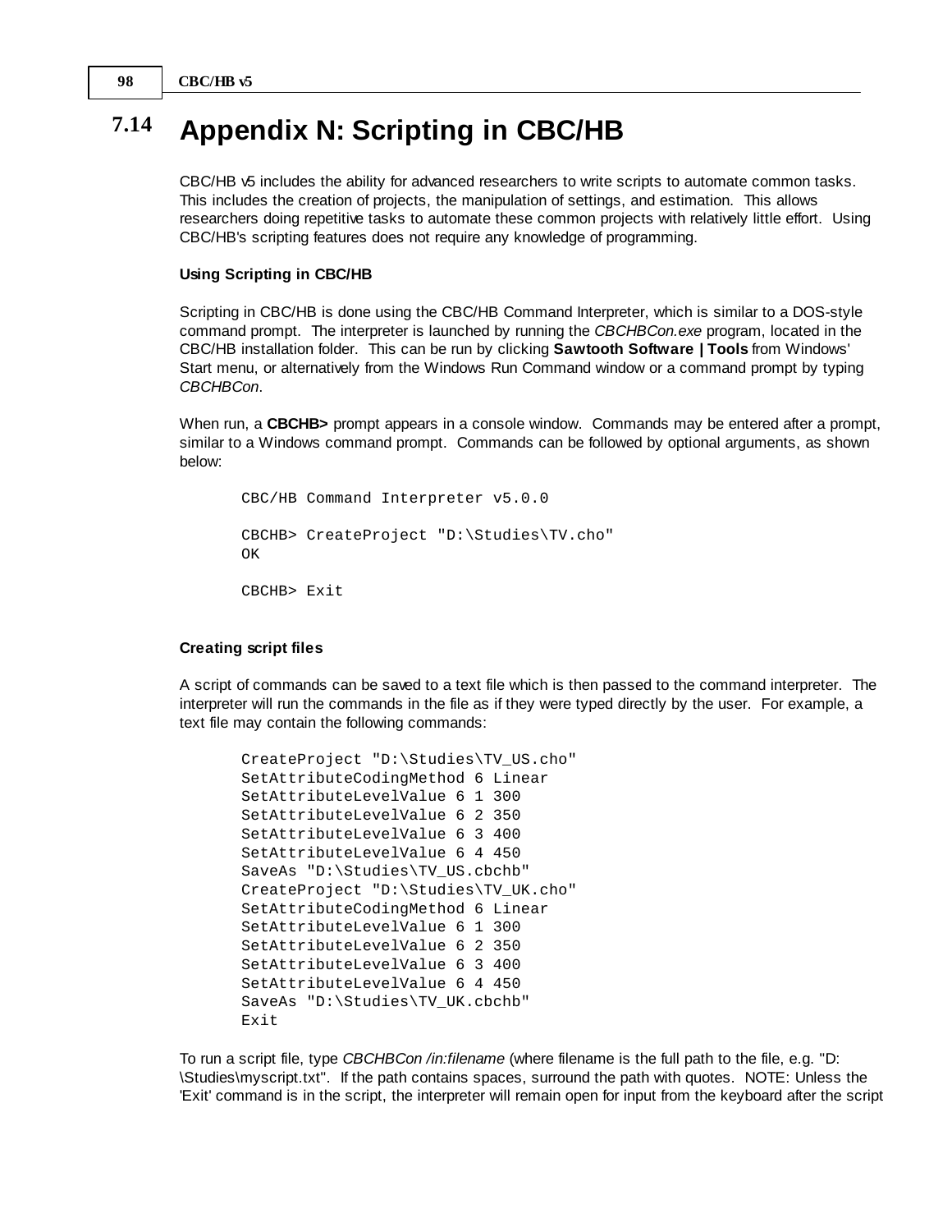## 7.14 Appendix N: Scripting in CBC/HB

CBC/HB v5 includes the ability for advanced researchers to write scripts to automate common tasks. This includes the creation of projects, the manipulation of settings, and estimation. This allows researchers doing repetitive tasks to automate these common projects with relatively little effort. Using CBC/HB's scripting features does not require any knowledge of programming.

### Using Scripting in CBC/HB

Scripting in CBC/HB is done using the CBC/HB Command Interpreter, which is similar to a DOS-style command prompt. The interpreter is launched by running the *CBCHBCon.exe* program, located in the CBC/HB installation folder. This can be run by clicking **Sawtooth Software | Tools** from Windows' Start menu, or alternatively from the Windows Run Command window or a command prompt by typing *CBCHBCon*.

When run, a **CBCHB>** prompt appears in a console window. Commands may be entered after a prompt, similar to a Windows command prompt. Commands can be followed by optional arguments, as shown below:

```
CBC/HB Command Interpreter v5.0.0

CBCHB> CreateProject "D:\Studies\TV.cho"
OK

CBCHB> Exit
```

### Creating script files

A script of commands can be saved to a text file which is then passed to the command interpreter. The interpreter will run the commands in the file as if they were typed directly by the user. For example, a text file may contain the following commands:

```
CreateProject "D:\Studies\TV_US.cho"
SetAttributeCodingMethod 6 Linear
SetAttributeLevelValue 6 1 300
SetAttributeLevelValue 6 2 350
SetAttributeLevelValue 6 3 400
SetAttributeLevelValue 6 4 450
SaveAs "D:\Studies\TV_US.cbchb"
CreateProject "D:\Studies\TV_UK.cho"
SetAttributeCodingMethod 6 Linear
SetAttributeLevelValue 6 1 300
SetAttributeLevelValue 6 2 350
SetAttributeLevelValue 6 3 400
SetAttributeLevelValue 6 4 450
SaveAs "D:\Studies\TV_UK.cbchb"
Exit
```

To run a script file, type *CBCHBCon /in:filename* (where filename is the full path to the file, e.g. "D:\Studies\myscript.txt". If the path contains spaces, surround the path with quotes. NOTE: Unless the 'Exit' command is in the script, the interpreter will remain open for input from the keyboard after the script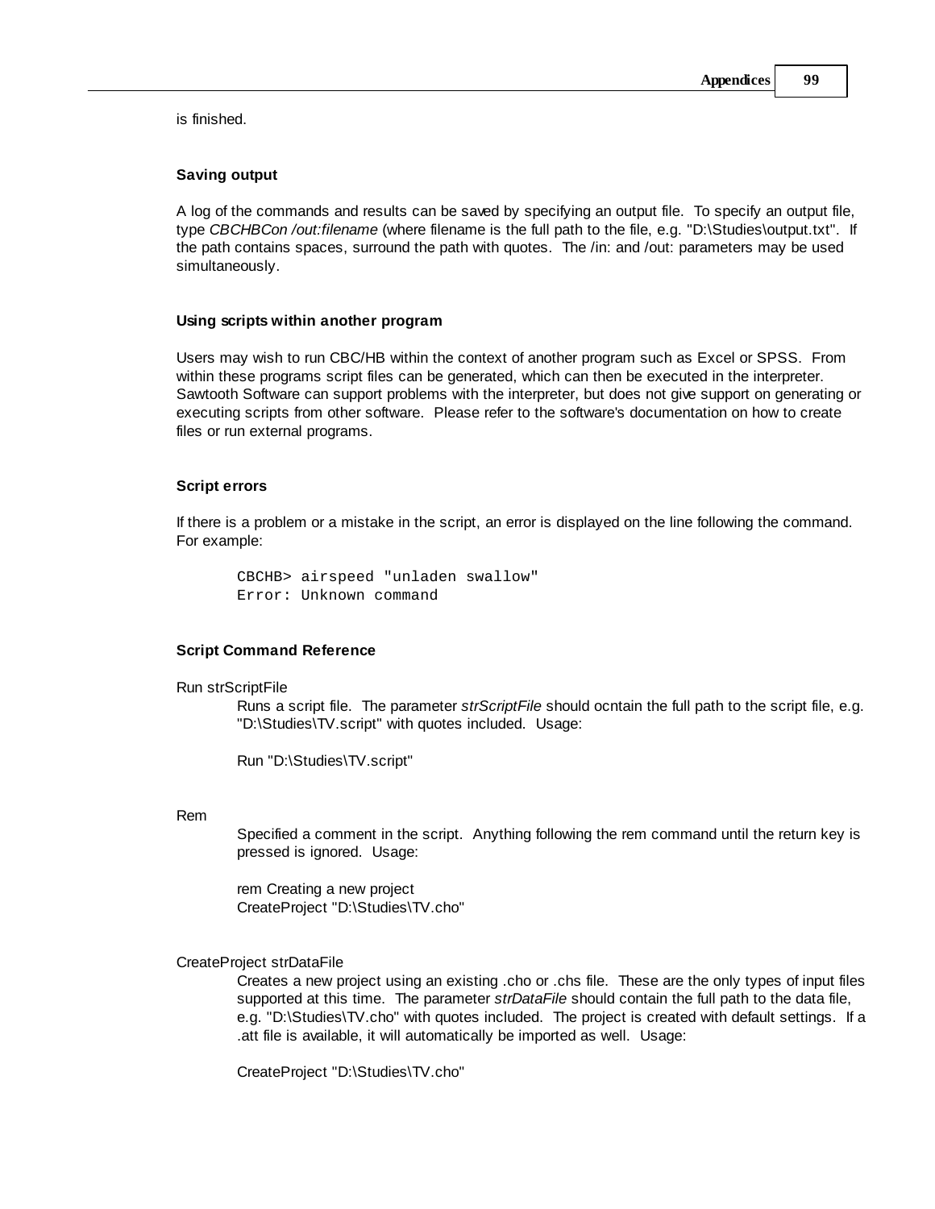is finished.

### Saving output

A log of the commands and results can be saved by specifying an output file. To specify an output file, type *CBCHBCon /out:filename* (where filename is the full path to the file, e.g. "D:\Studies\output.txt". If the path contains spaces, surround the path with quotes. The /in: and /out: parameters may be used simultaneously.

### Using scripts within another program

Users may wish to run CBC/HB within the context of another program such as Excel or SPSS. From within these programs script files can be generated, which can then be executed in the interpreter. Sawtooth Software can support problems with the interpreter, but does not give support on generating or executing scripts from other software. Please refer to the software's documentation on how to create files or run external programs.

### Script errors

If there is a problem or a mistake in the script, an error is displayed on the line following the command. For example:

```
CBCHB> airspeed "unladen swallow"
Error: Unknown command
```

### Script Command Reference

Run strScriptFile

Runs a script file. The parameter *strScriptFile* should ocntain the full path to the script file, e.g. "D:\Studies\TV.script" with quotes included. Usage:

Run "D:\Studies\TV.script"

Rem

Specified a comment in the script. Anything following the rem command until the return key is pressed is ignored. Usage:

rem Creating a new project
CreateProject "D:\Studies\TV.cho"

CreateProject strDataFile

Creates a new project using an existing .cho or .chs file. These are the only types of input files supported at this time. The parameter *strDataFile* should contain the full path to the data file, e.g. "D:\Studies\TV.cho" with quotes included. The project is created with default settings. If a .att file is available, it will automatically be imported as well. Usage:

CreateProject "D:\Studies\TV.cho"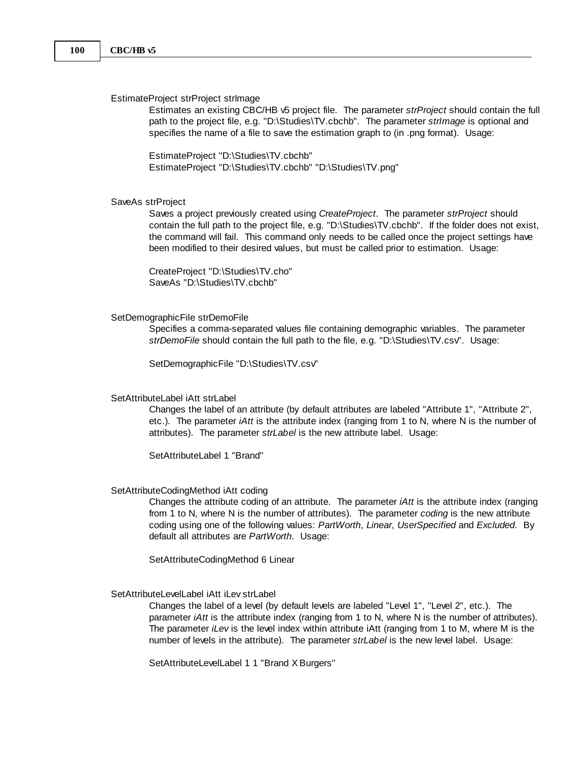EstimateProject strProject strImage

Estimates an existing CBC/HB v5 project file. The parameter *strProject* should contain the full path to the project file, e.g. "D:\Studies\TV.cbchb". The parameter *strImage* is optional and specifies the name of a file to save the estimation graph to (in .png format). Usage:

```
EstimateProject "D:\Studies\TV.cbchb"
EstimateProject "D:\Studies\TV.cbchb" "D:\Studies\TV.png"
```

SaveAs strProject

Saves a project previously created using *CreateProject*. The parameter *strProject* should contain the full path to the project file, e.g. "D:\Studies\TV.cbchb". If the folder does not exist, the command will fail. This command only needs to be called once the project settings have been modified to their desired values, but must be called prior to estimation. Usage:

```
CreateProject "D:\Studies\TV.cho"
SaveAs "D:\Studies\TV.cbchb"
```

SetDemographicFile strDemoFile

Specifies a comma-separated values file containing demographic variables. The parameter *strDemoFile* should contain the full path to the file, e.g. "D:\Studies\TV.csv". Usage:

```
SetDemographicFile "D:\Studies\TV.csv"
```

SetAttributeLabel iAtt strLabel

Changes the label of an attribute (by default attributes are labeled "Attribute 1", "Attribute 2", etc.). The parameter *iAtt* is the attribute index (ranging from 1 to N, where N is the number of attributes). The parameter *strLabel* is the new attribute label. Usage:

```
SetAttributeLabel 1 "Brand"
```

SetAttributeCodingMethod iAtt coding

Changes the attribute coding of an attribute. The parameter *iAtt* is the attribute index (ranging from 1 to N, where N is the number of attributes). The parameter *coding* is the new attribute coding using one of the following values: *PartWorth*, *Linear*, *UserSpecified* and *Excluded*. By default all attributes are *PartWorth*. Usage:

```
SetAttributeCodingMethod 6 Linear
```

SetAttributeLevelLabel iAtt iLev strLabel

Changes the label of a level (by default levels are labeled "Level 1", "Level 2", etc.). The parameter *iAtt* is the attribute index (ranging from 1 to N, where N is the number of attributes). The parameter *iLev* is the level index within attribute iAtt (ranging from 1 to M, where M is the number of levels in the attribute). The parameter *strLabel* is the new level label. Usage:

```
SetAttributeLevelLabel 1 1 "Brand X Burgers"
```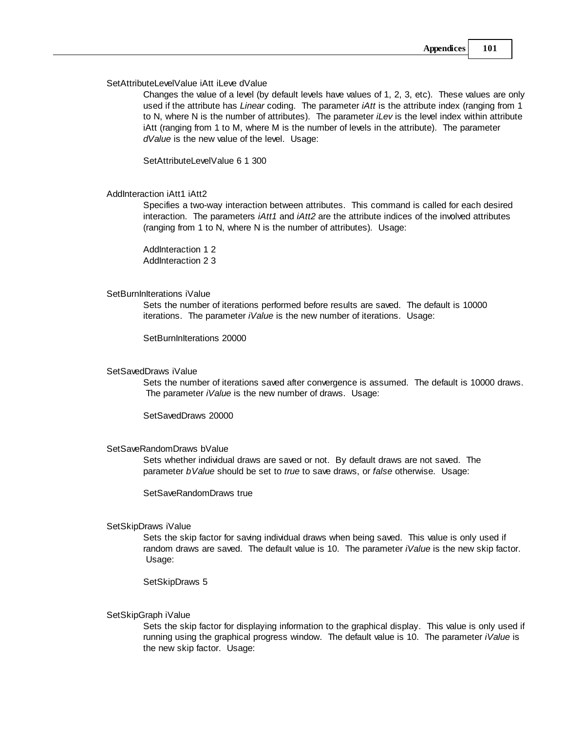SetAttributeLevelValue iAtt iLeve dValue

Changes the value of a level (by default levels have values of 1, 2, 3, etc). These values are only used if the attribute has *Linear* coding. The parameter *iAtt* is the attribute index (ranging from 1 to N, where N is the number of attributes). The parameter *iLev* is the level index within attribute iAtt (ranging from 1 to M, where M is the number of levels in the attribute). The parameter *dValue* is the new value of the level. Usage:

```
SetAttributeLevelValue 6 1 300
```

AddInteraction iAtt1 iAtt2

Specifies a two-way interaction between attributes. This command is called for each desired interaction. The parameters *iAtt1* and *iAtt2* are the attribute indices of the involved attributes (ranging from 1 to N, where N is the number of attributes). Usage:

```
AddInteraction 1 2
AddInteraction 2 3
```

SetBurnInIterations iValue

Sets the number of iterations performed before results are saved. The default is 10000 iterations. The parameter *iValue* is the new number of iterations. Usage:

```
SetBurnInIterations 20000
```

SetSavedDraws iValue

Sets the number of iterations saved after convergence is assumed. The default is 10000 draws. The parameter *iValue* is the new number of draws. Usage:

```
SetSavedDraws 20000
```

SetSaveRandomDraws bValue

Sets whether individual draws are saved or not. By default draws are not saved. The parameter *bValue* should be set to *true* to save draws, or *false* otherwise. Usage:

```
SetSaveRandomDraws true
```

SetSkipDraws iValue

Sets the skip factor for saving individual draws when being saved. This value is only used if random draws are saved. The default value is 10. The parameter *iValue* is the new skip factor. Usage:

```
SetSkipDraws 5
```

SetSkipGraph iValue

Sets the skip factor for displaying information to the graphical display. This value is only used if running using the graphical progress window. The default value is 10. The parameter *iValue* is the new skip factor. Usage: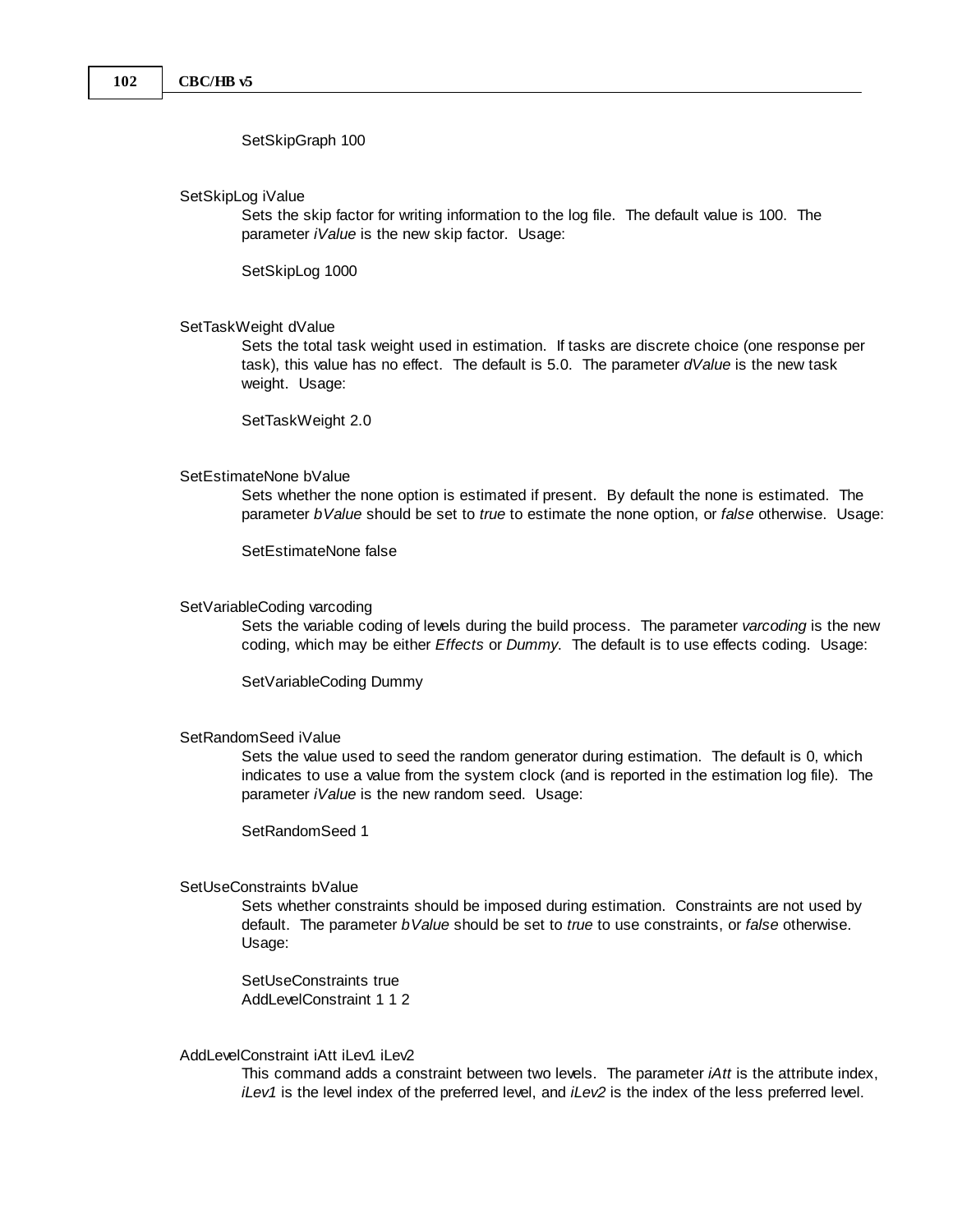SetSkipGraph 100

SetSkipLog iValue

Sets the skip factor for writing information to the log file. The default value is 100. The parameter *iValue* is the new skip factor. Usage:

SetSkipLog 1000

SetTaskWeight dValue

Sets the total task weight used in estimation. If tasks are discrete choice (one response per task), this value has no effect. The default is 5.0. The parameter *dValue* is the new task weight. Usage:

SetTaskWeight 2.0

SetEstimateNone bValue

Sets whether the none option is estimated if present. By default the none is estimated. The parameter *bValue* should be set to *true* to estimate the none option, or *false* otherwise. Usage:

SetEstimateNone false

SetVariableCoding varcoding

Sets the variable coding of levels during the build process. The parameter *varcoding* is the new coding, which may be either *Effects* or *Dummy*. The default is to use effects coding. Usage:

SetVariableCoding Dummy

SetRandomSeed iValue

Sets the value used to seed the random generator during estimation. The default is 0, which indicates to use a value from the system clock (and is reported in the estimation log file). The parameter *iValue* is the new random seed. Usage:

SetRandomSeed 1

SetUseConstraints bValue

Sets whether constraints should be imposed during estimation. Constraints are not used by default. The parameter *bValue* should be set to *true* to use constraints, or *false* otherwise. Usage:

SetUseConstraints true
AddLevelConstraint 1 1 2

AddLevelConstraint iAtt iLev1 iLev2

This command adds a constraint between two levels. The parameter *iAtt* is the attribute index, *iLev1* is the level index of the preferred level, and *iLev2* is the index of the less preferred level.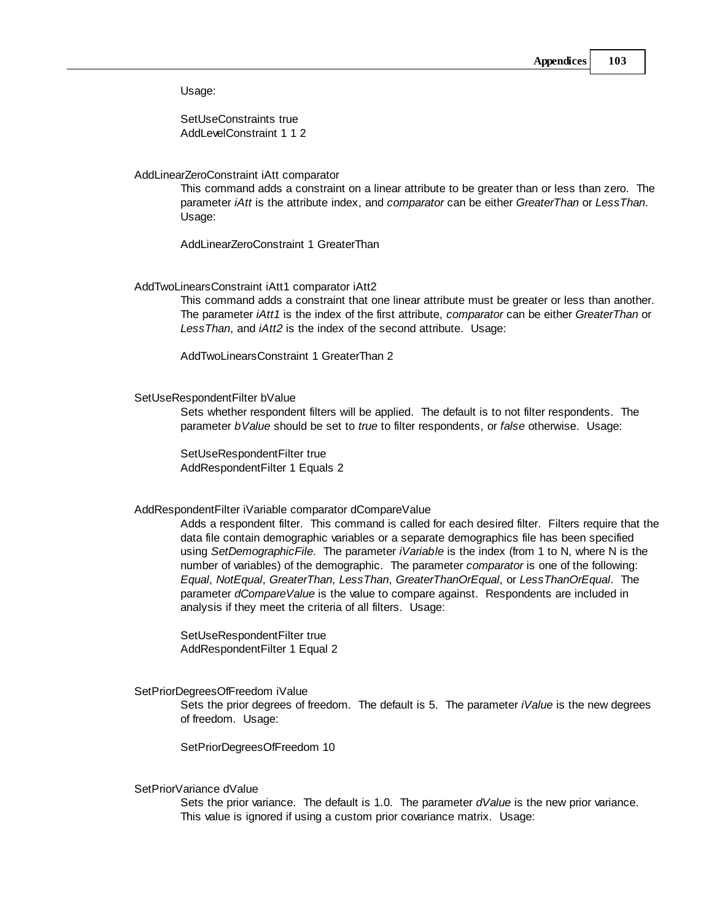Usage:

```
SetUseConstraints true
AddLevelConstraint 1 1 2
```

AddLinearZeroConstraint iAtt comparator

This command adds a constraint on a linear attribute to be greater than or less than zero. The parameter *iAtt* is the attribute index, and *comparator* can be either *GreaterThan* or *LessThan*. Usage:

```
AddLinearZeroConstraint 1 GreaterThan
```

AddTwoLinearsConstraint iAtt1 comparator iAtt2

This command adds a constraint that one linear attribute must be greater or less than another. The parameter *iAtt1* is the index of the first attribute, *comparator* can be either *GreaterThan* or *LessThan*, and *iAtt2* is the index of the second attribute. Usage:

```
AddTwoLinearsConstraint 1 GreaterThan 2
```

SetUseRespondentFilter bValue

Sets whether respondent filters will be applied. The default is to not filter respondents. The parameter *bValue* should be set to *true* to filter respondents, or *false* otherwise. Usage:

```
SetUseRespondentFilter true
AddRespondentFilter 1 Equals 2
```

AddRespondentFilter iVariable comparator dCompareValue

Adds a respondent filter. This command is called for each desired filter. Filters require that the data file contain demographic variables or a separate demographics file has been specified using *SetDemographicFile*. The parameter *iVariable* is the index (from 1 to N, where N is the number of variables) of the demographic. The parameter *comparator* is one of the following: *Equal*, *NotEqual*, *GreaterThan*, *LessThan*, *GreaterThanOrEqual*, or *LessThanOrEqual*. The parameter *dCompareValue* is the value to compare against. Respondents are included in analysis if they meet the criteria of all filters. Usage:

```
SetUseRespondentFilter true
AddRespondentFilter 1 Equal 2
```

SetPriorDegreesOfFreedom iValue

Sets the prior degrees of freedom. The default is 5. The parameter *iValue* is the new degrees of freedom. Usage:

```
SetPriorDegreesOfFreedom 10
```

SetPriorVariance dValue

Sets the prior variance. The default is 1.0. The parameter *dValue* is the new prior variance. This value is ignored if using a custom prior covariance matrix. Usage: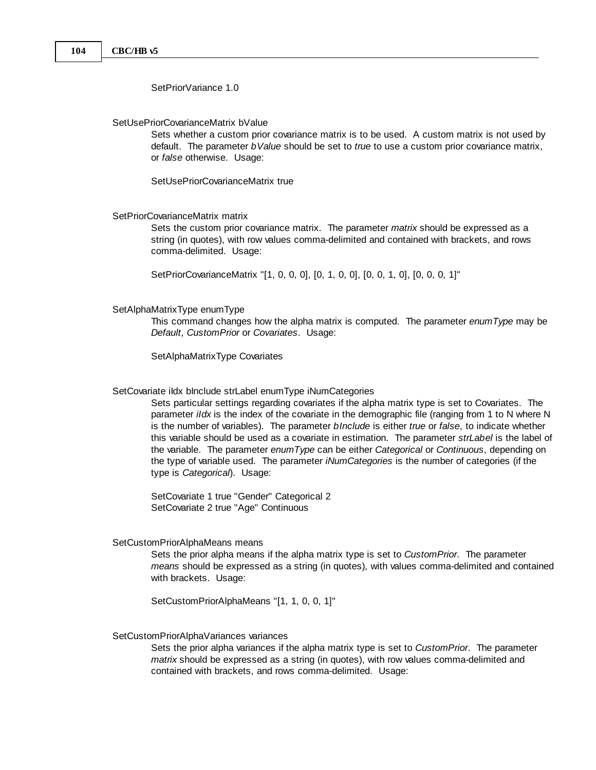SetPriorVariance 1.0

SetUsePriorCovarianceMatrix bValue

Sets whether a custom prior covariance matrix is to be used. A custom matrix is not used by default. The parameter *bValue* should be set to *true* to use a custom prior covariance matrix, or *false* otherwise. Usage:

SetUsePriorCovarianceMatrix true

SetPriorCovarianceMatrix matrix

Sets the custom prior covariance matrix. The parameter *matrix* should be expressed as a string (in quotes), with row values comma-delimited and contained with brackets, and rows comma-delimited. Usage:

SetPriorCovarianceMatrix "[1, 0, 0, 0], [0, 1, 0, 0], [0, 0, 1, 0], [0, 0, 0, 1]"

SetAlphaMatrixType enumType

This command changes how the alpha matrix is computed. The parameter *enumType* may be *Default*, *CustomPrior* or *Covariates*. Usage:

SetAlphaMatrixType Covariates

SetCovariate iIdx bInclude strLabel enumType iNumCategories

Sets particular settings regarding covariates if the alpha matrix type is set to Covariates. The parameter *iIdx* is the index of the covariate in the demographic file (ranging from 1 to N where N is the number of variables). The parameter *bInclude* is either *true* or *false*, to indicate whether this variable should be used as a covariate in estimation. The parameter *strLabel* is the label of the variable. The parameter *enumType* can be either *Categorical* or *Continuous*, depending on the type of variable used. The parameter *iNumCategories* is the number of categories (if the type is *Categorical*). Usage:

SetCovariate 1 true "Gender" Categorical 2
SetCovariate 2 true "Age" Continuous

SetCustomPriorAlphaMeans means

Sets the prior alpha means if the alpha matrix type is set to *CustomPrior*. The parameter *means* should be expressed as a string (in quotes), with values comma-delimited and contained with brackets. Usage:

SetCustomPriorAlphaMeans "[1, 1, 0, 0, 1]"

SetCustomPriorAlphaVariances variances

Sets the prior alpha variances if the alpha matrix type is set to *CustomPrior*. The parameter *matrix* should be expressed as a string (in quotes), with row values comma-delimited and contained with brackets, and rows comma-delimited. Usage: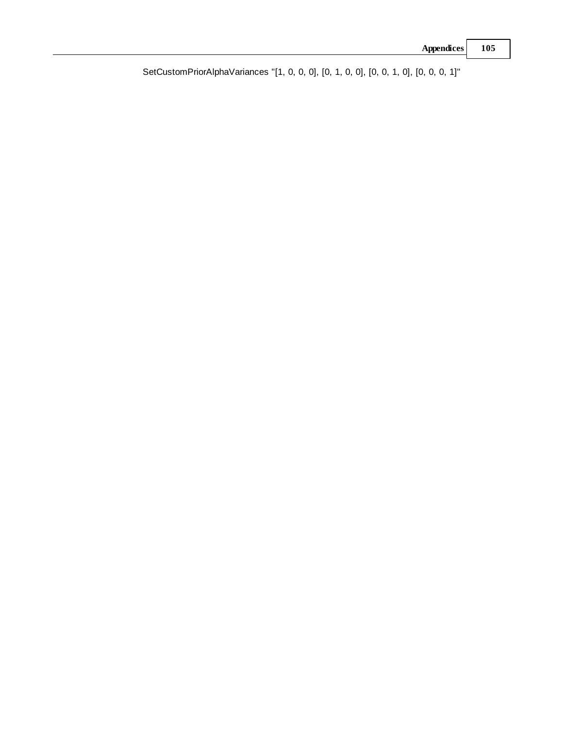SetCustomPriorAlphaVariances "[1, 0, 0, 0], [0, 1, 0, 0], [0, 0, 1, 0], [0, 0, 0, 1]"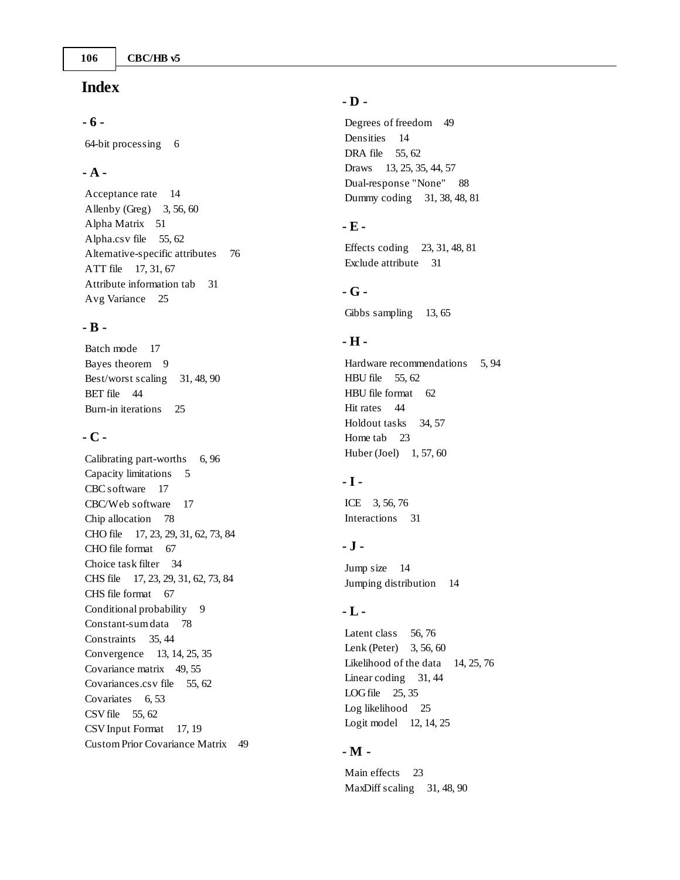# Index

## - 6 -

64-bit processing 6

## - A -

Acceptance rate 14
Allenby (Greg) 3, 56, 60
Alpha Matrix 51
Alpha.csv file 55, 62
Alternative-specific attributes 76
ATT file 17, 31, 67
Attribute information tab 31
Avg Variance 25

## - B -

Batch mode 17
Bayes theorem 9
Best/worst scaling 31, 48, 90
BET file 44
Burn-in iterations 25

## - C -

Calibrating part-worths 6, 96
Capacity limitations 5
CBC software 17
CBC/Web software 17
Chip allocation 78
CHO file 17, 23, 29, 31, 62, 73, 84
CHO file format 67
Choice task filter 34
CHS file 17, 23, 29, 31, 62, 73, 84
CHS file format 67
Conditional probability 9
Constant-sum data 78
Constraints 35, 44
Convergence 13, 14, 25, 35
Covariance matrix 49, 55
Covariances.csv file 55, 62
Covariates 6, 53
CSV file 55, 62
CSV Input Format 17, 19
Custom Prior Covariance Matrix 49

## - D -

Degrees of freedom 49
Densities 14
DRA file 55, 62
Draws 13, 25, 35, 44, 57
Dual-response "None" 88
Dummy coding 31, 38, 48, 81

## - E -

Effects coding 23, 31, 48, 81
Exclude attribute 31

## - G -

Gibbs sampling 13, 65

## - H -

Hardware recommendations 5, 94
HBU file 55, 62
HBU file format 62
Hit rates 44
Holdout tasks 34, 57
Home tab 23
Huber (Joel) 1, 57, 60

## - I -

ICE 3, 56, 76
Interactions 31

## - J -

Jump size 14
Jumping distribution 14

## - L -

Latent class 56, 76
Lenk (Peter) 3, 56, 60
Likelihood of the data 14, 25, 76
Linear coding 31, 44
LOG file 25, 35
Log likelihood 25
Logit model 12, 14, 25

## - M -

Main effects 23
MaxDiff scaling 31, 48, 90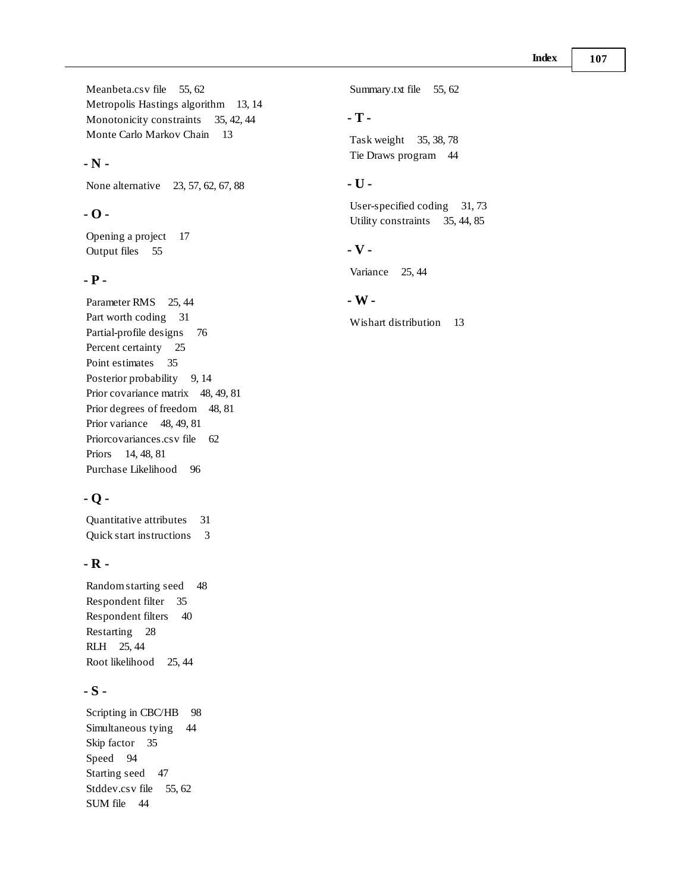Meanbeta.csv file 55, 62
Metropolis Hastings algorithm 13, 14
Monotonicity constraints 35, 42, 44
Monte Carlo Markov Chain 13

## - N -

None alternative 23, 57, 62, 67, 88

## - O -

Opening a project 17
Output files 55

## - P -

Parameter RMS 25, 44
Part worth coding 31
Partial-profile designs 76
Percent certainty 25
Point estimates 35
Posterior probability 9, 14
Prior covariance matrix 48, 49, 81
Prior degrees of freedom 48, 81
Prior variance 48, 49, 81
Priorcovariances.csv file 62
Priors 14, 48, 81
Purchase Likelihood 96

## - Q -

Quantitative attributes 31
Quick start instructions 3

## - R -

Random starting seed 48
Respondent filter 35
Respondent filters 40
Restarting 28
RLH 25, 44
Root likelihood 25, 44

## - S -

Scripting in CBC/HB 98
Simultaneous tying 44
Skip factor 35
Speed 94
Starting seed 47
Stddev.csv file 55, 62
SUM file 44
Summary.txt file 55, 62

## - T -

Task weight 35, 38, 78
Tie Draws program 44

## - U -

User-specified coding 31, 73
Utility constraints 35, 44, 85

## - V -

Variance 25, 44

## - W -

Wishart distribution 13